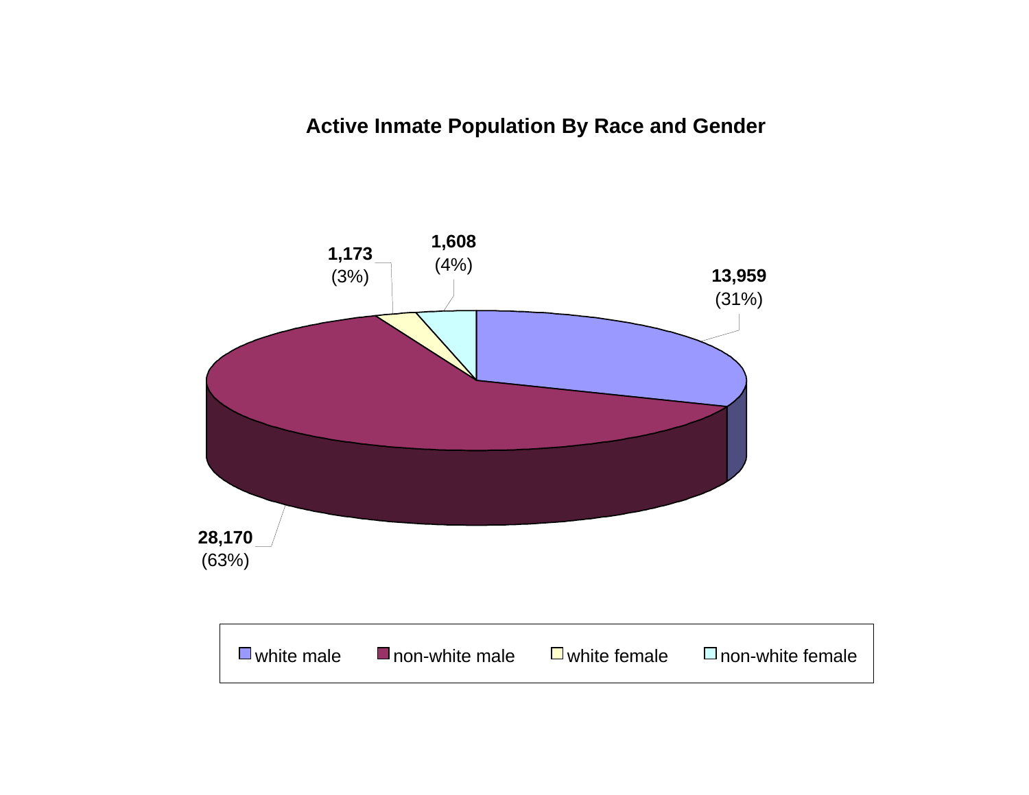## Active Inmate Population By Race and Gender

| Category | Count | Percent |
|---|---|---|
| white male | 13,959 | (31%) |
| non-white male | 28,170 | (63%) |
| white female | 1,173 | (3%) |
| non-white female | 1,608 | (4%) |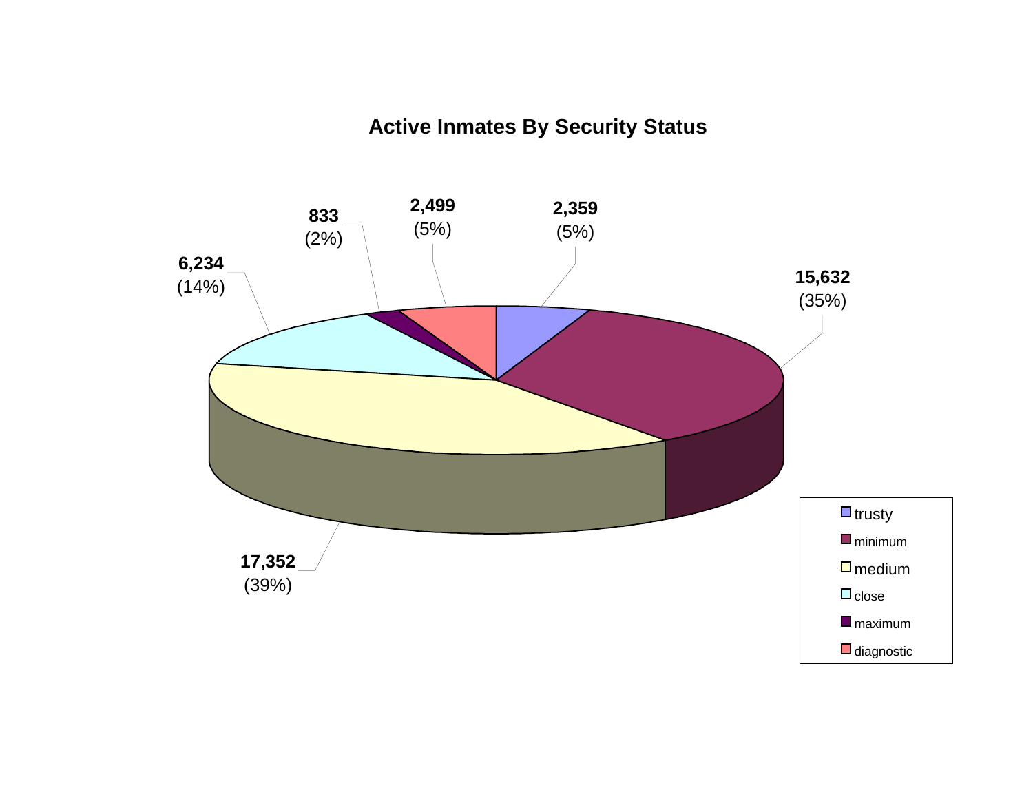## Active Inmates By Security Status

| Security Status | Count | Percent |
| --- | --- | --- |
| trusty | 2,359 | (5%) |
| minimum | 15,632 | (35%) |
| medium | 17,352 | (39%) |
| close | 6,234 | (14%) |
| maximum | 833 | (2%) |
| diagnostic | 2,499 | (5%) |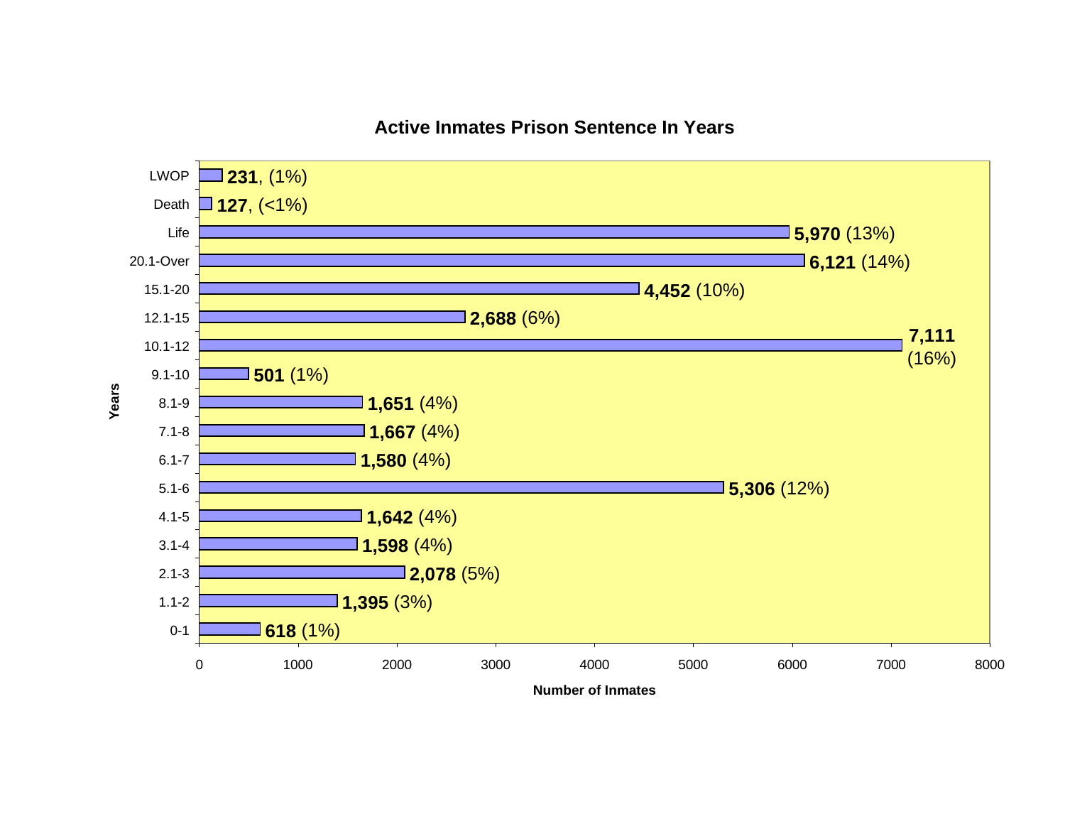## Active Inmates Prison Sentence In Years

| Years | Number of Inmates | Percent |
| --- | --- | --- |
| LWOP | 231 | (1%) |
| Death | 127 | (<1%) |
| Life | 5,970 | (13%) |
| 20.1-Over | 6,121 | (14%) |
| 15.1-20 | 4,452 | (10%) |
| 12.1-15 | 2,688 | (6%) |
| 10.1-12 | 7,111 | (16%) |
| 9.1-10 | 501 | (1%) |
| 8.1-9 | 1,651 | (4%) |
| 7.1-8 | 1,667 | (4%) |
| 6.1-7 | 1,580 | (4%) |
| 5.1-6 | 5,306 | (12%) |
| 4.1-5 | 1,642 | (4%) |
| 3.1-4 | 1,598 | (4%) |
| 2.1-3 | 2,078 | (5%) |
| 1.1-2 | 1,395 | (3%) |
| 0-1 | 618 | (1%) |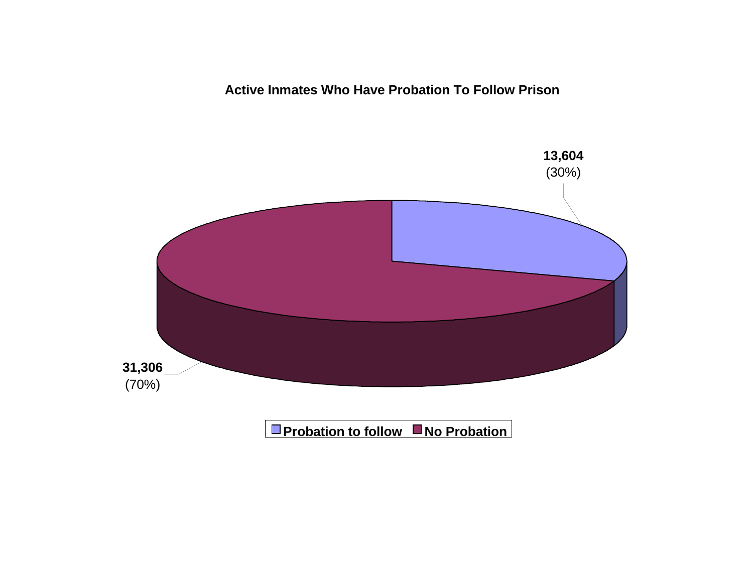**Active Inmates Who Have Probation To Follow Prison**

**13,604**
(30%)

**31,306**
(70%)

**Probation to follow** **No Probation**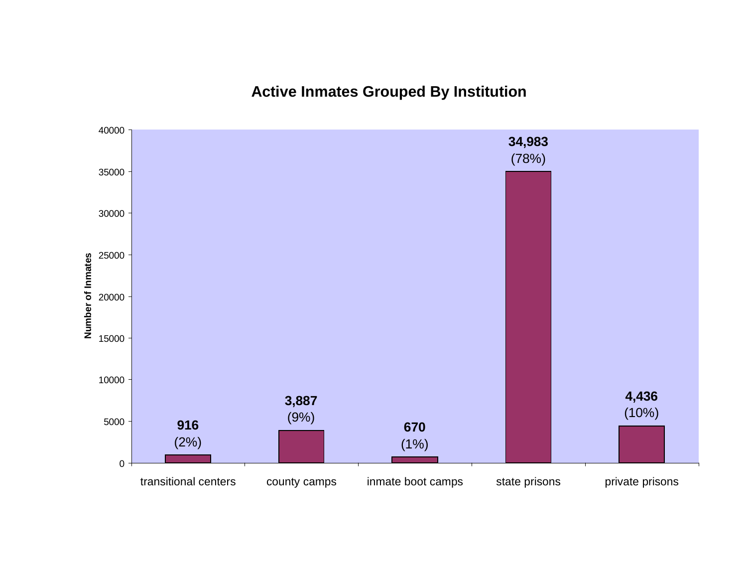## Active Inmates Grouped By Institution

| Institution | Number of Inmates | Percent |
|---|---|---|
| transitional centers | 916 | (2%) |
| county camps | 3,887 | (9%) |
| inmate boot camps | 670 | (1%) |
| state prisons | 34,983 | (78%) |
| private prisons | 4,436 | (10%) |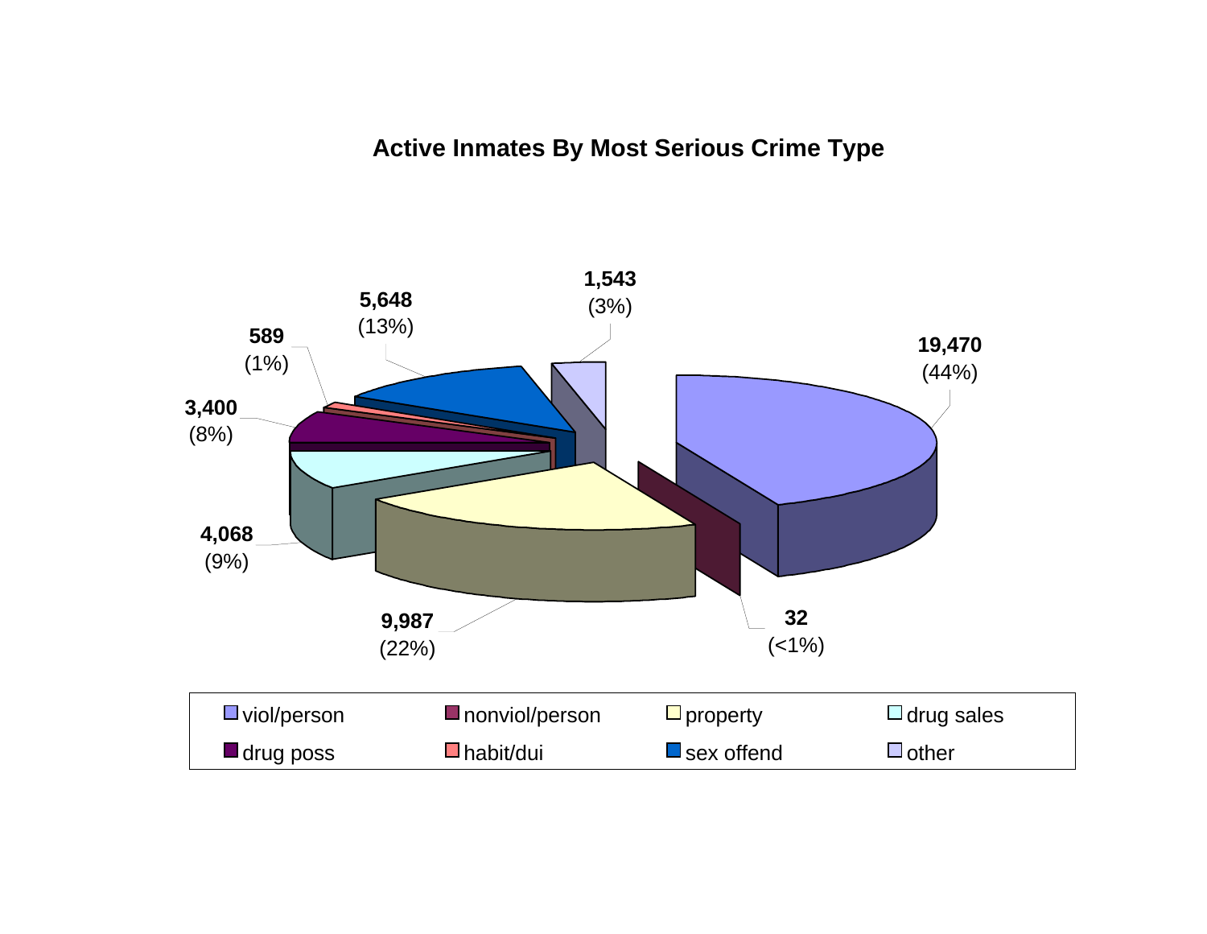## Active Inmates By Most Serious Crime Type

| Crime Type | Count | Percent |
|---|---|---|
| viol/person | 19,470 | (44%) |
| nonviol/person | 32 | (<1%) |
| property | 9,987 | (22%) |
| drug sales | 4,068 | (9%) |
| drug poss | 3,400 | (8%) |
| habit/dui | 589 | (1%) |
| sex offend | 5,648 | (13%) |
| other | 1,543 | (3%) |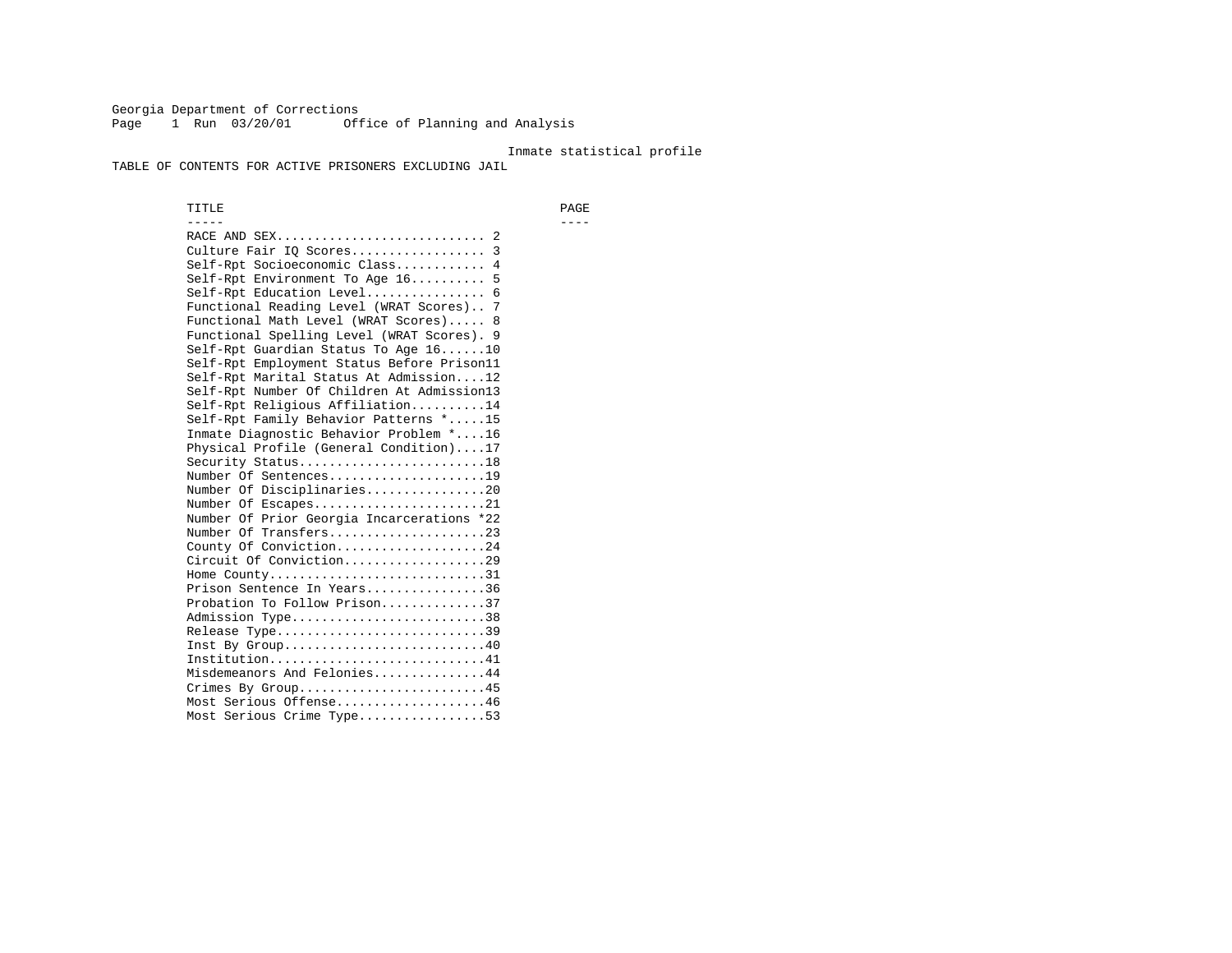Georgia Department of Corrections
Office of Planning and Analysis

Inmate statistical profile

# TABLE OF CONTENTS FOR ACTIVE PRISONERS EXCLUDING JAIL

| TITLE | PAGE |
|---|---|
| RACE AND SEX | 2 |
| Culture Fair IQ Scores | 3 |
| Self-Rpt Socioeconomic Class | 4 |
| Self-Rpt Environment To Age 16 | 5 |
| Self-Rpt Education Level | 6 |
| Functional Reading Level (WRAT Scores) | 7 |
| Functional Math Level (WRAT Scores) | 8 |
| Functional Spelling Level (WRAT Scores) | 9 |
| Self-Rpt Guardian Status To Age 16 | 10 |
| Self-Rpt Employment Status Before Prison | 11 |
| Self-Rpt Marital Status At Admission | 12 |
| Self-Rpt Number Of Children At Admission | 13 |
| Self-Rpt Religious Affiliation | 14 |
| Self-Rpt Family Behavior Patterns * | 15 |
| Inmate Diagnostic Behavior Problem * | 16 |
| Physical Profile (General Condition) | 17 |
| Security Status | 18 |
| Number Of Sentences | 19 |
| Number Of Disciplinaries | 20 |
| Number Of Escapes | 21 |
| Number Of Prior Georgia Incarcerations * | 22 |
| Number Of Transfers | 23 |
| County Of Conviction | 24 |
| Circuit Of Conviction | 29 |
| Home County | 31 |
| Prison Sentence In Years | 36 |
| Probation To Follow Prison | 37 |
| Admission Type | 38 |
| Release Type | 39 |
| Inst By Group | 40 |
| Institution | 41 |
| Misdemeanors And Felonies | 44 |
| Crimes By Group | 45 |
| Most Serious Offense | 46 |
| Most Serious Crime Type | 53 |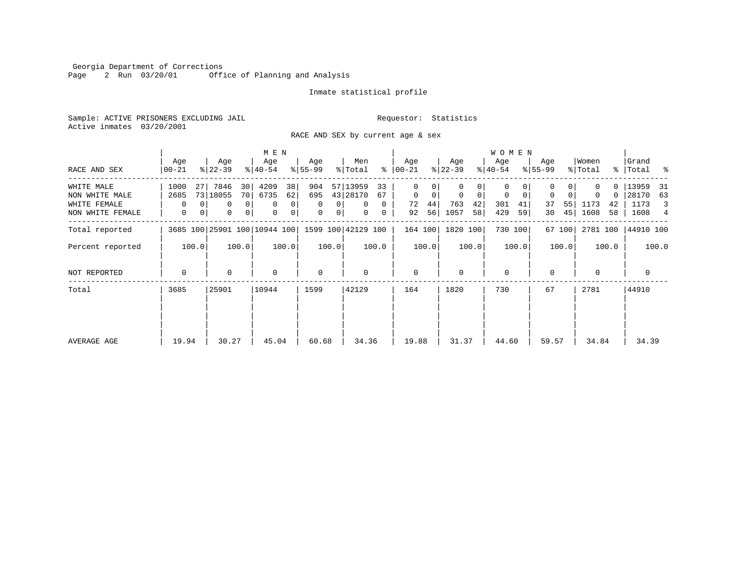Georgia Department of Corrections
Office of Planning and Analysis

Inmate statistical profile

Sample: ACTIVE PRISONERS EXCLUDING JAIL

Requestor: Statistics

Active inmates 03/20/2001

RACE AND SEX by current age & sex

| RACE AND SEX | MEN Age 00-21 | % | Age 22-39 | % | Age 40-54 | % | Age 55-99 | % | Men Total | % | WOMEN Age 00-21 | % | Age 22-39 | % | Age 40-54 | % | Age 55-99 | % | Women Total | % | Grand Total | % |
|---|---|---|---|---|---|---|---|---|---|---|---|---|---|---|---|---|---|---|---|---|---|---|
| WHITE MALE | 1000 | 27 | 7846 | 30 | 4209 | 38 | 904 | 57 | 13959 | 33 | 0 | 0 | 0 | 0 | 0 | 0 | 0 | 0 | 0 | 0 | 13959 | 31 |
| NON WHITE MALE | 2685 | 73 | 18055 | 70 | 6735 | 62 | 695 | 43 | 28170 | 67 | 0 | 0 | 0 | 0 | 0 | 0 | 0 | 0 | 0 | 0 | 28170 | 63 |
| WHITE FEMALE | 0 | 0 | 0 | 0 | 0 | 0 | 0 | 0 | 0 | 0 | 72 | 44 | 763 | 42 | 301 | 41 | 37 | 55 | 1173 | 42 | 1173 | 3 |
| NON WHITE FEMALE | 0 | 0 | 0 | 0 | 0 | 0 | 0 | 0 | 0 | 0 | 92 | 56 | 1057 | 58 | 429 | 59 | 30 | 45 | 1608 | 58 | 1608 | 4 |
| Total reported | 3685 | 100 | 25901 | 100 | 10944 | 100 | 1599 | 100 | 42129 | 100 | 164 | 100 | 1820 | 100 | 730 | 100 | 67 | 100 | 2781 | 100 | 44910 | 100 |
| Percent reported | | 100.0 | | 100.0 | | 100.0 | | 100.0 | | 100.0 | | 100.0 | | 100.0 | | 100.0 | | 100.0 | | 100.0 | | 100.0 |
| NOT REPORTED | 0 | | 0 | | 0 | | 0 | | 0 | | 0 | | 0 | | 0 | | 0 | | 0 | | 0 | |
| Total | 3685 | | 25901 | | 10944 | | 1599 | | 42129 | | 164 | | 1820 | | 730 | | 67 | | 2781 | | 44910 | |
| AVERAGE AGE | 19.94 | | 30.27 | | 45.04 | | 60.68 | | 34.36 | | 19.88 | | 31.37 | | 44.60 | | 59.57 | | 34.84 | | 34.39 | |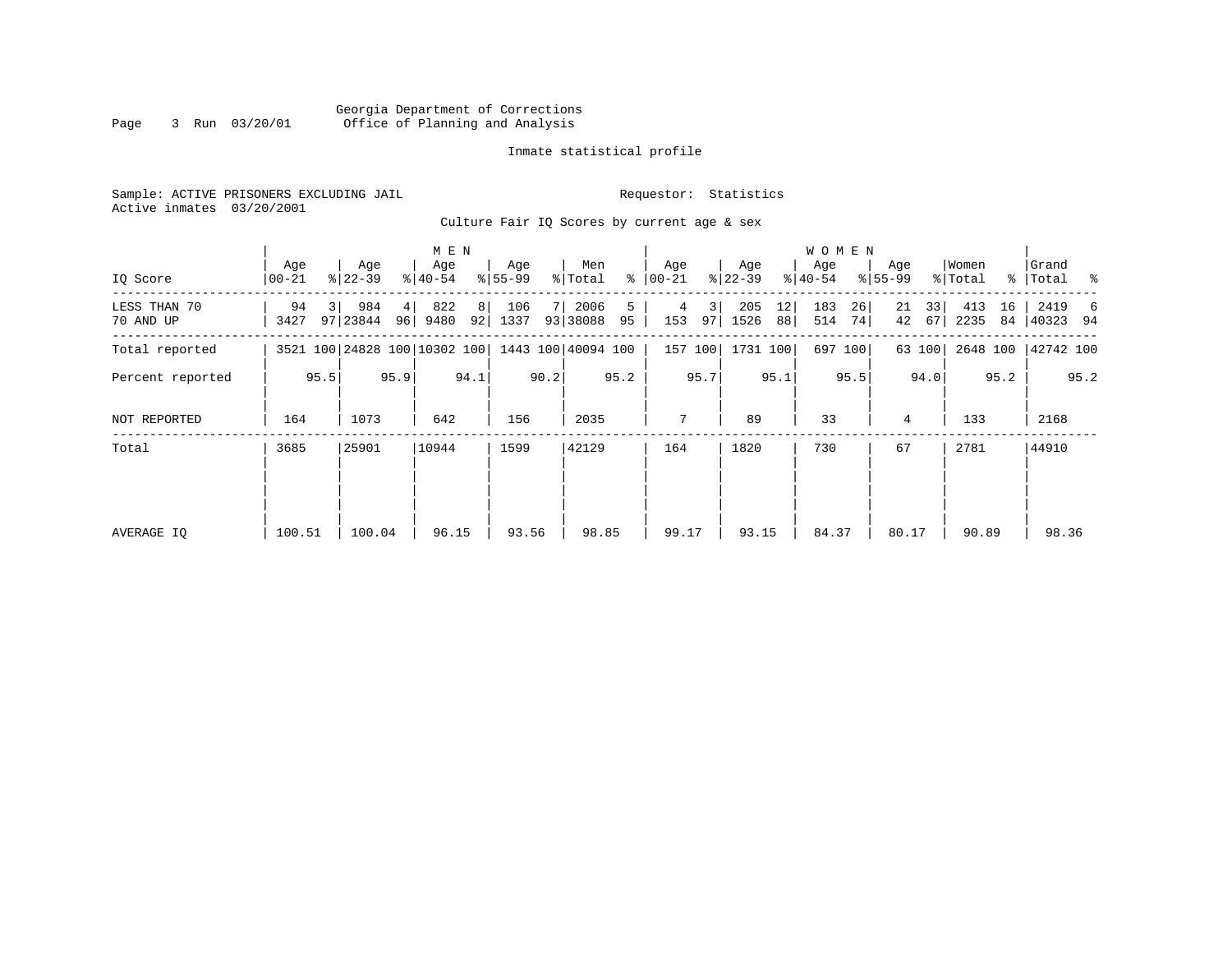Georgia Department of Corrections
Office of Planning and Analysis

Inmate statistical profile

Sample: ACTIVE PRISONERS EXCLUDING JAIL

Requestor: Statistics

Active inmates 03/20/2001

Culture Fair IQ Scores by current age & sex

| IQ Score | MEN Age 00-21 | % | Age 22-39 | % | Age 40-54 | % | Age 55-99 | % | Men Total | % | WOMEN Age 00-21 | % | Age 22-39 | % | Age 40-54 | % | Age 55-99 | % | Women Total | % | Grand Total | % |
|---|---|---|---|---|---|---|---|---|---|---|---|---|---|---|---|---|---|---|---|---|---|---|
| LESS THAN 70 | 94 | 3 | 984 | 4 | 822 | 8 | 106 | 7 | 2006 | 5 | 4 | 3 | 205 | 12 | 183 | 26 | 21 | 33 | 413 | 16 | 2419 | 6 |
| 70 AND UP | 3427 | 97 | 23844 | 96 | 9480 | 92 | 1337 | 93 | 38088 | 95 | 153 | 97 | 1526 | 88 | 514 | 74 | 42 | 67 | 2235 | 84 | 40323 | 94 |
| Total reported | 3521 | 100 | 24828 | 100 | 10302 | 100 | 1443 | 100 | 40094 | 100 | 157 | 100 | 1731 | 100 | 697 | 100 | 63 | 100 | 2648 | 100 | 42742 | 100 |
| Percent reported | | 95.5 | | 95.9 | | 94.1 | | 90.2 | | 95.2 | | 95.7 | | 95.1 | | 95.5 | | 94.0 | | 95.2 | | 95.2 |
| NOT REPORTED | 164 | | 1073 | | 642 | | 156 | | 2035 | | 7 | | 89 | | 33 | | 4 | | 133 | | 2168 | |
| Total | 3685 | | 25901 | | 10944 | | 1599 | | 42129 | | 164 | | 1820 | | 730 | | 67 | | 2781 | | 44910 | |
| AVERAGE IQ | 100.51 | | 100.04 | | 96.15 | | 93.56 | | 98.85 | | 99.17 | | 93.15 | | 84.37 | | 80.17 | | 90.89 | | 98.36 | |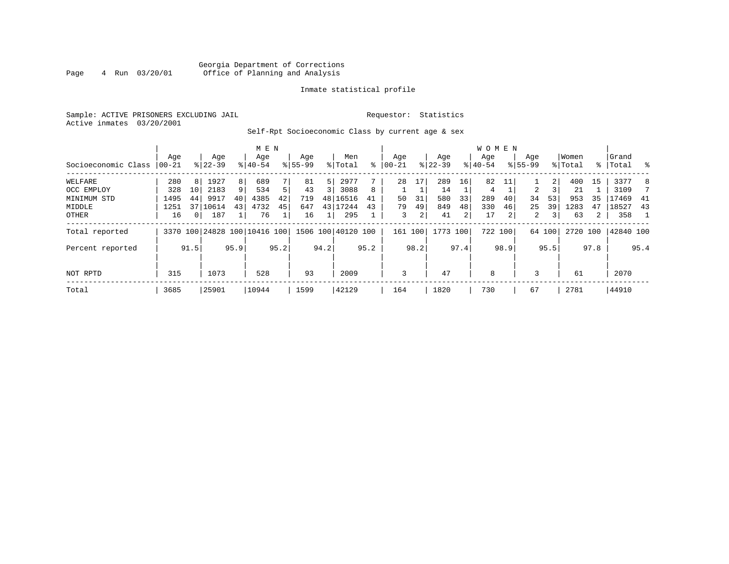Georgia Department of Corrections
Office of Planning and Analysis

Inmate statistical profile

Sample: ACTIVE PRISONERS EXCLUDING JAIL

Requestor: Statistics

Active inmates 03/20/2001

Self-Rpt Socioeconomic Class by current age & sex

| Socioeconomic Class | MEN Age 00-21 | % | Age 22-39 | % | Age 40-54 | % | Age 55-99 | % | Men Total | % | WOMEN Age 00-21 | % | Age 22-39 | % | Age 40-54 | % | Age 55-99 | % | Women Total | % | Grand Total | % |
|---|---|---|---|---|---|---|---|---|---|---|---|---|---|---|---|---|---|---|---|---|---|---|
| WELFARE | 280 | 8 | 1927 | 8 | 689 | 7 | 81 | 5 | 2977 | 7 | 28 | 17 | 289 | 16 | 82 | 11 | 1 | 2 | 400 | 15 | 3377 | 8 |
| OCC EMPLOY | 328 | 10 | 2183 | 9 | 534 | 5 | 43 | 3 | 3088 | 8 | 1 | 1 | 14 | 1 | 4 | 1 | 2 | 3 | 21 | 1 | 3109 | 7 |
| MINIMUM STD | 1495 | 44 | 9917 | 40 | 4385 | 42 | 719 | 48 | 16516 | 41 | 50 | 31 | 580 | 33 | 289 | 40 | 34 | 53 | 953 | 35 | 17469 | 41 |
| MIDDLE | 1251 | 37 | 10614 | 43 | 4732 | 45 | 647 | 43 | 17244 | 43 | 79 | 49 | 849 | 48 | 330 | 46 | 25 | 39 | 1283 | 47 | 18527 | 43 |
| OTHER | 16 | 0 | 187 | 1 | 76 | 1 | 16 | 1 | 295 | 1 | 3 | 2 | 41 | 2 | 17 | 2 | 2 | 3 | 63 | 2 | 358 | 1 |
| Total reported | 3370 | 100 | 24828 | 100 | 10416 | 100 | 1506 | 100 | 40120 | 100 | 161 | 100 | 1773 | 100 | 722 | 100 | 64 | 100 | 2720 | 100 | 42840 | 100 |
| Percent reported | | 91.5 | | 95.9 | | 95.2 | | 94.2 | | 95.2 | | 98.2 | | 97.4 | | 98.9 | | 95.5 | | 97.8 | | 95.4 |
| NOT RPTD | 315 | | 1073 | | 528 | | 93 | | 2009 | | 3 | | 47 | | 8 | | 3 | | 61 | | 2070 | |
| Total | 3685 | | 25901 | | 10944 | | 1599 | | 42129 | | 164 | | 1820 | | 730 | | 67 | | 2781 | | 44910 | |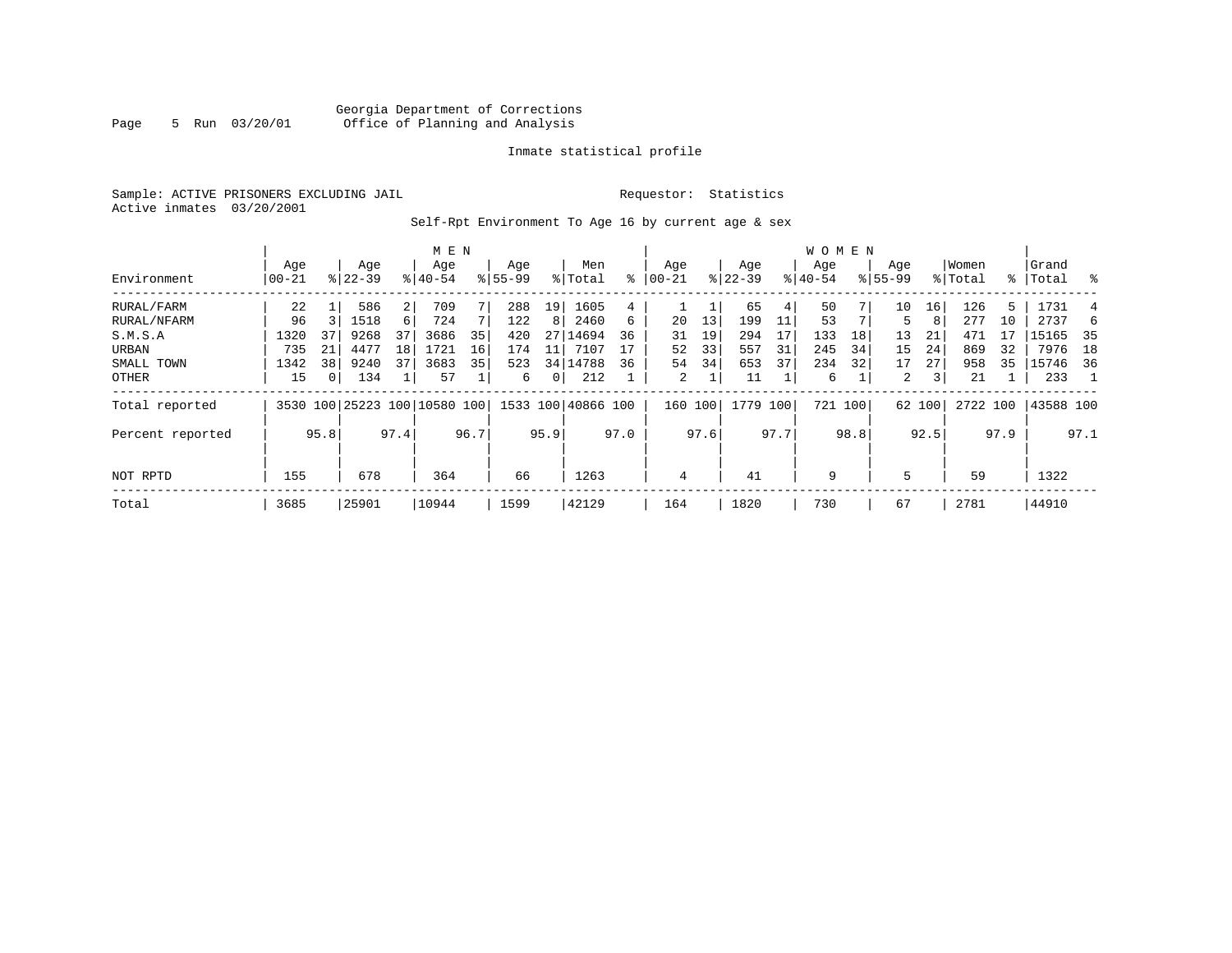Georgia Department of Corrections
Office of Planning and Analysis

Inmate statistical profile

Sample: ACTIVE PRISONERS EXCLUDING JAIL
Active inmates 03/20/2001

Requestor: Statistics

Self-Rpt Environment To Age 16 by current age & sex

| Environment | MEN Age 00-21 | % | Age 22-39 | % | Age 40-54 | % | Age 55-99 | % | Men Total | % | WOMEN Age 00-21 | % | Age 22-39 | % | Age 40-54 | % | Age 55-99 | % | Women Total | % | Grand Total | % |
|---|---|---|---|---|---|---|---|---|---|---|---|---|---|---|---|---|---|---|---|---|---|---|
| RURAL/FARM | 22 | 1 | 586 | 2 | 709 | 7 | 288 | 19 | 1605 | 4 | 1 | 1 | 65 | 4 | 50 | 7 | 10 | 16 | 126 | 5 | 1731 | 4 |
| RURAL/NFARM | 96 | 3 | 1518 | 6 | 724 | 7 | 122 | 8 | 2460 | 6 | 20 | 13 | 199 | 11 | 53 | 7 | 5 | 8 | 277 | 10 | 2737 | 6 |
| S.M.S.A | 1320 | 37 | 9268 | 37 | 3686 | 35 | 420 | 27 | 14694 | 36 | 31 | 19 | 294 | 17 | 133 | 18 | 13 | 21 | 471 | 17 | 15165 | 35 |
| URBAN | 735 | 21 | 4477 | 18 | 1721 | 16 | 174 | 11 | 7107 | 17 | 52 | 33 | 557 | 31 | 245 | 34 | 15 | 24 | 869 | 32 | 7976 | 18 |
| SMALL TOWN | 1342 | 38 | 9240 | 37 | 3683 | 35 | 523 | 34 | 14788 | 36 | 54 | 34 | 653 | 37 | 234 | 32 | 17 | 27 | 958 | 35 | 15746 | 36 |
| OTHER | 15 | 0 | 134 | 1 | 57 | 1 | 6 | 0 | 212 | 1 | 2 | 1 | 11 | 1 | 6 | 1 | 2 | 3 | 21 | 1 | 233 | 1 |
| Total reported | 3530 | 100 | 25223 | 100 | 10580 | 100 | 1533 | 100 | 40866 | 100 | 160 | 100 | 1779 | 100 | 721 | 100 | 62 | 100 | 2722 | 100 | 43588 | 100 |
| Percent reported | | 95.8 | | 97.4 | | 96.7 | | 95.9 | | 97.0 | | 97.6 | | 97.7 | | 98.8 | | 92.5 | | 97.9 | | 97.1 |
| NOT RPTD | 155 | | 678 | | 364 | | 66 | | 1263 | | 4 | | 41 | | 9 | | 5 | | 59 | | 1322 | |
| Total | 3685 | | 25901 | | 10944 | | 1599 | | 42129 | | 164 | | 1820 | | 730 | | 67 | | 2781 | | 44910 | |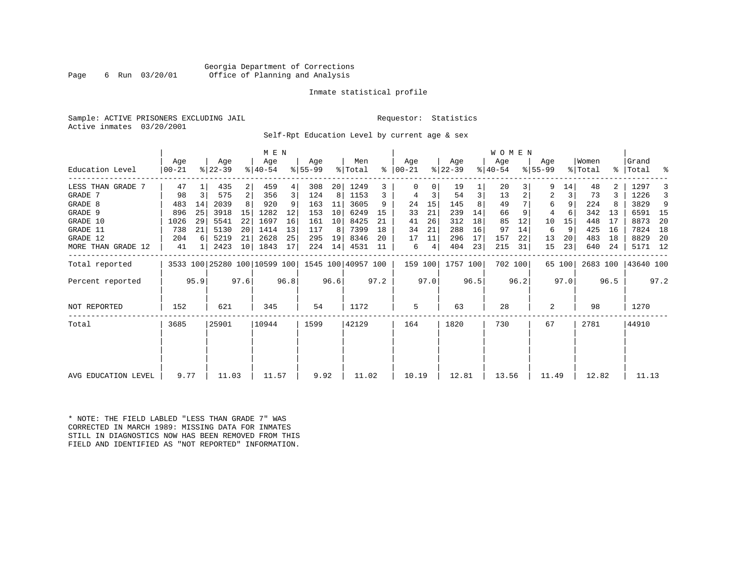Georgia Department of Corrections
Office of Planning and Analysis

Inmate statistical profile

Sample: ACTIVE PRISONERS EXCLUDING JAIL

Requestor: Statistics

Active inmates 03/20/2001

Self-Rpt Education Level by current age & sex

| Education Level | MEN Age 00-21 | % | Age 22-39 | % | Age 40-54 | % | Age 55-99 | % | Men Total | % | WOMEN Age 00-21 | % | Age 22-39 | % | Age 40-54 | % | Age 55-99 | % | Women Total | % | Grand Total | % |
|---|---|---|---|---|---|---|---|---|---|---|---|---|---|---|---|---|---|---|---|---|---|---|
| LESS THAN GRADE 7 | 47 | 1 | 435 | 2 | 459 | 4 | 308 | 20 | 1249 | 3 | 0 | 0 | 19 | 1 | 20 | 3 | 9 | 14 | 48 | 2 | 1297 | 3 |
| GRADE 7 | 98 | 3 | 575 | 2 | 356 | 3 | 124 | 8 | 1153 | 3 | 4 | 3 | 54 | 3 | 13 | 2 | 2 | 3 | 73 | 3 | 1226 | 3 |
| GRADE 8 | 483 | 14 | 2039 | 8 | 920 | 9 | 163 | 11 | 3605 | 9 | 24 | 15 | 145 | 8 | 49 | 7 | 6 | 9 | 224 | 8 | 3829 | 9 |
| GRADE 9 | 896 | 25 | 3918 | 15 | 1282 | 12 | 153 | 10 | 6249 | 15 | 33 | 21 | 239 | 14 | 66 | 9 | 4 | 6 | 342 | 13 | 6591 | 15 |
| GRADE 10 | 1026 | 29 | 5541 | 22 | 1697 | 16 | 161 | 10 | 8425 | 21 | 41 | 26 | 312 | 18 | 85 | 12 | 10 | 15 | 448 | 17 | 8873 | 20 |
| GRADE 11 | 738 | 21 | 5130 | 20 | 1414 | 13 | 117 | 8 | 7399 | 18 | 34 | 21 | 288 | 16 | 97 | 14 | 6 | 9 | 425 | 16 | 7824 | 18 |
| GRADE 12 | 204 | 6 | 5219 | 21 | 2628 | 25 | 295 | 19 | 8346 | 20 | 17 | 11 | 296 | 17 | 157 | 22 | 13 | 20 | 483 | 18 | 8829 | 20 |
| MORE THAN GRADE 12 | 41 | 1 | 2423 | 10 | 1843 | 17 | 224 | 14 | 4531 | 11 | 6 | 4 | 404 | 23 | 215 | 31 | 15 | 23 | 640 | 24 | 5171 | 12 |
| Total reported | 3533 | 100 | 25280 | 100 | 10599 | 100 | 1545 | 100 | 40957 | 100 | 159 | 100 | 1757 | 100 | 702 | 100 | 65 | 100 | 2683 | 100 | 43640 | 100 |
| Percent reported | | 95.9 | | 97.6 | | 96.8 | | 96.6 | | 97.2 | | 97.0 | | 96.5 | | 96.2 | | 97.0 | | 96.5 | | 97.2 |
| NOT REPORTED | 152 | | 621 | | 345 | | 54 | | 1172 | | 5 | | 63 | | 28 | | 2 | | 98 | | 1270 | |
| Total | 3685 | | 25901 | | 10944 | | 1599 | | 42129 | | 164 | | 1820 | | 730 | | 67 | | 2781 | | 44910 | |
| AVG EDUCATION LEVEL | 9.77 | | 11.03 | | 11.57 | | 9.92 | | 11.02 | | 10.19 | | 12.81 | | 13.56 | | 11.49 | | 12.82 | | 11.13 | |

* NOTE: THE FIELD LABLED "LESS THAN GRADE 7" WAS CORRECTED IN MARCH 1989: MISSING DATA FOR INMATES STILL IN DIAGNOSTICS NOW HAS BEEN REMOVED FROM THIS FIELD AND IDENTIFIED AS "NOT REPORTED" INFORMATION.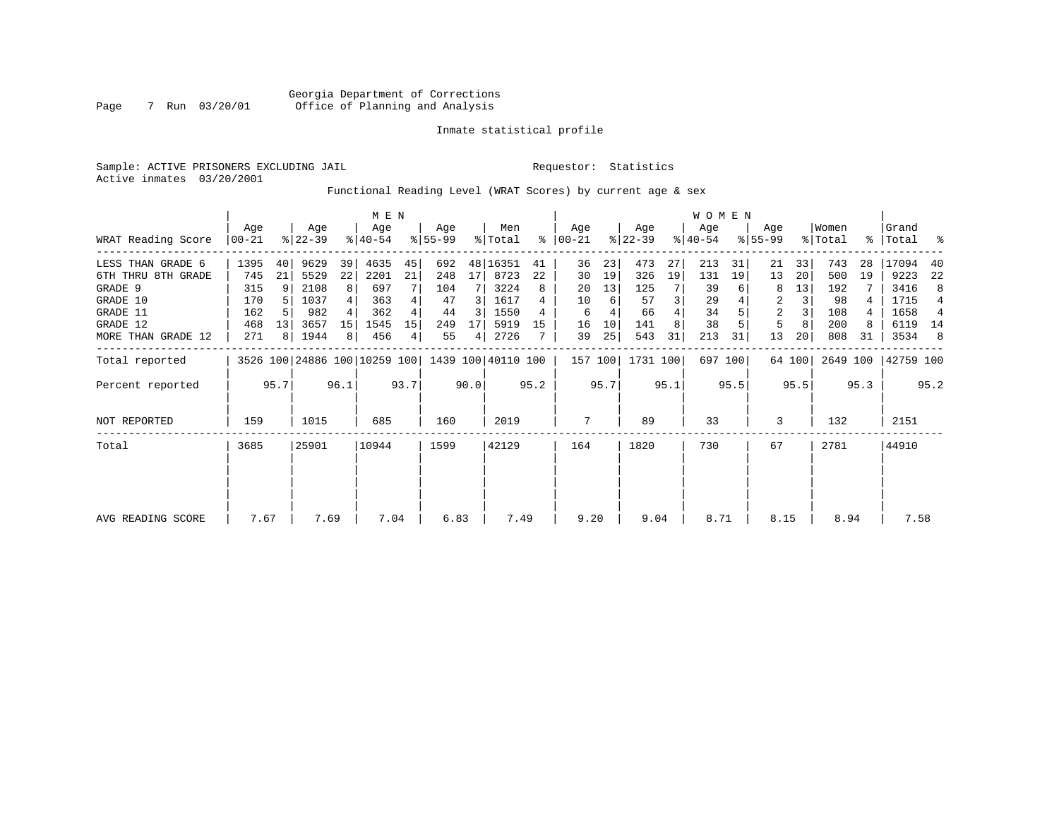Georgia Department of Corrections
Office of Planning and Analysis

Inmate statistical profile

Sample: ACTIVE PRISONERS EXCLUDING JAIL

Requestor: Statistics

Active inmates 03/20/2001

Functional Reading Level (WRAT Scores) by current age & sex

| | MEN | | | | | | | | | | WOMEN | | | | | | | | | | | |
|---|---|---|---|---|---|---|---|---|---|---|---|---|---|---|---|---|---|---|---|---|---|---|
| WRAT Reading Score | Age 00-21 | % | Age 22-39 | % | Age 40-54 | % | Age 55-99 | % | Men Total | % | Age 00-21 | % | Age 22-39 | % | Age 40-54 | % | Age 55-99 | % | Women Total | % | Grand Total | % |
| LESS THAN GRADE 6 | 1395 | 40 | 9629 | 39 | 4635 | 45 | 692 | 48 | 16351 | 41 | 36 | 23 | 473 | 27 | 213 | 31 | 21 | 33 | 743 | 28 | 17094 | 40 |
| 6TH THRU 8TH GRADE | 745 | 21 | 5529 | 22 | 2201 | 21 | 248 | 17 | 8723 | 22 | 30 | 19 | 326 | 19 | 131 | 19 | 13 | 20 | 500 | 19 | 9223 | 22 |
| GRADE 9 | 315 | 9 | 2108 | 8 | 697 | 7 | 104 | 7 | 3224 | 8 | 20 | 13 | 125 | 7 | 39 | 6 | 8 | 13 | 192 | 7 | 3416 | 8 |
| GRADE 10 | 170 | 5 | 1037 | 4 | 363 | 4 | 47 | 3 | 1617 | 4 | 10 | 6 | 57 | 3 | 29 | 4 | 2 | 3 | 98 | 4 | 1715 | 4 |
| GRADE 11 | 162 | 5 | 982 | 4 | 362 | 4 | 44 | 3 | 1550 | 4 | 6 | 4 | 66 | 4 | 34 | 5 | 2 | 3 | 108 | 4 | 1658 | 4 |
| GRADE 12 | 468 | 13 | 3657 | 15 | 1545 | 15 | 249 | 17 | 5919 | 15 | 16 | 10 | 141 | 8 | 38 | 5 | 5 | 8 | 200 | 8 | 6119 | 14 |
| MORE THAN GRADE 12 | 271 | 8 | 1944 | 8 | 456 | 4 | 55 | 4 | 2726 | 7 | 39 | 25 | 543 | 31 | 213 | 31 | 13 | 20 | 808 | 31 | 3534 | 8 |
| Total reported | 3526 | 100 | 24886 | 100 | 10259 | 100 | 1439 | 100 | 40110 | 100 | 157 | 100 | 1731 | 100 | 697 | 100 | 64 | 100 | 2649 | 100 | 42759 | 100 |
| Percent reported | | 95.7 | | 96.1 | | 93.7 | | 90.0 | | 95.2 | | 95.7 | | 95.1 | | 95.5 | | 95.5 | | 95.3 | | 95.2 |
| NOT REPORTED | 159 | | 1015 | | 685 | | 160 | | 2019 | | 7 | | 89 | | 33 | | 3 | | 132 | | 2151 | |
| Total | 3685 | | 25901 | | 10944 | | 1599 | | 42129 | | 164 | | 1820 | | 730 | | 67 | | 2781 | | 44910 | |
| AVG READING SCORE | 7.67 | | 7.69 | | 7.04 | | 6.83 | | 7.49 | | 9.20 | | 9.04 | | 8.71 | | 8.15 | | 8.94 | | 7.58 | |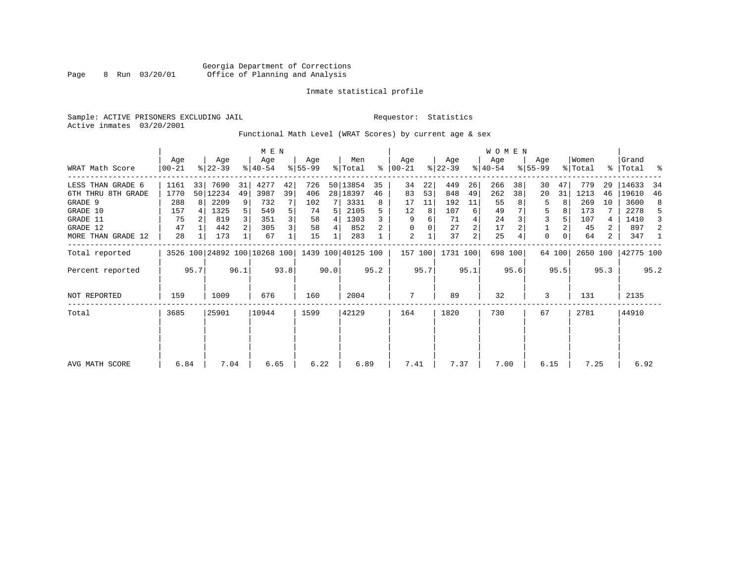Georgia Department of Corrections
Office of Planning and Analysis

Inmate statistical profile

Sample: ACTIVE PRISONERS EXCLUDING JAIL
Active inmates 03/20/2001

Requestor: Statistics

Functional Math Level (WRAT Scores) by current age & sex

| WRAT Math Score | MEN Age 00-21 | % | Age 22-39 | % | Age 40-54 | % | Age 55-99 | % | Men Total | % | WOMEN Age 00-21 | % | Age 22-39 | % | Age 40-54 | % | Age 55-99 | % | Women Total | % | Grand Total | % |
|---|---|---|---|---|---|---|---|---|---|---|---|---|---|---|---|---|---|---|---|---|---|---|
| LESS THAN GRADE 6 | 1161 | 33 | 7690 | 31 | 4277 | 42 | 726 | 50 | 13854 | 35 | 34 | 22 | 449 | 26 | 266 | 38 | 30 | 47 | 779 | 29 | 14633 | 34 |
| 6TH THRU 8TH GRADE | 1770 | 50 | 12234 | 49 | 3987 | 39 | 406 | 28 | 18397 | 46 | 83 | 53 | 848 | 49 | 262 | 38 | 20 | 31 | 1213 | 46 | 19610 | 46 |
| GRADE 9 | 288 | 8 | 2209 | 9 | 732 | 7 | 102 | 7 | 3331 | 8 | 17 | 11 | 192 | 11 | 55 | 8 | 5 | 8 | 269 | 10 | 3600 | 8 |
| GRADE 10 | 157 | 4 | 1325 | 5 | 549 | 5 | 74 | 5 | 2105 | 5 | 12 | 8 | 107 | 6 | 49 | 7 | 5 | 8 | 173 | 7 | 2278 | 5 |
| GRADE 11 | 75 | 2 | 819 | 3 | 351 | 3 | 58 | 4 | 1303 | 3 | 9 | 6 | 71 | 4 | 24 | 3 | 3 | 5 | 107 | 4 | 1410 | 3 |
| GRADE 12 | 47 | 1 | 442 | 2 | 305 | 3 | 58 | 4 | 852 | 2 | 0 | 0 | 27 | 2 | 17 | 2 | 1 | 2 | 45 | 2 | 897 | 2 |
| MORE THAN GRADE 12 | 28 | 1 | 173 | 1 | 67 | 1 | 15 | 1 | 283 | 1 | 2 | 1 | 37 | 2 | 25 | 4 | 0 | 0 | 64 | 2 | 347 | 1 |
| Total reported | 3526 | 100 | 24892 | 100 | 10268 | 100 | 1439 | 100 | 40125 | 100 | 157 | 100 | 1731 | 100 | 698 | 100 | 64 | 100 | 2650 | 100 | 42775 | 100 |
| Percent reported | | 95.7 | | 96.1 | | 93.8 | | 90.0 | | 95.2 | | 95.7 | | 95.1 | | 95.6 | | 95.5 | | 95.3 | | 95.2 |
| NOT REPORTED | 159 | | 1009 | | 676 | | 160 | | 2004 | | 7 | | 89 | | 32 | | 3 | | 131 | | 2135 | |
| Total | 3685 | | 25901 | | 10944 | | 1599 | | 42129 | | 164 | | 1820 | | 730 | | 67 | | 2781 | | 44910 | |
| AVG MATH SCORE | 6.84 | | 7.04 | | 6.65 | | 6.22 | | 6.89 | | 7.41 | | 7.37 | | 7.00 | | 6.15 | | 7.25 | | 6.92 | |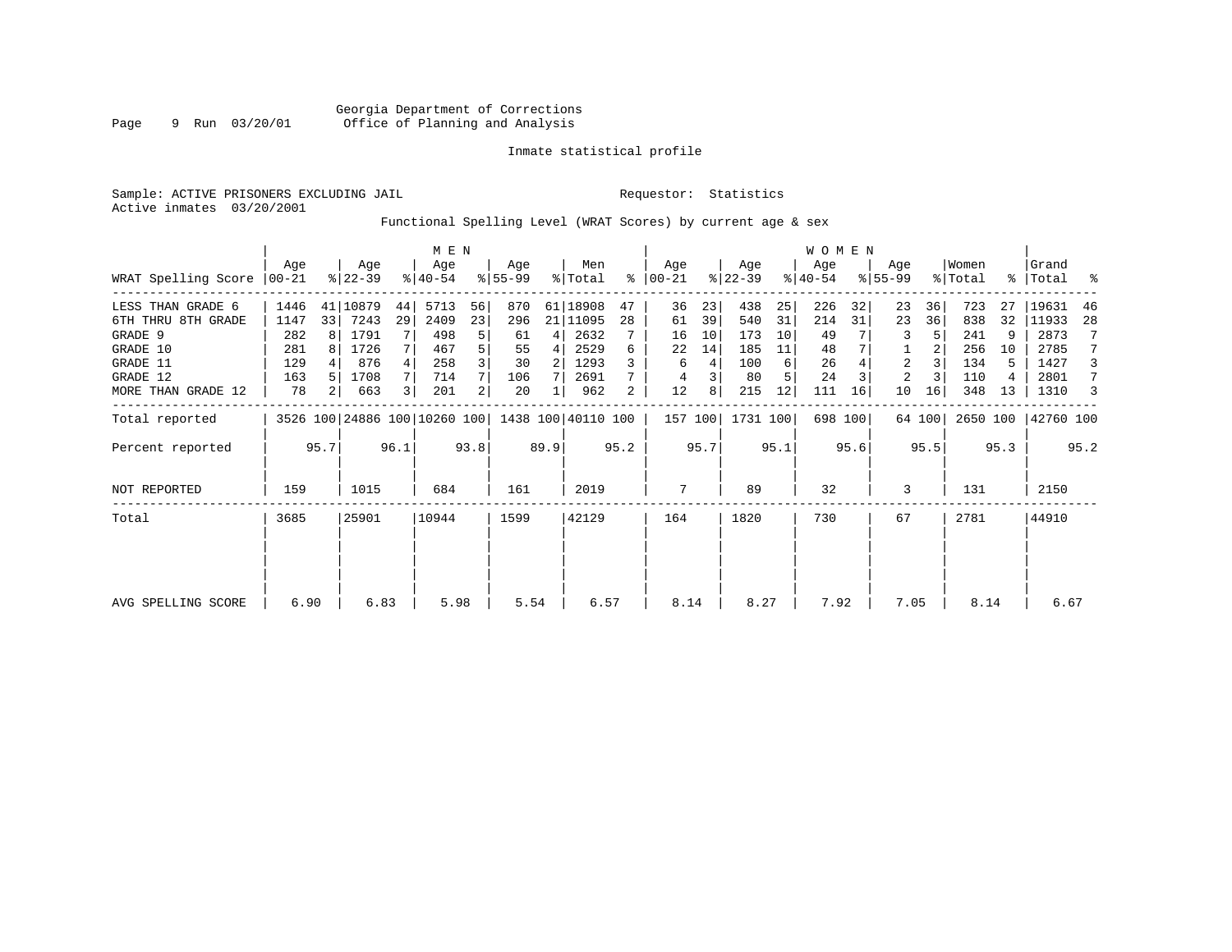Georgia Department of Corrections
Office of Planning and Analysis

Inmate statistical profile

Sample: ACTIVE PRISONERS EXCLUDING JAIL

Requestor: Statistics

Active inmates 03/20/2001

Functional Spelling Level (WRAT Scores) by current age & sex

| WRAT Spelling Score | MEN Age 00-21 | % | Age 22-39 | % | Age 40-54 | % | Age 55-99 | % | Men Total | % | WOMEN Age 00-21 | % | Age 22-39 | % | Age 40-54 | % | Age 55-99 | % | Women Total | % | Grand Total | % |
|---|---|---|---|---|---|---|---|---|---|---|---|---|---|---|---|---|---|---|---|---|---|---|
| LESS THAN GRADE 6 | 1446 | 41 | 10879 | 44 | 5713 | 56 | 870 | 61 | 18908 | 47 | 36 | 23 | 438 | 25 | 226 | 32 | 23 | 36 | 723 | 27 | 19631 | 46 |
| 6TH THRU 8TH GRADE | 1147 | 33 | 7243 | 29 | 2409 | 23 | 296 | 21 | 11095 | 28 | 61 | 39 | 540 | 31 | 214 | 31 | 23 | 36 | 838 | 32 | 11933 | 28 |
| GRADE 9 | 282 | 8 | 1791 | 7 | 498 | 5 | 61 | 4 | 2632 | 7 | 16 | 10 | 173 | 10 | 49 | 7 | 3 | 5 | 241 | 9 | 2873 | 7 |
| GRADE 10 | 281 | 8 | 1726 | 7 | 467 | 5 | 55 | 4 | 2529 | 6 | 22 | 14 | 185 | 11 | 48 | 7 | 1 | 2 | 256 | 10 | 2785 | 7 |
| GRADE 11 | 129 | 4 | 876 | 4 | 258 | 3 | 30 | 2 | 1293 | 3 | 6 | 4 | 100 | 6 | 26 | 4 | 2 | 3 | 134 | 5 | 1427 | 3 |
| GRADE 12 | 163 | 5 | 1708 | 7 | 714 | 7 | 106 | 7 | 2691 | 7 | 4 | 3 | 80 | 5 | 24 | 3 | 2 | 3 | 110 | 4 | 2801 | 7 |
| MORE THAN GRADE 12 | 78 | 2 | 663 | 3 | 201 | 2 | 20 | 1 | 962 | 2 | 12 | 8 | 215 | 12 | 111 | 16 | 10 | 16 | 348 | 13 | 1310 | 3 |
| Total reported | 3526 | 100 | 24886 | 100 | 10260 | 100 | 1438 | 100 | 40110 | 100 | 157 | 100 | 1731 | 100 | 698 | 100 | 64 | 100 | 2650 | 100 | 42760 | 100 |
| Percent reported | | 95.7 | | 96.1 | | 93.8 | | 89.9 | | 95.2 | | 95.7 | | 95.1 | | 95.6 | | 95.5 | | 95.3 | | 95.2 |
| NOT REPORTED | 159 | | 1015 | | 684 | | 161 | | 2019 | | 7 | | 89 | | 32 | | 3 | | 131 | | 2150 | |
| Total | 3685 | | 25901 | | 10944 | | 1599 | | 42129 | | 164 | | 1820 | | 730 | | 67 | | 2781 | | 44910 | |
| AVG SPELLING SCORE | 6.90 | | 6.83 | | 5.98 | | 5.54 | | 6.57 | | 8.14 | | 8.27 | | 7.92 | | 7.05 | | 8.14 | | 6.67 | |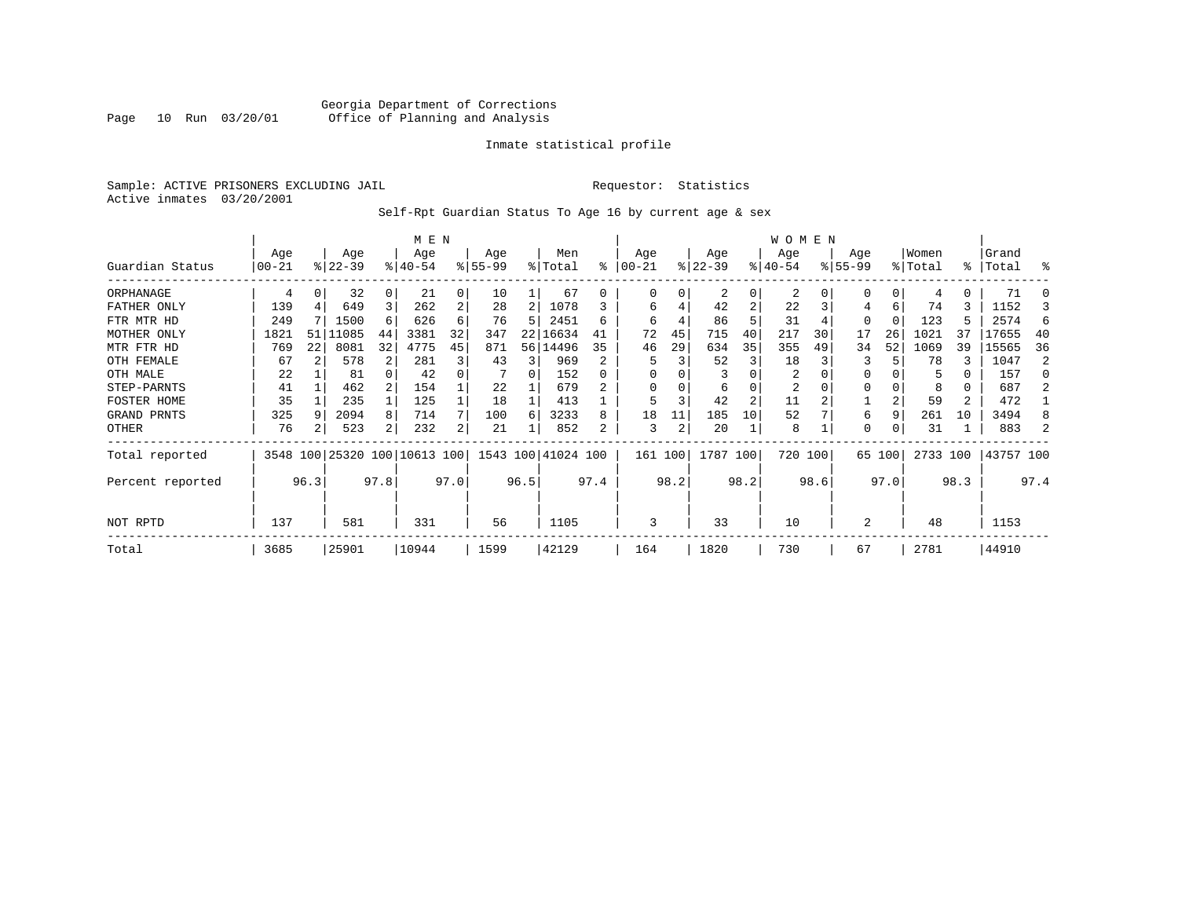Georgia Department of Corrections
Office of Planning and Analysis

Inmate statistical profile

Sample: ACTIVE PRISONERS EXCLUDING JAIL

Requestor: Statistics

Active inmates 03/20/2001

Self-Rpt Guardian Status To Age 16 by current age & sex

| Guardian Status | MEN Age 00-21 | % | Age 22-39 | % | Age 40-54 | % | Age 55-99 | % | Men Total | % | WOMEN Age 00-21 | % | Age 22-39 | % | Age 40-54 | % | Age 55-99 | % | Women Total | % | Grand Total | % |
|---|---|---|---|---|---|---|---|---|---|---|---|---|---|---|---|---|---|---|---|---|---|---|
| ORPHANAGE | 4 | 0 | 32 | 0 | 21 | 0 | 10 | 1 | 67 | 0 | 0 | 0 | 2 | 0 | 2 | 0 | 0 | 0 | 4 | 0 | 71 | 0 |
| FATHER ONLY | 139 | 4 | 649 | 3 | 262 | 2 | 28 | 2 | 1078 | 3 | 6 | 4 | 42 | 2 | 22 | 3 | 4 | 6 | 74 | 3 | 1152 | 3 |
| FTR MTR HD | 249 | 7 | 1500 | 6 | 626 | 6 | 76 | 5 | 2451 | 6 | 6 | 4 | 86 | 5 | 31 | 4 | 0 | 0 | 123 | 5 | 2574 | 6 |
| MOTHER ONLY | 1821 | 51 | 11085 | 44 | 3381 | 32 | 347 | 22 | 16634 | 41 | 72 | 45 | 715 | 40 | 217 | 30 | 17 | 26 | 1021 | 37 | 17655 | 40 |
| MTR FTR HD | 769 | 22 | 8081 | 32 | 4775 | 45 | 871 | 56 | 14496 | 35 | 46 | 29 | 634 | 35 | 355 | 49 | 34 | 52 | 1069 | 39 | 15565 | 36 |
| OTH FEMALE | 67 | 2 | 578 | 2 | 281 | 3 | 43 | 3 | 969 | 2 | 5 | 3 | 52 | 3 | 18 | 3 | 3 | 5 | 78 | 3 | 1047 | 2 |
| OTH MALE | 22 | 1 | 81 | 0 | 42 | 0 | 7 | 0 | 152 | 0 | 0 | 0 | 3 | 0 | 2 | 0 | 0 | 0 | 5 | 0 | 157 | 0 |
| STEP-PARNTS | 41 | 1 | 462 | 2 | 154 | 1 | 22 | 1 | 679 | 2 | 0 | 0 | 6 | 0 | 2 | 0 | 0 | 0 | 8 | 0 | 687 | 2 |
| FOSTER HOME | 35 | 1 | 235 | 1 | 125 | 1 | 18 | 1 | 413 | 1 | 5 | 3 | 42 | 2 | 11 | 2 | 1 | 2 | 59 | 2 | 472 | 1 |
| GRAND PRNTS | 325 | 9 | 2094 | 8 | 714 | 7 | 100 | 6 | 3233 | 8 | 18 | 11 | 185 | 10 | 52 | 7 | 6 | 9 | 261 | 10 | 3494 | 8 |
| OTHER | 76 | 2 | 523 | 2 | 232 | 2 | 21 | 1 | 852 | 2 | 3 | 2 | 20 | 1 | 8 | 1 | 0 | 0 | 31 | 1 | 883 | 2 |
| Total reported | 3548 | 100 | 25320 | 100 | 10613 | 100 | 1543 | 100 | 41024 | 100 | 161 | 100 | 1787 | 100 | 720 | 100 | 65 | 100 | 2733 | 100 | 43757 | 100 |
| Percent reported | | 96.3 | | 97.8 | | 97.0 | | 96.5 | | 97.4 | | 98.2 | | 98.2 | | 98.6 | | 97.0 | | 98.3 | | 97.4 |
| NOT RPTD | 137 | | 581 | | 331 | | 56 | | 1105 | | 3 | | 33 | | 10 | | 2 | | 48 | | 1153 | |
| Total | 3685 | | 25901 | | 10944 | | 1599 | | 42129 | | 164 | | 1820 | | 730 | | 67 | | 2781 | | 44910 | |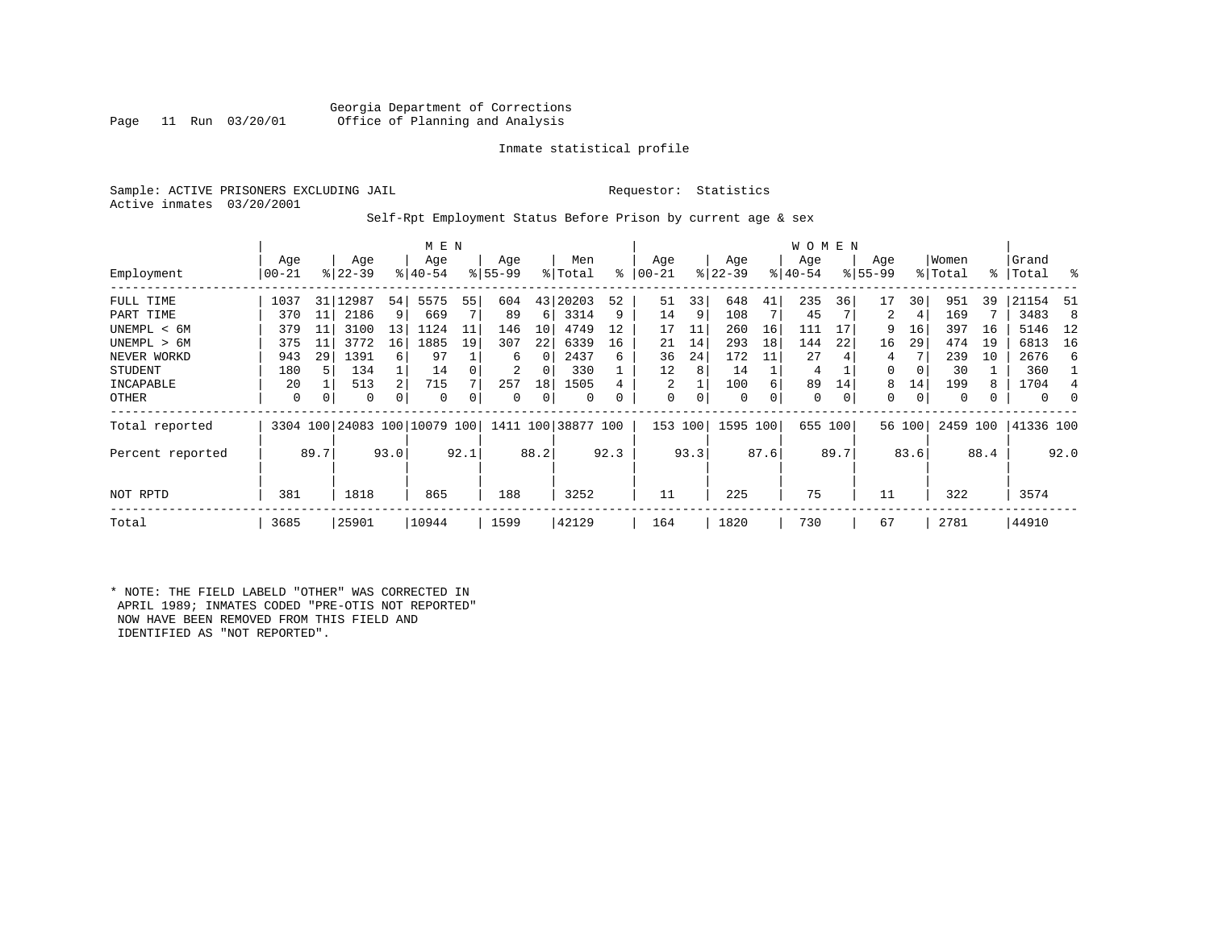Georgia Department of Corrections
Office of Planning and Analysis

Inmate statistical profile

Sample: ACTIVE PRISONERS EXCLUDING JAIL

Requestor: Statistics

Active inmates 03/20/2001

Self-Rpt Employment Status Before Prison by current age & sex

| Employment | MEN Age 00-21 | % | Age 22-39 | % | Age 40-54 | % | Age 55-99 | % | Men Total | % | WOMEN Age 00-21 | % | Age 22-39 | % | Age 40-54 | % | Age 55-99 | % | Women Total | % | Grand Total | % |
|---|---|---|---|---|---|---|---|---|---|---|---|---|---|---|---|---|---|---|---|---|---|---|
| FULL TIME | 1037 | 31 | 12987 | 54 | 5575 | 55 | 604 | 43 | 20203 | 52 | 51 | 33 | 648 | 41 | 235 | 36 | 17 | 30 | 951 | 39 | 21154 | 51 |
| PART TIME | 370 | 11 | 2186 | 9 | 669 | 7 | 89 | 6 | 3314 | 9 | 14 | 9 | 108 | 7 | 45 | 7 | 2 | 4 | 169 | 7 | 3483 | 8 |
| UNEMPL < 6M | 379 | 11 | 3100 | 13 | 1124 | 11 | 146 | 10 | 4749 | 12 | 17 | 11 | 260 | 16 | 111 | 17 | 9 | 16 | 397 | 16 | 5146 | 12 |
| UNEMPL > 6M | 375 | 11 | 3772 | 16 | 1885 | 19 | 307 | 22 | 6339 | 16 | 21 | 14 | 293 | 18 | 144 | 22 | 16 | 29 | 474 | 19 | 6813 | 16 |
| NEVER WORKD | 943 | 29 | 1391 | 6 | 97 | 1 | 6 | 0 | 2437 | 6 | 36 | 24 | 172 | 11 | 27 | 4 | 4 | 7 | 239 | 10 | 2676 | 6 |
| STUDENT | 180 | 5 | 134 | 1 | 14 | 0 | 2 | 0 | 330 | 1 | 12 | 8 | 14 | 1 | 4 | 1 | 0 | 0 | 30 | 1 | 360 | 1 |
| INCAPABLE | 20 | 1 | 513 | 2 | 715 | 7 | 257 | 18 | 1505 | 4 | 2 | 1 | 100 | 6 | 89 | 14 | 8 | 14 | 199 | 8 | 1704 | 4 |
| OTHER | 0 | 0 | 0 | 0 | 0 | 0 | 0 | 0 | 0 | 0 | 0 | 0 | 0 | 0 | 0 | 0 | 0 | 0 | 0 | 0 | 0 | 0 |
| Total reported | 3304 | 100 | 24083 | 100 | 10079 | 100 | 1411 | 100 | 38877 | 100 | 153 | 100 | 1595 | 100 | 655 | 100 | 56 | 100 | 2459 | 100 | 41336 | 100 |
| Percent reported | | 89.7 | | 93.0 | | 92.1 | | 88.2 | | 92.3 | | 93.3 | | 87.6 | | 89.7 | | 83.6 | | 88.4 | | 92.0 |
| NOT RPTD | 381 | | 1818 | | 865 | | 188 | | 3252 | | 11 | | 225 | | 75 | | 11 | | 322 | | 3574 | |
| Total | 3685 | | 25901 | | 10944 | | 1599 | | 42129 | | 164 | | 1820 | | 730 | | 67 | | 2781 | | 44910 | |

* NOTE: THE FIELD LABELD "OTHER" WAS CORRECTED IN APRIL 1989; INMATES CODED "PRE-OTIS NOT REPORTED" NOW HAVE BEEN REMOVED FROM THIS FIELD AND IDENTIFIED AS "NOT REPORTED".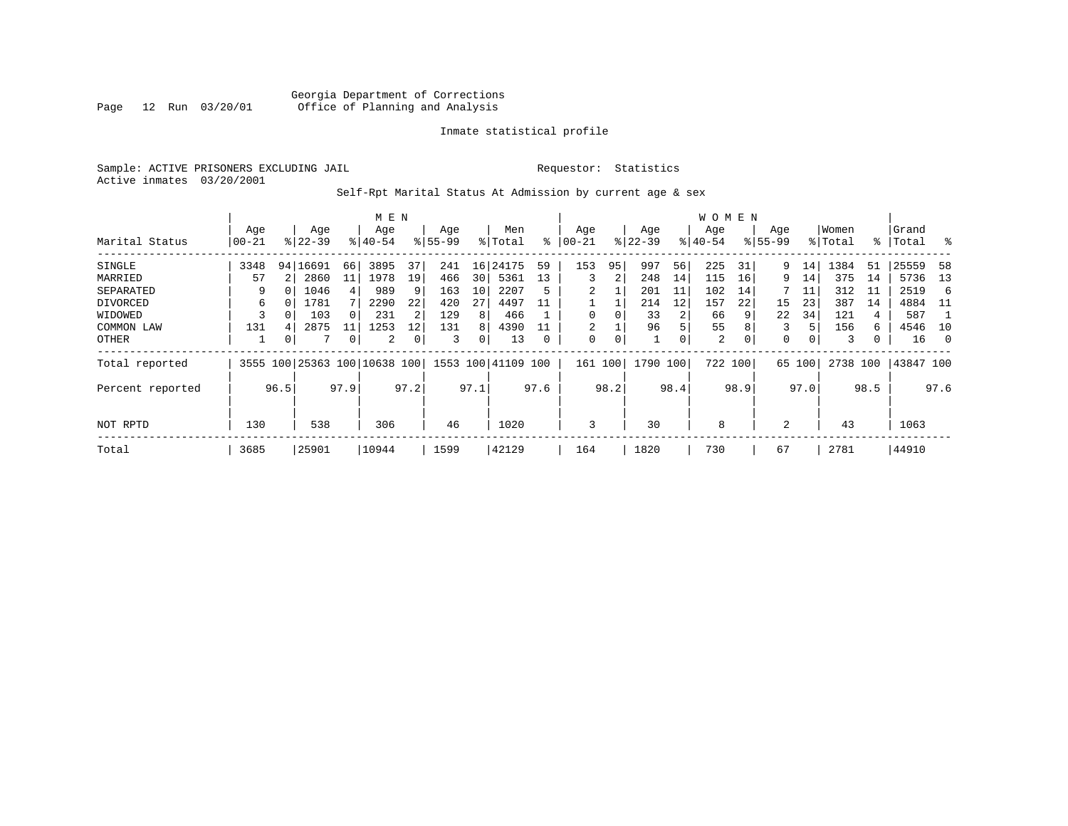Georgia Department of Corrections
Office of Planning and Analysis

Inmate statistical profile

Sample: ACTIVE PRISONERS EXCLUDING JAIL
Active inmates 03/20/2001

Requestor: Statistics

Self-Rpt Marital Status At Admission by current age & sex

| Marital Status | MEN Age 00-21 | % | Age 22-39 | % | Age 40-54 | % | Age 55-99 | % | Men Total | % | WOMEN Age 00-21 | % | Age 22-39 | % | Age 40-54 | % | Age 55-99 | % | Women Total | % | Grand Total | % |
|---|---|---|---|---|---|---|---|---|---|---|---|---|---|---|---|---|---|---|---|---|---|---|
| SINGLE | 3348 | 94 | 16691 | 66 | 3895 | 37 | 241 | 16 | 24175 | 59 | 153 | 95 | 997 | 56 | 225 | 31 | 9 | 14 | 1384 | 51 | 25559 | 58 |
| MARRIED | 57 | 2 | 2860 | 11 | 1978 | 19 | 466 | 30 | 5361 | 13 | 3 | 2 | 248 | 14 | 115 | 16 | 9 | 14 | 375 | 14 | 5736 | 13 |
| SEPARATED | 9 | 0 | 1046 | 4 | 989 | 9 | 163 | 10 | 2207 | 5 | 2 | 1 | 201 | 11 | 102 | 14 | 7 | 11 | 312 | 11 | 2519 | 6 |
| DIVORCED | 6 | 0 | 1781 | 7 | 2290 | 22 | 420 | 27 | 4497 | 11 | 1 | 1 | 214 | 12 | 157 | 22 | 15 | 23 | 387 | 14 | 4884 | 11 |
| WIDOWED | 3 | 0 | 103 | 0 | 231 | 2 | 129 | 8 | 466 | 1 | 0 | 0 | 33 | 2 | 66 | 9 | 22 | 34 | 121 | 4 | 587 | 1 |
| COMMON LAW | 131 | 4 | 2875 | 11 | 1253 | 12 | 131 | 8 | 4390 | 11 | 2 | 1 | 96 | 5 | 55 | 8 | 3 | 5 | 156 | 6 | 4546 | 10 |
| OTHER | 1 | 0 | 7 | 0 | 2 | 0 | 3 | 0 | 13 | 0 | 0 | 0 | 1 | 0 | 2 | 0 | 0 | 0 | 3 | 0 | 16 | 0 |
| Total reported | 3555 | 100 | 25363 | 100 | 10638 | 100 | 1553 | 100 | 41109 | 100 | 161 | 100 | 1790 | 100 | 722 | 100 | 65 | 100 | 2738 | 100 | 43847 | 100 |
| Percent reported | | 96.5 | | 97.9 | | 97.2 | | 97.1 | | 97.6 | | 98.2 | | 98.4 | | 98.9 | | 97.0 | | 98.5 | | 97.6 |
| NOT RPTD | 130 | | 538 | | 306 | | 46 | | 1020 | | 3 | | 30 | | 8 | | 2 | | 43 | | 1063 | |
| Total | 3685 | | 25901 | | 10944 | | 1599 | | 42129 | | 164 | | 1820 | | 730 | | 67 | | 2781 | | 44910 | |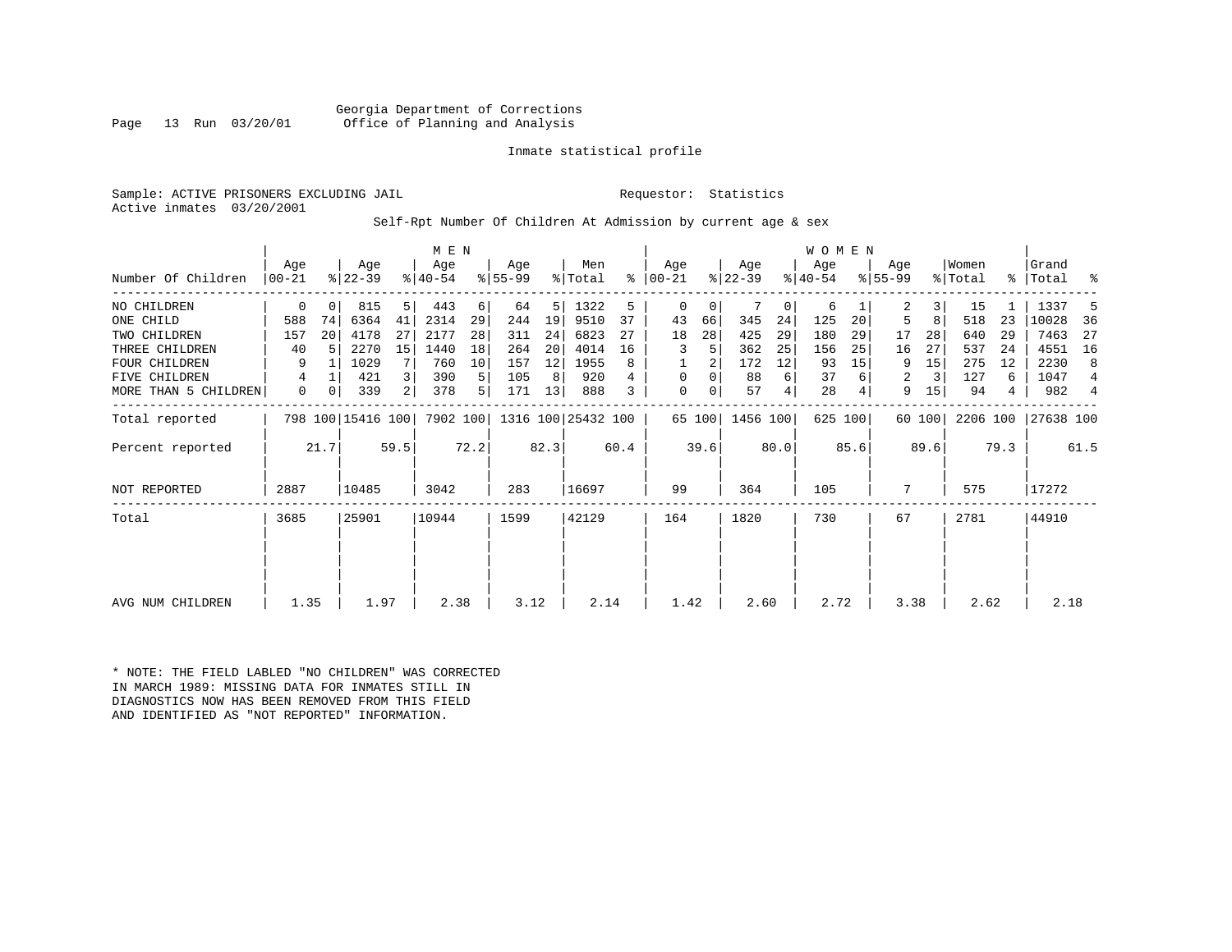Georgia Department of Corrections
Office of Planning and Analysis

Inmate statistical profile

Sample: ACTIVE PRISONERS EXCLUDING JAIL    Requestor: Statistics
Active inmates 03/20/2001

Self-Rpt Number Of Children At Admission by current age & sex

| Number Of Children | MEN Age 00-21 | % | Age 22-39 | % | Age 40-54 | % | Age 55-99 | % | Men Total | % | WOMEN Age 00-21 | % | Age 22-39 | % | Age 40-54 | % | Age 55-99 | % | Women Total | % | Grand Total | % |
|---|---|---|---|---|---|---|---|---|---|---|---|---|---|---|---|---|---|---|---|---|---|---|
| NO CHILDREN | 0 | 0 | 815 | 5 | 443 | 6 | 64 | 5 | 1322 | 5 | 0 | 0 | 7 | 0 | 6 | 1 | 2 | 3 | 15 | 1 | 1337 | 5 |
| ONE CHILD | 588 | 74 | 6364 | 41 | 2314 | 29 | 244 | 19 | 9510 | 37 | 43 | 66 | 345 | 24 | 125 | 20 | 5 | 8 | 518 | 23 | 10028 | 36 |
| TWO CHILDREN | 157 | 20 | 4178 | 27 | 2177 | 28 | 311 | 24 | 6823 | 27 | 18 | 28 | 425 | 29 | 180 | 29 | 17 | 28 | 640 | 29 | 7463 | 27 |
| THREE CHILDREN | 40 | 5 | 2270 | 15 | 1440 | 18 | 264 | 20 | 4014 | 16 | 3 | 5 | 362 | 25 | 156 | 25 | 16 | 27 | 537 | 24 | 4551 | 16 |
| FOUR CHILDREN | 9 | 1 | 1029 | 7 | 760 | 10 | 157 | 12 | 1955 | 8 | 1 | 2 | 172 | 12 | 93 | 15 | 9 | 15 | 275 | 12 | 2230 | 8 |
| FIVE CHILDREN | 4 | 1 | 421 | 3 | 390 | 5 | 105 | 8 | 920 | 4 | 0 | 0 | 88 | 6 | 37 | 6 | 2 | 3 | 127 | 6 | 1047 | 4 |
| MORE THAN 5 CHILDREN | 0 | 0 | 339 | 2 | 378 | 5 | 171 | 13 | 888 | 3 | 0 | 0 | 57 | 4 | 28 | 4 | 9 | 15 | 94 | 4 | 982 | 4 |
| Total reported | 798 | 100 | 15416 | 100 | 7902 | 100 | 1316 | 100 | 25432 | 100 | 65 | 100 | 1456 | 100 | 625 | 100 | 60 | 100 | 2206 | 100 | 27638 | 100 |
| Percent reported | | 21.7 | | 59.5 | | 72.2 | | 82.3 | | 60.4 | | 39.6 | | 80.0 | | 85.6 | | 89.6 | | 79.3 | | 61.5 |
| NOT REPORTED | 2887 | | 10485 | | 3042 | | 283 | | 16697 | | 99 | | 364 | | 105 | | 7 | | 575 | | 17272 | |
| Total | 3685 | | 25901 | | 10944 | | 1599 | | 42129 | | 164 | | 1820 | | 730 | | 67 | | 2781 | | 44910 | |
| AVG NUM CHILDREN | 1.35 | | 1.97 | | 2.38 | | 3.12 | | 2.14 | | 1.42 | | 2.60 | | 2.72 | | 3.38 | | 2.62 | | 2.18 | |

* NOTE: THE FIELD LABLED "NO CHILDREN" WAS CORRECTED IN MARCH 1989: MISSING DATA FOR INMATES STILL IN DIAGNOSTICS NOW HAS BEEN REMOVED FROM THIS FIELD AND IDENTIFIED AS "NOT REPORTED" INFORMATION.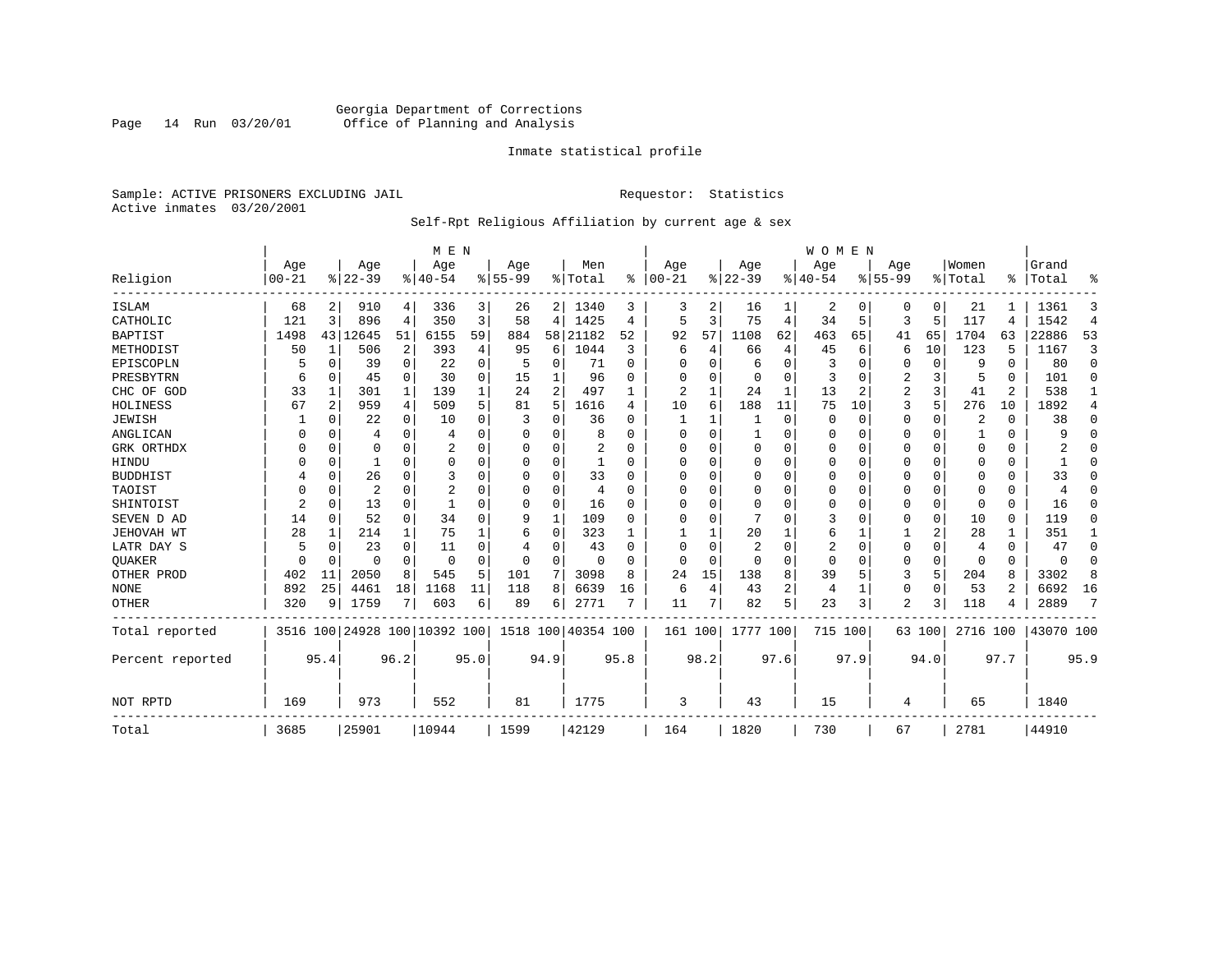Georgia Department of Corrections
Office of Planning and Analysis

Inmate statistical profile

Sample: ACTIVE PRISONERS EXCLUDING JAIL        Requestor: Statistics
Active inmates 03/20/2001

Self-Rpt Religious Affiliation by current age & sex

| | MEN | | | | | | | | | | WOMEN | | | | | | | | | | | |
|---|---|---|---|---|---|---|---|---|---|---|---|---|---|---|---|---|---|---|---|---|---|---|
| Religion | Age 00-21 | % | Age 22-39 | % | Age 40-54 | % | Age 55-99 | % | Men Total | % | Age 00-21 | % | Age 22-39 | % | Age 40-54 | % | Age 55-99 | % | Women Total | % | Grand Total | % |
| ISLAM | 68 | 2 | 910 | 4 | 336 | 3 | 26 | 2 | 1340 | 3 | 3 | 2 | 16 | 1 | 2 | 0 | 0 | 0 | 21 | 1 | 1361 | 3 |
| CATHOLIC | 121 | 3 | 896 | 4 | 350 | 3 | 58 | 4 | 1425 | 4 | 5 | 3 | 75 | 4 | 34 | 5 | 3 | 5 | 117 | 4 | 1542 | 4 |
| BAPTIST | 1498 | 43 | 12645 | 51 | 6155 | 59 | 884 | 58 | 21182 | 52 | 92 | 57 | 1108 | 62 | 463 | 65 | 41 | 65 | 1704 | 63 | 22886 | 53 |
| METHODIST | 50 | 1 | 506 | 2 | 393 | 4 | 95 | 6 | 1044 | 3 | 6 | 4 | 66 | 4 | 45 | 6 | 6 | 10 | 123 | 5 | 1167 | 3 |
| EPISCOPLN | 5 | 0 | 39 | 0 | 22 | 0 | 5 | 0 | 71 | 0 | 0 | 0 | 6 | 0 | 3 | 0 | 0 | 0 | 9 | 0 | 80 | 0 |
| PRESBYTRN | 6 | 0 | 45 | 0 | 30 | 0 | 15 | 1 | 96 | 0 | 0 | 0 | 0 | 0 | 3 | 0 | 2 | 3 | 5 | 0 | 101 | 0 |
| CHC OF GOD | 33 | 1 | 301 | 1 | 139 | 1 | 24 | 2 | 497 | 1 | 2 | 1 | 24 | 1 | 13 | 2 | 2 | 3 | 41 | 2 | 538 | 1 |
| HOLINESS | 67 | 2 | 959 | 4 | 509 | 5 | 81 | 5 | 1616 | 4 | 10 | 6 | 188 | 11 | 75 | 10 | 3 | 5 | 276 | 10 | 1892 | 4 |
| JEWISH | 1 | 0 | 22 | 0 | 10 | 0 | 3 | 0 | 36 | 0 | 1 | 1 | 1 | 0 | 0 | 0 | 0 | 0 | 2 | 0 | 38 | 0 |
| ANGLICAN | 0 | 0 | 4 | 0 | 4 | 0 | 0 | 0 | 8 | 0 | 0 | 0 | 1 | 0 | 0 | 0 | 0 | 0 | 1 | 0 | 9 | 0 |
| GRK ORTHDX | 0 | 0 | 0 | 0 | 2 | 0 | 0 | 0 | 2 | 0 | 0 | 0 | 0 | 0 | 0 | 0 | 0 | 0 | 0 | 0 | 2 | 0 |
| HINDU | 0 | 0 | 1 | 0 | 0 | 0 | 0 | 0 | 1 | 0 | 0 | 0 | 0 | 0 | 0 | 0 | 0 | 0 | 0 | 0 | 1 | 0 |
| BUDDHIST | 4 | 0 | 26 | 0 | 3 | 0 | 0 | 0 | 33 | 0 | 0 | 0 | 0 | 0 | 0 | 0 | 0 | 0 | 0 | 0 | 33 | 0 |
| TAOIST | 0 | 0 | 2 | 0 | 2 | 0 | 0 | 0 | 4 | 0 | 0 | 0 | 0 | 0 | 0 | 0 | 0 | 0 | 0 | 0 | 4 | 0 |
| SHINTOIST | 2 | 0 | 13 | 0 | 1 | 0 | 0 | 0 | 16 | 0 | 0 | 0 | 0 | 0 | 0 | 0 | 0 | 0 | 0 | 0 | 16 | 0 |
| SEVEN D AD | 14 | 0 | 52 | 0 | 34 | 0 | 9 | 1 | 109 | 0 | 0 | 0 | 7 | 0 | 3 | 0 | 0 | 0 | 10 | 0 | 119 | 0 |
| JEHOVAH WT | 28 | 1 | 214 | 1 | 75 | 1 | 6 | 0 | 323 | 1 | 1 | 1 | 20 | 1 | 6 | 1 | 1 | 2 | 28 | 1 | 351 | 1 |
| LATR DAY S | 5 | 0 | 23 | 0 | 11 | 0 | 4 | 0 | 43 | 0 | 0 | 0 | 2 | 0 | 2 | 0 | 0 | 0 | 4 | 0 | 47 | 0 |
| QUAKER | 0 | 0 | 0 | 0 | 0 | 0 | 0 | 0 | 0 | 0 | 0 | 0 | 0 | 0 | 0 | 0 | 0 | 0 | 0 | 0 | 0 | 0 |
| OTHER PROD | 402 | 11 | 2050 | 8 | 545 | 5 | 101 | 7 | 3098 | 8 | 24 | 15 | 138 | 8 | 39 | 5 | 3 | 5 | 204 | 8 | 3302 | 8 |
| NONE | 892 | 25 | 4461 | 18 | 1168 | 11 | 118 | 8 | 6639 | 16 | 6 | 4 | 43 | 2 | 4 | 1 | 0 | 0 | 53 | 2 | 6692 | 16 |
| OTHER | 320 | 9 | 1759 | 7 | 603 | 6 | 89 | 6 | 2771 | 7 | 11 | 7 | 82 | 5 | 23 | 3 | 2 | 3 | 118 | 4 | 2889 | 7 |
| Total reported | 3516 | 100 | 24928 | 100 | 10392 | 100 | 1518 | 100 | 40354 | 100 | 161 | 100 | 1777 | 100 | 715 | 100 | 63 | 100 | 2716 | 100 | 43070 | 100 |
| Percent reported | | 95.4 | | 96.2 | | 95.0 | | 94.9 | | 95.8 | | 98.2 | | 97.6 | | 97.9 | | 94.0 | | 97.7 | | 95.9 |
| NOT RPTD | 169 | | 973 | | 552 | | 81 | | 1775 | | 3 | | 43 | | 15 | | 4 | | 65 | | 1840 | |
| Total | 3685 | | 25901 | | 10944 | | 1599 | | 42129 | | 164 | | 1820 | | 730 | | 67 | | 2781 | | 44910 | |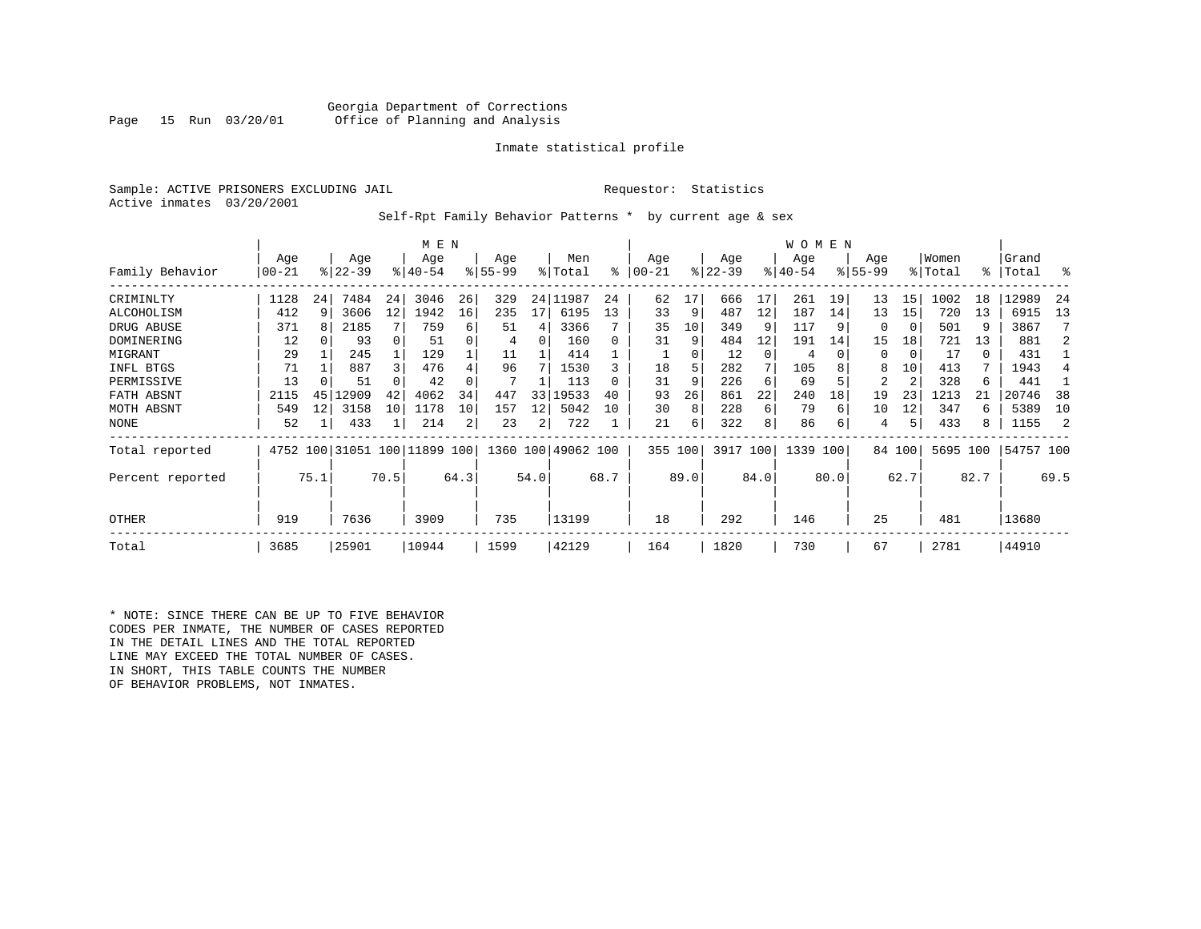Georgia Department of Corrections
Office of Planning and Analysis

Inmate statistical profile

Sample: ACTIVE PRISONERS EXCLUDING JAIL

Requestor: Statistics

Active inmates 03/20/2001

Self-Rpt Family Behavior Patterns * by current age & sex

| Family Behavior | MEN Age 00-21 | % | MEN Age 22-39 | % | MEN Age 40-54 | % | MEN Age 55-99 | % | Men Total | % | WOMEN Age 00-21 | % | WOMEN Age 22-39 | % | WOMEN Age 40-54 | % | WOMEN Age 55-99 | % | Women Total | % | Grand Total | % |
|---|---|---|---|---|---|---|---|---|---|---|---|---|---|---|---|---|---|---|---|---|---|---|
| CRIMINLTY | 1128 | 24 | 7484 | 24 | 3046 | 26 | 329 | 24 | 11987 | 24 | 62 | 17 | 666 | 17 | 261 | 19 | 13 | 15 | 1002 | 18 | 12989 | 24 |
| ALCOHOLISM | 412 | 9 | 3606 | 12 | 1942 | 16 | 235 | 17 | 6195 | 13 | 33 | 9 | 487 | 12 | 187 | 14 | 13 | 15 | 720 | 13 | 6915 | 13 |
| DRUG ABUSE | 371 | 8 | 2185 | 7 | 759 | 6 | 51 | 4 | 3366 | 7 | 35 | 10 | 349 | 9 | 117 | 9 | 0 | 0 | 501 | 9 | 3867 | 7 |
| DOMINERING | 12 | 0 | 93 | 0 | 51 | 0 | 4 | 0 | 160 | 0 | 31 | 9 | 484 | 12 | 191 | 14 | 15 | 18 | 721 | 13 | 881 | 2 |
| MIGRANT | 29 | 1 | 245 | 1 | 129 | 1 | 11 | 1 | 414 | 1 | 1 | 0 | 12 | 0 | 4 | 0 | 0 | 0 | 17 | 0 | 431 | 1 |
| INFL BTGS | 71 | 1 | 887 | 3 | 476 | 4 | 96 | 7 | 1530 | 3 | 18 | 5 | 282 | 7 | 105 | 8 | 8 | 10 | 413 | 7 | 1943 | 4 |
| PERMISSIVE | 13 | 0 | 51 | 0 | 42 | 0 | 7 | 1 | 113 | 0 | 31 | 9 | 226 | 6 | 69 | 5 | 2 | 2 | 328 | 6 | 441 | 1 |
| FATH ABSNT | 2115 | 45 | 12909 | 42 | 4062 | 34 | 447 | 33 | 19533 | 40 | 93 | 26 | 861 | 22 | 240 | 18 | 19 | 23 | 1213 | 21 | 20746 | 38 |
| MOTH ABSNT | 549 | 12 | 3158 | 10 | 1178 | 10 | 157 | 12 | 5042 | 10 | 30 | 8 | 228 | 6 | 79 | 6 | 10 | 12 | 347 | 6 | 5389 | 10 |
| NONE | 52 | 1 | 433 | 1 | 214 | 2 | 23 | 2 | 722 | 1 | 21 | 6 | 322 | 8 | 86 | 6 | 4 | 5 | 433 | 8 | 1155 | 2 |
| Total reported | 4752 | 100 | 31051 | 100 | 11899 | 100 | 1360 | 100 | 49062 | 100 | 355 | 100 | 3917 | 100 | 1339 | 100 | 84 | 100 | 5695 | 100 | 54757 | 100 |
| Percent reported | | 75.1 | | 70.5 | | 64.3 | | 54.0 | | 68.7 | | 89.0 | | 84.0 | | 80.0 | | 62.7 | | 82.7 | | 69.5 |
| OTHER | 919 | | 7636 | | 3909 | | 735 | | 13199 | | 18 | | 292 | | 146 | | 25 | | 481 | | 13680 | |
| Total | 3685 | | 25901 | | 10944 | | 1599 | | 42129 | | 164 | | 1820 | | 730 | | 67 | | 2781 | | 44910 | |

* NOTE: SINCE THERE CAN BE UP TO FIVE BEHAVIOR CODES PER INMATE, THE NUMBER OF CASES REPORTED IN THE DETAIL LINES AND THE TOTAL REPORTED LINE MAY EXCEED THE TOTAL NUMBER OF CASES. IN SHORT, THIS TABLE COUNTS THE NUMBER OF BEHAVIOR PROBLEMS, NOT INMATES.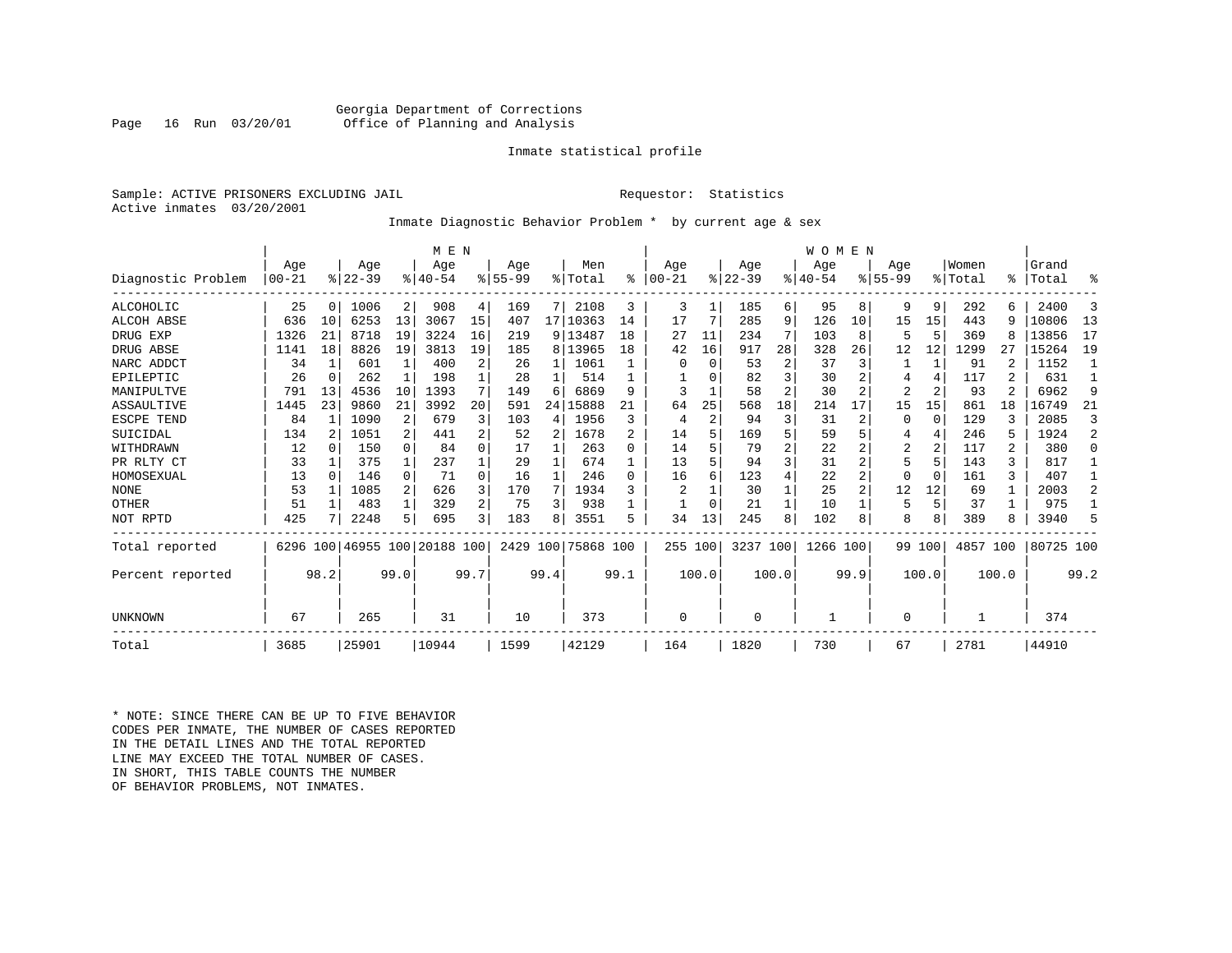Georgia Department of Corrections
Office of Planning and Analysis

Inmate statistical profile

Sample: ACTIVE PRISONERS EXCLUDING JAIL                                    Requestor: Statistics
Active inmates 03/20/2001

Inmate Diagnostic Behavior Problem * by current age & sex

| Diagnostic Problem | MEN Age 00-21 | % | Age 22-39 | % | Age 40-54 | % | Age 55-99 | % | Men Total | % | WOMEN Age 00-21 | % | Age 22-39 | % | Age 40-54 | % | Age 55-99 | % | Women Total | % | Grand Total | % |
|---|---|---|---|---|---|---|---|---|---|---|---|---|---|---|---|---|---|---|---|---|---|---|
| ALCOHOLIC | 25 | 0 | 1006 | 2 | 908 | 4 | 169 | 7 | 2108 | 3 | 3 | 1 | 185 | 6 | 95 | 8 | 9 | 9 | 292 | 6 | 2400 | 3 |
| ALCOH ABSE | 636 | 10 | 6253 | 13 | 3067 | 15 | 407 | 17 | 10363 | 14 | 17 | 7 | 285 | 9 | 126 | 10 | 15 | 15 | 443 | 9 | 10806 | 13 |
| DRUG EXP | 1326 | 21 | 8718 | 19 | 3224 | 16 | 219 | 9 | 13487 | 18 | 27 | 11 | 234 | 7 | 103 | 8 | 5 | 5 | 369 | 8 | 13856 | 17 |
| DRUG ABSE | 1141 | 18 | 8826 | 19 | 3813 | 19 | 185 | 8 | 13965 | 18 | 42 | 16 | 917 | 28 | 328 | 26 | 12 | 12 | 1299 | 27 | 15264 | 19 |
| NARC ADDCT | 34 | 1 | 601 | 1 | 400 | 2 | 26 | 1 | 1061 | 1 | 0 | 0 | 53 | 2 | 37 | 3 | 1 | 1 | 91 | 2 | 1152 | 1 |
| EPILEPTIC | 26 | 0 | 262 | 1 | 198 | 1 | 28 | 1 | 514 | 1 | 1 | 0 | 82 | 3 | 30 | 2 | 4 | 4 | 117 | 2 | 631 | 1 |
| MANIPULTVE | 791 | 13 | 4536 | 10 | 1393 | 7 | 149 | 6 | 6869 | 9 | 3 | 1 | 58 | 2 | 30 | 2 | 2 | 2 | 93 | 2 | 6962 | 9 |
| ASSAULTIVE | 1445 | 23 | 9860 | 21 | 3992 | 20 | 591 | 24 | 15888 | 21 | 64 | 25 | 568 | 18 | 214 | 17 | 15 | 15 | 861 | 18 | 16749 | 21 |
| ESCPE TEND | 84 | 1 | 1090 | 2 | 679 | 3 | 103 | 4 | 1956 | 3 | 4 | 2 | 94 | 3 | 31 | 2 | 0 | 0 | 129 | 3 | 2085 | 3 |
| SUICIDAL | 134 | 2 | 1051 | 2 | 441 | 2 | 52 | 2 | 1678 | 2 | 14 | 5 | 169 | 5 | 59 | 5 | 4 | 4 | 246 | 5 | 1924 | 2 |
| WITHDRAWN | 12 | 0 | 150 | 0 | 84 | 0 | 17 | 1 | 263 | 0 | 14 | 5 | 79 | 2 | 22 | 2 | 2 | 2 | 117 | 2 | 380 | 0 |
| PR RLTY CT | 33 | 1 | 375 | 1 | 237 | 1 | 29 | 1 | 674 | 1 | 13 | 5 | 94 | 3 | 31 | 2 | 5 | 5 | 143 | 3 | 817 | 1 |
| HOMOSEXUAL | 13 | 0 | 146 | 0 | 71 | 0 | 16 | 1 | 246 | 0 | 16 | 6 | 123 | 4 | 22 | 2 | 0 | 0 | 161 | 3 | 407 | 1 |
| NONE | 53 | 1 | 1085 | 2 | 626 | 3 | 170 | 7 | 1934 | 3 | 2 | 1 | 30 | 1 | 25 | 2 | 12 | 12 | 69 | 1 | 2003 | 2 |
| OTHER | 51 | 1 | 483 | 1 | 329 | 2 | 75 | 3 | 938 | 1 | 1 | 0 | 21 | 1 | 10 | 1 | 5 | 5 | 37 | 1 | 975 | 1 |
| NOT RPTD | 425 | 7 | 2248 | 5 | 695 | 3 | 183 | 8 | 3551 | 5 | 34 | 13 | 245 | 8 | 102 | 8 | 8 | 8 | 389 | 8 | 3940 | 5 |
| Total reported | 6296 | 100 | 46955 | 100 | 20188 | 100 | 2429 | 100 | 75868 | 100 | 255 | 100 | 3237 | 100 | 1266 | 100 | 99 | 100 | 4857 | 100 | 80725 | 100 |
| Percent reported | | 98.2 | | 99.0 | | 99.7 | | 99.4 | | 99.1 | | 100.0 | | 100.0 | | 99.9 | | 100.0 | | 100.0 | | 99.2 |
| UNKNOWN | 67 | | 265 | | 31 | | 10 | | 373 | | 0 | | 0 | | 1 | | 0 | | 1 | | 374 | |
| Total | 3685 | | 25901 | | 10944 | | 1599 | | 42129 | | 164 | | 1820 | | 730 | | 67 | | 2781 | | 44910 | |

* NOTE: SINCE THERE CAN BE UP TO FIVE BEHAVIOR CODES PER INMATE, THE NUMBER OF CASES REPORTED IN THE DETAIL LINES AND THE TOTAL REPORTED LINE MAY EXCEED THE TOTAL NUMBER OF CASES. IN SHORT, THIS TABLE COUNTS THE NUMBER OF BEHAVIOR PROBLEMS, NOT INMATES.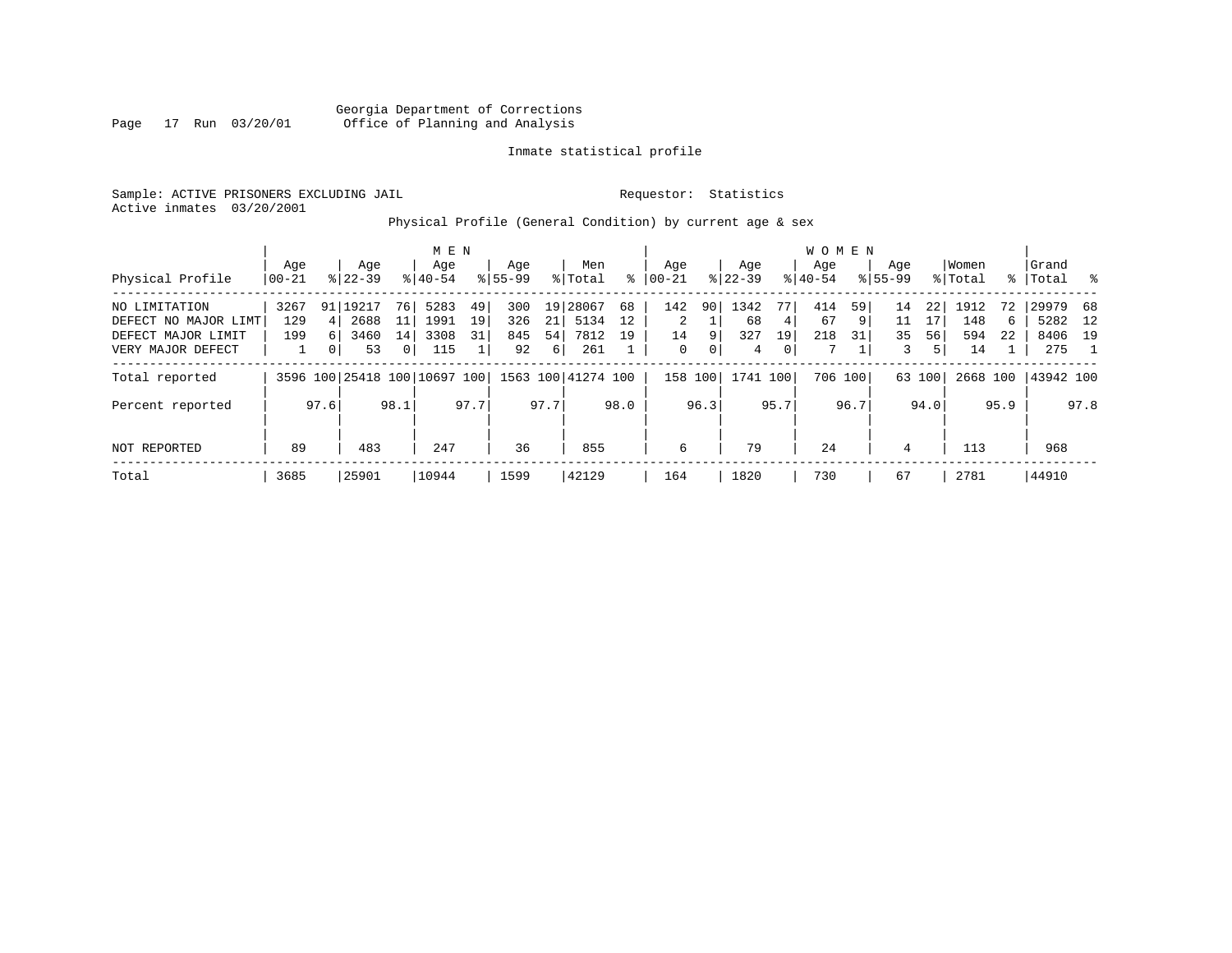Georgia Department of Corrections
Office of Planning and Analysis

Inmate statistical profile

Sample: ACTIVE PRISONERS EXCLUDING JAIL

Requestor: Statistics

Active inmates 03/20/2001

Physical Profile (General Condition) by current age & sex

| Physical Profile | MEN Age 00-21 | % | Age 22-39 | % | Age 40-54 | % | Age 55-99 | % | Men Total | % | WOMEN Age 00-21 | % | Age 22-39 | % | Age 40-54 | % | Age 55-99 | % | Women Total | % | Grand Total | % |
|---|---|---|---|---|---|---|---|---|---|---|---|---|---|---|---|---|---|---|---|---|---|---|
| NO LIMITATION | 3267 | 91 | 19217 | 76 | 5283 | 49 | 300 | 19 | 28067 | 68 | 142 | 90 | 1342 | 77 | 414 | 59 | 14 | 22 | 1912 | 72 | 29979 | 68 |
| DEFECT NO MAJOR LIMT | 129 | 4 | 2688 | 11 | 1991 | 19 | 326 | 21 | 5134 | 12 | 2 | 1 | 68 | 4 | 67 | 9 | 11 | 17 | 148 | 6 | 5282 | 12 |
| DEFECT MAJOR LIMIT | 199 | 6 | 3460 | 14 | 3308 | 31 | 845 | 54 | 7812 | 19 | 14 | 9 | 327 | 19 | 218 | 31 | 35 | 56 | 594 | 22 | 8406 | 19 |
| VERY MAJOR DEFECT | 1 | 0 | 53 | 0 | 115 | 1 | 92 | 6 | 261 | 1 | 0 | 0 | 4 | 0 | 7 | 1 | 3 | 5 | 14 | 1 | 275 | 1 |
| Total reported | 3596 | 100 | 25418 | 100 | 10697 | 100 | 1563 | 100 | 41274 | 100 | 158 | 100 | 1741 | 100 | 706 | 100 | 63 | 100 | 2668 | 100 | 43942 | 100 |
| Percent reported | | 97.6 | | 98.1 | | 97.7 | | 97.7 | | 98.0 | | 96.3 | | 95.7 | | 96.7 | | 94.0 | | 95.9 | | 97.8 |
| NOT REPORTED | 89 | | 483 | | 247 | | 36 | | 855 | | 6 | | 79 | | 24 | | 4 | | 113 | | 968 | |
| Total | 3685 | | 25901 | | 10944 | | 1599 | | 42129 | | 164 | | 1820 | | 730 | | 67 | | 2781 | | 44910 | |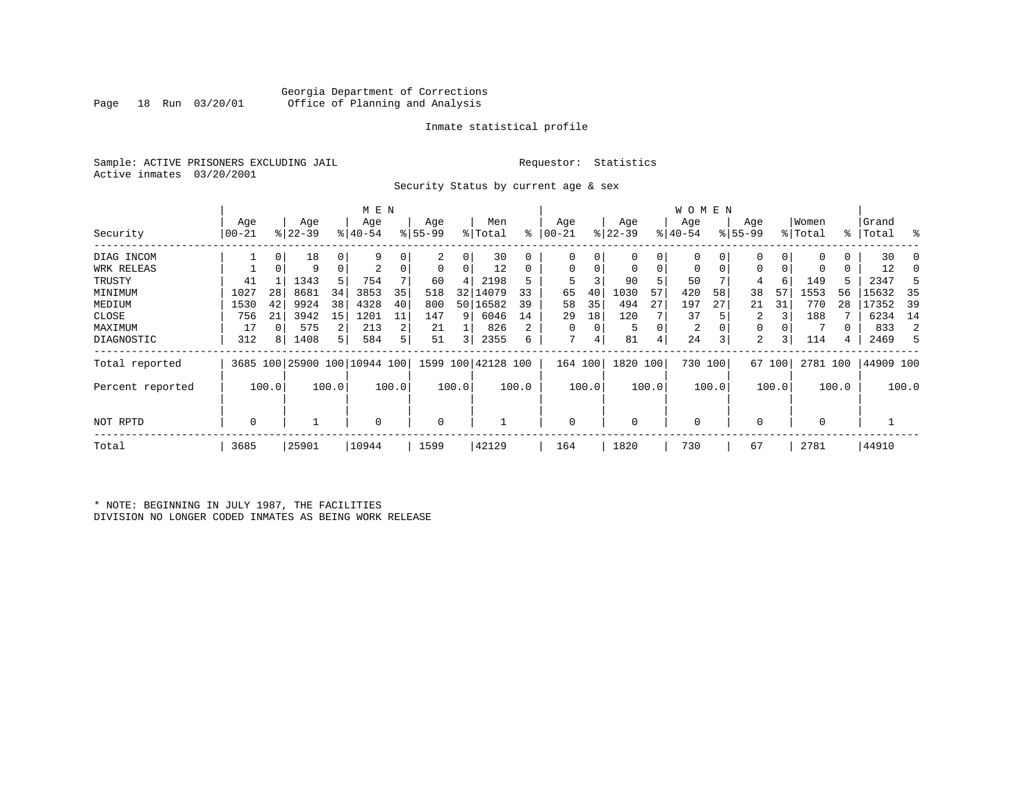Georgia Department of Corrections
Office of Planning and Analysis

Inmate statistical profile

Sample: ACTIVE PRISONERS EXCLUDING JAIL

Requestor: Statistics

Active inmates 03/20/2001

Security Status by current age & sex

| Security | MEN Age 00-21 | % | Age 22-39 | % | Age 40-54 | % | Age 55-99 | % | Men Total | % | WOMEN Age 00-21 | % | Age 22-39 | % | Age 40-54 | % | Age 55-99 | % | Women Total | % | Grand Total | % |
|---|---|---|---|---|---|---|---|---|---|---|---|---|---|---|---|---|---|---|---|---|---|---|
| DIAG INCOM | 1 | 0 | 18 | 0 | 9 | 0 | 2 | 0 | 30 | 0 | 0 | 0 | 0 | 0 | 0 | 0 | 0 | 0 | 0 | 0 | 30 | 0 |
| WRK RELEAS | 1 | 0 | 9 | 0 | 2 | 0 | 0 | 0 | 12 | 0 | 0 | 0 | 0 | 0 | 0 | 0 | 0 | 0 | 0 | 0 | 12 | 0 |
| TRUSTY | 41 | 1 | 1343 | 5 | 754 | 7 | 60 | 4 | 2198 | 5 | 5 | 3 | 90 | 5 | 50 | 7 | 4 | 6 | 149 | 5 | 2347 | 5 |
| MINIMUM | 1027 | 28 | 8681 | 34 | 3853 | 35 | 518 | 32 | 14079 | 33 | 65 | 40 | 1030 | 57 | 420 | 58 | 38 | 57 | 1553 | 56 | 15632 | 35 |
| MEDIUM | 1530 | 42 | 9924 | 38 | 4328 | 40 | 800 | 50 | 16582 | 39 | 58 | 35 | 494 | 27 | 197 | 27 | 21 | 31 | 770 | 28 | 17352 | 39 |
| CLOSE | 756 | 21 | 3942 | 15 | 1201 | 11 | 147 | 9 | 6046 | 14 | 29 | 18 | 120 | 7 | 37 | 5 | 2 | 3 | 188 | 7 | 6234 | 14 |
| MAXIMUM | 17 | 0 | 575 | 2 | 213 | 2 | 21 | 1 | 826 | 2 | 0 | 0 | 5 | 0 | 2 | 0 | 0 | 0 | 7 | 0 | 833 | 2 |
| DIAGNOSTIC | 312 | 8 | 1408 | 5 | 584 | 5 | 51 | 3 | 2355 | 6 | 7 | 4 | 81 | 4 | 24 | 3 | 2 | 3 | 114 | 4 | 2469 | 5 |
| Total reported | 3685 | 100 | 25900 | 100 | 10944 | 100 | 1599 | 100 | 42128 | 100 | 164 | 100 | 1820 | 100 | 730 | 100 | 67 | 100 | 2781 | 100 | 44909 | 100 |
| Percent reported | | 100.0 | | 100.0 | | 100.0 | | 100.0 | | 100.0 | | 100.0 | | 100.0 | | 100.0 | | 100.0 | | 100.0 | | 100.0 |
| NOT RPTD | 0 | | 1 | | 0 | | 0 | | 1 | | 0 | | 0 | | 0 | | 0 | | 0 | | 1 | |
| Total | 3685 | | 25901 | | 10944 | | 1599 | | 42129 | | 164 | | 1820 | | 730 | | 67 | | 2781 | | 44910 | |

* NOTE: BEGINNING IN JULY 1987, THE FACILITIES DIVISION NO LONGER CODED INMATES AS BEING WORK RELEASE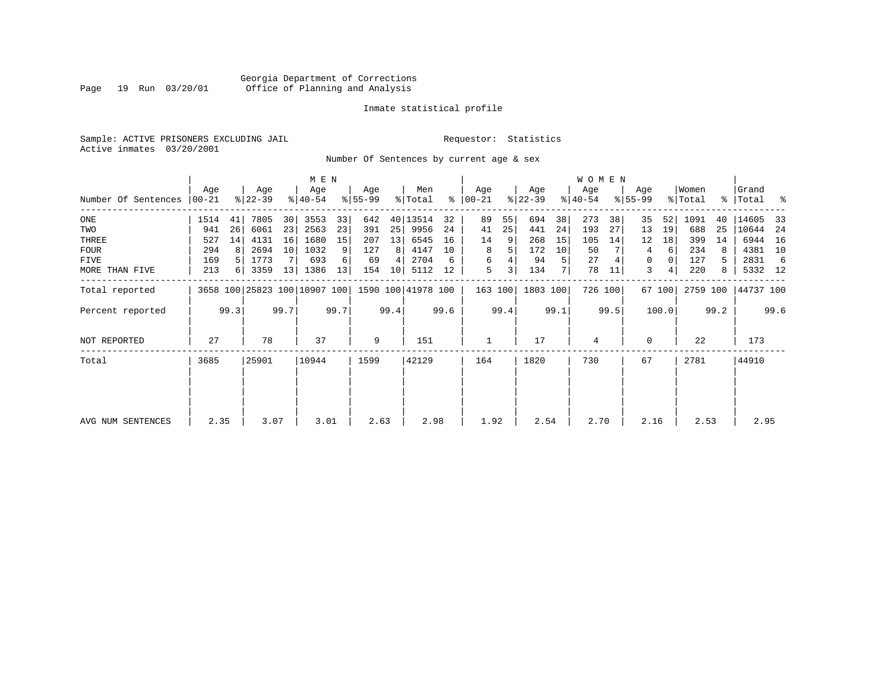Georgia Department of Corrections
Office of Planning and Analysis

Inmate statistical profile

Sample: ACTIVE PRISONERS EXCLUDING JAIL

Requestor: Statistics

Active inmates 03/20/2001

Number Of Sentences by current age & sex

| Number Of Sentences | MEN Age 00-21 | % | Age 22-39 | % | Age 40-54 | % | Age 55-99 | % | Men Total | % | WOMEN Age 00-21 | % | Age 22-39 | % | Age 40-54 | % | Age 55-99 | % | Women Total | % | Grand Total | % |
|---|---|---|---|---|---|---|---|---|---|---|---|---|---|---|---|---|---|---|---|---|---|---|
| ONE | 1514 | 41 | 7805 | 30 | 3553 | 33 | 642 | 40 | 13514 | 32 | 89 | 55 | 694 | 38 | 273 | 38 | 35 | 52 | 1091 | 40 | 14605 | 33 |
| TWO | 941 | 26 | 6061 | 23 | 2563 | 23 | 391 | 25 | 9956 | 24 | 41 | 25 | 441 | 24 | 193 | 27 | 13 | 19 | 688 | 25 | 10644 | 24 |
| THREE | 527 | 14 | 4131 | 16 | 1680 | 15 | 207 | 13 | 6545 | 16 | 14 | 9 | 268 | 15 | 105 | 14 | 12 | 18 | 399 | 14 | 6944 | 16 |
| FOUR | 294 | 8 | 2694 | 10 | 1032 | 9 | 127 | 8 | 4147 | 10 | 8 | 5 | 172 | 10 | 50 | 7 | 4 | 6 | 234 | 8 | 4381 | 10 |
| FIVE | 169 | 5 | 1773 | 7 | 693 | 6 | 69 | 4 | 2704 | 6 | 6 | 4 | 94 | 5 | 27 | 4 | 0 | 0 | 127 | 5 | 2831 | 6 |
| MORE THAN FIVE | 213 | 6 | 3359 | 13 | 1386 | 13 | 154 | 10 | 5112 | 12 | 5 | 3 | 134 | 7 | 78 | 11 | 3 | 4 | 220 | 8 | 5332 | 12 |
| Total reported | 3658 | 100 | 25823 | 100 | 10907 | 100 | 1590 | 100 | 41978 | 100 | 163 | 100 | 1803 | 100 | 726 | 100 | 67 | 100 | 2759 | 100 | 44737 | 100 |
| Percent reported | | 99.3 | | 99.7 | | 99.7 | | 99.4 | | 99.6 | | 99.4 | | 99.1 | | 99.5 | | 100.0 | | 99.2 | | 99.6 |
| NOT REPORTED | 27 | | 78 | | 37 | | 9 | | 151 | | 1 | | 17 | | 4 | | 0 | | 22 | | 173 | |
| Total | 3685 | | 25901 | | 10944 | | 1599 | | 42129 | | 164 | | 1820 | | 730 | | 67 | | 2781 | | 44910 | |
| AVG NUM SENTENCES | 2.35 | | 3.07 | | 3.01 | | 2.63 | | 2.98 | | 1.92 | | 2.54 | | 2.70 | | 2.16 | | 2.53 | | 2.95 | |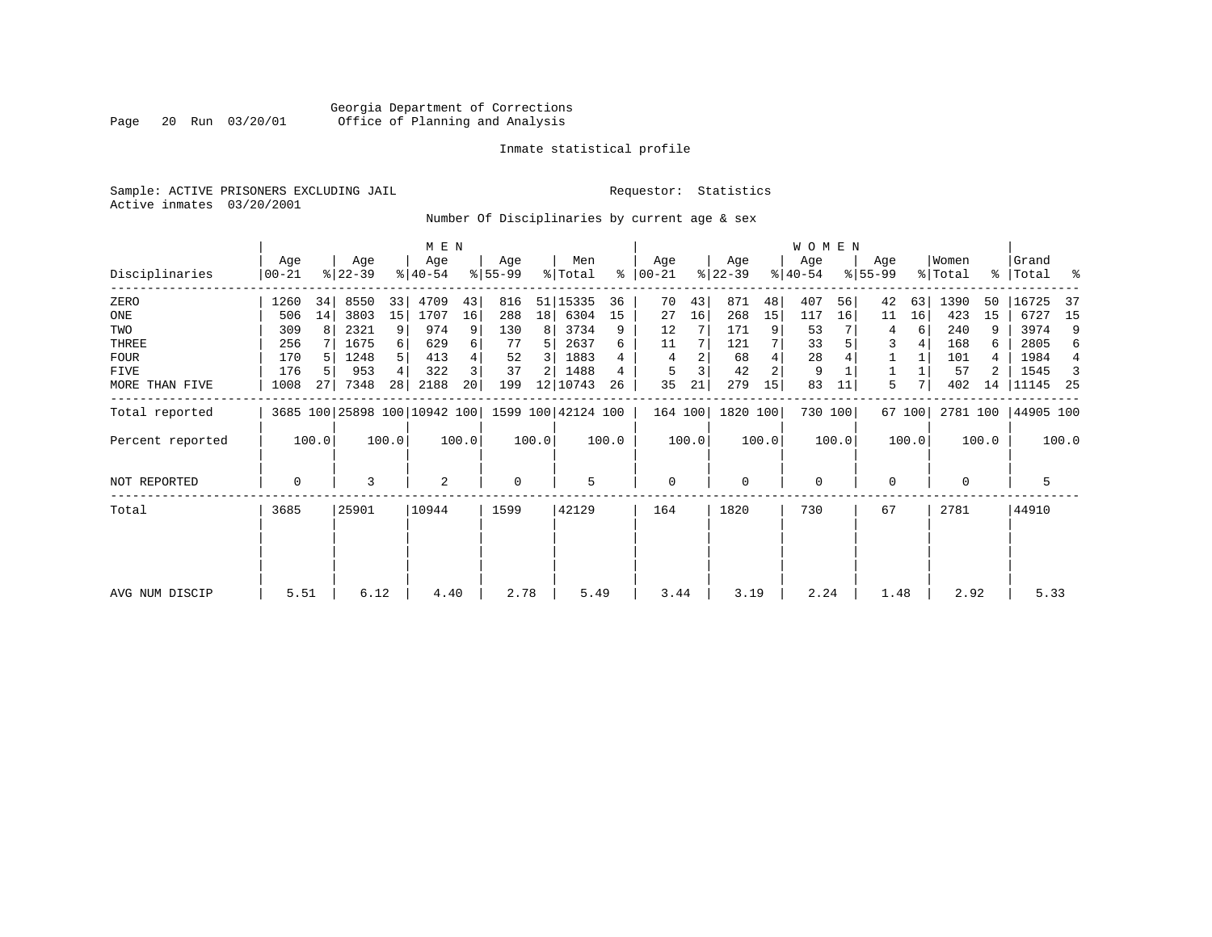Georgia Department of Corrections
Office of Planning and Analysis

Inmate statistical profile

Sample: ACTIVE PRISONERS EXCLUDING JAIL                Requestor: Statistics
Active inmates 03/20/2001

Number Of Disciplinaries by current age & sex

| Disciplinaries | MEN Age 00-21 | % | Age 22-39 | % | Age 40-54 | % | Age 55-99 | % | Men Total | % | WOMEN Age 00-21 | % | Age 22-39 | % | Age 40-54 | % | Age 55-99 | % | Women Total | % | Grand Total | % |
|---|---|---|---|---|---|---|---|---|---|---|---|---|---|---|---|---|---|---|---|---|---|---|
| ZERO | 1260 | 34 | 8550 | 33 | 4709 | 43 | 816 | 51 | 15335 | 36 | 70 | 43 | 871 | 48 | 407 | 56 | 42 | 63 | 1390 | 50 | 16725 | 37 |
| ONE | 506 | 14 | 3803 | 15 | 1707 | 16 | 288 | 18 | 6304 | 15 | 27 | 16 | 268 | 15 | 117 | 16 | 11 | 16 | 423 | 15 | 6727 | 15 |
| TWO | 309 | 8 | 2321 | 9 | 974 | 9 | 130 | 8 | 3734 | 9 | 12 | 7 | 171 | 9 | 53 | 7 | 4 | 6 | 240 | 9 | 3974 | 9 |
| THREE | 256 | 7 | 1675 | 6 | 629 | 6 | 77 | 5 | 2637 | 6 | 11 | 7 | 121 | 7 | 33 | 5 | 3 | 4 | 168 | 6 | 2805 | 6 |
| FOUR | 170 | 5 | 1248 | 5 | 413 | 4 | 52 | 3 | 1883 | 4 | 4 | 2 | 68 | 4 | 28 | 4 | 1 | 1 | 101 | 4 | 1984 | 4 |
| FIVE | 176 | 5 | 953 | 4 | 322 | 3 | 37 | 2 | 1488 | 4 | 5 | 3 | 42 | 2 | 9 | 1 | 1 | 1 | 57 | 2 | 1545 | 3 |
| MORE THAN FIVE | 1008 | 27 | 7348 | 28 | 2188 | 20 | 199 | 12 | 10743 | 26 | 35 | 21 | 279 | 15 | 83 | 11 | 5 | 7 | 402 | 14 | 11145 | 25 |
| Total reported | 3685 | 100 | 25898 | 100 | 10942 | 100 | 1599 | 100 | 42124 | 100 | 164 | 100 | 1820 | 100 | 730 | 100 | 67 | 100 | 2781 | 100 | 44905 | 100 |
| Percent reported | 100.0 | | 100.0 | | 100.0 | | 100.0 | | 100.0 | | 100.0 | | 100.0 | | 100.0 | | 100.0 | | 100.0 | | 100.0 | |
| NOT REPORTED | 0 | | 3 | | 2 | | 0 | | 5 | | 0 | | 0 | | 0 | | 0 | | 0 | | 5 | |
| Total | 3685 | | 25901 | | 10944 | | 1599 | | 42129 | | 164 | | 1820 | | 730 | | 67 | | 2781 | | 44910 | |
| AVG NUM DISCIP | 5.51 | | 6.12 | | 4.40 | | 2.78 | | 5.49 | | 3.44 | | 3.19 | | 2.24 | | 1.48 | | 2.92 | | 5.33 | |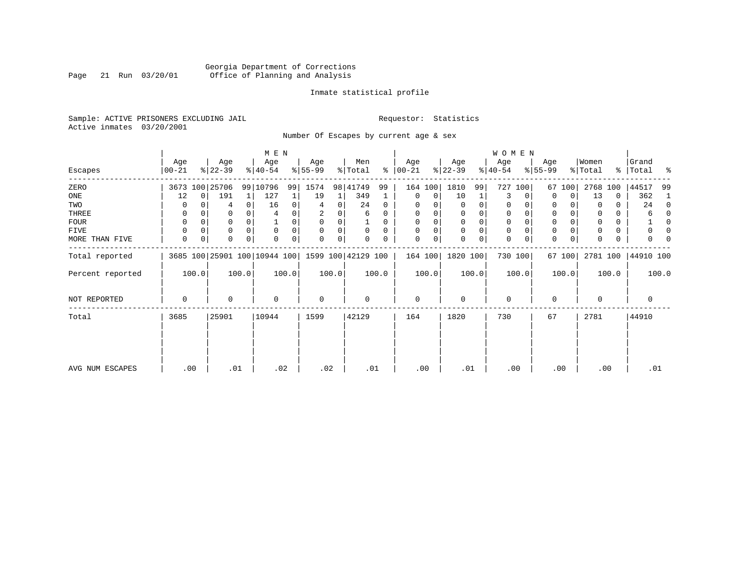Georgia Department of Corrections
Office of Planning and Analysis

Inmate statistical profile

Sample: ACTIVE PRISONERS EXCLUDING JAIL    Requestor: Statistics
Active inmates 03/20/2001

Number Of Escapes by current age & sex

| Escapes | MEN Age 00-21 | % | Age 22-39 | % | Age 40-54 | % | Age 55-99 | % | Men Total | % | WOMEN Age 00-21 | % | Age 22-39 | % | Age 40-54 | % | Age 55-99 | % | Women Total | % | Grand Total | % |
|---|---|---|---|---|---|---|---|---|---|---|---|---|---|---|---|---|---|---|---|---|---|---|
| ZERO | 3673 | 100 | 25706 | 99 | 10796 | 99 | 1574 | 98 | 41749 | 99 | 164 | 100 | 1810 | 99 | 727 | 100 | 67 | 100 | 2768 | 100 | 44517 | 99 |
| ONE | 12 | 0 | 191 | 1 | 127 | 1 | 19 | 1 | 349 | 1 | 0 | 0 | 10 | 1 | 3 | 0 | 0 | 0 | 13 | 0 | 362 | 1 |
| TWO | 0 | 0 | 4 | 0 | 16 | 0 | 4 | 0 | 24 | 0 | 0 | 0 | 0 | 0 | 0 | 0 | 0 | 0 | 0 | 0 | 24 | 0 |
| THREE | 0 | 0 | 0 | 0 | 4 | 0 | 2 | 0 | 6 | 0 | 0 | 0 | 0 | 0 | 0 | 0 | 0 | 0 | 0 | 0 | 6 | 0 |
| FOUR | 0 | 0 | 0 | 0 | 1 | 0 | 0 | 0 | 1 | 0 | 0 | 0 | 0 | 0 | 0 | 0 | 0 | 0 | 0 | 0 | 1 | 0 |
| FIVE | 0 | 0 | 0 | 0 | 0 | 0 | 0 | 0 | 0 | 0 | 0 | 0 | 0 | 0 | 0 | 0 | 0 | 0 | 0 | 0 | 0 | 0 |
| MORE THAN FIVE | 0 | 0 | 0 | 0 | 0 | 0 | 0 | 0 | 0 | 0 | 0 | 0 | 0 | 0 | 0 | 0 | 0 | 0 | 0 | 0 | 0 | 0 |
| Total reported | 3685 | 100 | 25901 | 100 | 10944 | 100 | 1599 | 100 | 42129 | 100 | 164 | 100 | 1820 | 100 | 730 | 100 | 67 | 100 | 2781 | 100 | 44910 | 100 |
| Percent reported | | 100.0 | | 100.0 | | 100.0 | | 100.0 | | 100.0 | | 100.0 | | 100.0 | | 100.0 | | 100.0 | | 100.0 | | 100.0 |
| NOT REPORTED | 0 | | 0 | | 0 | | 0 | | 0 | | 0 | | 0 | | 0 | | 0 | | 0 | | 0 | |
| Total | 3685 | | 25901 | | 10944 | | 1599 | | 42129 | | 164 | | 1820 | | 730 | | 67 | | 2781 | | 44910 | |
| AVG NUM ESCAPES | .00 | | .01 | | .02 | | .02 | | .01 | | .00 | | .01 | | .00 | | .00 | | .00 | | .01 | |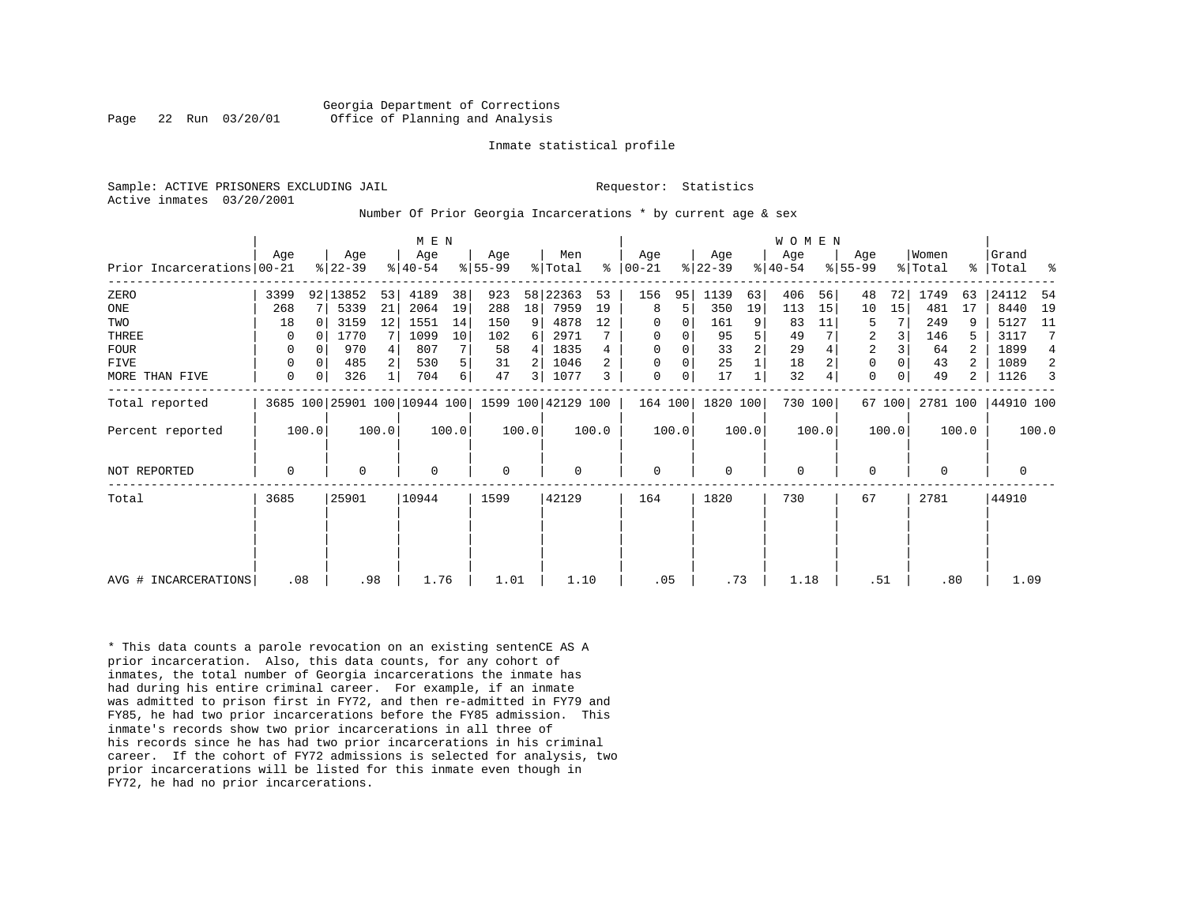Georgia Department of Corrections
Office of Planning and Analysis

Inmate statistical profile

Sample: ACTIVE PRISONERS EXCLUDING JAIL

Requestor: Statistics

Active inmates 03/20/2001

Number Of Prior Georgia Incarcerations * by current age & sex

| Prior Incarcerations | MEN Age 00-21 | % | Age 22-39 | % | Age 40-54 | % | Age 55-99 | % | Men Total | % | WOMEN Age 00-21 | % | Age 22-39 | % | Age 40-54 | % | Age 55-99 | % | Women Total | % | Grand Total | % |
|---|---|---|---|---|---|---|---|---|---|---|---|---|---|---|---|---|---|---|---|---|---|---|
| ZERO | 3399 | 92 | 13852 | 53 | 4189 | 38 | 923 | 58 | 22363 | 53 | 156 | 95 | 1139 | 63 | 406 | 56 | 48 | 72 | 1749 | 63 | 24112 | 54 |
| ONE | 268 | 7 | 5339 | 21 | 2064 | 19 | 288 | 18 | 7959 | 19 | 8 | 5 | 350 | 19 | 113 | 15 | 10 | 15 | 481 | 17 | 8440 | 19 |
| TWO | 18 | 0 | 3159 | 12 | 1551 | 14 | 150 | 9 | 4878 | 12 | 0 | 0 | 161 | 9 | 83 | 11 | 5 | 7 | 249 | 9 | 5127 | 11 |
| THREE | 0 | 0 | 1770 | 7 | 1099 | 10 | 102 | 6 | 2971 | 7 | 0 | 0 | 95 | 5 | 49 | 7 | 2 | 3 | 146 | 5 | 3117 | 7 |
| FOUR | 0 | 0 | 970 | 4 | 807 | 7 | 58 | 4 | 1835 | 4 | 0 | 0 | 33 | 2 | 29 | 4 | 2 | 3 | 64 | 2 | 1899 | 4 |
| FIVE | 0 | 0 | 485 | 2 | 530 | 5 | 31 | 2 | 1046 | 2 | 0 | 0 | 25 | 1 | 18 | 2 | 0 | 0 | 43 | 2 | 1089 | 2 |
| MORE THAN FIVE | 0 | 0 | 326 | 1 | 704 | 6 | 47 | 3 | 1077 | 3 | 0 | 0 | 17 | 1 | 32 | 4 | 0 | 0 | 49 | 2 | 1126 | 3 |
| Total reported | 3685 | 100 | 25901 | 100 | 10944 | 100 | 1599 | 100 | 42129 | 100 | 164 | 100 | 1820 | 100 | 730 | 100 | 67 | 100 | 2781 | 100 | 44910 | 100 |
| Percent reported | 100.0 | | 100.0 | | 100.0 | | 100.0 | | 100.0 | | 100.0 | | 100.0 | | 100.0 | | 100.0 | | 100.0 | | 100.0 | |
| NOT REPORTED | 0 | | 0 | | 0 | | 0 | | 0 | | 0 | | 0 | | 0 | | 0 | | 0 | | 0 | |
| Total | 3685 | | 25901 | | 10944 | | 1599 | | 42129 | | 164 | | 1820 | | 730 | | 67 | | 2781 | | 44910 | |
| AVG # INCARCERATIONS | .08 | | .98 | | 1.76 | | 1.01 | | 1.10 | | .05 | | .73 | | 1.18 | | .51 | | .80 | | 1.09 | |

* This data counts a parole revocation on an existing sentenCE AS A prior incarceration. Also, this data counts, for any cohort of inmates, the total number of Georgia incarcerations the inmate has had during his entire criminal career. For example, if an inmate was admitted to prison first in FY72, and then re-admitted in FY79 and FY85, he had two prior incarcerations before the FY85 admission. This inmate's records show two prior incarcerations in all three of his records since he has had two prior incarcerations in his criminal career. If the cohort of FY72 admissions is selected for analysis, two prior incarcerations will be listed for this inmate even though in FY72, he had no prior incarcerations.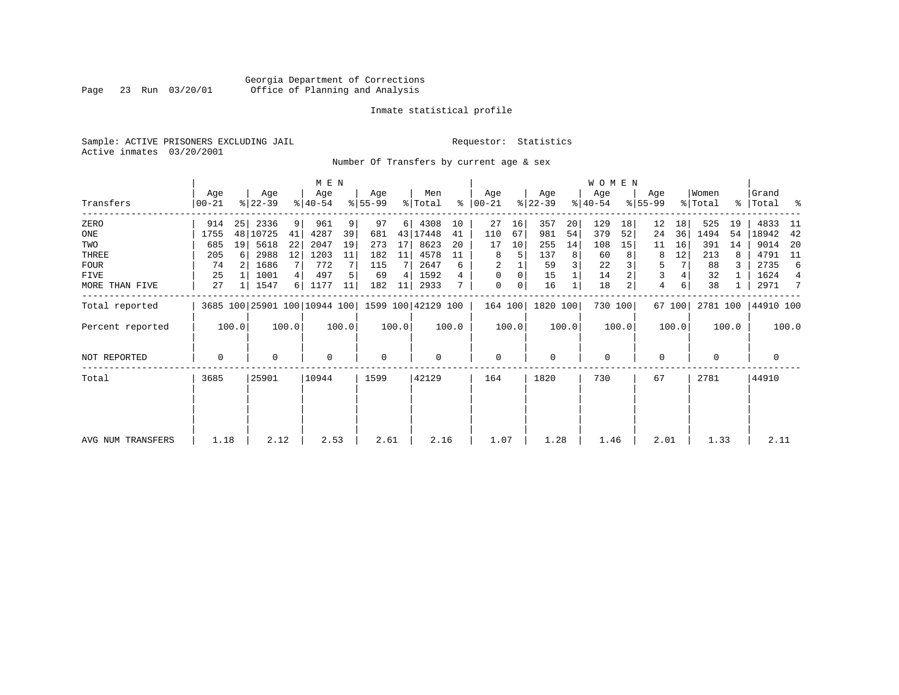Georgia Department of Corrections
Office of Planning and Analysis

Inmate statistical profile

Sample: ACTIVE PRISONERS EXCLUDING JAIL
Active inmates 03/20/2001

Requestor: Statistics

Number Of Transfers by current age & sex

| Transfers | MEN Age 00-21 | % | Age 22-39 | % | Age 40-54 | % | Age 55-99 | % | Men Total | % | WOMEN Age 00-21 | % | Age 22-39 | % | Age 40-54 | % | Age 55-99 | % | Women Total | % | Grand Total | % |
|---|---|---|---|---|---|---|---|---|---|---|---|---|---|---|---|---|---|---|---|---|---|---|
| ZERO | 914 | 25 | 2336 | 9 | 961 | 9 | 97 | 6 | 4308 | 10 | 27 | 16 | 357 | 20 | 129 | 18 | 12 | 18 | 525 | 19 | 4833 | 11 |
| ONE | 1755 | 48 | 10725 | 41 | 4287 | 39 | 681 | 43 | 17448 | 41 | 110 | 67 | 981 | 54 | 379 | 52 | 24 | 36 | 1494 | 54 | 18942 | 42 |
| TWO | 685 | 19 | 5618 | 22 | 2047 | 19 | 273 | 17 | 8623 | 20 | 17 | 10 | 255 | 14 | 108 | 15 | 11 | 16 | 391 | 14 | 9014 | 20 |
| THREE | 205 | 6 | 2988 | 12 | 1203 | 11 | 182 | 11 | 4578 | 11 | 8 | 5 | 137 | 8 | 60 | 8 | 8 | 12 | 213 | 8 | 4791 | 11 |
| FOUR | 74 | 2 | 1686 | 7 | 772 | 7 | 115 | 7 | 2647 | 6 | 2 | 1 | 59 | 3 | 22 | 3 | 5 | 7 | 88 | 3 | 2735 | 6 |
| FIVE | 25 | 1 | 1001 | 4 | 497 | 5 | 69 | 4 | 1592 | 4 | 0 | 0 | 15 | 1 | 14 | 2 | 3 | 4 | 32 | 1 | 1624 | 4 |
| MORE THAN FIVE | 27 | 1 | 1547 | 6 | 1177 | 11 | 182 | 11 | 2933 | 7 | 0 | 0 | 16 | 1 | 18 | 2 | 4 | 6 | 38 | 1 | 2971 | 7 |
| Total reported | 3685 | 100 | 25901 | 100 | 10944 | 100 | 1599 | 100 | 42129 | 100 | 164 | 100 | 1820 | 100 | 730 | 100 | 67 | 100 | 2781 | 100 | 44910 | 100 |
| Percent reported | | 100.0 | | 100.0 | | 100.0 | | 100.0 | | 100.0 | | 100.0 | | 100.0 | | 100.0 | | 100.0 | | 100.0 | | 100.0 |
| NOT REPORTED | 0 | | 0 | | 0 | | 0 | | 0 | | 0 | | 0 | | 0 | | 0 | | 0 | | 0 | |
| Total | 3685 | | 25901 | | 10944 | | 1599 | | 42129 | | 164 | | 1820 | | 730 | | 67 | | 2781 | | 44910 | |
| AVG NUM TRANSFERS | 1.18 | | 2.12 | | 2.53 | | 2.61 | | 2.16 | | 1.07 | | 1.28 | | 1.46 | | 2.01 | | 1.33 | | 2.11 | |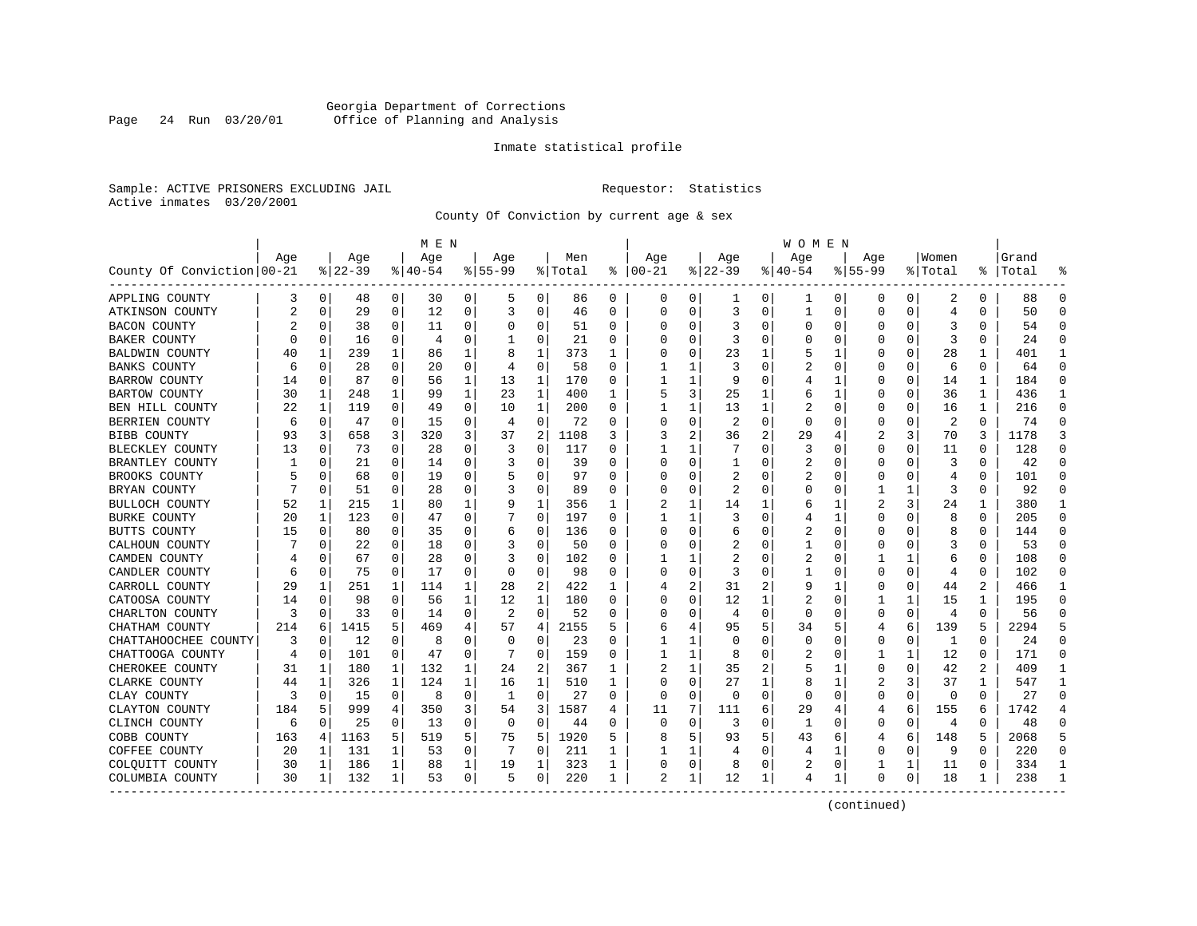Georgia Department of Corrections
Office of Planning and Analysis

Inmate statistical profile

Sample: ACTIVE PRISONERS EXCLUDING JAIL                    Requestor: Statistics
Active inmates 03/20/2001

County Of Conviction by current age & sex

| County Of Conviction | MEN Age 00-21 | % | Age 22-39 | % | Age 40-54 | % | Age 55-99 | % | Men Total | % | WOMEN Age 00-21 | % | Age 22-39 | % | Age 40-54 | % | Age 55-99 | % | Women Total | % | Grand Total | % |
|---|---|---|---|---|---|---|---|---|---|---|---|---|---|---|---|---|---|---|---|---|---|---|
| APPLING COUNTY | 3 | 0 | 48 | 0 | 30 | 0 | 5 | 0 | 86 | 0 | 0 | 0 | 1 | 0 | 1 | 0 | 0 | 0 | 2 | 0 | 88 | 0 |
| ATKINSON COUNTY | 2 | 0 | 29 | 0 | 12 | 0 | 3 | 0 | 46 | 0 | 0 | 0 | 3 | 0 | 1 | 0 | 0 | 0 | 4 | 0 | 50 | 0 |
| BACON COUNTY | 2 | 0 | 38 | 0 | 11 | 0 | 0 | 0 | 51 | 0 | 0 | 0 | 3 | 0 | 0 | 0 | 0 | 0 | 3 | 0 | 54 | 0 |
| BAKER COUNTY | 0 | 0 | 16 | 0 | 4 | 0 | 1 | 0 | 21 | 0 | 0 | 0 | 3 | 0 | 0 | 0 | 0 | 0 | 3 | 0 | 24 | 0 |
| BALDWIN COUNTY | 40 | 1 | 239 | 1 | 86 | 1 | 8 | 1 | 373 | 1 | 0 | 0 | 23 | 1 | 5 | 1 | 0 | 0 | 28 | 1 | 401 | 1 |
| BANKS COUNTY | 6 | 0 | 28 | 0 | 20 | 0 | 4 | 0 | 58 | 0 | 1 | 1 | 3 | 0 | 2 | 0 | 0 | 0 | 6 | 0 | 64 | 0 |
| BARROW COUNTY | 14 | 0 | 87 | 0 | 56 | 1 | 13 | 1 | 170 | 0 | 1 | 1 | 9 | 0 | 4 | 1 | 0 | 0 | 14 | 1 | 184 | 0 |
| BARTOW COUNTY | 30 | 1 | 248 | 1 | 99 | 1 | 23 | 1 | 400 | 1 | 5 | 3 | 25 | 1 | 6 | 1 | 0 | 0 | 36 | 1 | 436 | 1 |
| BEN HILL COUNTY | 22 | 1 | 119 | 0 | 49 | 0 | 10 | 1 | 200 | 0 | 1 | 1 | 13 | 1 | 2 | 0 | 0 | 0 | 16 | 1 | 216 | 0 |
| BERRIEN COUNTY | 6 | 0 | 47 | 0 | 15 | 0 | 4 | 0 | 72 | 0 | 0 | 0 | 2 | 0 | 0 | 0 | 0 | 0 | 2 | 0 | 74 | 0 |
| BIBB COUNTY | 93 | 3 | 658 | 3 | 320 | 3 | 37 | 2 | 1108 | 3 | 3 | 2 | 36 | 2 | 29 | 4 | 2 | 3 | 70 | 3 | 1178 | 3 |
| BLECKLEY COUNTY | 13 | 0 | 73 | 0 | 28 | 0 | 3 | 0 | 117 | 0 | 1 | 1 | 7 | 0 | 3 | 0 | 0 | 0 | 11 | 0 | 128 | 0 |
| BRANTLEY COUNTY | 1 | 0 | 21 | 0 | 14 | 0 | 3 | 0 | 39 | 0 | 0 | 0 | 1 | 0 | 2 | 0 | 0 | 0 | 3 | 0 | 42 | 0 |
| BROOKS COUNTY | 5 | 0 | 68 | 0 | 19 | 0 | 5 | 0 | 97 | 0 | 0 | 0 | 2 | 0 | 2 | 0 | 0 | 0 | 4 | 0 | 101 | 0 |
| BRYAN COUNTY | 7 | 0 | 51 | 0 | 28 | 0 | 3 | 0 | 89 | 0 | 0 | 0 | 2 | 0 | 0 | 0 | 1 | 1 | 3 | 0 | 92 | 0 |
| BULLOCH COUNTY | 52 | 1 | 215 | 1 | 80 | 1 | 9 | 1 | 356 | 1 | 2 | 1 | 14 | 1 | 6 | 1 | 2 | 3 | 24 | 1 | 380 | 1 |
| BURKE COUNTY | 20 | 1 | 123 | 0 | 47 | 0 | 7 | 0 | 197 | 0 | 1 | 1 | 3 | 0 | 4 | 1 | 0 | 0 | 8 | 0 | 205 | 0 |
| BUTTS COUNTY | 15 | 0 | 80 | 0 | 35 | 0 | 6 | 0 | 136 | 0 | 0 | 0 | 6 | 0 | 2 | 0 | 0 | 0 | 8 | 0 | 144 | 0 |
| CALHOUN COUNTY | 7 | 0 | 22 | 0 | 18 | 0 | 3 | 0 | 50 | 0 | 0 | 0 | 2 | 0 | 1 | 0 | 0 | 0 | 3 | 0 | 53 | 0 |
| CAMDEN COUNTY | 4 | 0 | 67 | 0 | 28 | 0 | 3 | 0 | 102 | 0 | 1 | 1 | 2 | 0 | 2 | 0 | 1 | 1 | 6 | 0 | 108 | 0 |
| CANDLER COUNTY | 6 | 0 | 75 | 0 | 17 | 0 | 0 | 0 | 98 | 0 | 0 | 0 | 3 | 0 | 1 | 0 | 0 | 0 | 4 | 0 | 102 | 0 |
| CARROLL COUNTY | 29 | 1 | 251 | 1 | 114 | 1 | 28 | 2 | 422 | 1 | 4 | 2 | 31 | 2 | 9 | 1 | 0 | 0 | 44 | 2 | 466 | 1 |
| CATOOSA COUNTY | 14 | 0 | 98 | 0 | 56 | 1 | 12 | 1 | 180 | 0 | 0 | 0 | 12 | 1 | 2 | 0 | 1 | 1 | 15 | 1 | 195 | 0 |
| CHARLTON COUNTY | 3 | 0 | 33 | 0 | 14 | 0 | 2 | 0 | 52 | 0 | 0 | 0 | 4 | 0 | 0 | 0 | 0 | 0 | 4 | 0 | 56 | 0 |
| CHATHAM COUNTY | 214 | 6 | 1415 | 5 | 469 | 4 | 57 | 4 | 2155 | 5 | 6 | 4 | 95 | 5 | 34 | 5 | 4 | 6 | 139 | 5 | 2294 | 5 |
| CHATTAHOOCHEE COUNTY | 3 | 0 | 12 | 0 | 8 | 0 | 0 | 0 | 23 | 0 | 1 | 1 | 0 | 0 | 0 | 0 | 0 | 0 | 1 | 0 | 24 | 0 |
| CHATTOOGA COUNTY | 4 | 0 | 101 | 0 | 47 | 0 | 7 | 0 | 159 | 0 | 1 | 1 | 8 | 0 | 2 | 0 | 1 | 1 | 12 | 0 | 171 | 0 |
| CHEROKEE COUNTY | 31 | 1 | 180 | 1 | 132 | 1 | 24 | 2 | 367 | 1 | 2 | 1 | 35 | 2 | 5 | 1 | 0 | 0 | 42 | 2 | 409 | 1 |
| CLARKE COUNTY | 44 | 1 | 326 | 1 | 124 | 1 | 16 | 1 | 510 | 1 | 0 | 0 | 27 | 1 | 8 | 1 | 2 | 3 | 37 | 1 | 547 | 1 |
| CLAY COUNTY | 3 | 0 | 15 | 0 | 8 | 0 | 1 | 0 | 27 | 0 | 0 | 0 | 0 | 0 | 0 | 0 | 0 | 0 | 0 | 0 | 27 | 0 |
| CLAYTON COUNTY | 184 | 5 | 999 | 4 | 350 | 3 | 54 | 3 | 1587 | 4 | 11 | 7 | 111 | 6 | 29 | 4 | 4 | 6 | 155 | 6 | 1742 | 4 |
| CLINCH COUNTY | 6 | 0 | 25 | 0 | 13 | 0 | 0 | 0 | 44 | 0 | 0 | 0 | 3 | 0 | 1 | 0 | 0 | 0 | 4 | 0 | 48 | 0 |
| COBB COUNTY | 163 | 4 | 1163 | 5 | 519 | 5 | 75 | 5 | 1920 | 5 | 8 | 5 | 93 | 5 | 43 | 6 | 4 | 6 | 148 | 5 | 2068 | 5 |
| COFFEE COUNTY | 20 | 1 | 131 | 1 | 53 | 0 | 7 | 0 | 211 | 1 | 1 | 1 | 4 | 0 | 4 | 1 | 0 | 0 | 9 | 0 | 220 | 0 |
| COLQUITT COUNTY | 30 | 1 | 186 | 1 | 88 | 1 | 19 | 1 | 323 | 1 | 0 | 0 | 8 | 0 | 2 | 0 | 1 | 1 | 11 | 0 | 334 | 1 |
| COLUMBIA COUNTY | 30 | 1 | 132 | 1 | 53 | 0 | 5 | 0 | 220 | 1 | 2 | 1 | 12 | 1 | 4 | 1 | 0 | 0 | 18 | 1 | 238 | 1 |

(continued)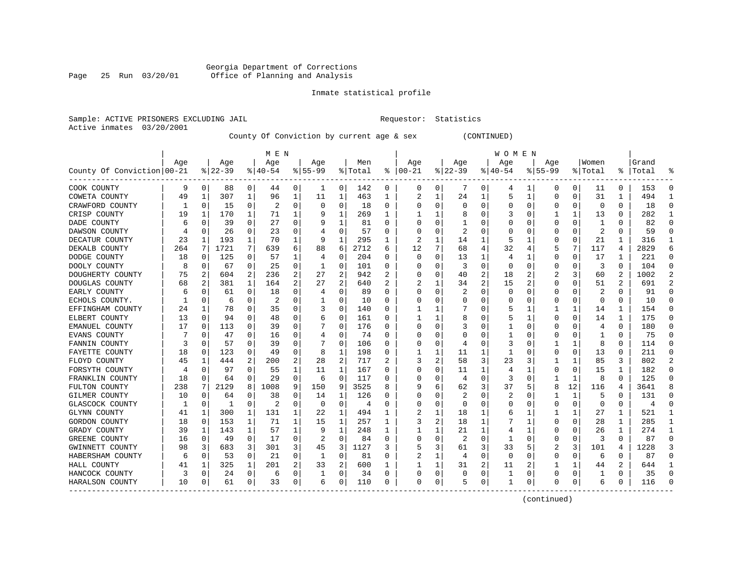Georgia Department of Corrections
Office of Planning and Analysis

Inmate statistical profile

Sample: ACTIVE PRISONERS EXCLUDING JAIL    Requestor: Statistics
Active inmates 03/20/2001

County Of Conviction by current age & sex (CONTINUED)

| County Of Conviction | MEN Age 00-21 | % | Age 22-39 | % | Age 40-54 | % | Age 55-99 | % | Men Total | % | WOMEN Age 00-21 | % | Age 22-39 | % | Age 40-54 | % | Age 55-99 | % | Women Total | % | Grand Total | % |
|---|---|---|---|---|---|---|---|---|---|---|---|---|---|---|---|---|---|---|---|---|---|---|
| COOK COUNTY | 9 | 0 | 88 | 0 | 44 | 0 | 1 | 0 | 142 | 0 | 0 | 0 | 7 | 0 | 4 | 1 | 0 | 0 | 11 | 0 | 153 | 0 |
| COWETA COUNTY | 49 | 1 | 307 | 1 | 96 | 1 | 11 | 1 | 463 | 1 | 2 | 1 | 24 | 1 | 5 | 1 | 0 | 0 | 31 | 1 | 494 | 1 |
| CRAWFORD COUNTY | 1 | 0 | 15 | 0 | 2 | 0 | 0 | 0 | 18 | 0 | 0 | 0 | 0 | 0 | 0 | 0 | 0 | 0 | 0 | 0 | 18 | 0 |
| CRISP COUNTY | 19 | 1 | 170 | 1 | 71 | 1 | 9 | 1 | 269 | 1 | 1 | 1 | 8 | 0 | 3 | 0 | 1 | 1 | 13 | 0 | 282 | 1 |
| DADE COUNTY | 6 | 0 | 39 | 0 | 27 | 0 | 9 | 1 | 81 | 0 | 0 | 0 | 1 | 0 | 0 | 0 | 0 | 0 | 1 | 0 | 82 | 0 |
| DAWSON COUNTY | 4 | 0 | 26 | 0 | 23 | 0 | 4 | 0 | 57 | 0 | 0 | 0 | 2 | 0 | 0 | 0 | 0 | 0 | 2 | 0 | 59 | 0 |
| DECATUR COUNTY | 23 | 1 | 193 | 1 | 70 | 1 | 9 | 1 | 295 | 1 | 2 | 1 | 14 | 1 | 5 | 1 | 0 | 0 | 21 | 1 | 316 | 1 |
| DEKALB COUNTY | 264 | 7 | 1721 | 7 | 639 | 6 | 88 | 6 | 2712 | 6 | 12 | 7 | 68 | 4 | 32 | 4 | 5 | 7 | 117 | 4 | 2829 | 6 |
| DODGE COUNTY | 18 | 0 | 125 | 0 | 57 | 1 | 4 | 0 | 204 | 0 | 0 | 0 | 13 | 1 | 4 | 1 | 0 | 0 | 17 | 1 | 221 | 0 |
| DOOLY COUNTY | 8 | 0 | 67 | 0 | 25 | 0 | 1 | 0 | 101 | 0 | 0 | 0 | 3 | 0 | 0 | 0 | 0 | 0 | 3 | 0 | 104 | 0 |
| DOUGHERTY COUNTY | 75 | 2 | 604 | 2 | 236 | 2 | 27 | 2 | 942 | 2 | 0 | 0 | 40 | 2 | 18 | 2 | 2 | 3 | 60 | 2 | 1002 | 2 |
| DOUGLAS COUNTY | 68 | 2 | 381 | 1 | 164 | 2 | 27 | 2 | 640 | 2 | 2 | 1 | 34 | 2 | 15 | 2 | 0 | 0 | 51 | 2 | 691 | 2 |
| EARLY COUNTY | 6 | 0 | 61 | 0 | 18 | 0 | 4 | 0 | 89 | 0 | 0 | 0 | 2 | 0 | 0 | 0 | 0 | 0 | 2 | 0 | 91 | 0 |
| ECHOLS COUNTY. | 1 | 0 | 6 | 0 | 2 | 0 | 1 | 0 | 10 | 0 | 0 | 0 | 0 | 0 | 0 | 0 | 0 | 0 | 0 | 0 | 10 | 0 |
| EFFINGHAM COUNTY | 24 | 1 | 78 | 0 | 35 | 0 | 3 | 0 | 140 | 0 | 1 | 1 | 7 | 0 | 5 | 1 | 1 | 1 | 14 | 1 | 154 | 0 |
| ELBERT COUNTY | 13 | 0 | 94 | 0 | 48 | 0 | 6 | 0 | 161 | 0 | 1 | 1 | 8 | 0 | 5 | 1 | 0 | 0 | 14 | 1 | 175 | 0 |
| EMANUEL COUNTY | 17 | 0 | 113 | 0 | 39 | 0 | 7 | 0 | 176 | 0 | 0 | 0 | 3 | 0 | 1 | 0 | 0 | 0 | 4 | 0 | 180 | 0 |
| EVANS COUNTY | 7 | 0 | 47 | 0 | 16 | 0 | 4 | 0 | 74 | 0 | 0 | 0 | 0 | 0 | 1 | 0 | 0 | 0 | 1 | 0 | 75 | 0 |
| FANNIN COUNTY | 3 | 0 | 57 | 0 | 39 | 0 | 7 | 0 | 106 | 0 | 0 | 0 | 4 | 0 | 3 | 0 | 1 | 1 | 8 | 0 | 114 | 0 |
| FAYETTE COUNTY | 18 | 0 | 123 | 0 | 49 | 0 | 8 | 1 | 198 | 0 | 1 | 1 | 11 | 1 | 1 | 0 | 0 | 0 | 13 | 0 | 211 | 0 |
| FLOYD COUNTY | 45 | 1 | 444 | 2 | 200 | 2 | 28 | 2 | 717 | 2 | 3 | 2 | 58 | 3 | 23 | 3 | 1 | 1 | 85 | 3 | 802 | 2 |
| FORSYTH COUNTY | 4 | 0 | 97 | 0 | 55 | 1 | 11 | 1 | 167 | 0 | 0 | 0 | 11 | 1 | 4 | 1 | 0 | 0 | 15 | 1 | 182 | 0 |
| FRANKLIN COUNTY | 18 | 0 | 64 | 0 | 29 | 0 | 6 | 0 | 117 | 0 | 0 | 0 | 4 | 0 | 3 | 0 | 1 | 1 | 8 | 0 | 125 | 0 |
| FULTON COUNTY | 238 | 7 | 2129 | 8 | 1008 | 9 | 150 | 9 | 3525 | 8 | 9 | 6 | 62 | 3 | 37 | 5 | 8 | 12 | 116 | 4 | 3641 | 8 |
| GILMER COUNTY | 10 | 0 | 64 | 0 | 38 | 0 | 14 | 1 | 126 | 0 | 0 | 0 | 2 | 0 | 2 | 0 | 1 | 1 | 5 | 0 | 131 | 0 |
| GLASCOCK COUNTY | 1 | 0 | 1 | 0 | 2 | 0 | 0 | 0 | 4 | 0 | 0 | 0 | 0 | 0 | 0 | 0 | 0 | 0 | 0 | 0 | 4 | 0 |
| GLYNN COUNTY | 41 | 1 | 300 | 1 | 131 | 1 | 22 | 1 | 494 | 1 | 2 | 1 | 18 | 1 | 6 | 1 | 1 | 1 | 27 | 1 | 521 | 1 |
| GORDON COUNTY | 18 | 0 | 153 | 1 | 71 | 1 | 15 | 1 | 257 | 1 | 3 | 2 | 18 | 1 | 7 | 1 | 0 | 0 | 28 | 1 | 285 | 1 |
| GRADY COUNTY | 39 | 1 | 143 | 1 | 57 | 1 | 9 | 1 | 248 | 1 | 1 | 1 | 21 | 1 | 4 | 1 | 0 | 0 | 26 | 1 | 274 | 1 |
| GREENE COUNTY | 16 | 0 | 49 | 0 | 17 | 0 | 2 | 0 | 84 | 0 | 0 | 0 | 2 | 0 | 1 | 0 | 0 | 0 | 3 | 0 | 87 | 0 |
| GWINNETT COUNTY | 98 | 3 | 683 | 3 | 301 | 3 | 45 | 3 | 1127 | 3 | 5 | 3 | 61 | 3 | 33 | 5 | 2 | 3 | 101 | 4 | 1228 | 3 |
| HABERSHAM COUNTY | 6 | 0 | 53 | 0 | 21 | 0 | 1 | 0 | 81 | 0 | 2 | 1 | 4 | 0 | 0 | 0 | 0 | 0 | 6 | 0 | 87 | 0 |
| HALL COUNTY | 41 | 1 | 325 | 1 | 201 | 2 | 33 | 2 | 600 | 1 | 1 | 1 | 31 | 2 | 11 | 2 | 1 | 1 | 44 | 2 | 644 | 1 |
| HANCOCK COUNTY | 3 | 0 | 24 | 0 | 6 | 0 | 1 | 0 | 34 | 0 | 0 | 0 | 0 | 0 | 1 | 0 | 0 | 0 | 1 | 0 | 35 | 0 |
| HARALSON COUNTY | 10 | 0 | 61 | 0 | 33 | 0 | 6 | 0 | 110 | 0 | 0 | 0 | 5 | 0 | 1 | 0 | 0 | 0 | 6 | 0 | 116 | 0 |

(continued)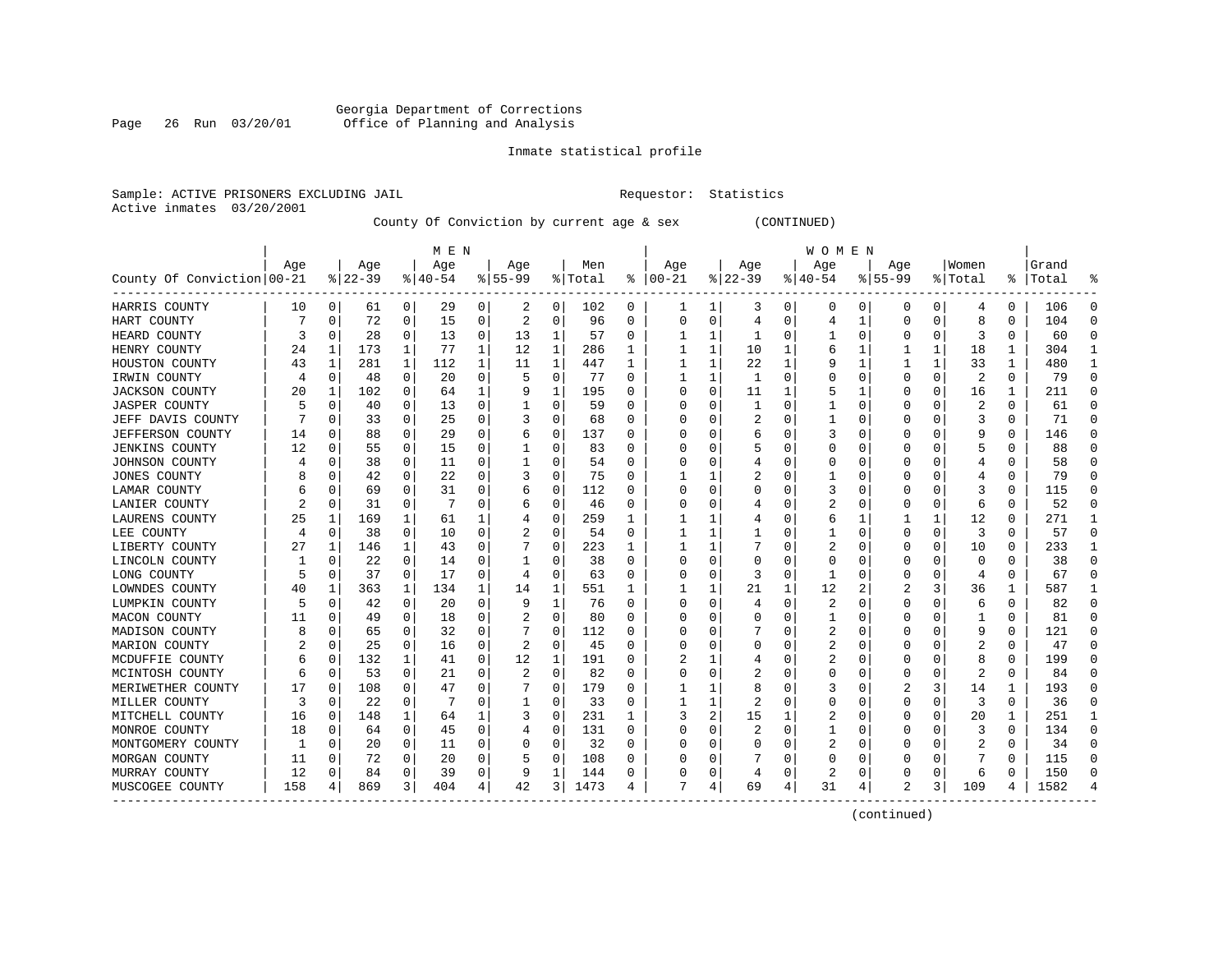Georgia Department of Corrections
Office of Planning and Analysis

Inmate statistical profile

Sample: ACTIVE PRISONERS EXCLUDING JAIL                    Requestor: Statistics
Active inmates 03/20/2001

County Of Conviction by current age & sex (CONTINUED)

| County Of Conviction | MEN Age 00-21 | % | Age 22-39 | % | Age 40-54 | % | Age 55-99 | % | Men Total | % | WOMEN Age 00-21 | % | Age 22-39 | % | Age 40-54 | % | Age 55-99 | % | Women Total | % | Grand Total | % |
|---|---|---|---|---|---|---|---|---|---|---|---|---|---|---|---|---|---|---|---|---|---|---|
| HARRIS COUNTY | 10 | 0 | 61 | 0 | 29 | 0 | 2 | 0 | 102 | 0 | 1 | 1 | 3 | 0 | 0 | 0 | 0 | 0 | 4 | 0 | 106 | 0 |
| HART COUNTY | 7 | 0 | 72 | 0 | 15 | 0 | 2 | 0 | 96 | 0 | 0 | 0 | 4 | 0 | 4 | 1 | 0 | 0 | 8 | 0 | 104 | 0 |
| HEARD COUNTY | 3 | 0 | 28 | 0 | 13 | 0 | 13 | 1 | 57 | 0 | 1 | 1 | 1 | 0 | 1 | 0 | 0 | 0 | 3 | 0 | 60 | 0 |
| HENRY COUNTY | 24 | 1 | 173 | 1 | 77 | 1 | 12 | 1 | 286 | 1 | 1 | 1 | 10 | 1 | 6 | 1 | 1 | 1 | 18 | 1 | 304 | 1 |
| HOUSTON COUNTY | 43 | 1 | 281 | 1 | 112 | 1 | 11 | 1 | 447 | 1 | 1 | 1 | 22 | 1 | 9 | 1 | 1 | 1 | 33 | 1 | 480 | 1 |
| IRWIN COUNTY | 4 | 0 | 48 | 0 | 20 | 0 | 5 | 0 | 77 | 0 | 1 | 1 | 1 | 0 | 0 | 0 | 0 | 0 | 2 | 0 | 79 | 0 |
| JACKSON COUNTY | 20 | 1 | 102 | 0 | 64 | 1 | 9 | 1 | 195 | 0 | 0 | 0 | 11 | 1 | 5 | 1 | 0 | 0 | 16 | 1 | 211 | 0 |
| JASPER COUNTY | 5 | 0 | 40 | 0 | 13 | 0 | 1 | 0 | 59 | 0 | 0 | 0 | 1 | 0 | 1 | 0 | 0 | 0 | 2 | 0 | 61 | 0 |
| JEFF DAVIS COUNTY | 7 | 0 | 33 | 0 | 25 | 0 | 3 | 0 | 68 | 0 | 0 | 0 | 2 | 0 | 1 | 0 | 0 | 0 | 3 | 0 | 71 | 0 |
| JEFFERSON COUNTY | 14 | 0 | 88 | 0 | 29 | 0 | 6 | 0 | 137 | 0 | 0 | 0 | 6 | 0 | 3 | 0 | 0 | 0 | 9 | 0 | 146 | 0 |
| JENKINS COUNTY | 12 | 0 | 55 | 0 | 15 | 0 | 1 | 0 | 83 | 0 | 0 | 0 | 5 | 0 | 0 | 0 | 0 | 0 | 5 | 0 | 88 | 0 |
| JOHNSON COUNTY | 4 | 0 | 38 | 0 | 11 | 0 | 1 | 0 | 54 | 0 | 0 | 0 | 4 | 0 | 0 | 0 | 0 | 0 | 4 | 0 | 58 | 0 |
| JONES COUNTY | 8 | 0 | 42 | 0 | 22 | 0 | 3 | 0 | 75 | 0 | 1 | 1 | 2 | 0 | 1 | 0 | 0 | 0 | 4 | 0 | 79 | 0 |
| LAMAR COUNTY | 6 | 0 | 69 | 0 | 31 | 0 | 6 | 0 | 112 | 0 | 0 | 0 | 0 | 0 | 3 | 0 | 0 | 0 | 3 | 0 | 115 | 0 |
| LANIER COUNTY | 2 | 0 | 31 | 0 | 7 | 0 | 6 | 0 | 46 | 0 | 0 | 0 | 4 | 0 | 2 | 0 | 0 | 0 | 6 | 0 | 52 | 0 |
| LAURENS COUNTY | 25 | 1 | 169 | 1 | 61 | 1 | 4 | 0 | 259 | 1 | 1 | 1 | 4 | 0 | 6 | 1 | 1 | 1 | 12 | 0 | 271 | 1 |
| LEE COUNTY | 4 | 0 | 38 | 0 | 10 | 0 | 2 | 0 | 54 | 0 | 1 | 1 | 1 | 0 | 1 | 0 | 0 | 0 | 3 | 0 | 57 | 0 |
| LIBERTY COUNTY | 27 | 1 | 146 | 1 | 43 | 0 | 7 | 0 | 223 | 1 | 1 | 1 | 7 | 0 | 2 | 0 | 0 | 0 | 10 | 0 | 233 | 1 |
| LINCOLN COUNTY | 1 | 0 | 22 | 0 | 14 | 0 | 1 | 0 | 38 | 0 | 0 | 0 | 0 | 0 | 0 | 0 | 0 | 0 | 0 | 0 | 38 | 0 |
| LONG COUNTY | 5 | 0 | 37 | 0 | 17 | 0 | 4 | 0 | 63 | 0 | 0 | 0 | 3 | 0 | 1 | 0 | 0 | 0 | 4 | 0 | 67 | 0 |
| LOWNDES COUNTY | 40 | 1 | 363 | 1 | 134 | 1 | 14 | 1 | 551 | 1 | 1 | 1 | 21 | 1 | 12 | 2 | 2 | 3 | 36 | 1 | 587 | 1 |
| LUMPKIN COUNTY | 5 | 0 | 42 | 0 | 20 | 0 | 9 | 1 | 76 | 0 | 0 | 0 | 4 | 0 | 2 | 0 | 0 | 0 | 6 | 0 | 82 | 0 |
| MACON COUNTY | 11 | 0 | 49 | 0 | 18 | 0 | 2 | 0 | 80 | 0 | 0 | 0 | 0 | 0 | 1 | 0 | 0 | 0 | 1 | 0 | 81 | 0 |
| MADISON COUNTY | 8 | 0 | 65 | 0 | 32 | 0 | 7 | 0 | 112 | 0 | 0 | 0 | 7 | 0 | 2 | 0 | 0 | 0 | 9 | 0 | 121 | 0 |
| MARION COUNTY | 2 | 0 | 25 | 0 | 16 | 0 | 2 | 0 | 45 | 0 | 0 | 0 | 0 | 0 | 2 | 0 | 0 | 0 | 2 | 0 | 47 | 0 |
| MCDUFFIE COUNTY | 6 | 0 | 132 | 1 | 41 | 0 | 12 | 1 | 191 | 0 | 2 | 1 | 4 | 0 | 2 | 0 | 0 | 0 | 8 | 0 | 199 | 0 |
| MCINTOSH COUNTY | 6 | 0 | 53 | 0 | 21 | 0 | 2 | 0 | 82 | 0 | 0 | 0 | 2 | 0 | 0 | 0 | 0 | 0 | 2 | 0 | 84 | 0 |
| MERIWETHER COUNTY | 17 | 0 | 108 | 0 | 47 | 0 | 7 | 0 | 179 | 0 | 1 | 1 | 8 | 0 | 3 | 0 | 2 | 3 | 14 | 1 | 193 | 0 |
| MILLER COUNTY | 3 | 0 | 22 | 0 | 7 | 0 | 1 | 0 | 33 | 0 | 1 | 1 | 2 | 0 | 0 | 0 | 0 | 0 | 3 | 0 | 36 | 0 |
| MITCHELL COUNTY | 16 | 0 | 148 | 1 | 64 | 1 | 3 | 0 | 231 | 1 | 3 | 2 | 15 | 1 | 2 | 0 | 0 | 0 | 20 | 1 | 251 | 1 |
| MONROE COUNTY | 18 | 0 | 64 | 0 | 45 | 0 | 4 | 0 | 131 | 0 | 0 | 0 | 2 | 0 | 1 | 0 | 0 | 0 | 3 | 0 | 134 | 0 |
| MONTGOMERY COUNTY | 1 | 0 | 20 | 0 | 11 | 0 | 0 | 0 | 32 | 0 | 0 | 0 | 0 | 0 | 2 | 0 | 0 | 0 | 2 | 0 | 34 | 0 |
| MORGAN COUNTY | 11 | 0 | 72 | 0 | 20 | 0 | 5 | 0 | 108 | 0 | 0 | 0 | 7 | 0 | 0 | 0 | 0 | 0 | 7 | 0 | 115 | 0 |
| MURRAY COUNTY | 12 | 0 | 84 | 0 | 39 | 0 | 9 | 1 | 144 | 0 | 0 | 0 | 4 | 0 | 2 | 0 | 0 | 0 | 6 | 0 | 150 | 0 |
| MUSCOGEE COUNTY | 158 | 4 | 869 | 3 | 404 | 4 | 42 | 3 | 1473 | 4 | 7 | 4 | 69 | 4 | 31 | 4 | 2 | 3 | 109 | 4 | 1582 | 4 |

(continued)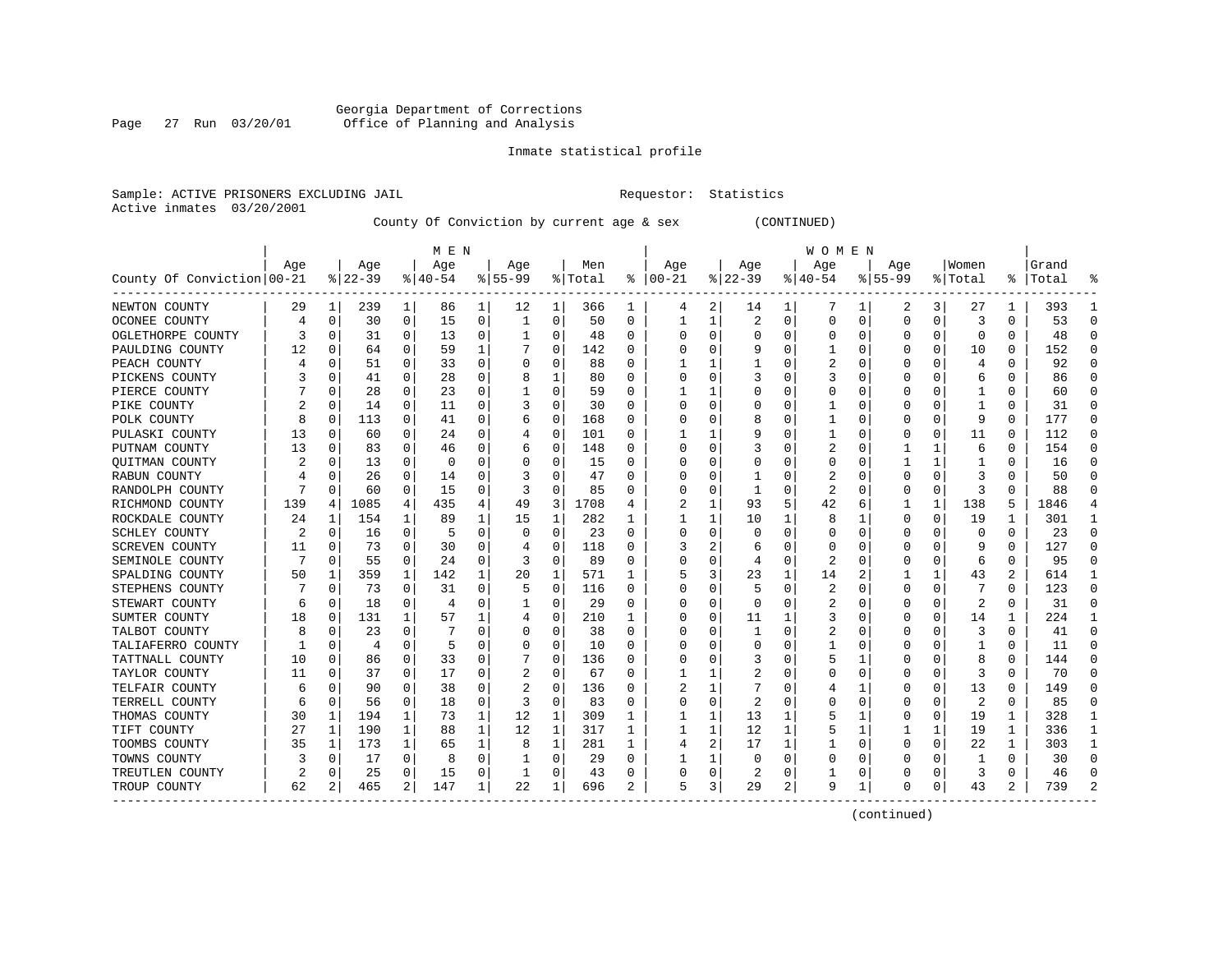Georgia Department of Corrections
Office of Planning and Analysis

Inmate statistical profile

Sample: ACTIVE PRISONERS EXCLUDING JAIL    Requestor: Statistics
Active inmates 03/20/2001

County Of Conviction by current age & sex (CONTINUED)

| County Of Conviction | MEN Age 00-21 | % | Age 22-39 | % | Age 40-54 | % | Age 55-99 | % | Men Total | % | WOMEN Age 00-21 | % | Age 22-39 | % | Age 40-54 | % | Age 55-99 | % | Women Total | % | Grand Total | % |
|---|---|---|---|---|---|---|---|---|---|---|---|---|---|---|---|---|---|---|---|---|---|---|
| NEWTON COUNTY | 29 | 1 | 239 | 1 | 86 | 1 | 12 | 1 | 366 | 1 | 4 | 2 | 14 | 1 | 7 | 1 | 2 | 3 | 27 | 1 | 393 | 1 |
| OCONEE COUNTY | 4 | 0 | 30 | 0 | 15 | 0 | 1 | 0 | 50 | 0 | 1 | 1 | 2 | 0 | 0 | 0 | 0 | 0 | 3 | 0 | 53 | 0 |
| OGLETHORPE COUNTY | 3 | 0 | 31 | 0 | 13 | 0 | 1 | 0 | 48 | 0 | 0 | 0 | 0 | 0 | 0 | 0 | 0 | 0 | 0 | 0 | 48 | 0 |
| PAULDING COUNTY | 12 | 0 | 64 | 0 | 59 | 1 | 7 | 0 | 142 | 0 | 0 | 0 | 9 | 0 | 1 | 0 | 0 | 0 | 10 | 0 | 152 | 0 |
| PEACH COUNTY | 4 | 0 | 51 | 0 | 33 | 0 | 0 | 0 | 88 | 0 | 1 | 1 | 1 | 0 | 2 | 0 | 0 | 0 | 4 | 0 | 92 | 0 |
| PICKENS COUNTY | 3 | 0 | 41 | 0 | 28 | 0 | 8 | 1 | 80 | 0 | 0 | 0 | 3 | 0 | 3 | 0 | 0 | 0 | 6 | 0 | 86 | 0 |
| PIERCE COUNTY | 7 | 0 | 28 | 0 | 23 | 0 | 1 | 0 | 59 | 0 | 1 | 1 | 0 | 0 | 0 | 0 | 0 | 0 | 1 | 0 | 60 | 0 |
| PIKE COUNTY | 2 | 0 | 14 | 0 | 11 | 0 | 3 | 0 | 30 | 0 | 0 | 0 | 0 | 0 | 1 | 0 | 0 | 0 | 1 | 0 | 31 | 0 |
| POLK COUNTY | 8 | 0 | 113 | 0 | 41 | 0 | 6 | 0 | 168 | 0 | 0 | 0 | 8 | 0 | 1 | 0 | 0 | 0 | 9 | 0 | 177 | 0 |
| PULASKI COUNTY | 13 | 0 | 60 | 0 | 24 | 0 | 4 | 0 | 101 | 0 | 1 | 1 | 9 | 0 | 1 | 0 | 0 | 0 | 11 | 0 | 112 | 0 |
| PUTNAM COUNTY | 13 | 0 | 83 | 0 | 46 | 0 | 6 | 0 | 148 | 0 | 0 | 0 | 3 | 0 | 2 | 0 | 1 | 1 | 6 | 0 | 154 | 0 |
| QUITMAN COUNTY | 2 | 0 | 13 | 0 | 0 | 0 | 0 | 0 | 15 | 0 | 0 | 0 | 0 | 0 | 0 | 0 | 1 | 1 | 1 | 0 | 16 | 0 |
| RABUN COUNTY | 4 | 0 | 26 | 0 | 14 | 0 | 3 | 0 | 47 | 0 | 0 | 0 | 1 | 0 | 2 | 0 | 0 | 0 | 3 | 0 | 50 | 0 |
| RANDOLPH COUNTY | 7 | 0 | 60 | 0 | 15 | 0 | 3 | 0 | 85 | 0 | 0 | 0 | 1 | 0 | 2 | 0 | 0 | 0 | 3 | 0 | 88 | 0 |
| RICHMOND COUNTY | 139 | 4 | 1085 | 4 | 435 | 4 | 49 | 3 | 1708 | 4 | 2 | 1 | 93 | 5 | 42 | 6 | 1 | 1 | 138 | 5 | 1846 | 4 |
| ROCKDALE COUNTY | 24 | 1 | 154 | 1 | 89 | 1 | 15 | 1 | 282 | 1 | 1 | 1 | 10 | 1 | 8 | 1 | 0 | 0 | 19 | 1 | 301 | 1 |
| SCHLEY COUNTY | 2 | 0 | 16 | 0 | 5 | 0 | 0 | 0 | 23 | 0 | 0 | 0 | 0 | 0 | 0 | 0 | 0 | 0 | 0 | 0 | 23 | 0 |
| SCREVEN COUNTY | 11 | 0 | 73 | 0 | 30 | 0 | 4 | 0 | 118 | 0 | 3 | 2 | 6 | 0 | 0 | 0 | 0 | 0 | 9 | 0 | 127 | 0 |
| SEMINOLE COUNTY | 7 | 0 | 55 | 0 | 24 | 0 | 3 | 0 | 89 | 0 | 0 | 0 | 4 | 0 | 2 | 0 | 0 | 0 | 6 | 0 | 95 | 0 |
| SPALDING COUNTY | 50 | 1 | 359 | 1 | 142 | 1 | 20 | 1 | 571 | 1 | 5 | 3 | 23 | 1 | 14 | 2 | 1 | 1 | 43 | 2 | 614 | 1 |
| STEPHENS COUNTY | 7 | 0 | 73 | 0 | 31 | 0 | 5 | 0 | 116 | 0 | 0 | 0 | 5 | 0 | 2 | 0 | 0 | 0 | 7 | 0 | 123 | 0 |
| STEWART COUNTY | 6 | 0 | 18 | 0 | 4 | 0 | 1 | 0 | 29 | 0 | 0 | 0 | 0 | 0 | 2 | 0 | 0 | 0 | 2 | 0 | 31 | 0 |
| SUMTER COUNTY | 18 | 0 | 131 | 1 | 57 | 1 | 4 | 0 | 210 | 1 | 0 | 0 | 11 | 1 | 3 | 0 | 0 | 0 | 14 | 1 | 224 | 1 |
| TALBOT COUNTY | 8 | 0 | 23 | 0 | 7 | 0 | 0 | 0 | 38 | 0 | 0 | 0 | 1 | 0 | 2 | 0 | 0 | 0 | 3 | 0 | 41 | 0 |
| TALIAFERRO COUNTY | 1 | 0 | 4 | 0 | 5 | 0 | 0 | 0 | 10 | 0 | 0 | 0 | 0 | 0 | 1 | 0 | 0 | 0 | 1 | 0 | 11 | 0 |
| TATTNALL COUNTY | 10 | 0 | 86 | 0 | 33 | 0 | 7 | 0 | 136 | 0 | 0 | 0 | 3 | 0 | 5 | 1 | 0 | 0 | 8 | 0 | 144 | 0 |
| TAYLOR COUNTY | 11 | 0 | 37 | 0 | 17 | 0 | 2 | 0 | 67 | 0 | 1 | 1 | 2 | 0 | 0 | 0 | 0 | 0 | 3 | 0 | 70 | 0 |
| TELFAIR COUNTY | 6 | 0 | 90 | 0 | 38 | 0 | 2 | 0 | 136 | 0 | 2 | 1 | 7 | 0 | 4 | 1 | 0 | 0 | 13 | 0 | 149 | 0 |
| TERRELL COUNTY | 6 | 0 | 56 | 0 | 18 | 0 | 3 | 0 | 83 | 0 | 0 | 0 | 2 | 0 | 0 | 0 | 0 | 0 | 2 | 0 | 85 | 0 |
| THOMAS COUNTY | 30 | 1 | 194 | 1 | 73 | 1 | 12 | 1 | 309 | 1 | 1 | 1 | 13 | 1 | 5 | 1 | 0 | 0 | 19 | 1 | 328 | 1 |
| TIFT COUNTY | 27 | 1 | 190 | 1 | 88 | 1 | 12 | 1 | 317 | 1 | 1 | 1 | 12 | 1 | 5 | 1 | 1 | 1 | 19 | 1 | 336 | 1 |
| TOOMBS COUNTY | 35 | 1 | 173 | 1 | 65 | 1 | 8 | 1 | 281 | 1 | 4 | 2 | 17 | 1 | 1 | 0 | 0 | 0 | 22 | 1 | 303 | 1 |
| TOWNS COUNTY | 3 | 0 | 17 | 0 | 8 | 0 | 1 | 0 | 29 | 0 | 1 | 1 | 0 | 0 | 0 | 0 | 0 | 0 | 1 | 0 | 30 | 0 |
| TREUTLEN COUNTY | 2 | 0 | 25 | 0 | 15 | 0 | 1 | 0 | 43 | 0 | 0 | 0 | 2 | 0 | 1 | 0 | 0 | 0 | 3 | 0 | 46 | 0 |
| TROUP COUNTY | 62 | 2 | 465 | 2 | 147 | 1 | 22 | 1 | 696 | 2 | 5 | 3 | 29 | 2 | 9 | 1 | 0 | 0 | 43 | 2 | 739 | 2 |

(continued)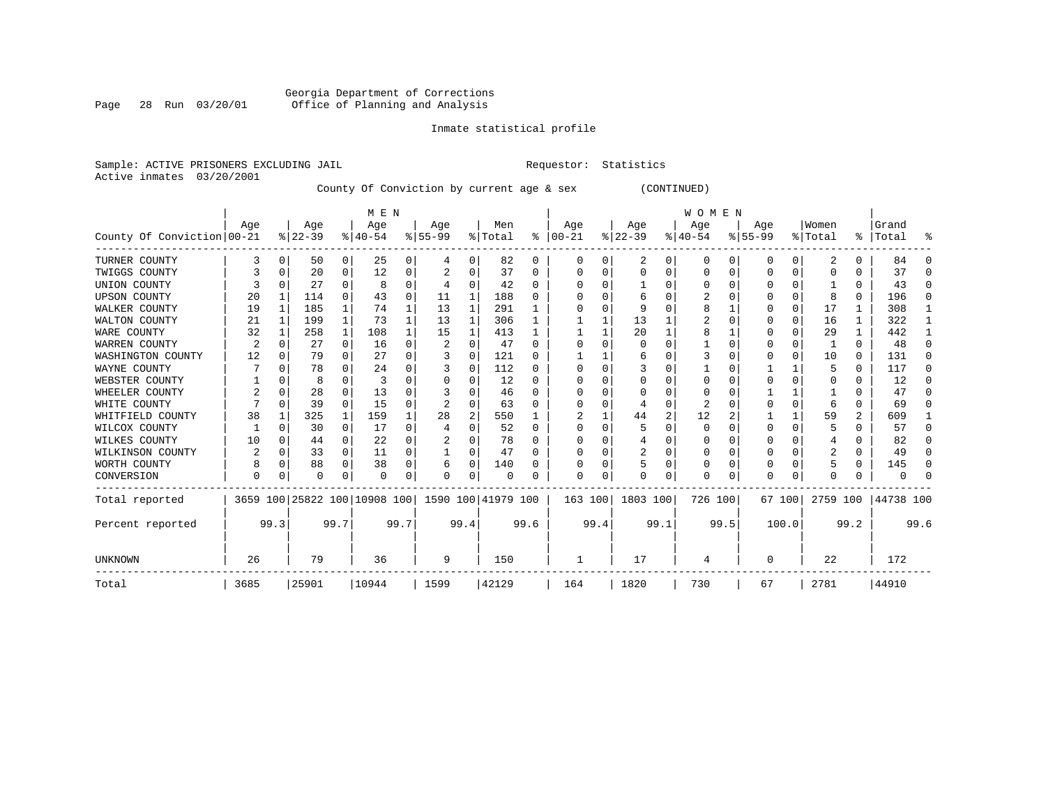Georgia Department of Corrections
Office of Planning and Analysis

Inmate statistical profile

Sample: ACTIVE PRISONERS EXCLUDING JAIL                                  Requestor: Statistics
Active inmates 03/20/2001

County Of Conviction by current age & sex (CONTINUED)

| County Of Conviction | MEN Age 00-21 | % | Age 22-39 | % | Age 40-54 | % | Age 55-99 | % | Men Total | % | WOMEN Age 00-21 | % | Age 22-39 | % | Age 40-54 | % | Age 55-99 | % | Women Total | % | Grand Total | % |
|---|---|---|---|---|---|---|---|---|---|---|---|---|---|---|---|---|---|---|---|---|---|---|
| TURNER COUNTY | 3 | 0 | 50 | 0 | 25 | 0 | 4 | 0 | 82 | 0 | 0 | 0 | 2 | 0 | 0 | 0 | 0 | 0 | 2 | 0 | 84 | 0 |
| TWIGGS COUNTY | 3 | 0 | 20 | 0 | 12 | 0 | 2 | 0 | 37 | 0 | 0 | 0 | 0 | 0 | 0 | 0 | 0 | 0 | 0 | 0 | 37 | 0 |
| UNION COUNTY | 3 | 0 | 27 | 0 | 8 | 0 | 4 | 0 | 42 | 0 | 0 | 0 | 1 | 0 | 0 | 0 | 0 | 0 | 1 | 0 | 43 | 0 |
| UPSON COUNTY | 20 | 1 | 114 | 0 | 43 | 0 | 11 | 1 | 188 | 0 | 0 | 0 | 6 | 0 | 2 | 0 | 0 | 0 | 8 | 0 | 196 | 0 |
| WALKER COUNTY | 19 | 1 | 185 | 1 | 74 | 1 | 13 | 1 | 291 | 1 | 0 | 0 | 9 | 0 | 8 | 1 | 0 | 0 | 17 | 1 | 308 | 1 |
| WALTON COUNTY | 21 | 1 | 199 | 1 | 73 | 1 | 13 | 1 | 306 | 1 | 1 | 1 | 13 | 1 | 2 | 0 | 0 | 0 | 16 | 1 | 322 | 1 |
| WARE COUNTY | 32 | 1 | 258 | 1 | 108 | 1 | 15 | 1 | 413 | 1 | 1 | 1 | 20 | 1 | 8 | 1 | 0 | 0 | 29 | 1 | 442 | 1 |
| WARREN COUNTY | 2 | 0 | 27 | 0 | 16 | 0 | 2 | 0 | 47 | 0 | 0 | 0 | 0 | 0 | 1 | 0 | 0 | 0 | 1 | 0 | 48 | 0 |
| WASHINGTON COUNTY | 12 | 0 | 79 | 0 | 27 | 0 | 3 | 0 | 121 | 0 | 1 | 1 | 6 | 0 | 3 | 0 | 0 | 0 | 10 | 0 | 131 | 0 |
| WAYNE COUNTY | 7 | 0 | 78 | 0 | 24 | 0 | 3 | 0 | 112 | 0 | 0 | 0 | 3 | 0 | 1 | 0 | 1 | 1 | 5 | 0 | 117 | 0 |
| WEBSTER COUNTY | 1 | 0 | 8 | 0 | 3 | 0 | 0 | 0 | 12 | 0 | 0 | 0 | 0 | 0 | 0 | 0 | 0 | 0 | 0 | 0 | 12 | 0 |
| WHEELER COUNTY | 2 | 0 | 28 | 0 | 13 | 0 | 3 | 0 | 46 | 0 | 0 | 0 | 0 | 0 | 0 | 0 | 1 | 1 | 1 | 0 | 47 | 0 |
| WHITE COUNTY | 7 | 0 | 39 | 0 | 15 | 0 | 2 | 0 | 63 | 0 | 0 | 0 | 4 | 0 | 2 | 0 | 0 | 0 | 6 | 0 | 69 | 0 |
| WHITFIELD COUNTY | 38 | 1 | 325 | 1 | 159 | 1 | 28 | 2 | 550 | 1 | 2 | 1 | 44 | 2 | 12 | 2 | 1 | 1 | 59 | 2 | 609 | 1 |
| WILCOX COUNTY | 1 | 0 | 30 | 0 | 17 | 0 | 4 | 0 | 52 | 0 | 0 | 0 | 5 | 0 | 0 | 0 | 0 | 0 | 5 | 0 | 57 | 0 |
| WILKES COUNTY | 10 | 0 | 44 | 0 | 22 | 0 | 2 | 0 | 78 | 0 | 0 | 0 | 4 | 0 | 0 | 0 | 0 | 0 | 4 | 0 | 82 | 0 |
| WILKINSON COUNTY | 2 | 0 | 33 | 0 | 11 | 0 | 1 | 0 | 47 | 0 | 0 | 0 | 2 | 0 | 0 | 0 | 0 | 0 | 2 | 0 | 49 | 0 |
| WORTH COUNTY | 8 | 0 | 88 | 0 | 38 | 0 | 6 | 0 | 140 | 0 | 0 | 0 | 5 | 0 | 0 | 0 | 0 | 0 | 5 | 0 | 145 | 0 |
| CONVERSION | 0 | 0 | 0 | 0 | 0 | 0 | 0 | 0 | 0 | 0 | 0 | 0 | 0 | 0 | 0 | 0 | 0 | 0 | 0 | 0 | 0 | 0 |
| Total reported | 3659 | 100 | 25822 | 100 | 10908 | 100 | 1590 | 100 | 41979 | 100 | 163 | 100 | 1803 | 100 | 726 | 100 | 67 | 100 | 2759 | 100 | 44738 | 100 |
| Percent reported | | 99.3 | | 99.7 | | 99.7 | | 99.4 | | 99.6 | | 99.4 | | 99.1 | | 99.5 | | 100.0 | | 99.2 | | 99.6 |
| UNKNOWN | 26 | | 79 | | 36 | | 9 | | 150 | | 1 | | 17 | | 4 | | 0 | | 22 | | 172 | |
| Total | 3685 | | 25901 | | 10944 | | 1599 | | 42129 | | 164 | | 1820 | | 730 | | 67 | | 2781 | | 44910 | |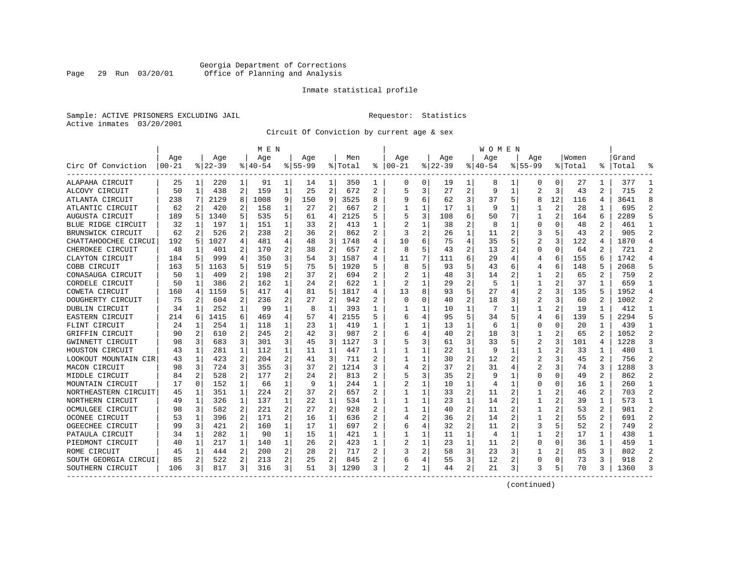Georgia Department of Corrections
Office of Planning and Analysis

Inmate statistical profile

Sample: ACTIVE PRISONERS EXCLUDING JAIL

Requestor: Statistics

Active inmates 03/20/2001

Circuit Of Conviction by current age & sex

| Circ Of Conviction | MEN Age 00-21 | % | Age 22-39 | % | Age 40-54 | % | Age 55-99 | % | Men Total | % | WOMEN Age 00-21 | % | Age 22-39 | % | Age 40-54 | % | Age 55-99 | % | Women Total | % | Grand Total | % |
|---|---|---|---|---|---|---|---|---|---|---|---|---|---|---|---|---|---|---|---|---|---|---|
| ALAPAHA CIRCUIT | 25 | 1 | 220 | 1 | 91 | 1 | 14 | 1 | 350 | 1 | 0 | 0 | 19 | 1 | 8 | 1 | 0 | 0 | 27 | 1 | 377 | 1 |
| ALCOVY CIRCUIT | 50 | 1 | 438 | 2 | 159 | 1 | 25 | 2 | 672 | 2 | 5 | 3 | 27 | 2 | 9 | 1 | 2 | 3 | 43 | 2 | 715 | 2 |
| ATLANTA CIRCUIT | 238 | 7 | 2129 | 8 | 1008 | 9 | 150 | 9 | 3525 | 8 | 9 | 6 | 62 | 3 | 37 | 5 | 8 | 12 | 116 | 4 | 3641 | 8 |
| ATLANTIC CIRCUIT | 62 | 2 | 420 | 2 | 158 | 1 | 27 | 2 | 667 | 2 | 1 | 1 | 17 | 1 | 9 | 1 | 1 | 2 | 28 | 1 | 695 | 2 |
| AUGUSTA CIRCUIT | 189 | 5 | 1340 | 5 | 535 | 5 | 61 | 4 | 2125 | 5 | 5 | 3 | 108 | 6 | 50 | 7 | 1 | 2 | 164 | 6 | 2289 | 5 |
| BLUE RIDGE CIRCUIT | 32 | 1 | 197 | 1 | 151 | 1 | 33 | 2 | 413 | 1 | 2 | 1 | 38 | 2 | 8 | 1 | 0 | 0 | 48 | 2 | 461 | 1 |
| BRUNSWICK CIRCUIT | 62 | 2 | 526 | 2 | 238 | 2 | 36 | 2 | 862 | 2 | 3 | 2 | 26 | 1 | 11 | 2 | 3 | 5 | 43 | 2 | 905 | 2 |
| CHATTAHOOCHEE CIRCUI | 192 | 5 | 1027 | 4 | 481 | 4 | 48 | 3 | 1748 | 4 | 10 | 6 | 75 | 4 | 35 | 5 | 2 | 3 | 122 | 4 | 1870 | 4 |
| CHEROKEE CIRCUIT | 48 | 1 | 401 | 2 | 170 | 2 | 38 | 2 | 657 | 2 | 8 | 5 | 43 | 2 | 13 | 2 | 0 | 0 | 64 | 2 | 721 | 2 |
| CLAYTON CIRCUIT | 184 | 5 | 999 | 4 | 350 | 3 | 54 | 3 | 1587 | 4 | 11 | 7 | 111 | 6 | 29 | 4 | 4 | 6 | 155 | 6 | 1742 | 4 |
| COBB CIRCUIT | 163 | 5 | 1163 | 5 | 519 | 5 | 75 | 5 | 1920 | 5 | 8 | 5 | 93 | 5 | 43 | 6 | 4 | 6 | 148 | 5 | 2068 | 5 |
| CONASAUGA CIRCUIT | 50 | 1 | 409 | 2 | 198 | 2 | 37 | 2 | 694 | 2 | 2 | 1 | 48 | 3 | 14 | 2 | 1 | 2 | 65 | 2 | 759 | 2 |
| CORDELE CIRCUIT | 50 | 1 | 386 | 2 | 162 | 1 | 24 | 2 | 622 | 1 | 2 | 1 | 29 | 2 | 5 | 1 | 1 | 2 | 37 | 1 | 659 | 1 |
| COWETA CIRCUIT | 160 | 4 | 1159 | 5 | 417 | 4 | 81 | 5 | 1817 | 4 | 13 | 8 | 93 | 5 | 27 | 4 | 2 | 3 | 135 | 5 | 1952 | 4 |
| DOUGHERTY CIRCUIT | 75 | 2 | 604 | 2 | 236 | 2 | 27 | 2 | 942 | 2 | 0 | 0 | 40 | 2 | 18 | 3 | 2 | 3 | 60 | 2 | 1002 | 2 |
| DUBLIN CIRCUIT | 34 | 1 | 252 | 1 | 99 | 1 | 8 | 1 | 393 | 1 | 1 | 1 | 10 | 1 | 7 | 1 | 1 | 2 | 19 | 1 | 412 | 1 |
| EASTERN CIRCUIT | 214 | 6 | 1415 | 6 | 469 | 4 | 57 | 4 | 2155 | 5 | 6 | 4 | 95 | 5 | 34 | 5 | 4 | 6 | 139 | 5 | 2294 | 5 |
| FLINT CIRCUIT | 24 | 1 | 254 | 1 | 118 | 1 | 23 | 1 | 419 | 1 | 1 | 1 | 13 | 1 | 6 | 1 | 0 | 0 | 20 | 1 | 439 | 1 |
| GRIFFIN CIRCUIT | 90 | 2 | 610 | 2 | 245 | 2 | 42 | 3 | 987 | 2 | 6 | 4 | 40 | 2 | 18 | 3 | 1 | 2 | 65 | 2 | 1052 | 2 |
| GWINNETT CIRCUIT | 98 | 3 | 683 | 3 | 301 | 3 | 45 | 3 | 1127 | 3 | 5 | 3 | 61 | 3 | 33 | 5 | 2 | 3 | 101 | 4 | 1228 | 3 |
| HOUSTON CIRCUIT | 43 | 1 | 281 | 1 | 112 | 1 | 11 | 1 | 447 | 1 | 1 | 1 | 22 | 1 | 9 | 1 | 1 | 2 | 33 | 1 | 480 | 1 |
| LOOKOUT MOUNTAIN CIR | 43 | 1 | 423 | 2 | 204 | 2 | 41 | 3 | 711 | 2 | 1 | 1 | 30 | 2 | 12 | 2 | 2 | 3 | 45 | 2 | 756 | 2 |
| MACON CIRCUIT | 98 | 3 | 724 | 3 | 355 | 3 | 37 | 2 | 1214 | 3 | 4 | 2 | 37 | 2 | 31 | 4 | 2 | 3 | 74 | 3 | 1288 | 3 |
| MIDDLE CIRCUIT | 84 | 2 | 528 | 2 | 177 | 2 | 24 | 2 | 813 | 2 | 5 | 3 | 35 | 2 | 9 | 1 | 0 | 0 | 49 | 2 | 862 | 2 |
| MOUNTAIN CIRCUIT | 17 | 0 | 152 | 1 | 66 | 1 | 9 | 1 | 244 | 1 | 2 | 1 | 10 | 1 | 4 | 1 | 0 | 0 | 16 | 1 | 260 | 1 |
| NORTHEASTERN CIRCUIT | 45 | 1 | 351 | 1 | 224 | 2 | 37 | 2 | 657 | 2 | 1 | 1 | 33 | 2 | 11 | 2 | 1 | 2 | 46 | 2 | 703 | 2 |
| NORTHERN CIRCUIT | 49 | 1 | 326 | 1 | 137 | 1 | 22 | 1 | 534 | 1 | 1 | 1 | 23 | 1 | 14 | 2 | 1 | 2 | 39 | 1 | 573 | 1 |
| OCMULGEE CIRCUIT | 98 | 3 | 582 | 2 | 221 | 2 | 27 | 2 | 928 | 2 | 1 | 1 | 40 | 2 | 11 | 2 | 1 | 2 | 53 | 2 | 981 | 2 |
| OCONEE CIRCUIT | 53 | 1 | 396 | 2 | 171 | 2 | 16 | 1 | 636 | 2 | 4 | 2 | 36 | 2 | 14 | 2 | 1 | 2 | 55 | 2 | 691 | 2 |
| OGEECHEE CIRCUIT | 99 | 3 | 421 | 2 | 160 | 1 | 17 | 1 | 697 | 2 | 6 | 4 | 32 | 2 | 11 | 2 | 3 | 5 | 52 | 2 | 749 | 2 |
| PATAULA CIRCUIT | 34 | 1 | 282 | 1 | 90 | 1 | 15 | 1 | 421 | 1 | 1 | 1 | 11 | 1 | 4 | 1 | 1 | 2 | 17 | 1 | 438 | 1 |
| PIEDMONT CIRCUIT | 40 | 1 | 217 | 1 | 140 | 1 | 26 | 2 | 423 | 1 | 2 | 1 | 23 | 1 | 11 | 2 | 0 | 0 | 36 | 1 | 459 | 1 |
| ROME CIRCUIT | 45 | 1 | 444 | 2 | 200 | 2 | 28 | 2 | 717 | 2 | 3 | 2 | 58 | 3 | 23 | 3 | 1 | 2 | 85 | 3 | 802 | 2 |
| SOUTH GEORGIA CIRCUI | 85 | 2 | 522 | 2 | 213 | 2 | 25 | 2 | 845 | 2 | 6 | 4 | 55 | 3 | 12 | 2 | 0 | 0 | 73 | 3 | 918 | 2 |
| SOUTHERN CIRCUIT | 106 | 3 | 817 | 3 | 316 | 3 | 51 | 3 | 1290 | 3 | 2 | 1 | 44 | 2 | 21 | 3 | 3 | 5 | 70 | 3 | 1360 | 3 |

(continued)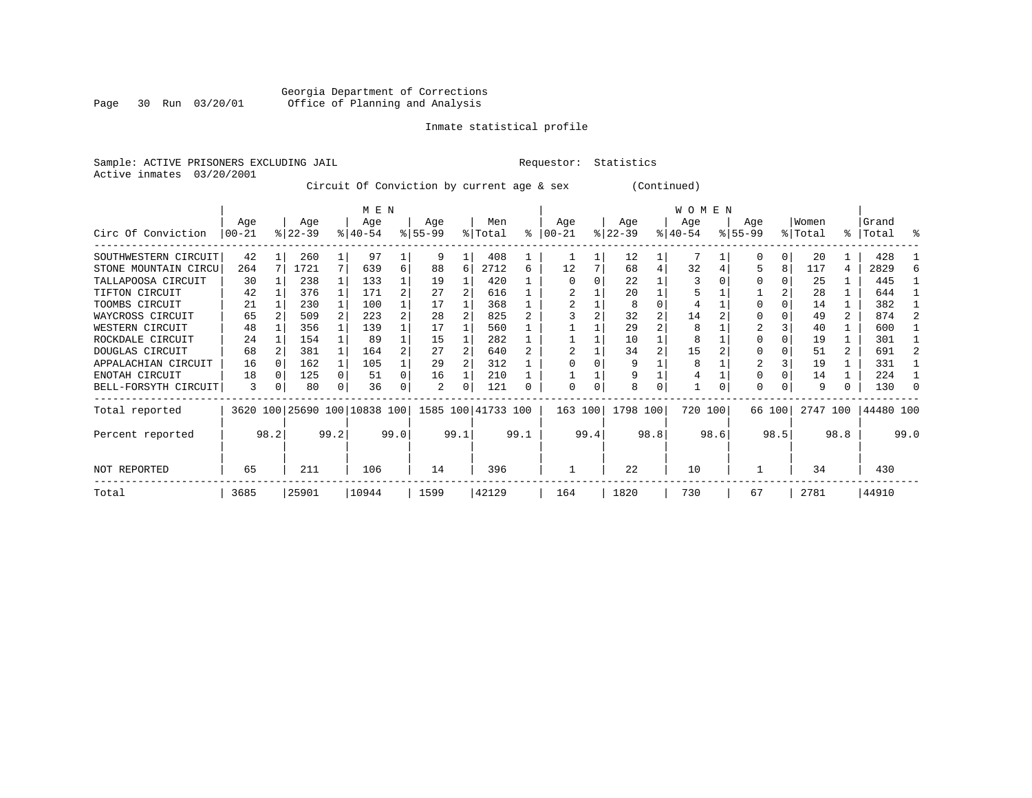Georgia Department of Corrections
Office of Planning and Analysis

Inmate statistical profile

Sample: ACTIVE PRISONERS EXCLUDING JAIL                                   Requestor: Statistics
Active inmates 03/20/2001

Circuit Of Conviction by current age & sex (Continued)

| Circ Of Conviction | MEN Age 00-21 | % | Age 22-39 | % | Age 40-54 | % | Age 55-99 | % | Men Total | % | WOMEN Age 00-21 | % | Age 22-39 | % | Age 40-54 | % | Age 55-99 | % | Women Total | % | Grand Total | % |
|---|---|---|---|---|---|---|---|---|---|---|---|---|---|---|---|---|---|---|---|---|---|---|
| SOUTHWESTERN CIRCUIT | 42 | 1 | 260 | 1 | 97 | 1 | 9 | 1 | 408 | 1 | 1 | 1 | 12 | 1 | 7 | 1 | 0 | 0 | 20 | 1 | 428 | 1 |
| STONE MOUNTAIN CIRCU | 264 | 7 | 1721 | 7 | 639 | 6 | 88 | 6 | 2712 | 6 | 12 | 7 | 68 | 4 | 32 | 4 | 5 | 8 | 117 | 4 | 2829 | 6 |
| TALLAPOOSA CIRCUIT | 30 | 1 | 238 | 1 | 133 | 1 | 19 | 1 | 420 | 1 | 0 | 0 | 22 | 1 | 3 | 0 | 0 | 0 | 25 | 1 | 445 | 1 |
| TIFTON CIRCUIT | 42 | 1 | 376 | 1 | 171 | 2 | 27 | 2 | 616 | 1 | 2 | 1 | 20 | 1 | 5 | 1 | 1 | 2 | 28 | 1 | 644 | 1 |
| TOOMBS CIRCUIT | 21 | 1 | 230 | 1 | 100 | 1 | 17 | 1 | 368 | 1 | 2 | 1 | 8 | 0 | 4 | 1 | 0 | 0 | 14 | 1 | 382 | 1 |
| WAYCROSS CIRCUIT | 65 | 2 | 509 | 2 | 223 | 2 | 28 | 2 | 825 | 2 | 3 | 2 | 32 | 2 | 14 | 2 | 0 | 0 | 49 | 2 | 874 | 2 |
| WESTERN CIRCUIT | 48 | 1 | 356 | 1 | 139 | 1 | 17 | 1 | 560 | 1 | 1 | 1 | 29 | 2 | 8 | 1 | 2 | 3 | 40 | 1 | 600 | 1 |
| ROCKDALE CIRCUIT | 24 | 1 | 154 | 1 | 89 | 1 | 15 | 1 | 282 | 1 | 1 | 1 | 10 | 1 | 8 | 1 | 0 | 0 | 19 | 1 | 301 | 1 |
| DOUGLAS CIRCUIT | 68 | 2 | 381 | 1 | 164 | 2 | 27 | 2 | 640 | 2 | 2 | 1 | 34 | 2 | 15 | 2 | 0 | 0 | 51 | 2 | 691 | 2 |
| APPALACHIAN CIRCUIT | 16 | 0 | 162 | 1 | 105 | 1 | 29 | 2 | 312 | 1 | 0 | 0 | 9 | 1 | 8 | 1 | 2 | 3 | 19 | 1 | 331 | 1 |
| ENOTAH CIRCUIT | 18 | 0 | 125 | 0 | 51 | 0 | 16 | 1 | 210 | 1 | 1 | 1 | 9 | 1 | 4 | 1 | 0 | 0 | 14 | 1 | 224 | 1 |
| BELL-FORSYTH CIRCUIT | 3 | 0 | 80 | 0 | 36 | 0 | 2 | 0 | 121 | 0 | 0 | 0 | 8 | 0 | 1 | 0 | 0 | 0 | 9 | 0 | 130 | 0 |
| Total reported | 3620 | 100 | 25690 | 100 | 10838 | 100 | 1585 | 100 | 41733 | 100 | 163 | 100 | 1798 | 100 | 720 | 100 | 66 | 100 | 2747 | 100 | 44480 | 100 |
| Percent reported | | 98.2 | | 99.2 | | 99.0 | | 99.1 | | 99.1 | | 99.4 | | 98.8 | | 98.6 | | 98.5 | | 98.8 | | 99.0 |
| NOT REPORTED | 65 | | 211 | | 106 | | 14 | | 396 | | 1 | | 22 | | 10 | | 1 | | 34 | | 430 | |
| Total | 3685 | | 25901 | | 10944 | | 1599 | | 42129 | | 164 | | 1820 | | 730 | | 67 | | 2781 | | 44910 | |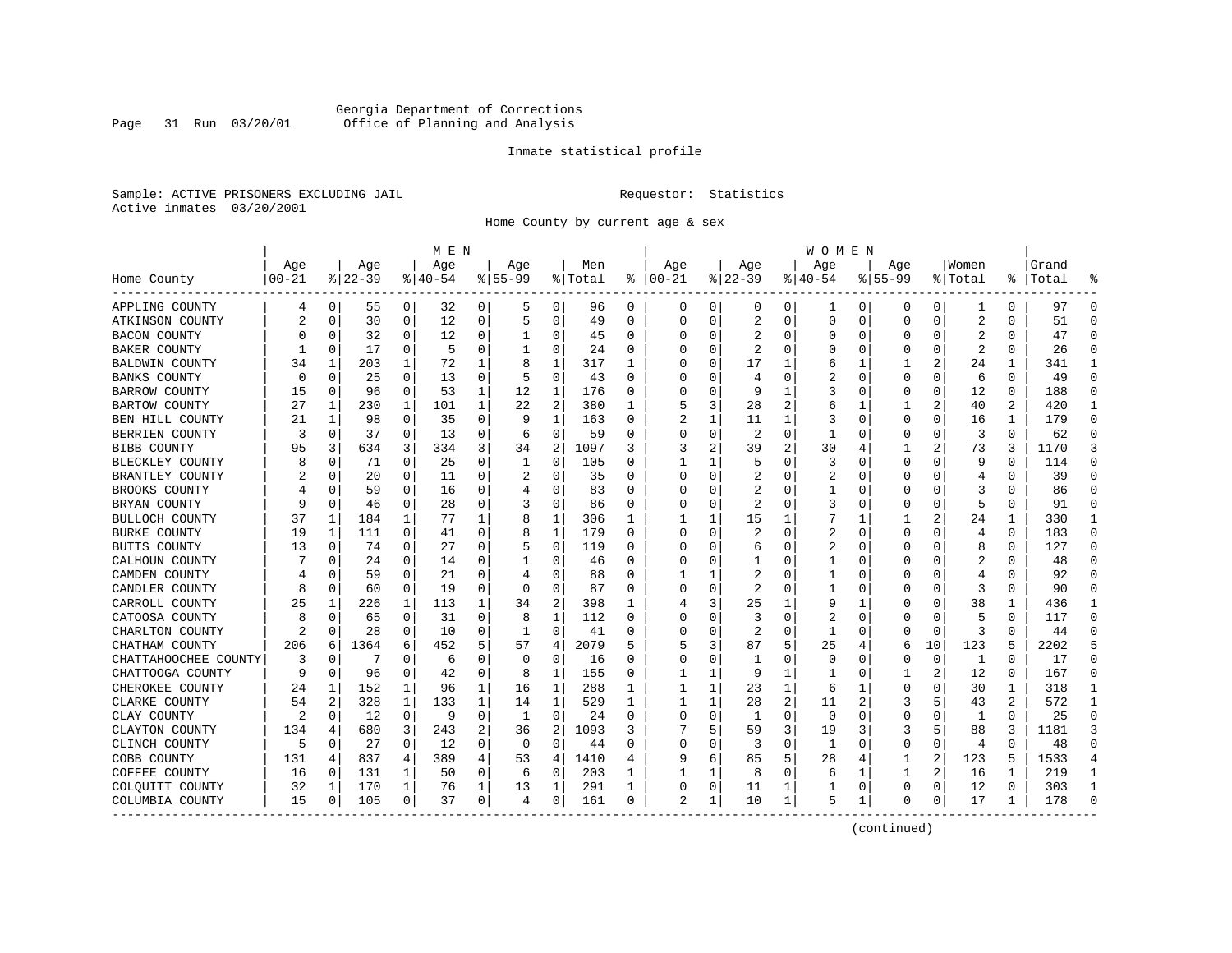Georgia Department of Corrections
Office of Planning and Analysis

Inmate statistical profile

Sample: ACTIVE PRISONERS EXCLUDING JAIL    Requestor: Statistics
Active inmates 03/20/2001

Home County by current age & sex

| Home County | MEN Age 00-21 | % | Age 22-39 | % | Age 40-54 | % | Age 55-99 | % | Men Total | % | WOMEN Age 00-21 | % | Age 22-39 | % | Age 40-54 | % | Age 55-99 | % | Women Total | % | Grand Total | % |
|---|---|---|---|---|---|---|---|---|---|---|---|---|---|---|---|---|---|---|---|---|---|---|
| APPLING COUNTY | 4 | 0 | 55 | 0 | 32 | 0 | 5 | 0 | 96 | 0 | 0 | 0 | 0 | 0 | 1 | 0 | 0 | 0 | 1 | 0 | 97 | 0 |
| ATKINSON COUNTY | 2 | 0 | 30 | 0 | 12 | 0 | 5 | 0 | 49 | 0 | 0 | 0 | 2 | 0 | 0 | 0 | 0 | 0 | 2 | 0 | 51 | 0 |
| BACON COUNTY | 0 | 0 | 32 | 0 | 12 | 0 | 1 | 0 | 45 | 0 | 0 | 0 | 2 | 0 | 0 | 0 | 0 | 0 | 2 | 0 | 47 | 0 |
| BAKER COUNTY | 1 | 0 | 17 | 0 | 5 | 0 | 1 | 0 | 24 | 0 | 0 | 0 | 2 | 0 | 0 | 0 | 0 | 0 | 2 | 0 | 26 | 0 |
| BALDWIN COUNTY | 34 | 1 | 203 | 1 | 72 | 1 | 8 | 1 | 317 | 1 | 0 | 0 | 17 | 1 | 6 | 1 | 1 | 2 | 24 | 1 | 341 | 1 |
| BANKS COUNTY | 0 | 0 | 25 | 0 | 13 | 0 | 5 | 0 | 43 | 0 | 0 | 0 | 4 | 0 | 2 | 0 | 0 | 0 | 6 | 0 | 49 | 0 |
| BARROW COUNTY | 15 | 0 | 96 | 0 | 53 | 1 | 12 | 1 | 176 | 0 | 0 | 0 | 9 | 1 | 3 | 0 | 0 | 0 | 12 | 0 | 188 | 0 |
| BARTOW COUNTY | 27 | 1 | 230 | 1 | 101 | 1 | 22 | 2 | 380 | 1 | 5 | 3 | 28 | 2 | 6 | 1 | 1 | 2 | 40 | 2 | 420 | 1 |
| BEN HILL COUNTY | 21 | 1 | 98 | 0 | 35 | 0 | 9 | 1 | 163 | 0 | 2 | 1 | 11 | 1 | 3 | 0 | 0 | 0 | 16 | 1 | 179 | 0 |
| BERRIEN COUNTY | 3 | 0 | 37 | 0 | 13 | 0 | 6 | 0 | 59 | 0 | 0 | 0 | 2 | 0 | 1 | 0 | 0 | 0 | 3 | 0 | 62 | 0 |
| BIBB COUNTY | 95 | 3 | 634 | 3 | 334 | 3 | 34 | 2 | 1097 | 3 | 3 | 2 | 39 | 2 | 30 | 4 | 1 | 2 | 73 | 3 | 1170 | 3 |
| BLECKLEY COUNTY | 8 | 0 | 71 | 0 | 25 | 0 | 1 | 0 | 105 | 0 | 1 | 1 | 5 | 0 | 3 | 0 | 0 | 0 | 9 | 0 | 114 | 0 |
| BRANTLEY COUNTY | 2 | 0 | 20 | 0 | 11 | 0 | 2 | 0 | 35 | 0 | 0 | 0 | 2 | 0 | 2 | 0 | 0 | 0 | 4 | 0 | 39 | 0 |
| BROOKS COUNTY | 4 | 0 | 59 | 0 | 16 | 0 | 4 | 0 | 83 | 0 | 0 | 0 | 2 | 0 | 1 | 0 | 0 | 0 | 3 | 0 | 86 | 0 |
| BRYAN COUNTY | 9 | 0 | 46 | 0 | 28 | 0 | 3 | 0 | 86 | 0 | 0 | 0 | 2 | 0 | 3 | 0 | 0 | 0 | 5 | 0 | 91 | 0 |
| BULLOCH COUNTY | 37 | 1 | 184 | 1 | 77 | 1 | 8 | 1 | 306 | 1 | 1 | 1 | 15 | 1 | 7 | 1 | 1 | 2 | 24 | 1 | 330 | 1 |
| BURKE COUNTY | 19 | 1 | 111 | 0 | 41 | 0 | 8 | 1 | 179 | 0 | 0 | 0 | 2 | 0 | 2 | 0 | 0 | 0 | 4 | 0 | 183 | 0 |
| BUTTS COUNTY | 13 | 0 | 74 | 0 | 27 | 0 | 5 | 0 | 119 | 0 | 0 | 0 | 6 | 0 | 2 | 0 | 0 | 0 | 8 | 0 | 127 | 0 |
| CALHOUN COUNTY | 7 | 0 | 24 | 0 | 14 | 0 | 1 | 0 | 46 | 0 | 0 | 0 | 1 | 0 | 1 | 0 | 0 | 0 | 2 | 0 | 48 | 0 |
| CAMDEN COUNTY | 4 | 0 | 59 | 0 | 21 | 0 | 4 | 0 | 88 | 0 | 1 | 1 | 2 | 0 | 1 | 0 | 0 | 0 | 4 | 0 | 92 | 0 |
| CANDLER COUNTY | 8 | 0 | 60 | 0 | 19 | 0 | 0 | 0 | 87 | 0 | 0 | 0 | 2 | 0 | 1 | 0 | 0 | 0 | 3 | 0 | 90 | 0 |
| CARROLL COUNTY | 25 | 1 | 226 | 1 | 113 | 1 | 34 | 2 | 398 | 1 | 4 | 3 | 25 | 1 | 9 | 1 | 0 | 0 | 38 | 1 | 436 | 1 |
| CATOOSA COUNTY | 8 | 0 | 65 | 0 | 31 | 0 | 8 | 1 | 112 | 0 | 0 | 0 | 3 | 0 | 2 | 0 | 0 | 0 | 5 | 0 | 117 | 0 |
| CHARLTON COUNTY | 2 | 0 | 28 | 0 | 10 | 0 | 1 | 0 | 41 | 0 | 0 | 0 | 2 | 0 | 1 | 0 | 0 | 0 | 3 | 0 | 44 | 0 |
| CHATHAM COUNTY | 206 | 6 | 1364 | 6 | 452 | 5 | 57 | 4 | 2079 | 5 | 5 | 3 | 87 | 5 | 25 | 4 | 6 | 10 | 123 | 5 | 2202 | 5 |
| CHATTAHOOCHEE COUNTY | 3 | 0 | 7 | 0 | 6 | 0 | 0 | 0 | 16 | 0 | 0 | 0 | 1 | 0 | 0 | 0 | 0 | 0 | 1 | 0 | 17 | 0 |
| CHATTOOGA COUNTY | 9 | 0 | 96 | 0 | 42 | 0 | 8 | 1 | 155 | 0 | 1 | 1 | 9 | 1 | 1 | 0 | 1 | 2 | 12 | 0 | 167 | 0 |
| CHEROKEE COUNTY | 24 | 1 | 152 | 1 | 96 | 1 | 16 | 1 | 288 | 1 | 1 | 1 | 23 | 1 | 6 | 1 | 0 | 0 | 30 | 1 | 318 | 1 |
| CLARKE COUNTY | 54 | 2 | 328 | 1 | 133 | 1 | 14 | 1 | 529 | 1 | 1 | 1 | 28 | 2 | 11 | 2 | 3 | 5 | 43 | 2 | 572 | 1 |
| CLAY COUNTY | 2 | 0 | 12 | 0 | 9 | 0 | 1 | 0 | 24 | 0 | 0 | 0 | 1 | 0 | 0 | 0 | 0 | 0 | 1 | 0 | 25 | 0 |
| CLAYTON COUNTY | 134 | 4 | 680 | 3 | 243 | 2 | 36 | 2 | 1093 | 3 | 7 | 5 | 59 | 3 | 19 | 3 | 3 | 5 | 88 | 3 | 1181 | 3 |
| CLINCH COUNTY | 5 | 0 | 27 | 0 | 12 | 0 | 0 | 0 | 44 | 0 | 0 | 0 | 3 | 0 | 1 | 0 | 0 | 0 | 4 | 0 | 48 | 0 |
| COBB COUNTY | 131 | 4 | 837 | 4 | 389 | 4 | 53 | 4 | 1410 | 4 | 9 | 6 | 85 | 5 | 28 | 4 | 1 | 2 | 123 | 5 | 1533 | 4 |
| COFFEE COUNTY | 16 | 0 | 131 | 1 | 50 | 0 | 6 | 0 | 203 | 1 | 1 | 1 | 8 | 0 | 6 | 1 | 1 | 2 | 16 | 1 | 219 | 1 |
| COLQUITT COUNTY | 32 | 1 | 170 | 1 | 76 | 1 | 13 | 1 | 291 | 1 | 0 | 0 | 11 | 1 | 1 | 0 | 0 | 0 | 12 | 0 | 303 | 1 |
| COLUMBIA COUNTY | 15 | 0 | 105 | 0 | 37 | 0 | 4 | 0 | 161 | 0 | 2 | 1 | 10 | 1 | 5 | 1 | 0 | 0 | 17 | 1 | 178 | 0 |

(continued)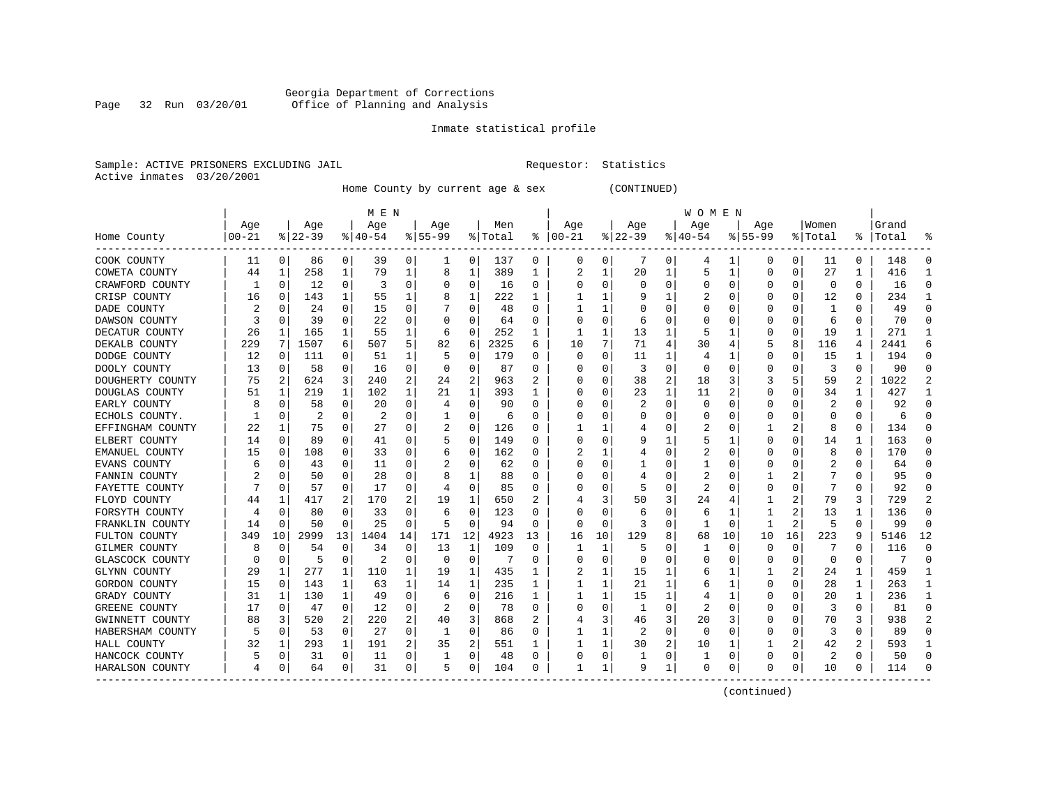Georgia Department of Corrections
Office of Planning and Analysis

Inmate statistical profile

Sample: ACTIVE PRISONERS EXCLUDING JAIL    Requestor: Statistics
Active inmates 03/20/2001

Home County by current age & sex (CONTINUED)

| Home County | MEN Age 00-21 | % | Age 22-39 | % | Age 40-54 | % | Age 55-99 | % | Men Total | % | WOMEN Age 00-21 | % | Age 22-39 | % | Age 40-54 | % | Age 55-99 | % | Women Total | % | Grand Total | % |
|---|---|---|---|---|---|---|---|---|---|---|---|---|---|---|---|---|---|---|---|---|---|---|
| COOK COUNTY | 11 | 0 | 86 | 0 | 39 | 0 | 1 | 0 | 137 | 0 | 0 | 0 | 7 | 0 | 4 | 1 | 0 | 0 | 11 | 0 | 148 | 0 |
| COWETA COUNTY | 44 | 1 | 258 | 1 | 79 | 1 | 8 | 1 | 389 | 1 | 2 | 1 | 20 | 1 | 5 | 1 | 0 | 0 | 27 | 1 | 416 | 1 |
| CRAWFORD COUNTY | 1 | 0 | 12 | 0 | 3 | 0 | 0 | 0 | 16 | 0 | 0 | 0 | 0 | 0 | 0 | 0 | 0 | 0 | 0 | 0 | 16 | 0 |
| CRISP COUNTY | 16 | 0 | 143 | 1 | 55 | 1 | 8 | 1 | 222 | 1 | 1 | 1 | 9 | 1 | 2 | 0 | 0 | 0 | 12 | 0 | 234 | 1 |
| DADE COUNTY | 2 | 0 | 24 | 0 | 15 | 0 | 7 | 0 | 48 | 0 | 1 | 1 | 0 | 0 | 0 | 0 | 0 | 0 | 1 | 0 | 49 | 0 |
| DAWSON COUNTY | 3 | 0 | 39 | 0 | 22 | 0 | 0 | 0 | 64 | 0 | 0 | 0 | 6 | 0 | 0 | 0 | 0 | 0 | 6 | 0 | 70 | 0 |
| DECATUR COUNTY | 26 | 1 | 165 | 1 | 55 | 1 | 6 | 0 | 252 | 1 | 1 | 1 | 13 | 1 | 5 | 1 | 0 | 0 | 19 | 1 | 271 | 1 |
| DEKALB COUNTY | 229 | 7 | 1507 | 6 | 507 | 5 | 82 | 6 | 2325 | 6 | 10 | 7 | 71 | 4 | 30 | 4 | 5 | 8 | 116 | 4 | 2441 | 6 |
| DODGE COUNTY | 12 | 0 | 111 | 0 | 51 | 1 | 5 | 0 | 179 | 0 | 0 | 0 | 11 | 1 | 4 | 1 | 0 | 0 | 15 | 1 | 194 | 0 |
| DOOLY COUNTY | 13 | 0 | 58 | 0 | 16 | 0 | 0 | 0 | 87 | 0 | 0 | 0 | 3 | 0 | 0 | 0 | 0 | 0 | 3 | 0 | 90 | 0 |
| DOUGHERTY COUNTY | 75 | 2 | 624 | 3 | 240 | 2 | 24 | 2 | 963 | 2 | 0 | 0 | 38 | 2 | 18 | 3 | 3 | 5 | 59 | 2 | 1022 | 2 |
| DOUGLAS COUNTY | 51 | 1 | 219 | 1 | 102 | 1 | 21 | 1 | 393 | 1 | 0 | 0 | 23 | 1 | 11 | 2 | 0 | 0 | 34 | 1 | 427 | 1 |
| EARLY COUNTY | 8 | 0 | 58 | 0 | 20 | 0 | 4 | 0 | 90 | 0 | 0 | 0 | 2 | 0 | 0 | 0 | 0 | 0 | 2 | 0 | 92 | 0 |
| ECHOLS COUNTY. | 1 | 0 | 2 | 0 | 2 | 0 | 1 | 0 | 6 | 0 | 0 | 0 | 0 | 0 | 0 | 0 | 0 | 0 | 0 | 0 | 6 | 0 |
| EFFINGHAM COUNTY | 22 | 1 | 75 | 0 | 27 | 0 | 2 | 0 | 126 | 0 | 1 | 1 | 4 | 0 | 2 | 0 | 1 | 2 | 8 | 0 | 134 | 0 |
| ELBERT COUNTY | 14 | 0 | 89 | 0 | 41 | 0 | 5 | 0 | 149 | 0 | 0 | 0 | 9 | 1 | 5 | 1 | 0 | 0 | 14 | 1 | 163 | 0 |
| EMANUEL COUNTY | 15 | 0 | 108 | 0 | 33 | 0 | 6 | 0 | 162 | 0 | 2 | 1 | 4 | 0 | 2 | 0 | 0 | 0 | 8 | 0 | 170 | 0 |
| EVANS COUNTY | 6 | 0 | 43 | 0 | 11 | 0 | 2 | 0 | 62 | 0 | 0 | 0 | 1 | 0 | 1 | 0 | 0 | 0 | 2 | 0 | 64 | 0 |
| FANNIN COUNTY | 2 | 0 | 50 | 0 | 28 | 0 | 8 | 1 | 88 | 0 | 0 | 0 | 4 | 0 | 2 | 0 | 1 | 2 | 7 | 0 | 95 | 0 |
| FAYETTE COUNTY | 7 | 0 | 57 | 0 | 17 | 0 | 4 | 0 | 85 | 0 | 0 | 0 | 5 | 0 | 2 | 0 | 0 | 0 | 7 | 0 | 92 | 0 |
| FLOYD COUNTY | 44 | 1 | 417 | 2 | 170 | 2 | 19 | 1 | 650 | 2 | 4 | 3 | 50 | 3 | 24 | 4 | 1 | 2 | 79 | 3 | 729 | 2 |
| FORSYTH COUNTY | 4 | 0 | 80 | 0 | 33 | 0 | 6 | 0 | 123 | 0 | 0 | 0 | 6 | 0 | 6 | 1 | 1 | 2 | 13 | 1 | 136 | 0 |
| FRANKLIN COUNTY | 14 | 0 | 50 | 0 | 25 | 0 | 5 | 0 | 94 | 0 | 0 | 0 | 3 | 0 | 1 | 0 | 1 | 2 | 5 | 0 | 99 | 0 |
| FULTON COUNTY | 349 | 10 | 2999 | 13 | 1404 | 14 | 171 | 12 | 4923 | 13 | 16 | 10 | 129 | 8 | 68 | 10 | 10 | 16 | 223 | 9 | 5146 | 12 |
| GILMER COUNTY | 8 | 0 | 54 | 0 | 34 | 0 | 13 | 1 | 109 | 0 | 1 | 1 | 5 | 0 | 1 | 0 | 0 | 0 | 7 | 0 | 116 | 0 |
| GLASCOCK COUNTY | 0 | 0 | 5 | 0 | 2 | 0 | 0 | 0 | 7 | 0 | 0 | 0 | 0 | 0 | 0 | 0 | 0 | 0 | 0 | 0 | 7 | 0 |
| GLYNN COUNTY | 29 | 1 | 277 | 1 | 110 | 1 | 19 | 1 | 435 | 1 | 2 | 1 | 15 | 1 | 6 | 1 | 1 | 2 | 24 | 1 | 459 | 1 |
| GORDON COUNTY | 15 | 0 | 143 | 1 | 63 | 1 | 14 | 1 | 235 | 1 | 1 | 1 | 21 | 1 | 6 | 1 | 0 | 0 | 28 | 1 | 263 | 1 |
| GRADY COUNTY | 31 | 1 | 130 | 1 | 49 | 0 | 6 | 0 | 216 | 1 | 1 | 1 | 15 | 1 | 4 | 1 | 0 | 0 | 20 | 1 | 236 | 1 |
| GREENE COUNTY | 17 | 0 | 47 | 0 | 12 | 0 | 2 | 0 | 78 | 0 | 0 | 0 | 1 | 0 | 2 | 0 | 0 | 0 | 3 | 0 | 81 | 0 |
| GWINNETT COUNTY | 88 | 3 | 520 | 2 | 220 | 2 | 40 | 3 | 868 | 2 | 4 | 3 | 46 | 3 | 20 | 3 | 0 | 0 | 70 | 3 | 938 | 2 |
| HABERSHAM COUNTY | 5 | 0 | 53 | 0 | 27 | 0 | 1 | 0 | 86 | 0 | 1 | 1 | 2 | 0 | 0 | 0 | 0 | 0 | 3 | 0 | 89 | 0 |
| HALL COUNTY | 32 | 1 | 293 | 1 | 191 | 2 | 35 | 2 | 551 | 1 | 1 | 1 | 30 | 2 | 10 | 1 | 1 | 2 | 42 | 2 | 593 | 1 |
| HANCOCK COUNTY | 5 | 0 | 31 | 0 | 11 | 0 | 1 | 0 | 48 | 0 | 0 | 0 | 1 | 0 | 1 | 0 | 0 | 0 | 2 | 0 | 50 | 0 |
| HARALSON COUNTY | 4 | 0 | 64 | 0 | 31 | 0 | 5 | 0 | 104 | 0 | 1 | 1 | 9 | 1 | 0 | 0 | 0 | 0 | 10 | 0 | 114 | 0 |

(continued)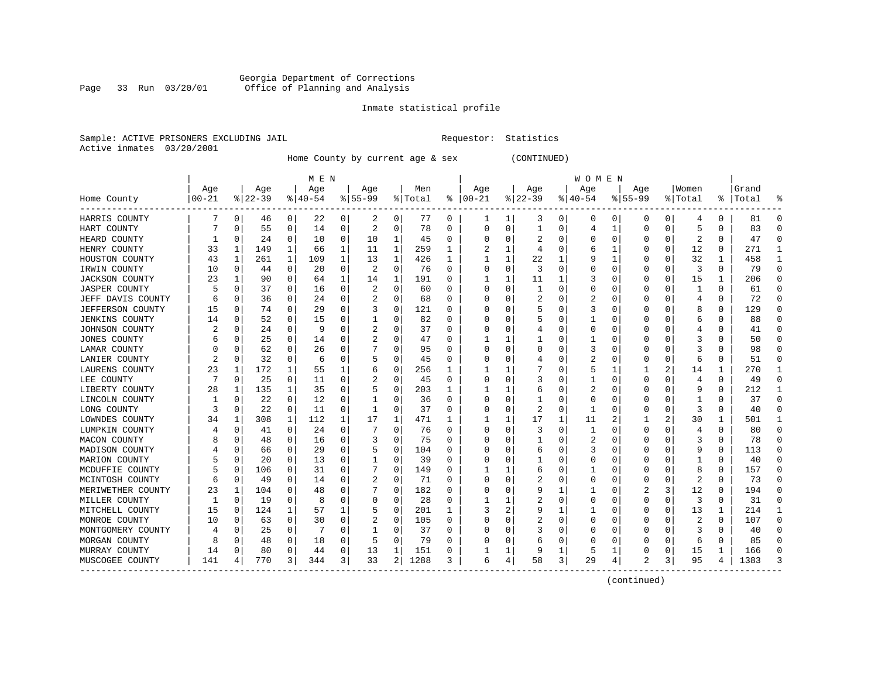Georgia Department of Corrections
Office of Planning and Analysis

Inmate statistical profile

Sample: ACTIVE PRISONERS EXCLUDING JAIL
Requestor: Statistics
Active inmates 03/20/2001

Home County by current age & sex (CONTINUED)

| Home County | MEN Age 00-21 | % | Age 22-39 | % | Age 40-54 | % | Age 55-99 | % | Men Total | % | WOMEN Age 00-21 | % | Age 22-39 | % | Age 40-54 | % | Age 55-99 | % | Women Total | % | Grand Total | % |
|---|---|---|---|---|---|---|---|---|---|---|---|---|---|---|---|---|---|---|---|---|---|---|
| HARRIS COUNTY | 7 | 0 | 46 | 0 | 22 | 0 | 2 | 0 | 77 | 0 | 1 | 1 | 3 | 0 | 0 | 0 | 0 | 0 | 4 | 0 | 81 | 0 |
| HART COUNTY | 7 | 0 | 55 | 0 | 14 | 0 | 2 | 0 | 78 | 0 | 0 | 0 | 1 | 0 | 4 | 1 | 0 | 0 | 5 | 0 | 83 | 0 |
| HEARD COUNTY | 1 | 0 | 24 | 0 | 10 | 0 | 10 | 1 | 45 | 0 | 0 | 0 | 2 | 0 | 0 | 0 | 0 | 0 | 2 | 0 | 47 | 0 |
| HENRY COUNTY | 33 | 1 | 149 | 1 | 66 | 1 | 11 | 1 | 259 | 1 | 2 | 1 | 4 | 0 | 6 | 1 | 0 | 0 | 12 | 0 | 271 | 1 |
| HOUSTON COUNTY | 43 | 1 | 261 | 1 | 109 | 1 | 13 | 1 | 426 | 1 | 1 | 1 | 22 | 1 | 9 | 1 | 0 | 0 | 32 | 1 | 458 | 1 |
| IRWIN COUNTY | 10 | 0 | 44 | 0 | 20 | 0 | 2 | 0 | 76 | 0 | 0 | 0 | 3 | 0 | 0 | 0 | 0 | 0 | 3 | 0 | 79 | 0 |
| JACKSON COUNTY | 23 | 1 | 90 | 0 | 64 | 1 | 14 | 1 | 191 | 0 | 1 | 1 | 11 | 1 | 3 | 0 | 0 | 0 | 15 | 1 | 206 | 0 |
| JASPER COUNTY | 5 | 0 | 37 | 0 | 16 | 0 | 2 | 0 | 60 | 0 | 0 | 0 | 1 | 0 | 0 | 0 | 0 | 0 | 1 | 0 | 61 | 0 |
| JEFF DAVIS COUNTY | 6 | 0 | 36 | 0 | 24 | 0 | 2 | 0 | 68 | 0 | 0 | 0 | 2 | 0 | 2 | 0 | 0 | 0 | 4 | 0 | 72 | 0 |
| JEFFERSON COUNTY | 15 | 0 | 74 | 0 | 29 | 0 | 3 | 0 | 121 | 0 | 0 | 0 | 5 | 0 | 3 | 0 | 0 | 0 | 8 | 0 | 129 | 0 |
| JENKINS COUNTY | 14 | 0 | 52 | 0 | 15 | 0 | 1 | 0 | 82 | 0 | 0 | 0 | 5 | 0 | 1 | 0 | 0 | 0 | 6 | 0 | 88 | 0 |
| JOHNSON COUNTY | 2 | 0 | 24 | 0 | 9 | 0 | 2 | 0 | 37 | 0 | 0 | 0 | 4 | 0 | 0 | 0 | 0 | 0 | 4 | 0 | 41 | 0 |
| JONES COUNTY | 6 | 0 | 25 | 0 | 14 | 0 | 2 | 0 | 47 | 0 | 1 | 1 | 1 | 0 | 1 | 0 | 0 | 0 | 3 | 0 | 50 | 0 |
| LAMAR COUNTY | 0 | 0 | 62 | 0 | 26 | 0 | 7 | 0 | 95 | 0 | 0 | 0 | 0 | 0 | 3 | 0 | 0 | 0 | 3 | 0 | 98 | 0 |
| LANIER COUNTY | 2 | 0 | 32 | 0 | 6 | 0 | 5 | 0 | 45 | 0 | 0 | 0 | 4 | 0 | 2 | 0 | 0 | 0 | 6 | 0 | 51 | 0 |
| LAURENS COUNTY | 23 | 1 | 172 | 1 | 55 | 1 | 6 | 0 | 256 | 1 | 1 | 1 | 7 | 0 | 5 | 1 | 1 | 2 | 14 | 1 | 270 | 1 |
| LEE COUNTY | 7 | 0 | 25 | 0 | 11 | 0 | 2 | 0 | 45 | 0 | 0 | 0 | 3 | 0 | 1 | 0 | 0 | 0 | 4 | 0 | 49 | 0 |
| LIBERTY COUNTY | 28 | 1 | 135 | 1 | 35 | 0 | 5 | 0 | 203 | 1 | 1 | 1 | 6 | 0 | 2 | 0 | 0 | 0 | 9 | 0 | 212 | 1 |
| LINCOLN COUNTY | 1 | 0 | 22 | 0 | 12 | 0 | 1 | 0 | 36 | 0 | 0 | 0 | 1 | 0 | 0 | 0 | 0 | 0 | 1 | 0 | 37 | 0 |
| LONG COUNTY | 3 | 0 | 22 | 0 | 11 | 0 | 1 | 0 | 37 | 0 | 0 | 0 | 2 | 0 | 1 | 0 | 0 | 0 | 3 | 0 | 40 | 0 |
| LOWNDES COUNTY | 34 | 1 | 308 | 1 | 112 | 1 | 17 | 1 | 471 | 1 | 1 | 1 | 17 | 1 | 11 | 2 | 1 | 2 | 30 | 1 | 501 | 1 |
| LUMPKIN COUNTY | 4 | 0 | 41 | 0 | 24 | 0 | 7 | 0 | 76 | 0 | 0 | 0 | 3 | 0 | 1 | 0 | 0 | 0 | 4 | 0 | 80 | 0 |
| MACON COUNTY | 8 | 0 | 48 | 0 | 16 | 0 | 3 | 0 | 75 | 0 | 0 | 0 | 1 | 0 | 2 | 0 | 0 | 0 | 3 | 0 | 78 | 0 |
| MADISON COUNTY | 4 | 0 | 66 | 0 | 29 | 0 | 5 | 0 | 104 | 0 | 0 | 0 | 6 | 0 | 3 | 0 | 0 | 0 | 9 | 0 | 113 | 0 |
| MARION COUNTY | 5 | 0 | 20 | 0 | 13 | 0 | 1 | 0 | 39 | 0 | 0 | 0 | 1 | 0 | 0 | 0 | 0 | 0 | 1 | 0 | 40 | 0 |
| MCDUFFIE COUNTY | 5 | 0 | 106 | 0 | 31 | 0 | 7 | 0 | 149 | 0 | 1 | 1 | 6 | 0 | 1 | 0 | 0 | 0 | 8 | 0 | 157 | 0 |
| MCINTOSH COUNTY | 6 | 0 | 49 | 0 | 14 | 0 | 2 | 0 | 71 | 0 | 0 | 0 | 2 | 0 | 0 | 0 | 0 | 0 | 2 | 0 | 73 | 0 |
| MERIWETHER COUNTY | 23 | 1 | 104 | 0 | 48 | 0 | 7 | 0 | 182 | 0 | 0 | 0 | 9 | 1 | 1 | 0 | 2 | 3 | 12 | 0 | 194 | 0 |
| MILLER COUNTY | 1 | 0 | 19 | 0 | 8 | 0 | 0 | 0 | 28 | 0 | 1 | 1 | 2 | 0 | 0 | 0 | 0 | 0 | 3 | 0 | 31 | 0 |
| MITCHELL COUNTY | 15 | 0 | 124 | 1 | 57 | 1 | 5 | 0 | 201 | 1 | 3 | 2 | 9 | 1 | 1 | 0 | 0 | 0 | 13 | 1 | 214 | 1 |
| MONROE COUNTY | 10 | 0 | 63 | 0 | 30 | 0 | 2 | 0 | 105 | 0 | 0 | 0 | 2 | 0 | 0 | 0 | 0 | 0 | 2 | 0 | 107 | 0 |
| MONTGOMERY COUNTY | 4 | 0 | 25 | 0 | 7 | 0 | 1 | 0 | 37 | 0 | 0 | 0 | 3 | 0 | 0 | 0 | 0 | 0 | 3 | 0 | 40 | 0 |
| MORGAN COUNTY | 8 | 0 | 48 | 0 | 18 | 0 | 5 | 0 | 79 | 0 | 0 | 0 | 6 | 0 | 0 | 0 | 0 | 0 | 6 | 0 | 85 | 0 |
| MURRAY COUNTY | 14 | 0 | 80 | 0 | 44 | 0 | 13 | 1 | 151 | 0 | 1 | 1 | 9 | 1 | 5 | 1 | 0 | 0 | 15 | 1 | 166 | 0 |
| MUSCOGEE COUNTY | 141 | 4 | 770 | 3 | 344 | 3 | 33 | 2 | 1288 | 3 | 6 | 4 | 58 | 3 | 29 | 4 | 2 | 3 | 95 | 4 | 1383 | 3 |

(continued)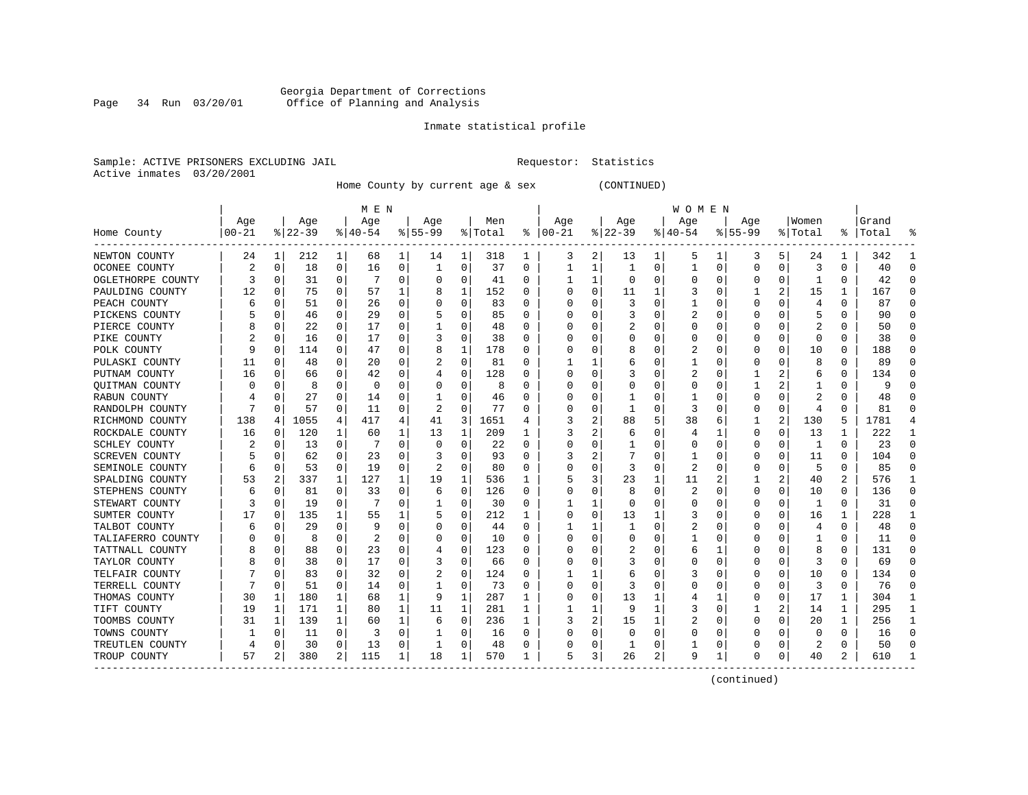Georgia Department of Corrections
Office of Planning and Analysis

Inmate statistical profile

Sample: ACTIVE PRISONERS EXCLUDING JAIL    Requestor: Statistics
Active inmates 03/20/2001

Home County by current age & sex (CONTINUED)

| Home County | MEN Age 00-21 | % | Age 22-39 | % | Age 40-54 | % | Age 55-99 | % | Men Total | % | WOMEN Age 00-21 | % | Age 22-39 | % | Age 40-54 | % | Age 55-99 | % | Women Total | % | Grand Total | % |
|---|---|---|---|---|---|---|---|---|---|---|---|---|---|---|---|---|---|---|---|---|---|---|
| NEWTON COUNTY | 24 | 1 | 212 | 1 | 68 | 1 | 14 | 1 | 318 | 1 | 3 | 2 | 13 | 1 | 5 | 1 | 3 | 5 | 24 | 1 | 342 | 1 |
| OCONEE COUNTY | 2 | 0 | 18 | 0 | 16 | 0 | 1 | 0 | 37 | 0 | 1 | 1 | 1 | 0 | 1 | 0 | 0 | 0 | 3 | 0 | 40 | 0 |
| OGLETHORPE COUNTY | 3 | 0 | 31 | 0 | 7 | 0 | 0 | 0 | 41 | 0 | 1 | 1 | 0 | 0 | 0 | 0 | 0 | 0 | 1 | 0 | 42 | 0 |
| PAULDING COUNTY | 12 | 0 | 75 | 0 | 57 | 1 | 8 | 1 | 152 | 0 | 0 | 0 | 11 | 1 | 3 | 0 | 1 | 2 | 15 | 1 | 167 | 0 |
| PEACH COUNTY | 6 | 0 | 51 | 0 | 26 | 0 | 0 | 0 | 83 | 0 | 0 | 0 | 3 | 0 | 1 | 0 | 0 | 0 | 4 | 0 | 87 | 0 |
| PICKENS COUNTY | 5 | 0 | 46 | 0 | 29 | 0 | 5 | 0 | 85 | 0 | 0 | 0 | 3 | 0 | 2 | 0 | 0 | 0 | 5 | 0 | 90 | 0 |
| PIERCE COUNTY | 8 | 0 | 22 | 0 | 17 | 0 | 1 | 0 | 48 | 0 | 0 | 0 | 2 | 0 | 0 | 0 | 0 | 0 | 2 | 0 | 50 | 0 |
| PIKE COUNTY | 2 | 0 | 16 | 0 | 17 | 0 | 3 | 0 | 38 | 0 | 0 | 0 | 0 | 0 | 0 | 0 | 0 | 0 | 0 | 0 | 38 | 0 |
| POLK COUNTY | 9 | 0 | 114 | 0 | 47 | 0 | 8 | 1 | 178 | 0 | 0 | 0 | 8 | 0 | 2 | 0 | 0 | 0 | 10 | 0 | 188 | 0 |
| PULASKI COUNTY | 11 | 0 | 48 | 0 | 20 | 0 | 2 | 0 | 81 | 0 | 1 | 1 | 6 | 0 | 1 | 0 | 0 | 0 | 8 | 0 | 89 | 0 |
| PUTNAM COUNTY | 16 | 0 | 66 | 0 | 42 | 0 | 4 | 0 | 128 | 0 | 0 | 0 | 3 | 0 | 2 | 0 | 1 | 2 | 6 | 0 | 134 | 0 |
| QUITMAN COUNTY | 0 | 0 | 8 | 0 | 0 | 0 | 0 | 0 | 8 | 0 | 0 | 0 | 0 | 0 | 0 | 0 | 1 | 2 | 1 | 0 | 9 | 0 |
| RABUN COUNTY | 4 | 0 | 27 | 0 | 14 | 0 | 1 | 0 | 46 | 0 | 0 | 0 | 1 | 0 | 1 | 0 | 0 | 0 | 2 | 0 | 48 | 0 |
| RANDOLPH COUNTY | 7 | 0 | 57 | 0 | 11 | 0 | 2 | 0 | 77 | 0 | 0 | 0 | 1 | 0 | 3 | 0 | 0 | 0 | 4 | 0 | 81 | 0 |
| RICHMOND COUNTY | 138 | 4 | 1055 | 4 | 417 | 4 | 41 | 3 | 1651 | 4 | 3 | 2 | 88 | 5 | 38 | 6 | 1 | 2 | 130 | 5 | 1781 | 4 |
| ROCKDALE COUNTY | 16 | 0 | 120 | 1 | 60 | 1 | 13 | 1 | 209 | 1 | 3 | 2 | 6 | 0 | 4 | 1 | 0 | 0 | 13 | 1 | 222 | 1 |
| SCHLEY COUNTY | 2 | 0 | 13 | 0 | 7 | 0 | 0 | 0 | 22 | 0 | 0 | 0 | 1 | 0 | 0 | 0 | 0 | 0 | 1 | 0 | 23 | 0 |
| SCREVEN COUNTY | 5 | 0 | 62 | 0 | 23 | 0 | 3 | 0 | 93 | 0 | 3 | 2 | 7 | 0 | 1 | 0 | 0 | 0 | 11 | 0 | 104 | 0 |
| SEMINOLE COUNTY | 6 | 0 | 53 | 0 | 19 | 0 | 2 | 0 | 80 | 0 | 0 | 0 | 3 | 0 | 2 | 0 | 0 | 0 | 5 | 0 | 85 | 0 |
| SPALDING COUNTY | 53 | 2 | 337 | 1 | 127 | 1 | 19 | 1 | 536 | 1 | 5 | 3 | 23 | 1 | 11 | 2 | 1 | 2 | 40 | 2 | 576 | 1 |
| STEPHENS COUNTY | 6 | 0 | 81 | 0 | 33 | 0 | 6 | 0 | 126 | 0 | 0 | 0 | 8 | 0 | 2 | 0 | 0 | 0 | 10 | 0 | 136 | 0 |
| STEWART COUNTY | 3 | 0 | 19 | 0 | 7 | 0 | 1 | 0 | 30 | 0 | 1 | 1 | 0 | 0 | 0 | 0 | 0 | 0 | 1 | 0 | 31 | 0 |
| SUMTER COUNTY | 17 | 0 | 135 | 1 | 55 | 1 | 5 | 0 | 212 | 1 | 0 | 0 | 13 | 1 | 3 | 0 | 0 | 0 | 16 | 1 | 228 | 1 |
| TALBOT COUNTY | 6 | 0 | 29 | 0 | 9 | 0 | 0 | 0 | 44 | 0 | 1 | 1 | 1 | 0 | 2 | 0 | 0 | 0 | 4 | 0 | 48 | 0 |
| TALIAFERRO COUNTY | 0 | 0 | 8 | 0 | 2 | 0 | 0 | 0 | 10 | 0 | 0 | 0 | 0 | 0 | 1 | 0 | 0 | 0 | 1 | 0 | 11 | 0 |
| TATTNALL COUNTY | 8 | 0 | 88 | 0 | 23 | 0 | 4 | 0 | 123 | 0 | 0 | 0 | 2 | 0 | 6 | 1 | 0 | 0 | 8 | 0 | 131 | 0 |
| TAYLOR COUNTY | 8 | 0 | 38 | 0 | 17 | 0 | 3 | 0 | 66 | 0 | 0 | 0 | 3 | 0 | 0 | 0 | 0 | 0 | 3 | 0 | 69 | 0 |
| TELFAIR COUNTY | 7 | 0 | 83 | 0 | 32 | 0 | 2 | 0 | 124 | 0 | 1 | 1 | 6 | 0 | 3 | 0 | 0 | 0 | 10 | 0 | 134 | 0 |
| TERRELL COUNTY | 7 | 0 | 51 | 0 | 14 | 0 | 1 | 0 | 73 | 0 | 0 | 0 | 3 | 0 | 0 | 0 | 0 | 0 | 3 | 0 | 76 | 0 |
| THOMAS COUNTY | 30 | 1 | 180 | 1 | 68 | 1 | 9 | 1 | 287 | 1 | 0 | 0 | 13 | 1 | 4 | 1 | 0 | 0 | 17 | 1 | 304 | 1 |
| TIFT COUNTY | 19 | 1 | 171 | 1 | 80 | 1 | 11 | 1 | 281 | 1 | 1 | 1 | 9 | 1 | 3 | 0 | 1 | 2 | 14 | 1 | 295 | 1 |
| TOOMBS COUNTY | 31 | 1 | 139 | 1 | 60 | 1 | 6 | 0 | 236 | 1 | 3 | 2 | 15 | 1 | 2 | 0 | 0 | 0 | 20 | 1 | 256 | 1 |
| TOWNS COUNTY | 1 | 0 | 11 | 0 | 3 | 0 | 1 | 0 | 16 | 0 | 0 | 0 | 0 | 0 | 0 | 0 | 0 | 0 | 0 | 0 | 16 | 0 |
| TREUTLEN COUNTY | 4 | 0 | 30 | 0 | 13 | 0 | 1 | 0 | 48 | 0 | 0 | 0 | 1 | 0 | 1 | 0 | 0 | 0 | 2 | 0 | 50 | 0 |
| TROUP COUNTY | 57 | 2 | 380 | 2 | 115 | 1 | 18 | 1 | 570 | 1 | 5 | 3 | 26 | 2 | 9 | 1 | 0 | 0 | 40 | 2 | 610 | 1 |

(continued)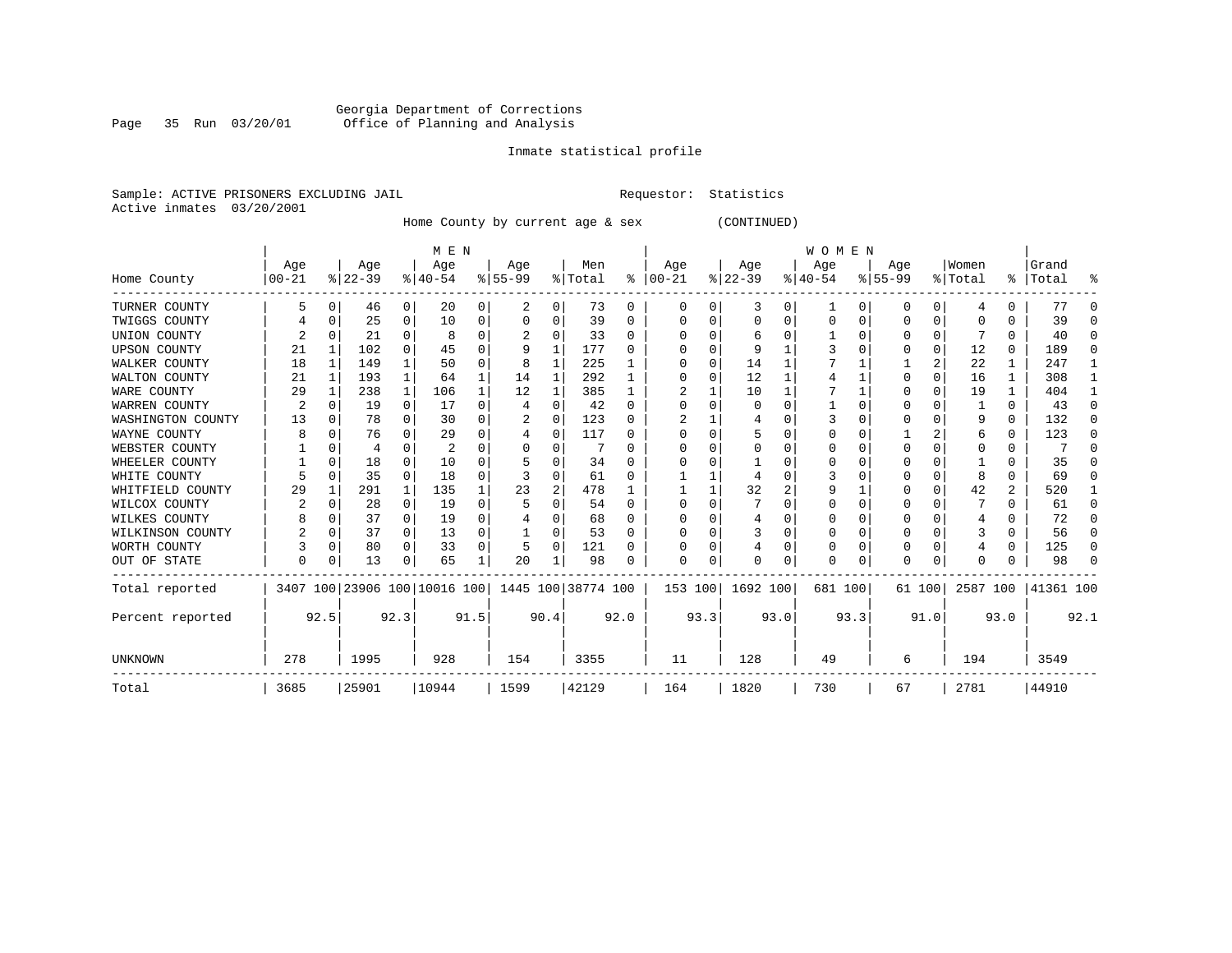Georgia Department of Corrections
Office of Planning and Analysis

Inmate statistical profile

Sample: ACTIVE PRISONERS EXCLUDING JAIL                Requestor: Statistics
Active inmates 03/20/2001

Home County by current age & sex (CONTINUED)

| Home County | MEN Age 00-21 | % | Age 22-39 | % | Age 40-54 | % | Age 55-99 | % | Men Total | % | WOMEN Age 00-21 | % | Age 22-39 | % | Age 40-54 | % | Age 55-99 | % | Women Total | % | Grand Total | % |
|---|---|---|---|---|---|---|---|---|---|---|---|---|---|---|---|---|---|---|---|---|---|---|
| TURNER COUNTY | 5 | 0 | 46 | 0 | 20 | 0 | 2 | 0 | 73 | 0 | 0 | 0 | 3 | 0 | 1 | 0 | 0 | 0 | 4 | 0 | 77 | 0 |
| TWIGGS COUNTY | 4 | 0 | 25 | 0 | 10 | 0 | 0 | 0 | 39 | 0 | 0 | 0 | 0 | 0 | 0 | 0 | 0 | 0 | 0 | 0 | 39 | 0 |
| UNION COUNTY | 2 | 0 | 21 | 0 | 8 | 0 | 2 | 0 | 33 | 0 | 0 | 0 | 6 | 0 | 1 | 0 | 0 | 0 | 7 | 0 | 40 | 0 |
| UPSON COUNTY | 21 | 1 | 102 | 0 | 45 | 0 | 9 | 1 | 177 | 0 | 0 | 0 | 9 | 1 | 3 | 0 | 0 | 0 | 12 | 0 | 189 | 0 |
| WALKER COUNTY | 18 | 1 | 149 | 1 | 50 | 0 | 8 | 1 | 225 | 1 | 0 | 0 | 14 | 1 | 7 | 1 | 1 | 2 | 22 | 1 | 247 | 1 |
| WALTON COUNTY | 21 | 1 | 193 | 1 | 64 | 1 | 14 | 1 | 292 | 1 | 0 | 0 | 12 | 1 | 4 | 1 | 0 | 0 | 16 | 1 | 308 | 1 |
| WARE COUNTY | 29 | 1 | 238 | 1 | 106 | 1 | 12 | 1 | 385 | 1 | 2 | 1 | 10 | 1 | 7 | 1 | 0 | 0 | 19 | 1 | 404 | 1 |
| WARREN COUNTY | 2 | 0 | 19 | 0 | 17 | 0 | 4 | 0 | 42 | 0 | 0 | 0 | 0 | 0 | 1 | 0 | 0 | 0 | 1 | 0 | 43 | 0 |
| WASHINGTON COUNTY | 13 | 0 | 78 | 0 | 30 | 0 | 2 | 0 | 123 | 0 | 2 | 1 | 4 | 0 | 3 | 0 | 0 | 0 | 9 | 0 | 132 | 0 |
| WAYNE COUNTY | 8 | 0 | 76 | 0 | 29 | 0 | 4 | 0 | 117 | 0 | 0 | 0 | 5 | 0 | 0 | 0 | 1 | 2 | 6 | 0 | 123 | 0 |
| WEBSTER COUNTY | 1 | 0 | 4 | 0 | 2 | 0 | 0 | 0 | 7 | 0 | 0 | 0 | 0 | 0 | 0 | 0 | 0 | 0 | 0 | 0 | 7 | 0 |
| WHEELER COUNTY | 1 | 0 | 18 | 0 | 10 | 0 | 5 | 0 | 34 | 0 | 0 | 0 | 1 | 0 | 0 | 0 | 0 | 0 | 1 | 0 | 35 | 0 |
| WHITE COUNTY | 5 | 0 | 35 | 0 | 18 | 0 | 3 | 0 | 61 | 0 | 1 | 1 | 4 | 0 | 3 | 0 | 0 | 0 | 8 | 0 | 69 | 0 |
| WHITFIELD COUNTY | 29 | 1 | 291 | 1 | 135 | 1 | 23 | 2 | 478 | 1 | 1 | 1 | 32 | 2 | 9 | 1 | 0 | 0 | 42 | 2 | 520 | 1 |
| WILCOX COUNTY | 2 | 0 | 28 | 0 | 19 | 0 | 5 | 0 | 54 | 0 | 0 | 0 | 7 | 0 | 0 | 0 | 0 | 0 | 7 | 0 | 61 | 0 |
| WILKES COUNTY | 8 | 0 | 37 | 0 | 19 | 0 | 4 | 0 | 68 | 0 | 0 | 0 | 4 | 0 | 0 | 0 | 0 | 0 | 4 | 0 | 72 | 0 |
| WILKINSON COUNTY | 2 | 0 | 37 | 0 | 13 | 0 | 1 | 0 | 53 | 0 | 0 | 0 | 3 | 0 | 0 | 0 | 0 | 0 | 3 | 0 | 56 | 0 |
| WORTH COUNTY | 3 | 0 | 80 | 0 | 33 | 0 | 5 | 0 | 121 | 0 | 0 | 0 | 4 | 0 | 0 | 0 | 0 | 0 | 4 | 0 | 125 | 0 |
| OUT OF STATE | 0 | 0 | 13 | 0 | 65 | 1 | 20 | 1 | 98 | 0 | 0 | 0 | 0 | 0 | 0 | 0 | 0 | 0 | 0 | 0 | 98 | 0 |
| Total reported | 3407 | 100 | 23906 | 100 | 10016 | 100 | 1445 | 100 | 38774 | 100 | 153 | 100 | 1692 | 100 | 681 | 100 | 61 | 100 | 2587 | 100 | 41361 | 100 |
| Percent reported | | 92.5 | | 92.3 | | 91.5 | | 90.4 | | 92.0 | | 93.3 | | 93.0 | | 93.3 | | 91.0 | | 93.0 | | 92.1 |
| UNKNOWN | 278 | | 1995 | | 928 | | 154 | | 3355 | | 11 | | 128 | | 49 | | 6 | | 194 | | 3549 | |
| Total | 3685 | | 25901 | | 10944 | | 1599 | | 42129 | | 164 | | 1820 | | 730 | | 67 | | 2781 | | 44910 | |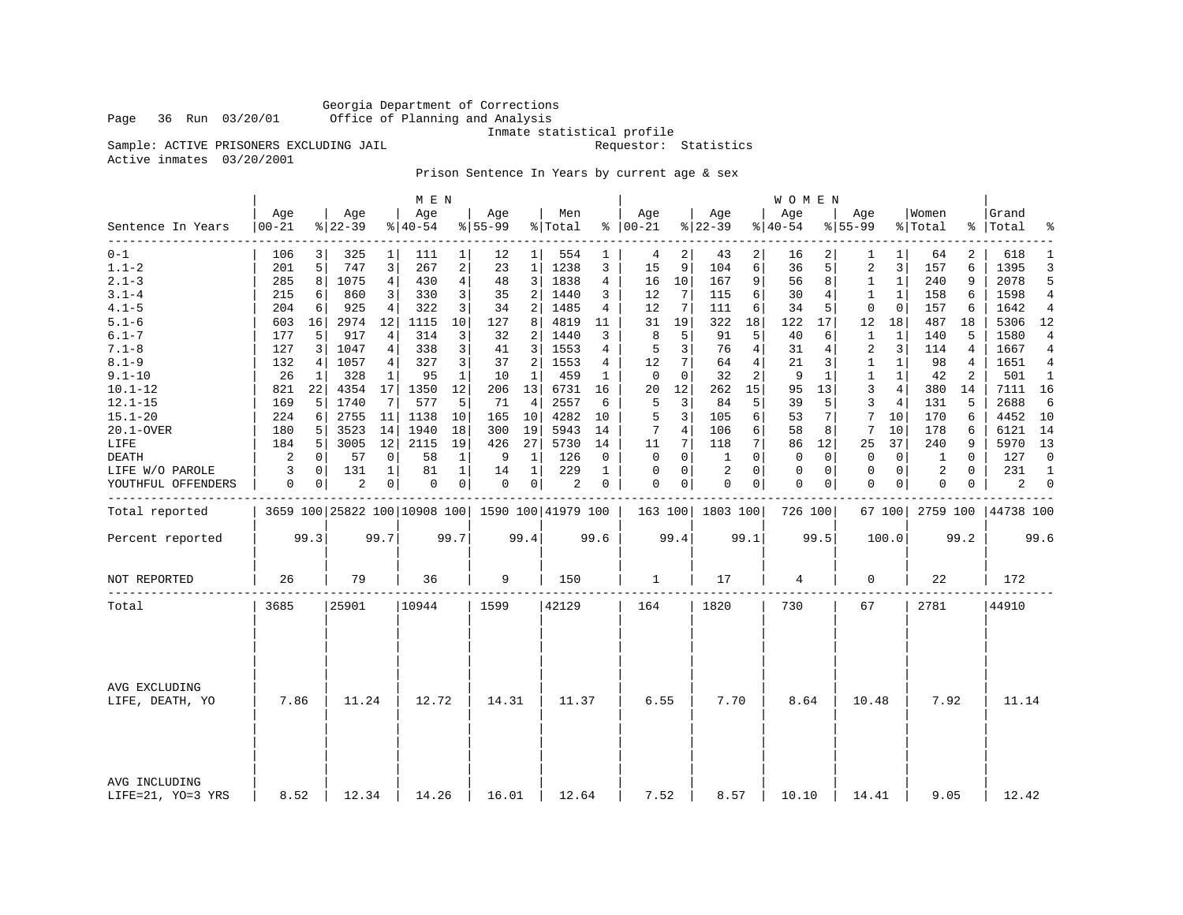Georgia Department of Corrections
Office of Planning and Analysis
Inmate statistical profile

Sample: ACTIVE PRISONERS EXCLUDING JAIL — Requestor: Statistics
Active inmates 03/20/2001

Prison Sentence In Years by current age & sex

| | MEN | | | | | | | | | | WOMEN | | | | | | | | | | | |
|---|---|---|---|---|---|---|---|---|---|---|---|---|---|---|---|---|---|---|---|---|---|---|
| Sentence In Years | Age 00-21 | % | Age 22-39 | % | Age 40-54 | % | Age 55-99 | % | Men Total | % | Age 00-21 | % | Age 22-39 | % | Age 40-54 | % | Age 55-99 | % | Women Total | % | Grand Total | % |
| 0-1 | 106 | 3 | 325 | 1 | 111 | 1 | 12 | 1 | 554 | 1 | 4 | 2 | 43 | 2 | 16 | 2 | 1 | 1 | 64 | 2 | 618 | 1 |
| 1.1-2 | 201 | 5 | 747 | 3 | 267 | 2 | 23 | 1 | 1238 | 3 | 15 | 9 | 104 | 6 | 36 | 5 | 2 | 3 | 157 | 6 | 1395 | 3 |
| 2.1-3 | 285 | 8 | 1075 | 4 | 430 | 4 | 48 | 3 | 1838 | 4 | 16 | 10 | 167 | 9 | 56 | 8 | 1 | 1 | 240 | 9 | 2078 | 5 |
| 3.1-4 | 215 | 6 | 860 | 3 | 330 | 3 | 35 | 2 | 1440 | 3 | 12 | 7 | 115 | 6 | 30 | 4 | 1 | 1 | 158 | 6 | 1598 | 4 |
| 4.1-5 | 204 | 6 | 925 | 4 | 322 | 3 | 34 | 2 | 1485 | 4 | 12 | 7 | 111 | 6 | 34 | 5 | 0 | 0 | 157 | 6 | 1642 | 4 |
| 5.1-6 | 603 | 16 | 2974 | 12 | 1115 | 10 | 127 | 8 | 4819 | 11 | 31 | 19 | 322 | 18 | 122 | 17 | 12 | 18 | 487 | 18 | 5306 | 12 |
| 6.1-7 | 177 | 5 | 917 | 4 | 314 | 3 | 32 | 2 | 1440 | 3 | 8 | 5 | 91 | 5 | 40 | 6 | 1 | 1 | 140 | 5 | 1580 | 4 |
| 7.1-8 | 127 | 3 | 1047 | 4 | 338 | 3 | 41 | 3 | 1553 | 4 | 5 | 3 | 76 | 4 | 31 | 4 | 2 | 3 | 114 | 4 | 1667 | 4 |
| 8.1-9 | 132 | 4 | 1057 | 4 | 327 | 3 | 37 | 2 | 1553 | 4 | 12 | 7 | 64 | 4 | 21 | 3 | 1 | 1 | 98 | 4 | 1651 | 4 |
| 9.1-10 | 26 | 1 | 328 | 1 | 95 | 1 | 10 | 1 | 459 | 1 | 0 | 0 | 32 | 2 | 9 | 1 | 1 | 1 | 42 | 2 | 501 | 1 |
| 10.1-12 | 821 | 22 | 4354 | 17 | 1350 | 12 | 206 | 13 | 6731 | 16 | 20 | 12 | 262 | 15 | 95 | 13 | 3 | 4 | 380 | 14 | 7111 | 16 |
| 12.1-15 | 169 | 5 | 1740 | 7 | 577 | 5 | 71 | 4 | 2557 | 6 | 5 | 3 | 84 | 5 | 39 | 5 | 3 | 4 | 131 | 5 | 2688 | 6 |
| 15.1-20 | 224 | 6 | 2755 | 11 | 1138 | 10 | 165 | 10 | 4282 | 10 | 5 | 3 | 105 | 6 | 53 | 7 | 7 | 10 | 170 | 6 | 4452 | 10 |
| 20.1-OVER | 180 | 5 | 3523 | 14 | 1940 | 18 | 300 | 19 | 5943 | 14 | 7 | 4 | 106 | 6 | 58 | 8 | 7 | 10 | 178 | 6 | 6121 | 14 |
| LIFE | 184 | 5 | 3005 | 12 | 2115 | 19 | 426 | 27 | 5730 | 14 | 11 | 7 | 118 | 7 | 86 | 12 | 25 | 37 | 240 | 9 | 5970 | 13 |
| DEATH | 2 | 0 | 57 | 0 | 58 | 1 | 9 | 1 | 126 | 0 | 0 | 0 | 1 | 0 | 0 | 0 | 0 | 0 | 1 | 0 | 127 | 0 |
| LIFE W/O PAROLE | 3 | 0 | 131 | 1 | 81 | 1 | 14 | 1 | 229 | 1 | 0 | 0 | 2 | 0 | 0 | 0 | 0 | 0 | 2 | 0 | 231 | 1 |
| YOUTHFUL OFFENDERS | 0 | 0 | 2 | 0 | 0 | 0 | 0 | 0 | 2 | 0 | 0 | 0 | 0 | 0 | 0 | 0 | 0 | 0 | 0 | 0 | 2 | 0 |
| Total reported | 3659 | 100 | 25822 | 100 | 10908 | 100 | 1590 | 100 | 41979 | 100 | 163 | 100 | 1803 | 100 | 726 | 100 | 67 | 100 | 2759 | 100 | 44738 | 100 |
| Percent reported | | 99.3 | | 99.7 | | 99.7 | | 99.4 | | 99.6 | | 99.4 | | 99.1 | | 99.5 | | 100.0 | | 99.2 | | 99.6 |
| NOT REPORTED | 26 | | 79 | | 36 | | 9 | | 150 | | 1 | | 17 | | 4 | | 0 | | 22 | | 172 | |
| Total | 3685 | | 25901 | | 10944 | | 1599 | | 42129 | | 164 | | 1820 | | 730 | | 67 | | 2781 | | 44910 | |
| AVG EXCLUDING LIFE, DEATH, YO | 7.86 | | 11.24 | | 12.72 | | 14.31 | | 11.37 | | 6.55 | | 7.70 | | 8.64 | | 10.48 | | 7.92 | | 11.14 | |
| AVG INCLUDING LIFE=21, YO=3 YRS | 8.52 | | 12.34 | | 14.26 | | 16.01 | | 12.64 | | 7.52 | | 8.57 | | 10.10 | | 14.41 | | 9.05 | | 12.42 | |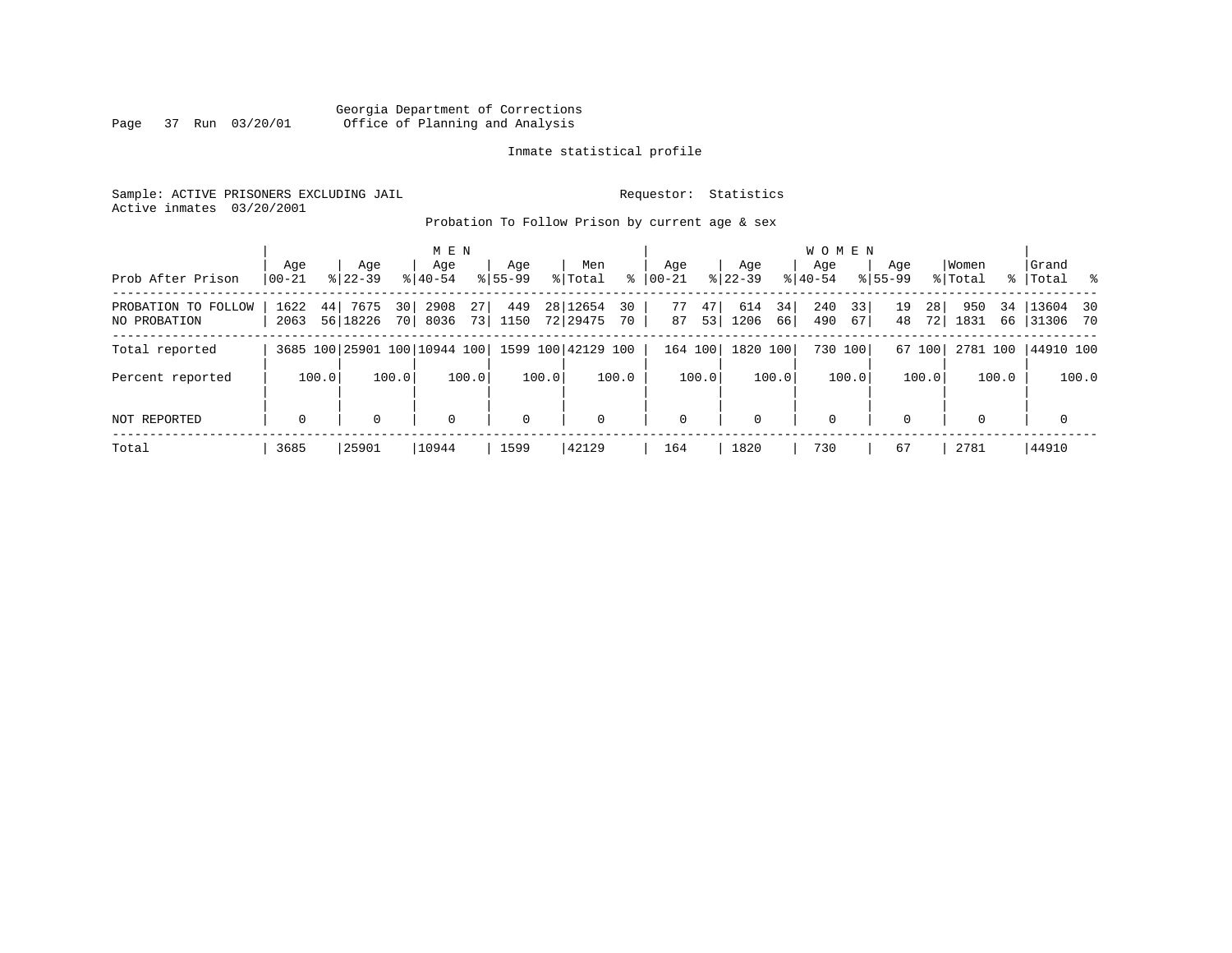Georgia Department of Corrections
Office of Planning and Analysis

Inmate statistical profile

Sample: ACTIVE PRISONERS EXCLUDING JAIL    Requestor: Statistics
Active inmates 03/20/2001

Probation To Follow Prison by current age & sex

| Prob After Prison | MEN Age 00-21 | % | MEN Age 22-39 | % | MEN Age 40-54 | % | MEN Age 55-99 | % | Men Total | % | WOMEN Age 00-21 | % | WOMEN Age 22-39 | % | WOMEN Age 40-54 | % | WOMEN Age 55-99 | % | Women Total | % | Grand Total | % |
|---|---|---|---|---|---|---|---|---|---|---|---|---|---|---|---|---|---|---|---|---|---|---|
| PROBATION TO FOLLOW | 1622 | 44 | 7675 | 30 | 2908 | 27 | 449 | 28 | 12654 | 30 | 77 | 47 | 614 | 34 | 240 | 33 | 19 | 28 | 950 | 34 | 13604 | 30 |
| NO PROBATION | 2063 | 56 | 18226 | 70 | 8036 | 73 | 1150 | 72 | 29475 | 70 | 87 | 53 | 1206 | 66 | 490 | 67 | 48 | 72 | 1831 | 66 | 31306 | 70 |
| Total reported | 3685 | 100 | 25901 | 100 | 10944 | 100 | 1599 | 100 | 42129 | 100 | 164 | 100 | 1820 | 100 | 730 | 100 | 67 | 100 | 2781 | 100 | 44910 | 100 |
| Percent reported | | 100.0 | | 100.0 | | 100.0 | | 100.0 | | 100.0 | | 100.0 | | 100.0 | | 100.0 | | 100.0 | | 100.0 | | 100.0 |
| NOT REPORTED | 0 | | 0 | | 0 | | 0 | | 0 | | 0 | | 0 | | 0 | | 0 | | 0 | | 0 | |
| Total | 3685 | | 25901 | | 10944 | | 1599 | | 42129 | | 164 | | 1820 | | 730 | | 67 | | 2781 | | 44910 | |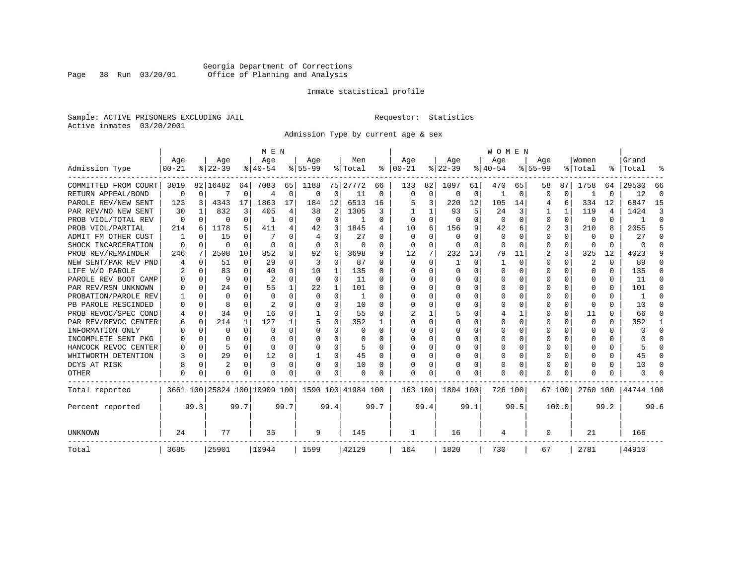Georgia Department of Corrections
Office of Planning and Analysis

Inmate statistical profile

Sample: ACTIVE PRISONERS EXCLUDING JAIL

Requestor: Statistics

Active inmates 03/20/2001

Admission Type by current age & sex

| Admission Type | MEN Age 00-21 | % | Age 22-39 | % | Age 40-54 | % | Age 55-99 | % | Men Total | % | WOMEN Age 00-21 | % | Age 22-39 | % | Age 40-54 | % | Age 55-99 | % | Women Total | % | Grand Total | % |
|---|---|---|---|---|---|---|---|---|---|---|---|---|---|---|---|---|---|---|---|---|---|---|
| COMMITTED FROM COURT | 3019 | 82 | 16482 | 64 | 7083 | 65 | 1188 | 75 | 27772 | 66 | 133 | 82 | 1097 | 61 | 470 | 65 | 58 | 87 | 1758 | 64 | 29530 | 66 |
| RETURN APPEAL/BOND | 0 | 0 | 7 | 0 | 4 | 0 | 0 | 0 | 11 | 0 | 0 | 0 | 0 | 0 | 1 | 0 | 0 | 0 | 1 | 0 | 12 | 0 |
| PAROLE REV/NEW SENT | 123 | 3 | 4343 | 17 | 1863 | 17 | 184 | 12 | 6513 | 16 | 5 | 3 | 220 | 12 | 105 | 14 | 4 | 6 | 334 | 12 | 6847 | 15 |
| PAR REV/NO NEW SENT | 30 | 1 | 832 | 3 | 405 | 4 | 38 | 2 | 1305 | 3 | 1 | 1 | 93 | 5 | 24 | 3 | 1 | 1 | 119 | 4 | 1424 | 3 |
| PROB VIOL/TOTAL REV | 0 | 0 | 0 | 0 | 1 | 0 | 0 | 0 | 1 | 0 | 0 | 0 | 0 | 0 | 0 | 0 | 0 | 0 | 0 | 0 | 1 | 0 |
| PROB VIOL/PARTIAL | 214 | 6 | 1178 | 5 | 411 | 4 | 42 | 3 | 1845 | 4 | 10 | 6 | 156 | 9 | 42 | 6 | 2 | 3 | 210 | 8 | 2055 | 5 |
| ADMIT FM OTHER CUST | 1 | 0 | 15 | 0 | 7 | 0 | 4 | 0 | 27 | 0 | 0 | 0 | 0 | 0 | 0 | 0 | 0 | 0 | 0 | 0 | 27 | 0 |
| SHOCK INCARCERATION | 0 | 0 | 0 | 0 | 0 | 0 | 0 | 0 | 0 | 0 | 0 | 0 | 0 | 0 | 0 | 0 | 0 | 0 | 0 | 0 | 0 | 0 |
| PROB REV/REMAINDER | 246 | 7 | 2508 | 10 | 852 | 8 | 92 | 6 | 3698 | 9 | 12 | 7 | 232 | 13 | 79 | 11 | 2 | 3 | 325 | 12 | 4023 | 9 |
| NEW SENT/PAR REV PND | 4 | 0 | 51 | 0 | 29 | 0 | 3 | 0 | 87 | 0 | 0 | 0 | 1 | 0 | 1 | 0 | 0 | 0 | 2 | 0 | 89 | 0 |
| LIFE W/O PAROLE | 2 | 0 | 83 | 0 | 40 | 0 | 10 | 1 | 135 | 0 | 0 | 0 | 0 | 0 | 0 | 0 | 0 | 0 | 0 | 0 | 135 | 0 |
| PAROLE REV BOOT CAMP | 0 | 0 | 9 | 0 | 2 | 0 | 0 | 0 | 11 | 0 | 0 | 0 | 0 | 0 | 0 | 0 | 0 | 0 | 0 | 0 | 11 | 0 |
| PAR REV/RSN UNKNOWN | 0 | 0 | 24 | 0 | 55 | 1 | 22 | 1 | 101 | 0 | 0 | 0 | 0 | 0 | 0 | 0 | 0 | 0 | 0 | 0 | 101 | 0 |
| PROBATION/PAROLE REV | 1 | 0 | 0 | 0 | 0 | 0 | 0 | 0 | 1 | 0 | 0 | 0 | 0 | 0 | 0 | 0 | 0 | 0 | 0 | 0 | 1 | 0 |
| PB PAROLE RESCINDED | 0 | 0 | 8 | 0 | 2 | 0 | 0 | 0 | 10 | 0 | 0 | 0 | 0 | 0 | 0 | 0 | 0 | 0 | 0 | 0 | 10 | 0 |
| PROB REVOC/SPEC COND | 4 | 0 | 34 | 0 | 16 | 0 | 1 | 0 | 55 | 0 | 2 | 1 | 5 | 0 | 4 | 1 | 0 | 0 | 11 | 0 | 66 | 0 |
| PAR REV/REVOC CENTER | 6 | 0 | 214 | 1 | 127 | 1 | 5 | 0 | 352 | 1 | 0 | 0 | 0 | 0 | 0 | 0 | 0 | 0 | 0 | 0 | 352 | 1 |
| INFORMATION ONLY | 0 | 0 | 0 | 0 | 0 | 0 | 0 | 0 | 0 | 0 | 0 | 0 | 0 | 0 | 0 | 0 | 0 | 0 | 0 | 0 | 0 | 0 |
| INCOMPLETE SENT PKG | 0 | 0 | 0 | 0 | 0 | 0 | 0 | 0 | 0 | 0 | 0 | 0 | 0 | 0 | 0 | 0 | 0 | 0 | 0 | 0 | 0 | 0 |
| HANCOCK REVOC CENTER | 0 | 0 | 5 | 0 | 0 | 0 | 0 | 0 | 5 | 0 | 0 | 0 | 0 | 0 | 0 | 0 | 0 | 0 | 0 | 0 | 5 | 0 |
| WHITWORTH DETENTION | 3 | 0 | 29 | 0 | 12 | 0 | 1 | 0 | 45 | 0 | 0 | 0 | 0 | 0 | 0 | 0 | 0 | 0 | 0 | 0 | 45 | 0 |
| DCYS AT RISK | 8 | 0 | 2 | 0 | 0 | 0 | 0 | 0 | 10 | 0 | 0 | 0 | 0 | 0 | 0 | 0 | 0 | 0 | 0 | 0 | 10 | 0 |
| OTHER | 0 | 0 | 0 | 0 | 0 | 0 | 0 | 0 | 0 | 0 | 0 | 0 | 0 | 0 | 0 | 0 | 0 | 0 | 0 | 0 | 0 | 0 |
| Total reported | 3661 | 100 | 25824 | 100 | 10909 | 100 | 1590 | 100 | 41984 | 100 | 163 | 100 | 1804 | 100 | 726 | 100 | 67 | 100 | 2760 | 100 | 44744 | 100 |
| Percent reported | | 99.3 | | 99.7 | | 99.7 | | 99.4 | | 99.7 | | 99.4 | | 99.1 | | 99.5 | | 100.0 | | 99.2 | | 99.6 |
| UNKNOWN | 24 | | 77 | | 35 | | 9 | | 145 | | 1 | | 16 | | 4 | | 0 | | 21 | | 166 | |
| Total | 3685 | | 25901 | | 10944 | | 1599 | | 42129 | | 164 | | 1820 | | 730 | | 67 | | 2781 | | 44910 | |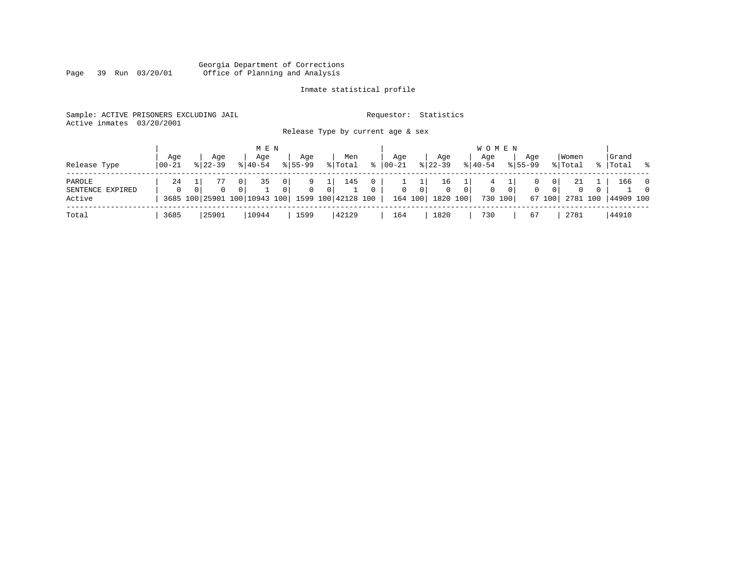Georgia Department of Corrections
Office of Planning and Analysis

Inmate statistical profile

Sample: ACTIVE PRISONERS EXCLUDING JAIL

Requestor: Statistics

Active inmates 03/20/2001

Release Type by current age & sex

| Release Type | MEN Age 00-21 | % | Age 22-39 | % | Age 40-54 | % | Age 55-99 | % | Men Total | % | WOMEN Age 00-21 | % | Age 22-39 | % | Age 40-54 | % | Age 55-99 | % | Women Total | % | Grand Total | % |
|---|---|---|---|---|---|---|---|---|---|---|---|---|---|---|---|---|---|---|---|---|---|---|
| PAROLE | 24 | 1 | 77 | 0 | 35 | 0 | 9 | 1 | 145 | 0 | 1 | 1 | 16 | 1 | 4 | 1 | 0 | 0 | 21 | 1 | 166 | 0 |
| SENTENCE EXPIRED | 0 | 0 | 0 | 0 | 1 | 0 | 0 | 0 | 1 | 0 | 0 | 0 | 0 | 0 | 0 | 0 | 0 | 0 | 0 | 0 | 1 | 0 |
| Active | 3685 | 100 | 25901 | 100 | 10943 | 100 | 1599 | 100 | 42128 | 100 | 164 | 100 | 1820 | 100 | 730 | 100 | 67 | 100 | 2781 | 100 | 44909 | 100 |
| Total | 3685 | | 25901 | | 10944 | | 1599 | | 42129 | | 164 | | 1820 | | 730 | | 67 | | 2781 | | 44910 | |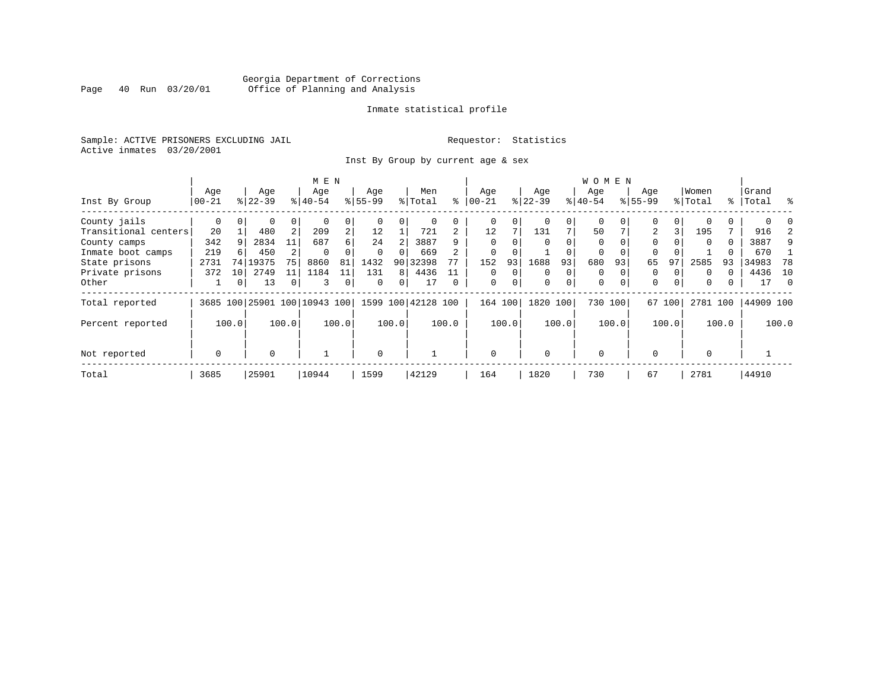Georgia Department of Corrections
Office of Planning and Analysis

Inmate statistical profile

Sample: ACTIVE PRISONERS EXCLUDING JAIL

Requestor: Statistics

Active inmates 03/20/2001

Inst By Group by current age & sex

| Inst By Group | MEN Age 00-21 | % | Age 22-39 | % | Age 40-54 | % | Age 55-99 | % | Men Total | % | WOMEN Age 00-21 | % | Age 22-39 | % | Age 40-54 | % | Age 55-99 | % | Women Total | % | Grand Total | % |
|---|---|---|---|---|---|---|---|---|---|---|---|---|---|---|---|---|---|---|---|---|---|---|
| County jails | 0 | 0 | 0 | 0 | 0 | 0 | 0 | 0 | 0 | 0 | 0 | 0 | 0 | 0 | 0 | 0 | 0 | 0 | 0 | 0 | 0 | 0 |
| Transitional centers | 20 | 1 | 480 | 2 | 209 | 2 | 12 | 1 | 721 | 2 | 12 | 7 | 131 | 7 | 50 | 7 | 2 | 3 | 195 | 7 | 916 | 2 |
| County camps | 342 | 9 | 2834 | 11 | 687 | 6 | 24 | 2 | 3887 | 9 | 0 | 0 | 0 | 0 | 0 | 0 | 0 | 0 | 0 | 0 | 3887 | 9 |
| Inmate boot camps | 219 | 6 | 450 | 2 | 0 | 0 | 0 | 0 | 669 | 2 | 0 | 0 | 1 | 0 | 0 | 0 | 0 | 0 | 1 | 0 | 670 | 1 |
| State prisons | 2731 | 74 | 19375 | 75 | 8860 | 81 | 1432 | 90 | 32398 | 77 | 152 | 93 | 1688 | 93 | 680 | 93 | 65 | 97 | 2585 | 93 | 34983 | 78 |
| Private prisons | 372 | 10 | 2749 | 11 | 1184 | 11 | 131 | 8 | 4436 | 11 | 0 | 0 | 0 | 0 | 0 | 0 | 0 | 0 | 0 | 0 | 4436 | 10 |
| Other | 1 | 0 | 13 | 0 | 3 | 0 | 0 | 0 | 17 | 0 | 0 | 0 | 0 | 0 | 0 | 0 | 0 | 0 | 0 | 0 | 17 | 0 |
| Total reported | 3685 | 100 | 25901 | 100 | 10943 | 100 | 1599 | 100 | 42128 | 100 | 164 | 100 | 1820 | 100 | 730 | 100 | 67 | 100 | 2781 | 100 | 44909 | 100 |
| Percent reported | | 100.0 | | 100.0 | | 100.0 | | 100.0 | | 100.0 | | 100.0 | | 100.0 | | 100.0 | | 100.0 | | 100.0 | | 100.0 |
| Not reported | 0 | | 0 | | 1 | | 0 | | 1 | | 0 | | 0 | | 0 | | 0 | | 0 | | 1 | |
| Total | 3685 | | 25901 | | 10944 | | 1599 | | 42129 | | 164 | | 1820 | | 730 | | 67 | | 2781 | | 44910 | |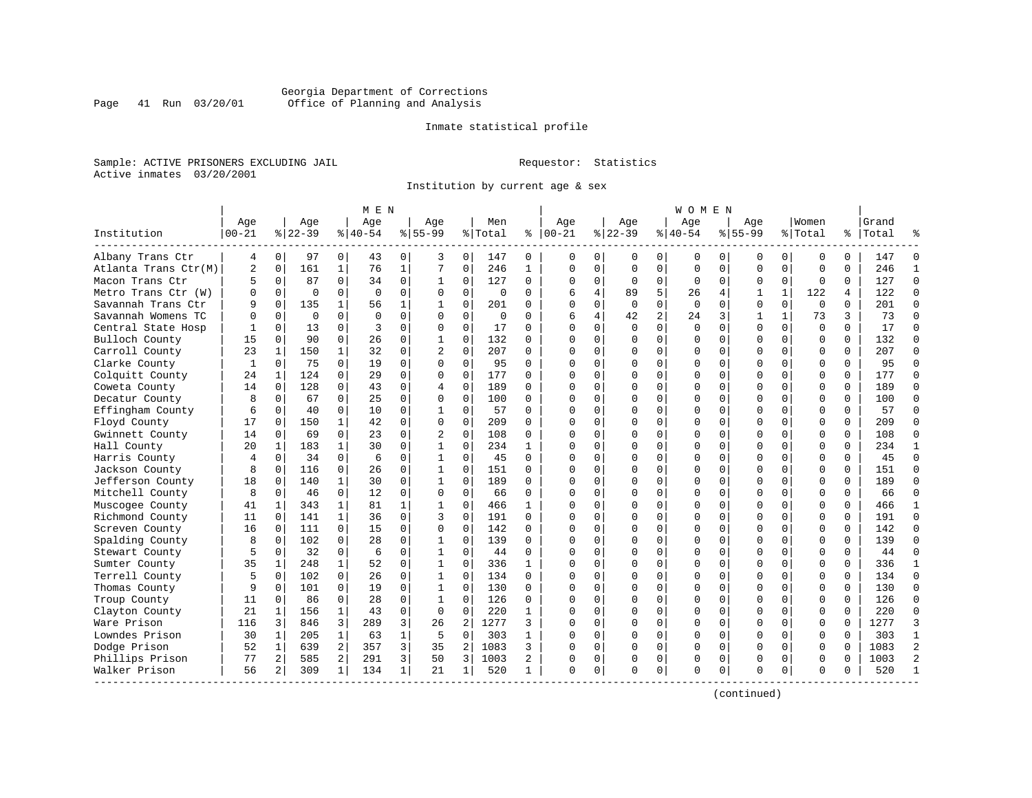Georgia Department of Corrections
Office of Planning and Analysis

Inmate statistical profile

Sample: ACTIVE PRISONERS EXCLUDING JAIL

Requestor: Statistics

Active inmates 03/20/2001

Institution by current age & sex

| | MEN | | | | | | | | | | WOMEN | | | | | | | | | | | |
|---|---|---|---|---|---|---|---|---|---|---|---|---|---|---|---|---|---|---|---|---|---|---|
| Institution | Age 00-21 | % | Age 22-39 | % | Age 40-54 | % | Age 55-99 | % | Men Total | % | Age 00-21 | % | Age 22-39 | % | Age 40-54 | % | Age 55-99 | % | Women Total | % | Grand Total | % |
| Albany Trans Ctr | 4 | 0 | 97 | 0 | 43 | 0 | 3 | 0 | 147 | 0 | 0 | 0 | 0 | 0 | 0 | 0 | 0 | 0 | 0 | 0 | 147 | 0 |
| Atlanta Trans Ctr(M) | 2 | 0 | 161 | 1 | 76 | 1 | 7 | 0 | 246 | 1 | 0 | 0 | 0 | 0 | 0 | 0 | 0 | 0 | 0 | 0 | 246 | 1 |
| Macon Trans Ctr | 5 | 0 | 87 | 0 | 34 | 0 | 1 | 0 | 127 | 0 | 0 | 0 | 0 | 0 | 0 | 0 | 0 | 0 | 0 | 0 | 127 | 0 |
| Metro Trans Ctr (W) | 0 | 0 | 0 | 0 | 0 | 0 | 0 | 0 | 0 | 0 | 6 | 4 | 89 | 5 | 26 | 4 | 1 | 1 | 122 | 4 | 122 | 0 |
| Savannah Trans Ctr | 9 | 0 | 135 | 1 | 56 | 1 | 1 | 0 | 201 | 0 | 0 | 0 | 0 | 0 | 0 | 0 | 0 | 0 | 0 | 0 | 201 | 0 |
| Savannah Womens TC | 0 | 0 | 0 | 0 | 0 | 0 | 0 | 0 | 0 | 0 | 6 | 4 | 42 | 2 | 24 | 3 | 1 | 1 | 73 | 3 | 73 | 0 |
| Central State Hosp | 1 | 0 | 13 | 0 | 3 | 0 | 0 | 0 | 17 | 0 | 0 | 0 | 0 | 0 | 0 | 0 | 0 | 0 | 0 | 0 | 17 | 0 |
| Bulloch County | 15 | 0 | 90 | 0 | 26 | 0 | 1 | 0 | 132 | 0 | 0 | 0 | 0 | 0 | 0 | 0 | 0 | 0 | 0 | 0 | 132 | 0 |
| Carroll County | 23 | 1 | 150 | 1 | 32 | 0 | 2 | 0 | 207 | 0 | 0 | 0 | 0 | 0 | 0 | 0 | 0 | 0 | 0 | 0 | 207 | 0 |
| Clarke County | 1 | 0 | 75 | 0 | 19 | 0 | 0 | 0 | 95 | 0 | 0 | 0 | 0 | 0 | 0 | 0 | 0 | 0 | 0 | 0 | 95 | 0 |
| Colquitt County | 24 | 1 | 124 | 0 | 29 | 0 | 0 | 0 | 177 | 0 | 0 | 0 | 0 | 0 | 0 | 0 | 0 | 0 | 0 | 0 | 177 | 0 |
| Coweta County | 14 | 0 | 128 | 0 | 43 | 0 | 4 | 0 | 189 | 0 | 0 | 0 | 0 | 0 | 0 | 0 | 0 | 0 | 0 | 0 | 189 | 0 |
| Decatur County | 8 | 0 | 67 | 0 | 25 | 0 | 0 | 0 | 100 | 0 | 0 | 0 | 0 | 0 | 0 | 0 | 0 | 0 | 0 | 0 | 100 | 0 |
| Effingham County | 6 | 0 | 40 | 0 | 10 | 0 | 1 | 0 | 57 | 0 | 0 | 0 | 0 | 0 | 0 | 0 | 0 | 0 | 0 | 0 | 57 | 0 |
| Floyd County | 17 | 0 | 150 | 1 | 42 | 0 | 0 | 0 | 209 | 0 | 0 | 0 | 0 | 0 | 0 | 0 | 0 | 0 | 0 | 0 | 209 | 0 |
| Gwinnett County | 14 | 0 | 69 | 0 | 23 | 0 | 2 | 0 | 108 | 0 | 0 | 0 | 0 | 0 | 0 | 0 | 0 | 0 | 0 | 0 | 108 | 0 |
| Hall County | 20 | 1 | 183 | 1 | 30 | 0 | 1 | 0 | 234 | 1 | 0 | 0 | 0 | 0 | 0 | 0 | 0 | 0 | 0 | 0 | 234 | 1 |
| Harris County | 4 | 0 | 34 | 0 | 6 | 0 | 1 | 0 | 45 | 0 | 0 | 0 | 0 | 0 | 0 | 0 | 0 | 0 | 0 | 0 | 45 | 0 |
| Jackson County | 8 | 0 | 116 | 0 | 26 | 0 | 1 | 0 | 151 | 0 | 0 | 0 | 0 | 0 | 0 | 0 | 0 | 0 | 0 | 0 | 151 | 0 |
| Jefferson County | 18 | 0 | 140 | 1 | 30 | 0 | 1 | 0 | 189 | 0 | 0 | 0 | 0 | 0 | 0 | 0 | 0 | 0 | 0 | 0 | 189 | 0 |
| Mitchell County | 8 | 0 | 46 | 0 | 12 | 0 | 0 | 0 | 66 | 0 | 0 | 0 | 0 | 0 | 0 | 0 | 0 | 0 | 0 | 0 | 66 | 0 |
| Muscogee County | 41 | 1 | 343 | 1 | 81 | 1 | 1 | 0 | 466 | 1 | 0 | 0 | 0 | 0 | 0 | 0 | 0 | 0 | 0 | 0 | 466 | 1 |
| Richmond County | 11 | 0 | 141 | 1 | 36 | 0 | 3 | 0 | 191 | 0 | 0 | 0 | 0 | 0 | 0 | 0 | 0 | 0 | 0 | 0 | 191 | 0 |
| Screven County | 16 | 0 | 111 | 0 | 15 | 0 | 0 | 0 | 142 | 0 | 0 | 0 | 0 | 0 | 0 | 0 | 0 | 0 | 0 | 0 | 142 | 0 |
| Spalding County | 8 | 0 | 102 | 0 | 28 | 0 | 1 | 0 | 139 | 0 | 0 | 0 | 0 | 0 | 0 | 0 | 0 | 0 | 0 | 0 | 139 | 0 |
| Stewart County | 5 | 0 | 32 | 0 | 6 | 0 | 1 | 0 | 44 | 0 | 0 | 0 | 0 | 0 | 0 | 0 | 0 | 0 | 0 | 0 | 44 | 0 |
| Sumter County | 35 | 1 | 248 | 1 | 52 | 0 | 1 | 0 | 336 | 1 | 0 | 0 | 0 | 0 | 0 | 0 | 0 | 0 | 0 | 0 | 336 | 1 |
| Terrell County | 5 | 0 | 102 | 0 | 26 | 0 | 1 | 0 | 134 | 0 | 0 | 0 | 0 | 0 | 0 | 0 | 0 | 0 | 0 | 0 | 134 | 0 |
| Thomas County | 9 | 0 | 101 | 0 | 19 | 0 | 1 | 0 | 130 | 0 | 0 | 0 | 0 | 0 | 0 | 0 | 0 | 0 | 0 | 0 | 130 | 0 |
| Troup County | 11 | 0 | 86 | 0 | 28 | 0 | 1 | 0 | 126 | 0 | 0 | 0 | 0 | 0 | 0 | 0 | 0 | 0 | 0 | 0 | 126 | 0 |
| Clayton County | 21 | 1 | 156 | 1 | 43 | 0 | 0 | 0 | 220 | 1 | 0 | 0 | 0 | 0 | 0 | 0 | 0 | 0 | 0 | 0 | 220 | 0 |
| Ware Prison | 116 | 3 | 846 | 3 | 289 | 3 | 26 | 2 | 1277 | 3 | 0 | 0 | 0 | 0 | 0 | 0 | 0 | 0 | 0 | 0 | 1277 | 3 |
| Lowndes Prison | 30 | 1 | 205 | 1 | 63 | 1 | 5 | 0 | 303 | 1 | 0 | 0 | 0 | 0 | 0 | 0 | 0 | 0 | 0 | 0 | 303 | 1 |
| Dodge Prison | 52 | 1 | 639 | 2 | 357 | 3 | 35 | 2 | 1083 | 3 | 0 | 0 | 0 | 0 | 0 | 0 | 0 | 0 | 0 | 0 | 1083 | 2 |
| Phillips Prison | 77 | 2 | 585 | 2 | 291 | 3 | 50 | 3 | 1003 | 2 | 0 | 0 | 0 | 0 | 0 | 0 | 0 | 0 | 0 | 0 | 1003 | 2 |
| Walker Prison | 56 | 2 | 309 | 1 | 134 | 1 | 21 | 1 | 520 | 1 | 0 | 0 | 0 | 0 | 0 | 0 | 0 | 0 | 0 | 0 | 520 | 1 |

(continued)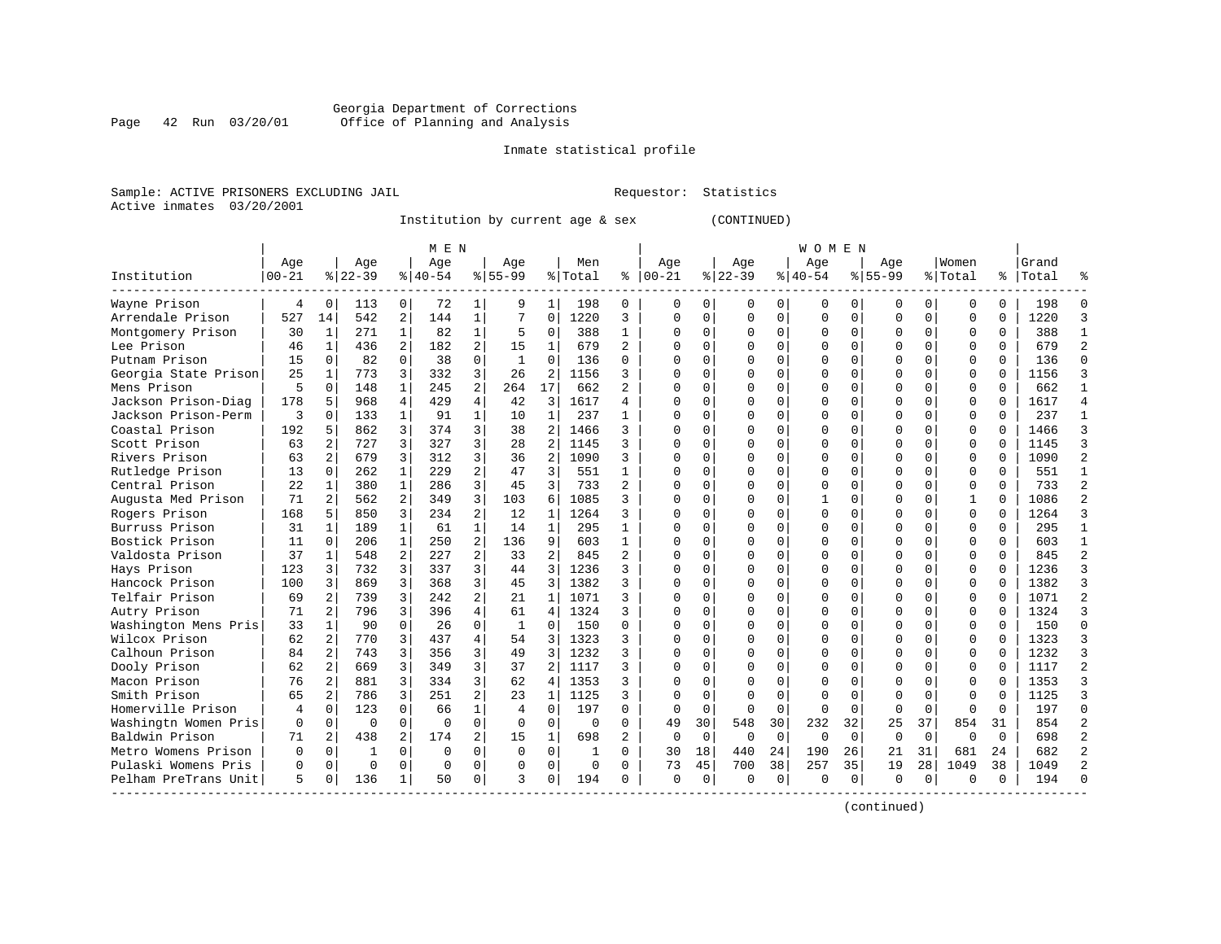Georgia Department of Corrections
Office of Planning and Analysis

Inmate statistical profile

Sample: ACTIVE PRISONERS EXCLUDING JAIL　　　　Requestor: Statistics
Active inmates 03/20/2001

Institution by current age & sex (CONTINUED)

| Institution | MEN Age 00-21 | % | Age 22-39 | % | Age 40-54 | % | Age 55-99 | % | Men Total | % | WOMEN Age 00-21 | % | Age 22-39 | % | Age 40-54 | % | Age 55-99 | % | Women Total | % | Grand Total | % |
|---|---|---|---|---|---|---|---|---|---|---|---|---|---|---|---|---|---|---|---|---|---|---|
| Wayne Prison | 4 | 0 | 113 | 0 | 72 | 1 | 9 | 1 | 198 | 0 | 0 | 0 | 0 | 0 | 0 | 0 | 0 | 0 | 0 | 0 | 198 | 0 |
| Arrendale Prison | 527 | 14 | 542 | 2 | 144 | 1 | 7 | 0 | 1220 | 3 | 0 | 0 | 0 | 0 | 0 | 0 | 0 | 0 | 0 | 0 | 1220 | 3 |
| Montgomery Prison | 30 | 1 | 271 | 1 | 82 | 1 | 5 | 0 | 388 | 1 | 0 | 0 | 0 | 0 | 0 | 0 | 0 | 0 | 0 | 0 | 388 | 1 |
| Lee Prison | 46 | 1 | 436 | 2 | 182 | 2 | 15 | 1 | 679 | 2 | 0 | 0 | 0 | 0 | 0 | 0 | 0 | 0 | 0 | 0 | 679 | 2 |
| Putnam Prison | 15 | 0 | 82 | 0 | 38 | 0 | 1 | 0 | 136 | 0 | 0 | 0 | 0 | 0 | 0 | 0 | 0 | 0 | 0 | 0 | 136 | 0 |
| Georgia State Prison | 25 | 1 | 773 | 3 | 332 | 3 | 26 | 2 | 1156 | 3 | 0 | 0 | 0 | 0 | 0 | 0 | 0 | 0 | 0 | 0 | 1156 | 3 |
| Mens Prison | 5 | 0 | 148 | 1 | 245 | 2 | 264 | 17 | 662 | 2 | 0 | 0 | 0 | 0 | 0 | 0 | 0 | 0 | 0 | 0 | 662 | 1 |
| Jackson Prison-Diag | 178 | 5 | 968 | 4 | 429 | 4 | 42 | 3 | 1617 | 4 | 0 | 0 | 0 | 0 | 0 | 0 | 0 | 0 | 0 | 0 | 1617 | 4 |
| Jackson Prison-Perm | 3 | 0 | 133 | 1 | 91 | 1 | 10 | 1 | 237 | 1 | 0 | 0 | 0 | 0 | 0 | 0 | 0 | 0 | 0 | 0 | 237 | 1 |
| Coastal Prison | 192 | 5 | 862 | 3 | 374 | 3 | 38 | 2 | 1466 | 3 | 0 | 0 | 0 | 0 | 0 | 0 | 0 | 0 | 0 | 0 | 1466 | 3 |
| Scott Prison | 63 | 2 | 727 | 3 | 327 | 3 | 28 | 2 | 1145 | 3 | 0 | 0 | 0 | 0 | 0 | 0 | 0 | 0 | 0 | 0 | 1145 | 3 |
| Rivers Prison | 63 | 2 | 679 | 3 | 312 | 3 | 36 | 2 | 1090 | 3 | 0 | 0 | 0 | 0 | 0 | 0 | 0 | 0 | 0 | 0 | 1090 | 2 |
| Rutledge Prison | 13 | 0 | 262 | 1 | 229 | 2 | 47 | 3 | 551 | 1 | 0 | 0 | 0 | 0 | 0 | 0 | 0 | 0 | 0 | 0 | 551 | 1 |
| Central Prison | 22 | 1 | 380 | 1 | 286 | 3 | 45 | 3 | 733 | 2 | 0 | 0 | 0 | 0 | 0 | 0 | 0 | 0 | 0 | 0 | 733 | 2 |
| Augusta Med Prison | 71 | 2 | 562 | 2 | 349 | 3 | 103 | 6 | 1085 | 3 | 0 | 0 | 0 | 0 | 1 | 0 | 0 | 0 | 1 | 0 | 1086 | 2 |
| Rogers Prison | 168 | 5 | 850 | 3 | 234 | 2 | 12 | 1 | 1264 | 3 | 0 | 0 | 0 | 0 | 0 | 0 | 0 | 0 | 0 | 0 | 1264 | 3 |
| Burruss Prison | 31 | 1 | 189 | 1 | 61 | 1 | 14 | 1 | 295 | 1 | 0 | 0 | 0 | 0 | 0 | 0 | 0 | 0 | 0 | 0 | 295 | 1 |
| Bostick Prison | 11 | 0 | 206 | 1 | 250 | 2 | 136 | 9 | 603 | 1 | 0 | 0 | 0 | 0 | 0 | 0 | 0 | 0 | 0 | 0 | 603 | 1 |
| Valdosta Prison | 37 | 1 | 548 | 2 | 227 | 2 | 33 | 2 | 845 | 2 | 0 | 0 | 0 | 0 | 0 | 0 | 0 | 0 | 0 | 0 | 845 | 2 |
| Hays Prison | 123 | 3 | 732 | 3 | 337 | 3 | 44 | 3 | 1236 | 3 | 0 | 0 | 0 | 0 | 0 | 0 | 0 | 0 | 0 | 0 | 1236 | 3 |
| Hancock Prison | 100 | 3 | 869 | 3 | 368 | 3 | 45 | 3 | 1382 | 3 | 0 | 0 | 0 | 0 | 0 | 0 | 0 | 0 | 0 | 0 | 1382 | 3 |
| Telfair Prison | 69 | 2 | 739 | 3 | 242 | 2 | 21 | 1 | 1071 | 3 | 0 | 0 | 0 | 0 | 0 | 0 | 0 | 0 | 0 | 0 | 1071 | 2 |
| Autry Prison | 71 | 2 | 796 | 3 | 396 | 4 | 61 | 4 | 1324 | 3 | 0 | 0 | 0 | 0 | 0 | 0 | 0 | 0 | 0 | 0 | 1324 | 3 |
| Washington Mens Pris | 33 | 1 | 90 | 0 | 26 | 0 | 1 | 0 | 150 | 0 | 0 | 0 | 0 | 0 | 0 | 0 | 0 | 0 | 0 | 0 | 150 | 0 |
| Wilcox Prison | 62 | 2 | 770 | 3 | 437 | 4 | 54 | 3 | 1323 | 3 | 0 | 0 | 0 | 0 | 0 | 0 | 0 | 0 | 0 | 0 | 1323 | 3 |
| Calhoun Prison | 84 | 2 | 743 | 3 | 356 | 3 | 49 | 3 | 1232 | 3 | 0 | 0 | 0 | 0 | 0 | 0 | 0 | 0 | 0 | 0 | 1232 | 3 |
| Dooly Prison | 62 | 2 | 669 | 3 | 349 | 3 | 37 | 2 | 1117 | 3 | 0 | 0 | 0 | 0 | 0 | 0 | 0 | 0 | 0 | 0 | 1117 | 2 |
| Macon Prison | 76 | 2 | 881 | 3 | 334 | 3 | 62 | 4 | 1353 | 3 | 0 | 0 | 0 | 0 | 0 | 0 | 0 | 0 | 0 | 0 | 1353 | 3 |
| Smith Prison | 65 | 2 | 786 | 3 | 251 | 2 | 23 | 1 | 1125 | 3 | 0 | 0 | 0 | 0 | 0 | 0 | 0 | 0 | 0 | 0 | 1125 | 3 |
| Homerville Prison | 4 | 0 | 123 | 0 | 66 | 1 | 4 | 0 | 197 | 0 | 0 | 0 | 0 | 0 | 0 | 0 | 0 | 0 | 0 | 0 | 197 | 0 |
| Washingtn Women Pris | 0 | 0 | 0 | 0 | 0 | 0 | 0 | 0 | 0 | 0 | 49 | 30 | 548 | 30 | 232 | 32 | 25 | 37 | 854 | 31 | 854 | 2 |
| Baldwin Prison | 71 | 2 | 438 | 2 | 174 | 2 | 15 | 1 | 698 | 2 | 0 | 0 | 0 | 0 | 0 | 0 | 0 | 0 | 0 | 0 | 698 | 2 |
| Metro Womens Prison | 0 | 0 | 1 | 0 | 0 | 0 | 0 | 0 | 1 | 0 | 30 | 18 | 440 | 24 | 190 | 26 | 21 | 31 | 681 | 24 | 682 | 2 |
| Pulaski Womens Pris | 0 | 0 | 0 | 0 | 0 | 0 | 0 | 0 | 0 | 0 | 73 | 45 | 700 | 38 | 257 | 35 | 19 | 28 | 1049 | 38 | 1049 | 2 |
| Pelham PreTrans Unit | 5 | 0 | 136 | 1 | 50 | 0 | 3 | 0 | 194 | 0 | 0 | 0 | 0 | 0 | 0 | 0 | 0 | 0 | 0 | 0 | 194 | 0 |

(continued)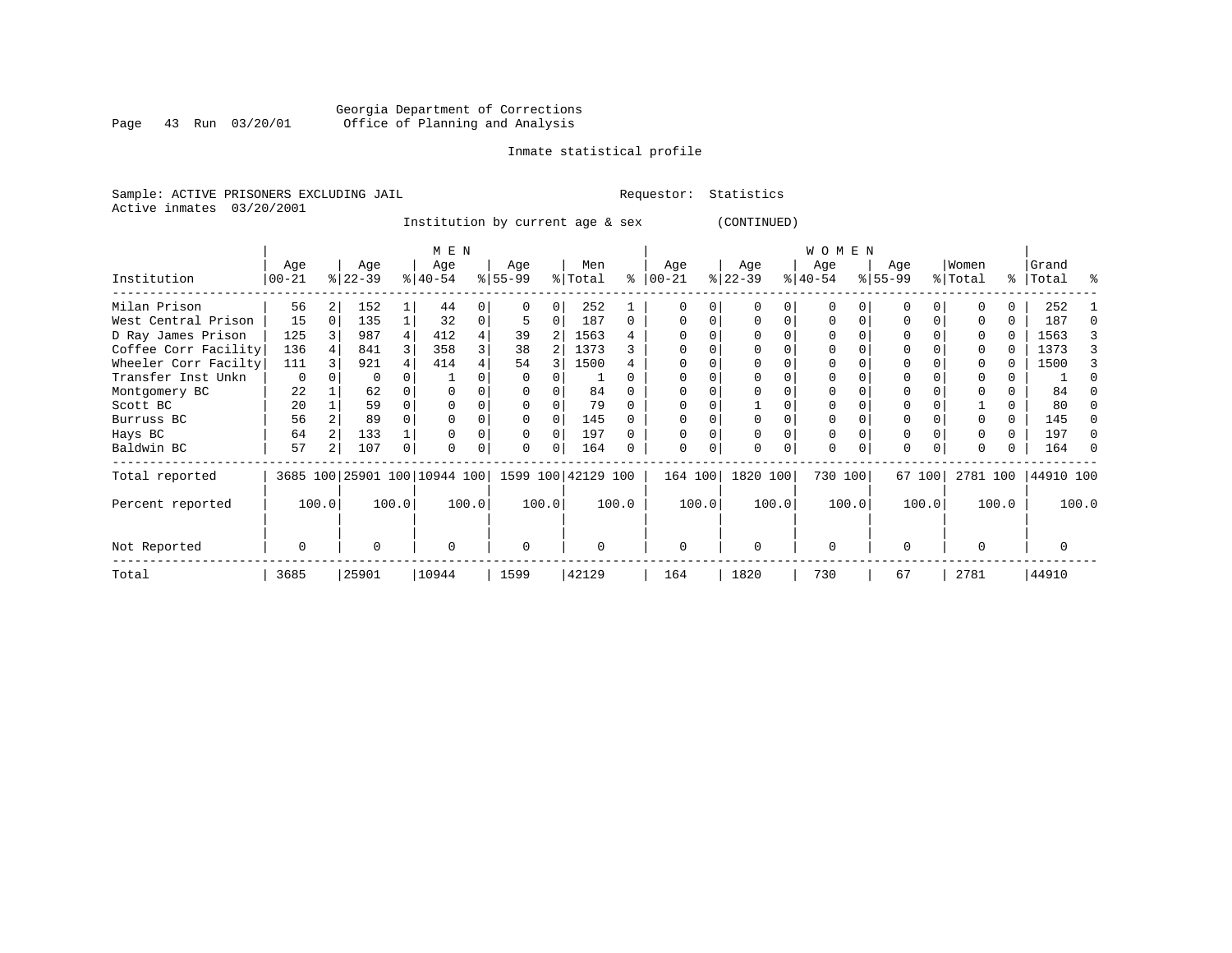Georgia Department of Corrections
Office of Planning and Analysis

Inmate statistical profile

Sample: ACTIVE PRISONERS EXCLUDING JAIL        Requestor: Statistics
Active inmates 03/20/2001

Institution by current age & sex (CONTINUED)

| Institution | MEN Age 00-21 | % | Age 22-39 | % | Age 40-54 | % | Age 55-99 | % | Men Total | % | WOMEN Age 00-21 | % | Age 22-39 | % | Age 40-54 | % | Age 55-99 | % | Women Total | % | Grand Total | % |
|---|---|---|---|---|---|---|---|---|---|---|---|---|---|---|---|---|---|---|---|---|---|---|
| Milan Prison | 56 | 2 | 152 | 1 | 44 | 0 | 0 | 0 | 252 | 1 | 0 | 0 | 0 | 0 | 0 | 0 | 0 | 0 | 0 | 0 | 252 | 1 |
| West Central Prison | 15 | 0 | 135 | 1 | 32 | 0 | 5 | 0 | 187 | 0 | 0 | 0 | 0 | 0 | 0 | 0 | 0 | 0 | 0 | 0 | 187 | 0 |
| D Ray James Prison | 125 | 3 | 987 | 4 | 412 | 4 | 39 | 2 | 1563 | 4 | 0 | 0 | 0 | 0 | 0 | 0 | 0 | 0 | 0 | 0 | 1563 | 3 |
| Coffee Corr Facility | 136 | 4 | 841 | 3 | 358 | 3 | 38 | 2 | 1373 | 3 | 0 | 0 | 0 | 0 | 0 | 0 | 0 | 0 | 0 | 0 | 1373 | 3 |
| Wheeler Corr Facilty | 111 | 3 | 921 | 4 | 414 | 4 | 54 | 3 | 1500 | 4 | 0 | 0 | 0 | 0 | 0 | 0 | 0 | 0 | 0 | 0 | 1500 | 3 |
| Transfer Inst Unkn | 0 | 0 | 0 | 0 | 1 | 0 | 0 | 0 | 1 | 0 | 0 | 0 | 0 | 0 | 0 | 0 | 0 | 0 | 0 | 0 | 1 | 0 |
| Montgomery BC | 22 | 1 | 62 | 0 | 0 | 0 | 0 | 0 | 84 | 0 | 0 | 0 | 0 | 0 | 0 | 0 | 0 | 0 | 0 | 0 | 84 | 0 |
| Scott BC | 20 | 1 | 59 | 0 | 0 | 0 | 0 | 0 | 79 | 0 | 0 | 0 | 1 | 0 | 0 | 0 | 0 | 0 | 1 | 0 | 80 | 0 |
| Burruss BC | 56 | 2 | 89 | 0 | 0 | 0 | 0 | 0 | 145 | 0 | 0 | 0 | 0 | 0 | 0 | 0 | 0 | 0 | 0 | 0 | 145 | 0 |
| Hays BC | 64 | 2 | 133 | 1 | 0 | 0 | 0 | 0 | 197 | 0 | 0 | 0 | 0 | 0 | 0 | 0 | 0 | 0 | 0 | 0 | 197 | 0 |
| Baldwin BC | 57 | 2 | 107 | 0 | 0 | 0 | 0 | 0 | 164 | 0 | 0 | 0 | 0 | 0 | 0 | 0 | 0 | 0 | 0 | 0 | 164 | 0 |
| Total reported | 3685 | 100 | 25901 | 100 | 10944 | 100 | 1599 | 100 | 42129 | 100 | 164 | 100 | 1820 | 100 | 730 | 100 | 67 | 100 | 2781 | 100 | 44910 | 100 |
| Percent reported | 100.0 | | 100.0 | | 100.0 | | 100.0 | | 100.0 | | 100.0 | | 100.0 | | 100.0 | | 100.0 | | 100.0 | | 100.0 | |
| Not Reported | 0 | | 0 | | 0 | | 0 | | 0 | | 0 | | 0 | | 0 | | 0 | | 0 | | 0 | |
| Total | 3685 | | 25901 | | 10944 | | 1599 | | 42129 | | 164 | | 1820 | | 730 | | 67 | | 2781 | | 44910 | |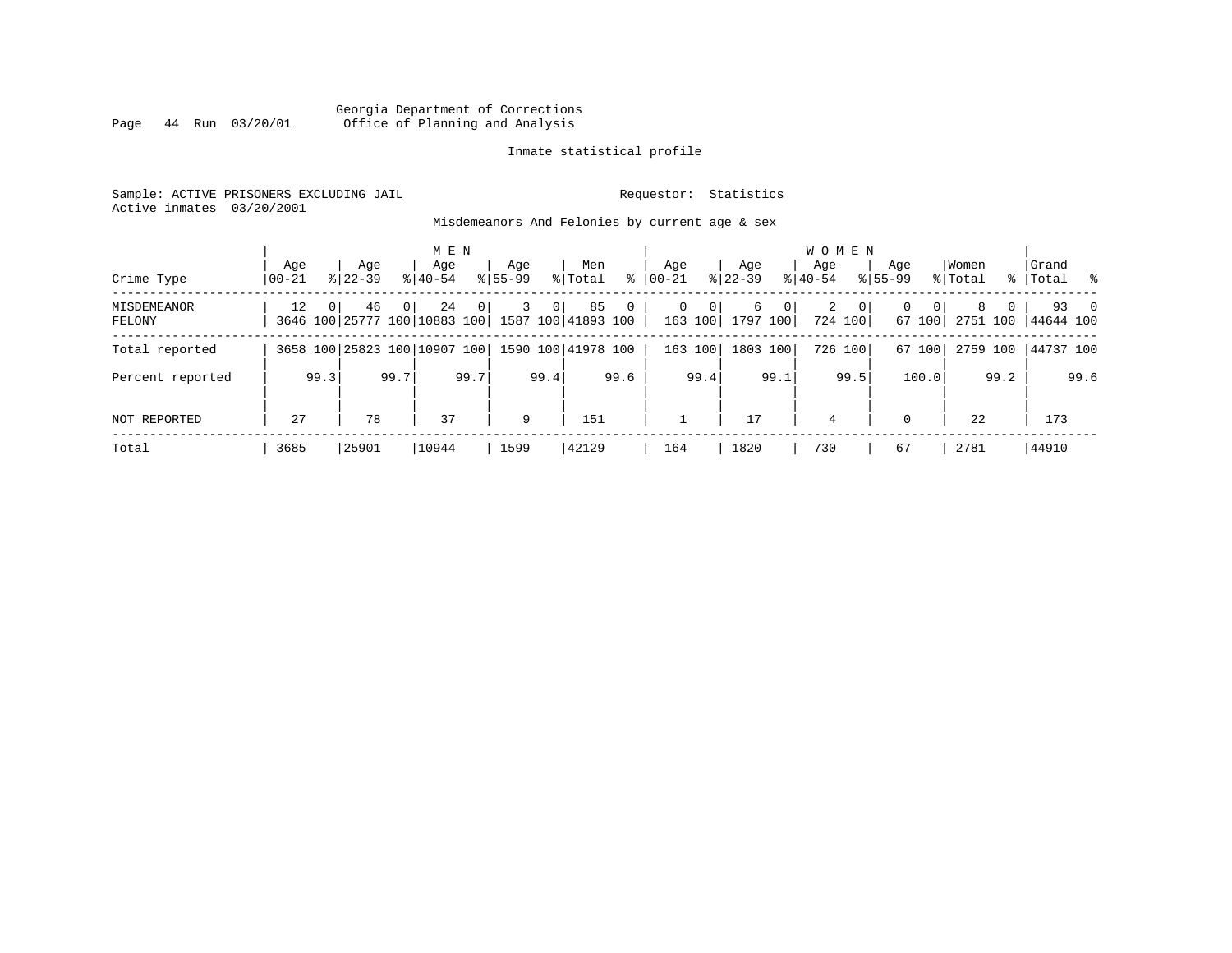Georgia Department of Corrections
Office of Planning and Analysis

Inmate statistical profile

Sample: ACTIVE PRISONERS EXCLUDING JAIL    Requestor: Statistics
Active inmates 03/20/2001

Misdemeanors And Felonies by current age & sex

| Crime Type | MEN Age 00-21 | % | Age 22-39 | % | Age 40-54 | % | Age 55-99 | % | Men Total | % | WOMEN Age 00-21 | % | Age 22-39 | % | Age 40-54 | % | Age 55-99 | % | Women Total | % | Grand Total | % |
|---|---|---|---|---|---|---|---|---|---|---|---|---|---|---|---|---|---|---|---|---|---|---|
| MISDEMEANOR | 12 | 0 | 46 | 0 | 24 | 0 | 3 | 0 | 85 | 0 | 0 | 0 | 6 | 0 | 2 | 0 | 0 | 0 | 8 | 0 | 93 | 0 |
| FELONY | 3646 | 100 | 25777 | 100 | 10883 | 100 | 1587 | 100 | 41893 | 100 | 163 | 100 | 1797 | 100 | 724 | 100 | 67 | 100 | 2751 | 100 | 44644 | 100 |
| Total reported | 3658 | 100 | 25823 | 100 | 10907 | 100 | 1590 | 100 | 41978 | 100 | 163 | 100 | 1803 | 100 | 726 | 100 | 67 | 100 | 2759 | 100 | 44737 | 100 |
| Percent reported | | 99.3 | | 99.7 | | 99.7 | | 99.4 | | 99.6 | | 99.4 | | 99.1 | | 99.5 | | 100.0 | | 99.2 | | 99.6 |
| NOT REPORTED | 27 | | 78 | | 37 | | 9 | | 151 | | 1 | | 17 | | 4 | | 0 | | 22 | | 173 | |
| Total | 3685 | | 25901 | | 10944 | | 1599 | | 42129 | | 164 | | 1820 | | 730 | | 67 | | 2781 | | 44910 | |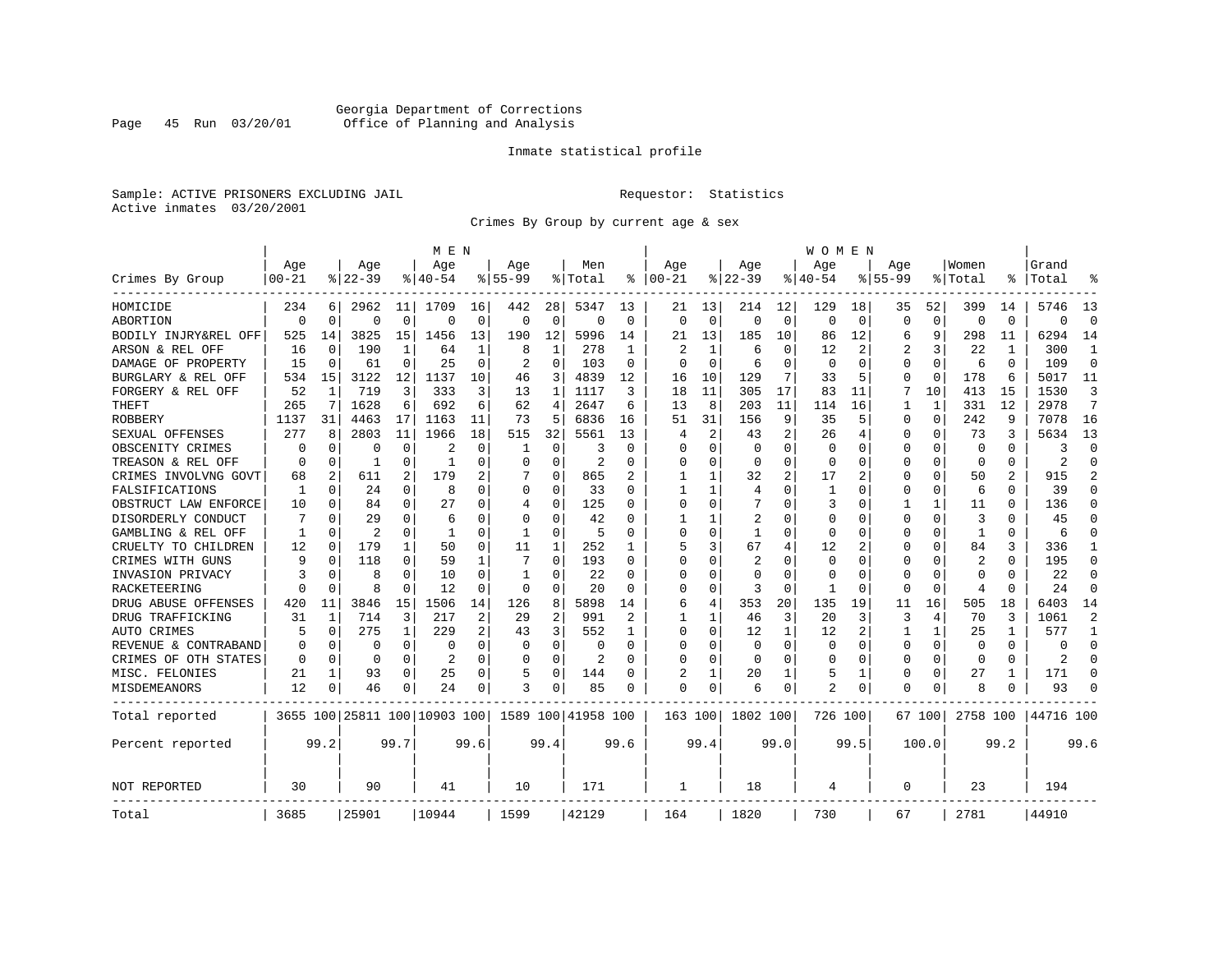Georgia Department of Corrections
Office of Planning and Analysis

Inmate statistical profile

Sample: ACTIVE PRISONERS EXCLUDING JAIL                    Requestor: Statistics
Active inmates 03/20/2001

Crimes By Group by current age & sex

| Crimes By Group | MEN Age 00-21 | % | Age 22-39 | % | Age 40-54 | % | Age 55-99 | % | Men Total | % | WOMEN Age 00-21 | % | Age 22-39 | % | Age 40-54 | % | Age 55-99 | % | Women Total | % | Grand Total | % |
|---|---|---|---|---|---|---|---|---|---|---|---|---|---|---|---|---|---|---|---|---|---|---|
| HOMICIDE | 234 | 6 | 2962 | 11 | 1709 | 16 | 442 | 28 | 5347 | 13 | 21 | 13 | 214 | 12 | 129 | 18 | 35 | 52 | 399 | 14 | 5746 | 13 |
| ABORTION | 0 | 0 | 0 | 0 | 0 | 0 | 0 | 0 | 0 | 0 | 0 | 0 | 0 | 0 | 0 | 0 | 0 | 0 | 0 | 0 | 0 | 0 |
| BODILY INJRY&REL OFF | 525 | 14 | 3825 | 15 | 1456 | 13 | 190 | 12 | 5996 | 14 | 21 | 13 | 185 | 10 | 86 | 12 | 6 | 9 | 298 | 11 | 6294 | 14 |
| ARSON & REL OFF | 16 | 0 | 190 | 1 | 64 | 1 | 8 | 1 | 278 | 1 | 2 | 1 | 6 | 0 | 12 | 2 | 2 | 3 | 22 | 1 | 300 | 1 |
| DAMAGE OF PROPERTY | 15 | 0 | 61 | 0 | 25 | 0 | 2 | 0 | 103 | 0 | 0 | 0 | 6 | 0 | 0 | 0 | 0 | 0 | 6 | 0 | 109 | 0 |
| BURGLARY & REL OFF | 534 | 15 | 3122 | 12 | 1137 | 10 | 46 | 3 | 4839 | 12 | 16 | 10 | 129 | 7 | 33 | 5 | 0 | 0 | 178 | 6 | 5017 | 11 |
| FORGERY & REL OFF | 52 | 1 | 719 | 3 | 333 | 3 | 13 | 1 | 1117 | 3 | 18 | 11 | 305 | 17 | 83 | 11 | 7 | 10 | 413 | 15 | 1530 | 3 |
| THEFT | 265 | 7 | 1628 | 6 | 692 | 6 | 62 | 4 | 2647 | 6 | 13 | 8 | 203 | 11 | 114 | 16 | 1 | 1 | 331 | 12 | 2978 | 7 |
| ROBBERY | 1137 | 31 | 4463 | 17 | 1163 | 11 | 73 | 5 | 6836 | 16 | 51 | 31 | 156 | 9 | 35 | 5 | 0 | 0 | 242 | 9 | 7078 | 16 |
| SEXUAL OFFENSES | 277 | 8 | 2803 | 11 | 1966 | 18 | 515 | 32 | 5561 | 13 | 4 | 2 | 43 | 2 | 26 | 4 | 0 | 0 | 73 | 3 | 5634 | 13 |
| OBSCENITY CRIMES | 0 | 0 | 0 | 0 | 2 | 0 | 1 | 0 | 3 | 0 | 0 | 0 | 0 | 0 | 0 | 0 | 0 | 0 | 0 | 0 | 3 | 0 |
| TREASON & REL OFF | 0 | 0 | 1 | 0 | 1 | 0 | 0 | 0 | 2 | 0 | 0 | 0 | 0 | 0 | 0 | 0 | 0 | 0 | 0 | 0 | 2 | 0 |
| CRIMES INVOLVNG GOVT | 68 | 2 | 611 | 2 | 179 | 2 | 7 | 0 | 865 | 2 | 1 | 1 | 32 | 2 | 17 | 2 | 0 | 0 | 50 | 2 | 915 | 2 |
| FALSIFICATIONS | 1 | 0 | 24 | 0 | 8 | 0 | 0 | 0 | 33 | 0 | 1 | 1 | 4 | 0 | 1 | 0 | 0 | 0 | 6 | 0 | 39 | 0 |
| OBSTRUCT LAW ENFORCE | 10 | 0 | 84 | 0 | 27 | 0 | 4 | 0 | 125 | 0 | 0 | 0 | 7 | 0 | 3 | 0 | 1 | 1 | 11 | 0 | 136 | 0 |
| DISORDERLY CONDUCT | 7 | 0 | 29 | 0 | 6 | 0 | 0 | 0 | 42 | 0 | 1 | 1 | 2 | 0 | 0 | 0 | 0 | 0 | 3 | 0 | 45 | 0 |
| GAMBLING & REL OFF | 1 | 0 | 2 | 0 | 1 | 0 | 1 | 0 | 5 | 0 | 0 | 0 | 1 | 0 | 0 | 0 | 0 | 0 | 1 | 0 | 6 | 0 |
| CRUELTY TO CHILDREN | 12 | 0 | 179 | 1 | 50 | 0 | 11 | 1 | 252 | 1 | 5 | 3 | 67 | 4 | 12 | 2 | 0 | 0 | 84 | 3 | 336 | 1 |
| CRIMES WITH GUNS | 9 | 0 | 118 | 0 | 59 | 1 | 7 | 0 | 193 | 0 | 0 | 0 | 2 | 0 | 0 | 0 | 0 | 0 | 2 | 0 | 195 | 0 |
| INVASION PRIVACY | 3 | 0 | 8 | 0 | 10 | 0 | 1 | 0 | 22 | 0 | 0 | 0 | 0 | 0 | 0 | 0 | 0 | 0 | 0 | 0 | 22 | 0 |
| RACKETEERING | 0 | 0 | 8 | 0 | 12 | 0 | 0 | 0 | 20 | 0 | 0 | 0 | 3 | 0 | 1 | 0 | 0 | 0 | 4 | 0 | 24 | 0 |
| DRUG ABUSE OFFENSES | 420 | 11 | 3846 | 15 | 1506 | 14 | 126 | 8 | 5898 | 14 | 6 | 4 | 353 | 20 | 135 | 19 | 11 | 16 | 505 | 18 | 6403 | 14 |
| DRUG TRAFFICKING | 31 | 1 | 714 | 3 | 217 | 2 | 29 | 2 | 991 | 2 | 1 | 1 | 46 | 3 | 20 | 3 | 3 | 4 | 70 | 3 | 1061 | 2 |
| AUTO CRIMES | 5 | 0 | 275 | 1 | 229 | 2 | 43 | 3 | 552 | 1 | 0 | 0 | 12 | 1 | 12 | 2 | 1 | 1 | 25 | 1 | 577 | 1 |
| REVENUE & CONTRABAND | 0 | 0 | 0 | 0 | 0 | 0 | 0 | 0 | 0 | 0 | 0 | 0 | 0 | 0 | 0 | 0 | 0 | 0 | 0 | 0 | 0 | 0 |
| CRIMES OF OTH STATES | 0 | 0 | 0 | 0 | 2 | 0 | 0 | 0 | 2 | 0 | 0 | 0 | 0 | 0 | 0 | 0 | 0 | 0 | 0 | 0 | 2 | 0 |
| MISC. FELONIES | 21 | 1 | 93 | 0 | 25 | 0 | 5 | 0 | 144 | 0 | 2 | 1 | 20 | 1 | 5 | 1 | 0 | 0 | 27 | 1 | 171 | 0 |
| MISDEMEANORS | 12 | 0 | 46 | 0 | 24 | 0 | 3 | 0 | 85 | 0 | 0 | 0 | 6 | 0 | 2 | 0 | 0 | 0 | 8 | 0 | 93 | 0 |
| Total reported | 3655 | 100 | 25811 | 100 | 10903 | 100 | 1589 | 100 | 41958 | 100 | 163 | 100 | 1802 | 100 | 726 | 100 | 67 | 100 | 2758 | 100 | 44716 | 100 |
| Percent reported | | 99.2 | | 99.7 | | 99.6 | | 99.4 | | 99.6 | | 99.4 | | 99.0 | | 99.5 | | 100.0 | | 99.2 | | 99.6 |
| NOT REPORTED | 30 | | 90 | | 41 | | 10 | | 171 | | 1 | | 18 | | 4 | | 0 | | 23 | | 194 | |
| Total | 3685 | | 25901 | | 10944 | | 1599 | | 42129 | | 164 | | 1820 | | 730 | | 67 | | 2781 | | 44910 | |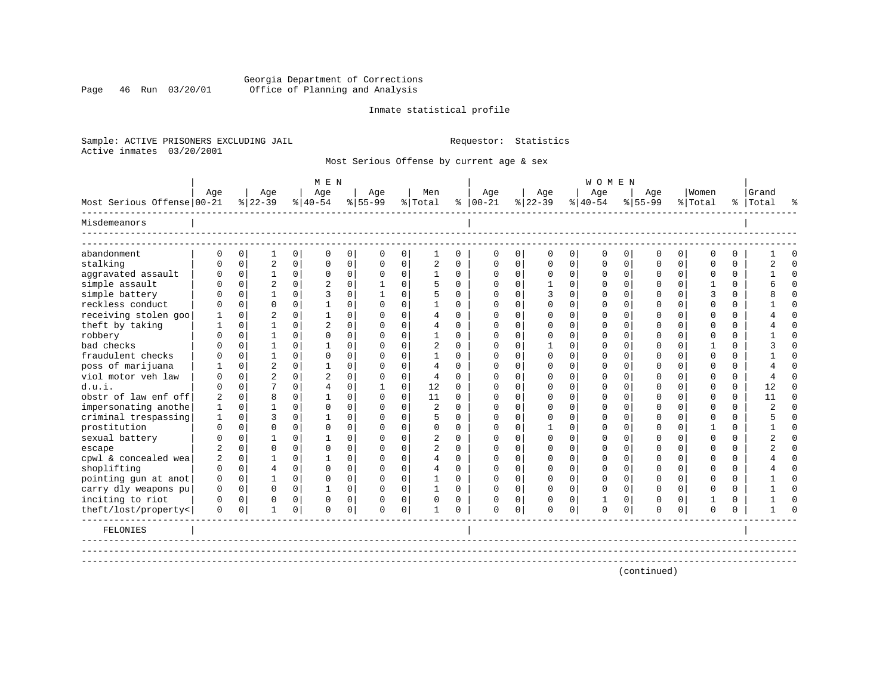Georgia Department of Corrections
Office of Planning and Analysis

Inmate statistical profile

Sample: ACTIVE PRISONERS EXCLUDING JAIL  Requestor: Statistics
Active inmates 03/20/2001

Most Serious Offense by current age & sex

| Most Serious Offense | MEN Age 00-21 | % | Age 22-39 | % | Age 40-54 | % | Age 55-99 | % | Men Total | % | WOMEN Age 00-21 | % | Age 22-39 | % | Age 40-54 | % | Age 55-99 | % | Women Total | % | Grand Total | % |
|---|---|---|---|---|---|---|---|---|---|---|---|---|---|---|---|---|---|---|---|---|---|---|
| **Misdemeanors** | | | | | | | | | | | | | | | | | | | | | | |
| abandonment | 0 | 0 | 1 | 0 | 0 | 0 | 0 | 0 | 1 | 0 | 0 | 0 | 0 | 0 | 0 | 0 | 0 | 0 | 0 | 0 | 1 | 0 |
| stalking | 0 | 0 | 2 | 0 | 0 | 0 | 0 | 0 | 2 | 0 | 0 | 0 | 0 | 0 | 0 | 0 | 0 | 0 | 0 | 0 | 2 | 0 |
| aggravated assault | 0 | 0 | 1 | 0 | 0 | 0 | 0 | 0 | 1 | 0 | 0 | 0 | 0 | 0 | 0 | 0 | 0 | 0 | 0 | 0 | 1 | 0 |
| simple assault | 0 | 0 | 2 | 0 | 2 | 0 | 1 | 0 | 5 | 0 | 0 | 0 | 1 | 0 | 0 | 0 | 0 | 0 | 1 | 0 | 6 | 0 |
| simple battery | 0 | 0 | 1 | 0 | 3 | 0 | 1 | 0 | 5 | 0 | 0 | 0 | 3 | 0 | 0 | 0 | 0 | 0 | 3 | 0 | 8 | 0 |
| reckless conduct | 0 | 0 | 0 | 0 | 1 | 0 | 0 | 0 | 1 | 0 | 0 | 0 | 0 | 0 | 0 | 0 | 0 | 0 | 0 | 0 | 1 | 0 |
| receiving stolen goo | 1 | 0 | 2 | 0 | 1 | 0 | 0 | 0 | 4 | 0 | 0 | 0 | 0 | 0 | 0 | 0 | 0 | 0 | 0 | 0 | 4 | 0 |
| theft by taking | 1 | 0 | 1 | 0 | 2 | 0 | 0 | 0 | 4 | 0 | 0 | 0 | 0 | 0 | 0 | 0 | 0 | 0 | 0 | 0 | 4 | 0 |
| robbery | 0 | 0 | 1 | 0 | 0 | 0 | 0 | 0 | 1 | 0 | 0 | 0 | 0 | 0 | 0 | 0 | 0 | 0 | 0 | 0 | 1 | 0 |
| bad checks | 0 | 0 | 1 | 0 | 1 | 0 | 0 | 0 | 2 | 0 | 0 | 0 | 1 | 0 | 0 | 0 | 0 | 0 | 1 | 0 | 3 | 0 |
| fraudulent checks | 0 | 0 | 1 | 0 | 0 | 0 | 0 | 0 | 1 | 0 | 0 | 0 | 0 | 0 | 0 | 0 | 0 | 0 | 0 | 0 | 1 | 0 |
| poss of marijuana | 1 | 0 | 2 | 0 | 1 | 0 | 0 | 0 | 4 | 0 | 0 | 0 | 0 | 0 | 0 | 0 | 0 | 0 | 0 | 0 | 4 | 0 |
| viol motor veh law | 0 | 0 | 2 | 0 | 2 | 0 | 0 | 0 | 4 | 0 | 0 | 0 | 0 | 0 | 0 | 0 | 0 | 0 | 0 | 0 | 4 | 0 |
| d.u.i. | 0 | 0 | 7 | 0 | 4 | 0 | 1 | 0 | 12 | 0 | 0 | 0 | 0 | 0 | 0 | 0 | 0 | 0 | 0 | 0 | 12 | 0 |
| obstr of law enf off | 2 | 0 | 8 | 0 | 1 | 0 | 0 | 0 | 11 | 0 | 0 | 0 | 0 | 0 | 0 | 0 | 0 | 0 | 0 | 0 | 11 | 0 |
| impersonating anothe | 1 | 0 | 1 | 0 | 0 | 0 | 0 | 0 | 2 | 0 | 0 | 0 | 0 | 0 | 0 | 0 | 0 | 0 | 0 | 0 | 2 | 0 |
| criminal trespassing | 1 | 0 | 3 | 0 | 1 | 0 | 0 | 0 | 5 | 0 | 0 | 0 | 0 | 0 | 0 | 0 | 0 | 0 | 0 | 0 | 5 | 0 |
| prostitution | 0 | 0 | 0 | 0 | 0 | 0 | 0 | 0 | 0 | 0 | 0 | 0 | 1 | 0 | 0 | 0 | 0 | 0 | 1 | 0 | 1 | 0 |
| sexual battery | 0 | 0 | 1 | 0 | 1 | 0 | 0 | 0 | 2 | 0 | 0 | 0 | 0 | 0 | 0 | 0 | 0 | 0 | 0 | 0 | 2 | 0 |
| escape | 2 | 0 | 0 | 0 | 0 | 0 | 0 | 0 | 2 | 0 | 0 | 0 | 0 | 0 | 0 | 0 | 0 | 0 | 0 | 0 | 2 | 0 |
| cpwl & concealed wea | 2 | 0 | 1 | 0 | 1 | 0 | 0 | 0 | 4 | 0 | 0 | 0 | 0 | 0 | 0 | 0 | 0 | 0 | 0 | 0 | 4 | 0 |
| shoplifting | 0 | 0 | 4 | 0 | 0 | 0 | 0 | 0 | 4 | 0 | 0 | 0 | 0 | 0 | 0 | 0 | 0 | 0 | 0 | 0 | 4 | 0 |
| pointing gun at anot | 0 | 0 | 1 | 0 | 0 | 0 | 0 | 0 | 1 | 0 | 0 | 0 | 0 | 0 | 0 | 0 | 0 | 0 | 0 | 0 | 1 | 0 |
| carry dly weapons pu | 0 | 0 | 0 | 0 | 1 | 0 | 0 | 0 | 1 | 0 | 0 | 0 | 0 | 0 | 0 | 0 | 0 | 0 | 0 | 0 | 1 | 0 |
| inciting to riot | 0 | 0 | 0 | 0 | 0 | 0 | 0 | 0 | 0 | 0 | 0 | 0 | 0 | 0 | 1 | 0 | 0 | 0 | 1 | 0 | 1 | 0 |
| theft/lost/property< | 0 | 0 | 1 | 0 | 0 | 0 | 0 | 0 | 1 | 0 | 0 | 0 | 0 | 0 | 0 | 0 | 0 | 0 | 0 | 0 | 1 | 0 |
| **FELONIES** | | | | | | | | | | | | | | | | | | | | | | |

(continued)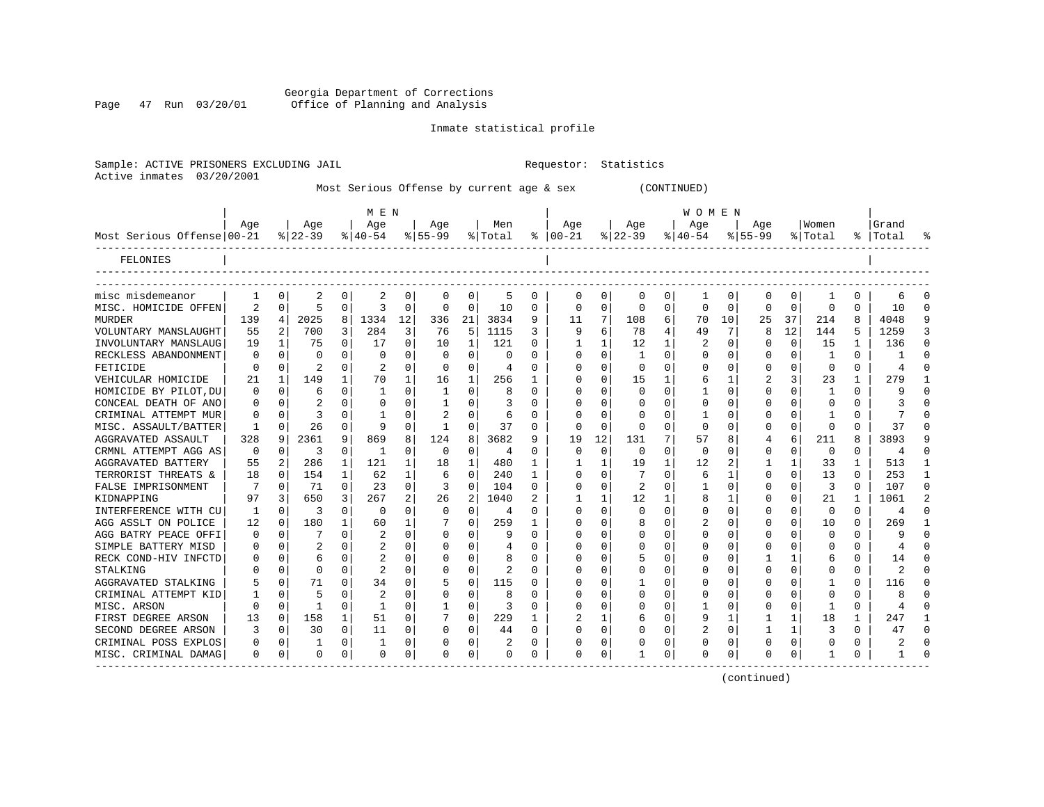Georgia Department of Corrections
Office of Planning and Analysis

Inmate statistical profile

Sample: ACTIVE PRISONERS EXCLUDING JAIL        Requestor: Statistics
Active inmates 03/20/2001

Most Serious Offense by current age & sex (CONTINUED)

| Most Serious Offense | MEN Age 00-21 | % | Age 22-39 | % | Age 40-54 | % | Age 55-99 | % | Men Total | % | WOMEN Age 00-21 | % | Age 22-39 | % | Age 40-54 | % | Age 55-99 | % | Women Total | % | Grand Total | % |
|---|---|---|---|---|---|---|---|---|---|---|---|---|---|---|---|---|---|---|---|---|---|---|
| FELONIES | | | | | | | | | | | | | | | | | | | | | | |
| misc misdemeanor | 1 | 0 | 2 | 0 | 2 | 0 | 0 | 0 | 5 | 0 | 0 | 0 | 0 | 0 | 1 | 0 | 0 | 0 | 1 | 0 | 6 | 0 |
| MISC. HOMICIDE OFFEN | 2 | 0 | 5 | 0 | 3 | 0 | 0 | 0 | 10 | 0 | 0 | 0 | 0 | 0 | 0 | 0 | 0 | 0 | 0 | 0 | 10 | 0 |
| MURDER | 139 | 4 | 2025 | 8 | 1334 | 12 | 336 | 21 | 3834 | 9 | 11 | 7 | 108 | 6 | 70 | 10 | 25 | 37 | 214 | 8 | 4048 | 9 |
| VOLUNTARY MANSLAUGHT | 55 | 2 | 700 | 3 | 284 | 3 | 76 | 5 | 1115 | 3 | 9 | 6 | 78 | 4 | 49 | 7 | 8 | 12 | 144 | 5 | 1259 | 3 |
| INVOLUNTARY MANSLAUG | 19 | 1 | 75 | 0 | 17 | 0 | 10 | 1 | 121 | 0 | 1 | 1 | 12 | 1 | 2 | 0 | 0 | 0 | 15 | 1 | 136 | 0 |
| RECKLESS ABANDONMENT | 0 | 0 | 0 | 0 | 0 | 0 | 0 | 0 | 0 | 0 | 0 | 0 | 1 | 0 | 0 | 0 | 0 | 0 | 1 | 0 | 1 | 0 |
| FETICIDE | 0 | 0 | 2 | 0 | 2 | 0 | 0 | 0 | 4 | 0 | 0 | 0 | 0 | 0 | 0 | 0 | 0 | 0 | 0 | 0 | 4 | 0 |
| VEHICULAR HOMICIDE | 21 | 1 | 149 | 1 | 70 | 1 | 16 | 1 | 256 | 1 | 0 | 0 | 15 | 1 | 6 | 1 | 2 | 3 | 23 | 1 | 279 | 1 |
| HOMICIDE BY PILOT,DU | 0 | 0 | 6 | 0 | 1 | 0 | 1 | 0 | 8 | 0 | 0 | 0 | 0 | 0 | 1 | 0 | 0 | 0 | 1 | 0 | 9 | 0 |
| CONCEAL DEATH OF ANO | 0 | 0 | 2 | 0 | 0 | 0 | 1 | 0 | 3 | 0 | 0 | 0 | 0 | 0 | 0 | 0 | 0 | 0 | 0 | 0 | 3 | 0 |
| CRIMINAL ATTEMPT MUR | 0 | 0 | 3 | 0 | 1 | 0 | 2 | 0 | 6 | 0 | 0 | 0 | 0 | 0 | 1 | 0 | 0 | 0 | 1 | 0 | 7 | 0 |
| MISC. ASSAULT/BATTER | 1 | 0 | 26 | 0 | 9 | 0 | 1 | 0 | 37 | 0 | 0 | 0 | 0 | 0 | 0 | 0 | 0 | 0 | 0 | 0 | 37 | 0 |
| AGGRAVATED ASSAULT | 328 | 9 | 2361 | 9 | 869 | 8 | 124 | 8 | 3682 | 9 | 19 | 12 | 131 | 7 | 57 | 8 | 4 | 6 | 211 | 8 | 3893 | 9 |
| CRMNL ATTEMPT AGG AS | 0 | 0 | 3 | 0 | 1 | 0 | 0 | 0 | 4 | 0 | 0 | 0 | 0 | 0 | 0 | 0 | 0 | 0 | 0 | 0 | 4 | 0 |
| AGGRAVATED BATTERY | 55 | 2 | 286 | 1 | 121 | 1 | 18 | 1 | 480 | 1 | 1 | 1 | 19 | 1 | 12 | 2 | 1 | 1 | 33 | 1 | 513 | 1 |
| TERRORIST THREATS & | 18 | 0 | 154 | 1 | 62 | 1 | 6 | 0 | 240 | 1 | 0 | 0 | 7 | 0 | 6 | 1 | 0 | 0 | 13 | 0 | 253 | 1 |
| FALSE IMPRISONMENT | 7 | 0 | 71 | 0 | 23 | 0 | 3 | 0 | 104 | 0 | 0 | 0 | 2 | 0 | 1 | 0 | 0 | 0 | 3 | 0 | 107 | 0 |
| KIDNAPPING | 97 | 3 | 650 | 3 | 267 | 2 | 26 | 2 | 1040 | 2 | 1 | 1 | 12 | 1 | 8 | 1 | 0 | 0 | 21 | 1 | 1061 | 2 |
| INTERFERENCE WITH CU | 1 | 0 | 3 | 0 | 0 | 0 | 0 | 0 | 4 | 0 | 0 | 0 | 0 | 0 | 0 | 0 | 0 | 0 | 0 | 0 | 4 | 0 |
| AGG ASSLT ON POLICE | 12 | 0 | 180 | 1 | 60 | 1 | 7 | 0 | 259 | 1 | 0 | 0 | 8 | 0 | 2 | 0 | 0 | 0 | 10 | 0 | 269 | 1 |
| AGG BATRY PEACE OFFI | 0 | 0 | 7 | 0 | 2 | 0 | 0 | 0 | 9 | 0 | 0 | 0 | 0 | 0 | 0 | 0 | 0 | 0 | 0 | 0 | 9 | 0 |
| SIMPLE BATTERY MISD | 0 | 0 | 2 | 0 | 2 | 0 | 0 | 0 | 4 | 0 | 0 | 0 | 0 | 0 | 0 | 0 | 0 | 0 | 0 | 0 | 4 | 0 |
| RECK COND-HIV INFCTD | 0 | 0 | 6 | 0 | 2 | 0 | 0 | 0 | 8 | 0 | 0 | 0 | 5 | 0 | 0 | 0 | 1 | 1 | 6 | 0 | 14 | 0 |
| STALKING | 0 | 0 | 0 | 0 | 2 | 0 | 0 | 0 | 2 | 0 | 0 | 0 | 0 | 0 | 0 | 0 | 0 | 0 | 0 | 0 | 2 | 0 |
| AGGRAVATED STALKING | 5 | 0 | 71 | 0 | 34 | 0 | 5 | 0 | 115 | 0 | 0 | 0 | 1 | 0 | 0 | 0 | 0 | 0 | 1 | 0 | 116 | 0 |
| CRIMINAL ATTEMPT KID | 1 | 0 | 5 | 0 | 2 | 0 | 0 | 0 | 8 | 0 | 0 | 0 | 0 | 0 | 0 | 0 | 0 | 0 | 0 | 0 | 8 | 0 |
| MISC. ARSON | 0 | 0 | 1 | 0 | 1 | 0 | 1 | 0 | 3 | 0 | 0 | 0 | 0 | 0 | 1 | 0 | 0 | 0 | 1 | 0 | 4 | 0 |
| FIRST DEGREE ARSON | 13 | 0 | 158 | 1 | 51 | 0 | 7 | 0 | 229 | 1 | 2 | 1 | 6 | 0 | 9 | 1 | 1 | 1 | 18 | 1 | 247 | 1 |
| SECOND DEGREE ARSON | 3 | 0 | 30 | 0 | 11 | 0 | 0 | 0 | 44 | 0 | 0 | 0 | 0 | 0 | 2 | 0 | 1 | 1 | 3 | 0 | 47 | 0 |
| CRIMINAL POSS EXPLOS | 0 | 0 | 1 | 0 | 1 | 0 | 0 | 0 | 2 | 0 | 0 | 0 | 0 | 0 | 0 | 0 | 0 | 0 | 0 | 0 | 2 | 0 |
| MISC. CRIMINAL DAMAG | 0 | 0 | 0 | 0 | 0 | 0 | 0 | 0 | 0 | 0 | 0 | 0 | 1 | 0 | 0 | 0 | 0 | 0 | 1 | 0 | 1 | 0 |

(continued)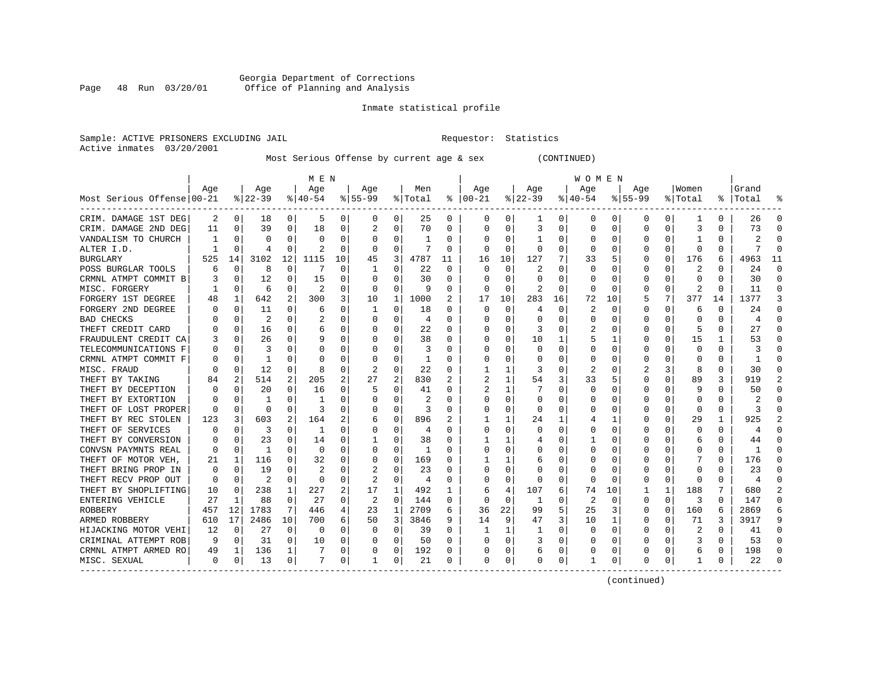Georgia Department of Corrections
Office of Planning and Analysis

Inmate statistical profile

Sample: ACTIVE PRISONERS EXCLUDING JAIL  Requestor: Statistics
Active inmates 03/20/2001

Most Serious Offense by current age & sex (CONTINUED)

| Most Serious Offense | MEN Age 00-21 | % | Age 22-39 | % | Age 40-54 | % | Age 55-99 | % | Men Total | % | WOMEN Age 00-21 | % | Age 22-39 | % | Age 40-54 | % | Age 55-99 | % | Women Total | % | Grand Total | % |
|---|---|---|---|---|---|---|---|---|---|---|---|---|---|---|---|---|---|---|---|---|---|---|
| CRIM. DAMAGE 1ST DEG | 2 | 0 | 18 | 0 | 5 | 0 | 0 | 0 | 25 | 0 | 0 | 0 | 1 | 0 | 0 | 0 | 0 | 0 | 1 | 0 | 26 | 0 |
| CRIM. DAMAGE 2ND DEG | 11 | 0 | 39 | 0 | 18 | 0 | 2 | 0 | 70 | 0 | 0 | 0 | 3 | 0 | 0 | 0 | 0 | 0 | 3 | 0 | 73 | 0 |
| VANDALISM TO CHURCH | 1 | 0 | 0 | 0 | 0 | 0 | 0 | 0 | 1 | 0 | 0 | 0 | 1 | 0 | 0 | 0 | 0 | 0 | 1 | 0 | 2 | 0 |
| ALTER I.D. | 1 | 0 | 4 | 0 | 2 | 0 | 0 | 0 | 7 | 0 | 0 | 0 | 0 | 0 | 0 | 0 | 0 | 0 | 0 | 0 | 7 | 0 |
| BURGLARY | 525 | 14 | 3102 | 12 | 1115 | 10 | 45 | 3 | 4787 | 11 | 16 | 10 | 127 | 7 | 33 | 5 | 0 | 0 | 176 | 6 | 4963 | 11 |
| POSS BURGLAR TOOLS | 6 | 0 | 8 | 0 | 7 | 0 | 1 | 0 | 22 | 0 | 0 | 0 | 2 | 0 | 0 | 0 | 0 | 0 | 2 | 0 | 24 | 0 |
| CRMNL ATMPT COMMIT B | 3 | 0 | 12 | 0 | 15 | 0 | 0 | 0 | 30 | 0 | 0 | 0 | 0 | 0 | 0 | 0 | 0 | 0 | 0 | 0 | 30 | 0 |
| MISC. FORGERY | 1 | 0 | 6 | 0 | 2 | 0 | 0 | 0 | 9 | 0 | 0 | 0 | 2 | 0 | 0 | 0 | 0 | 0 | 2 | 0 | 11 | 0 |
| FORGERY 1ST DEGREE | 48 | 1 | 642 | 2 | 300 | 3 | 10 | 1 | 1000 | 2 | 17 | 10 | 283 | 16 | 72 | 10 | 5 | 7 | 377 | 14 | 1377 | 3 |
| FORGERY 2ND DEGREE | 0 | 0 | 11 | 0 | 6 | 0 | 1 | 0 | 18 | 0 | 0 | 0 | 4 | 0 | 2 | 0 | 0 | 0 | 6 | 0 | 24 | 0 |
| BAD CHECKS | 0 | 0 | 2 | 0 | 2 | 0 | 0 | 0 | 4 | 0 | 0 | 0 | 0 | 0 | 0 | 0 | 0 | 0 | 0 | 0 | 4 | 0 |
| THEFT CREDIT CARD | 0 | 0 | 16 | 0 | 6 | 0 | 0 | 0 | 22 | 0 | 0 | 0 | 3 | 0 | 2 | 0 | 0 | 0 | 5 | 0 | 27 | 0 |
| FRAUDULENT CREDIT CA | 3 | 0 | 26 | 0 | 9 | 0 | 0 | 0 | 38 | 0 | 0 | 0 | 10 | 1 | 5 | 1 | 0 | 0 | 15 | 1 | 53 | 0 |
| TELECOMMUNICATIONS F | 0 | 0 | 3 | 0 | 0 | 0 | 0 | 0 | 3 | 0 | 0 | 0 | 0 | 0 | 0 | 0 | 0 | 0 | 0 | 0 | 3 | 0 |
| CRMNL ATMPT COMMIT F | 0 | 0 | 1 | 0 | 0 | 0 | 0 | 0 | 1 | 0 | 0 | 0 | 0 | 0 | 0 | 0 | 0 | 0 | 0 | 0 | 1 | 0 |
| MISC. FRAUD | 0 | 0 | 12 | 0 | 8 | 0 | 2 | 0 | 22 | 0 | 1 | 1 | 3 | 0 | 2 | 0 | 2 | 3 | 8 | 0 | 30 | 0 |
| THEFT BY TAKING | 84 | 2 | 514 | 2 | 205 | 2 | 27 | 2 | 830 | 2 | 2 | 1 | 54 | 3 | 33 | 5 | 0 | 0 | 89 | 3 | 919 | 2 |
| THEFT BY DECEPTION | 0 | 0 | 20 | 0 | 16 | 0 | 5 | 0 | 41 | 0 | 2 | 1 | 7 | 0 | 0 | 0 | 0 | 0 | 9 | 0 | 50 | 0 |
| THEFT BY EXTORTION | 0 | 0 | 1 | 0 | 1 | 0 | 0 | 0 | 2 | 0 | 0 | 0 | 0 | 0 | 0 | 0 | 0 | 0 | 0 | 0 | 2 | 0 |
| THEFT OF LOST PROPER | 0 | 0 | 0 | 0 | 3 | 0 | 0 | 0 | 3 | 0 | 0 | 0 | 0 | 0 | 0 | 0 | 0 | 0 | 0 | 0 | 3 | 0 |
| THEFT BY REC STOLEN | 123 | 3 | 603 | 2 | 164 | 2 | 6 | 0 | 896 | 2 | 1 | 1 | 24 | 1 | 4 | 1 | 0 | 0 | 29 | 1 | 925 | 2 |
| THEFT OF SERVICES | 0 | 0 | 3 | 0 | 1 | 0 | 0 | 0 | 4 | 0 | 0 | 0 | 0 | 0 | 0 | 0 | 0 | 0 | 0 | 0 | 4 | 0 |
| THEFT BY CONVERSION | 0 | 0 | 23 | 0 | 14 | 0 | 1 | 0 | 38 | 0 | 1 | 1 | 4 | 0 | 1 | 0 | 0 | 0 | 6 | 0 | 44 | 0 |
| CONVSN PAYMNTS REAL | 0 | 0 | 1 | 0 | 0 | 0 | 0 | 0 | 1 | 0 | 0 | 0 | 0 | 0 | 0 | 0 | 0 | 0 | 0 | 0 | 1 | 0 |
| THEFT OF MOTOR VEH, | 21 | 1 | 116 | 0 | 32 | 0 | 0 | 0 | 169 | 0 | 1 | 1 | 6 | 0 | 0 | 0 | 0 | 0 | 7 | 0 | 176 | 0 |
| THEFT BRING PROP IN | 0 | 0 | 19 | 0 | 2 | 0 | 2 | 0 | 23 | 0 | 0 | 0 | 0 | 0 | 0 | 0 | 0 | 0 | 0 | 0 | 23 | 0 |
| THEFT RECV PROP OUT | 0 | 0 | 2 | 0 | 0 | 0 | 2 | 0 | 4 | 0 | 0 | 0 | 0 | 0 | 0 | 0 | 0 | 0 | 0 | 0 | 4 | 0 |
| THEFT BY SHOPLIFTING | 10 | 0 | 238 | 1 | 227 | 2 | 17 | 1 | 492 | 1 | 6 | 4 | 107 | 6 | 74 | 10 | 1 | 1 | 188 | 7 | 680 | 2 |
| ENTERING VEHICLE | 27 | 1 | 88 | 0 | 27 | 0 | 2 | 0 | 144 | 0 | 0 | 0 | 1 | 0 | 2 | 0 | 0 | 0 | 3 | 0 | 147 | 0 |
| ROBBERY | 457 | 12 | 1783 | 7 | 446 | 4 | 23 | 1 | 2709 | 6 | 36 | 22 | 99 | 5 | 25 | 3 | 0 | 0 | 160 | 6 | 2869 | 6 |
| ARMED ROBBERY | 610 | 17 | 2486 | 10 | 700 | 6 | 50 | 3 | 3846 | 9 | 14 | 9 | 47 | 3 | 10 | 1 | 0 | 0 | 71 | 3 | 3917 | 9 |
| HIJACKING MOTOR VEHI | 12 | 0 | 27 | 0 | 0 | 0 | 0 | 0 | 39 | 0 | 1 | 1 | 1 | 0 | 0 | 0 | 0 | 0 | 2 | 0 | 41 | 0 |
| CRIMINAL ATTEMPT ROB | 9 | 0 | 31 | 0 | 10 | 0 | 0 | 0 | 50 | 0 | 0 | 0 | 3 | 0 | 0 | 0 | 0 | 0 | 3 | 0 | 53 | 0 |
| CRMNL ATMPT ARMED RO | 49 | 1 | 136 | 1 | 7 | 0 | 0 | 0 | 192 | 0 | 0 | 0 | 6 | 0 | 0 | 0 | 0 | 0 | 6 | 0 | 198 | 0 |
| MISC. SEXUAL | 0 | 0 | 13 | 0 | 7 | 0 | 1 | 0 | 21 | 0 | 0 | 0 | 0 | 0 | 1 | 0 | 0 | 0 | 1 | 0 | 22 | 0 |

(continued)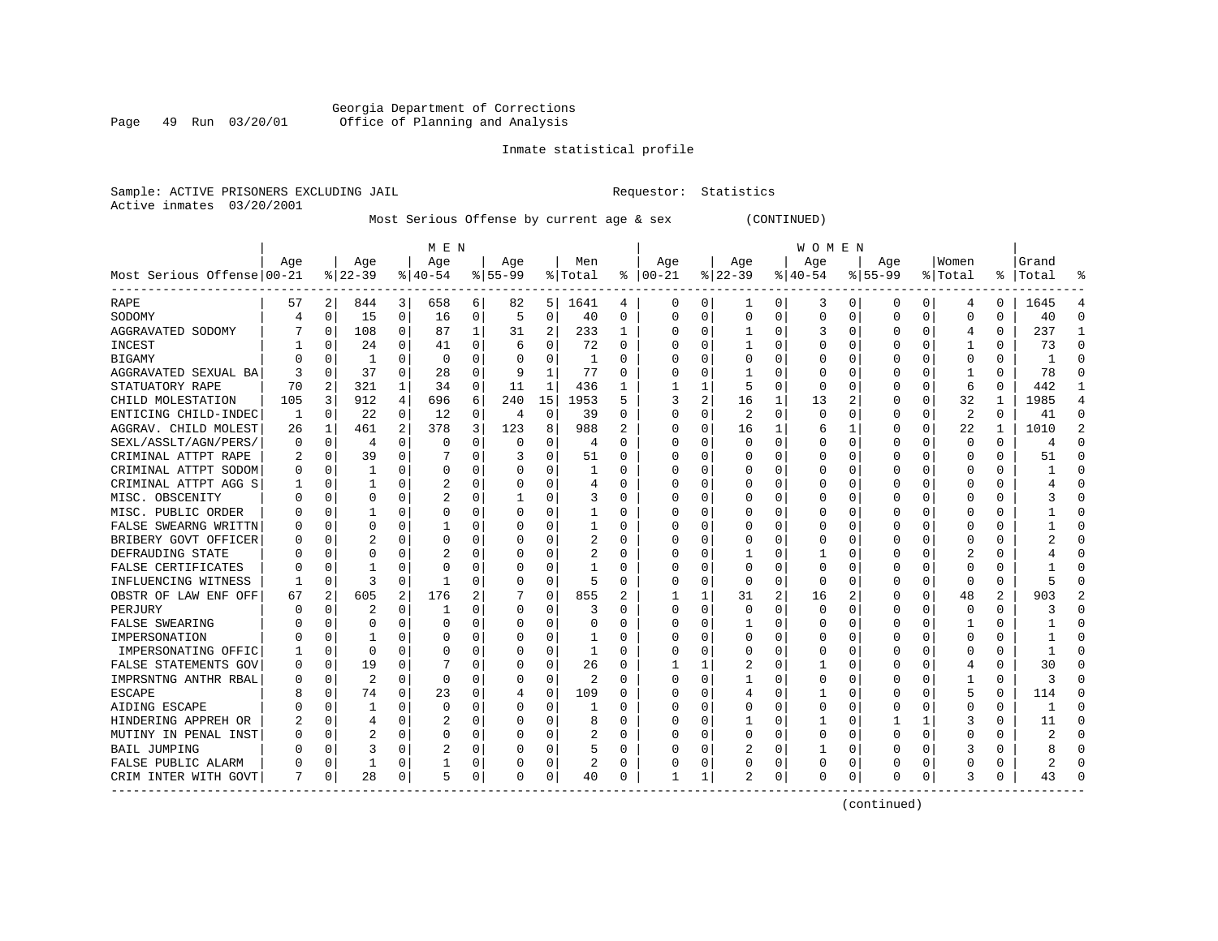Georgia Department of Corrections
Office of Planning and Analysis

Inmate statistical profile

Sample: ACTIVE PRISONERS EXCLUDING JAIL    Requestor: Statistics
Active inmates 03/20/2001

Most Serious Offense by current age & sex (CONTINUED)

| Most Serious Offense | MEN Age 00-21 | % | Age 22-39 | % | Age 40-54 | % | Age 55-99 | % | Men Total | % | WOMEN Age 00-21 | % | Age 22-39 | % | Age 40-54 | % | Age 55-99 | % | Women Total | % | Grand Total | % |
|---|---|---|---|---|---|---|---|---|---|---|---|---|---|---|---|---|---|---|---|---|---|---|
| RAPE | 57 | 2 | 844 | 3 | 658 | 6 | 82 | 5 | 1641 | 4 | 0 | 0 | 1 | 0 | 3 | 0 | 0 | 0 | 4 | 0 | 1645 | 4 |
| SODOMY | 4 | 0 | 15 | 0 | 16 | 0 | 5 | 0 | 40 | 0 | 0 | 0 | 0 | 0 | 0 | 0 | 0 | 0 | 0 | 0 | 40 | 0 |
| AGGRAVATED SODOMY | 7 | 0 | 108 | 0 | 87 | 1 | 31 | 2 | 233 | 1 | 0 | 0 | 1 | 0 | 3 | 0 | 0 | 0 | 4 | 0 | 237 | 1 |
| INCEST | 1 | 0 | 24 | 0 | 41 | 0 | 6 | 0 | 72 | 0 | 0 | 0 | 1 | 0 | 0 | 0 | 0 | 0 | 1 | 0 | 73 | 0 |
| BIGAMY | 0 | 0 | 1 | 0 | 0 | 0 | 0 | 0 | 1 | 0 | 0 | 0 | 0 | 0 | 0 | 0 | 0 | 0 | 0 | 0 | 1 | 0 |
| AGGRAVATED SEXUAL BA | 3 | 0 | 37 | 0 | 28 | 0 | 9 | 1 | 77 | 0 | 0 | 0 | 1 | 0 | 0 | 0 | 0 | 0 | 1 | 0 | 78 | 0 |
| STATUTORY RAPE | 70 | 2 | 321 | 1 | 34 | 0 | 11 | 1 | 436 | 1 | 1 | 1 | 5 | 0 | 0 | 0 | 0 | 0 | 6 | 0 | 442 | 1 |
| CHILD MOLESTATION | 105 | 3 | 912 | 4 | 696 | 6 | 240 | 15 | 1953 | 5 | 3 | 2 | 16 | 1 | 13 | 2 | 0 | 0 | 32 | 1 | 1985 | 4 |
| ENTICING CHILD-INDEC | 1 | 0 | 22 | 0 | 12 | 0 | 4 | 0 | 39 | 0 | 0 | 0 | 2 | 0 | 0 | 0 | 0 | 0 | 2 | 0 | 41 | 0 |
| AGGRAV. CHILD MOLEST | 26 | 1 | 461 | 2 | 378 | 3 | 123 | 8 | 988 | 2 | 0 | 0 | 16 | 1 | 6 | 1 | 0 | 0 | 22 | 1 | 1010 | 2 |
| SEXL/ASSLT/AGN/PERS/ | 0 | 0 | 4 | 0 | 0 | 0 | 0 | 0 | 4 | 0 | 0 | 0 | 0 | 0 | 0 | 0 | 0 | 0 | 0 | 0 | 4 | 0 |
| CRIMINAL ATTPT RAPE | 2 | 0 | 39 | 0 | 7 | 0 | 3 | 0 | 51 | 0 | 0 | 0 | 0 | 0 | 0 | 0 | 0 | 0 | 0 | 0 | 51 | 0 |
| CRIMINAL ATTPT SODOM | 0 | 0 | 1 | 0 | 0 | 0 | 0 | 0 | 1 | 0 | 0 | 0 | 0 | 0 | 0 | 0 | 0 | 0 | 0 | 0 | 1 | 0 |
| CRIMINAL ATTPT AGG S | 1 | 0 | 1 | 0 | 2 | 0 | 0 | 0 | 4 | 0 | 0 | 0 | 0 | 0 | 0 | 0 | 0 | 0 | 0 | 0 | 4 | 0 |
| MISC. OBSCENITY | 0 | 0 | 0 | 0 | 2 | 0 | 1 | 0 | 3 | 0 | 0 | 0 | 0 | 0 | 0 | 0 | 0 | 0 | 0 | 0 | 3 | 0 |
| MISC. PUBLIC ORDER | 0 | 0 | 1 | 0 | 0 | 0 | 0 | 0 | 1 | 0 | 0 | 0 | 0 | 0 | 0 | 0 | 0 | 0 | 0 | 0 | 1 | 0 |
| FALSE SWEARNG WRITTN | 0 | 0 | 0 | 0 | 1 | 0 | 0 | 0 | 1 | 0 | 0 | 0 | 0 | 0 | 0 | 0 | 0 | 0 | 0 | 0 | 1 | 0 |
| BRIBERY GOVT OFFICER | 0 | 0 | 2 | 0 | 0 | 0 | 0 | 0 | 2 | 0 | 0 | 0 | 0 | 0 | 0 | 0 | 0 | 0 | 0 | 0 | 2 | 0 |
| DEFRAUDING STATE | 0 | 0 | 0 | 0 | 2 | 0 | 0 | 0 | 2 | 0 | 0 | 0 | 1 | 0 | 1 | 0 | 0 | 0 | 2 | 0 | 4 | 0 |
| FALSE CERTIFICATES | 0 | 0 | 1 | 0 | 0 | 0 | 0 | 0 | 1 | 0 | 0 | 0 | 0 | 0 | 0 | 0 | 0 | 0 | 0 | 0 | 1 | 0 |
| INFLUENCING WITNESS | 1 | 0 | 3 | 0 | 1 | 0 | 0 | 0 | 5 | 0 | 0 | 0 | 0 | 0 | 0 | 0 | 0 | 0 | 0 | 0 | 5 | 0 |
| OBSTR OF LAW ENF OFF | 67 | 2 | 605 | 2 | 176 | 2 | 7 | 0 | 855 | 2 | 1 | 1 | 31 | 2 | 16 | 2 | 0 | 0 | 48 | 2 | 903 | 2 |
| PERJURY | 0 | 0 | 2 | 0 | 1 | 0 | 0 | 0 | 3 | 0 | 0 | 0 | 0 | 0 | 0 | 0 | 0 | 0 | 0 | 0 | 3 | 0 |
| FALSE SWEARING | 0 | 0 | 0 | 0 | 0 | 0 | 0 | 0 | 0 | 0 | 0 | 0 | 1 | 0 | 0 | 0 | 0 | 0 | 1 | 0 | 1 | 0 |
| IMPERSONATION | 0 | 0 | 1 | 0 | 0 | 0 | 0 | 0 | 1 | 0 | 0 | 0 | 0 | 0 | 0 | 0 | 0 | 0 | 0 | 0 | 1 | 0 |
| IMPERSONATING OFFIC | 1 | 0 | 0 | 0 | 0 | 0 | 0 | 0 | 1 | 0 | 0 | 0 | 0 | 0 | 0 | 0 | 0 | 0 | 0 | 0 | 1 | 0 |
| FALSE STATEMENTS GOV | 0 | 0 | 19 | 0 | 7 | 0 | 0 | 0 | 26 | 0 | 1 | 1 | 2 | 0 | 1 | 0 | 0 | 0 | 4 | 0 | 30 | 0 |
| IMPRSNTNG ANTHR RBAL | 0 | 0 | 2 | 0 | 0 | 0 | 0 | 0 | 2 | 0 | 0 | 0 | 1 | 0 | 0 | 0 | 0 | 0 | 1 | 0 | 3 | 0 |
| ESCAPE | 8 | 0 | 74 | 0 | 23 | 0 | 4 | 0 | 109 | 0 | 0 | 0 | 4 | 0 | 1 | 0 | 0 | 0 | 5 | 0 | 114 | 0 |
| AIDING ESCAPE | 0 | 0 | 1 | 0 | 0 | 0 | 0 | 0 | 1 | 0 | 0 | 0 | 0 | 0 | 0 | 0 | 0 | 0 | 0 | 0 | 1 | 0 |
| HINDERING APPREH OR | 2 | 0 | 4 | 0 | 2 | 0 | 0 | 0 | 8 | 0 | 0 | 0 | 1 | 0 | 1 | 0 | 1 | 1 | 3 | 0 | 11 | 0 |
| MUTINY IN PENAL INST | 0 | 0 | 2 | 0 | 0 | 0 | 0 | 0 | 2 | 0 | 0 | 0 | 0 | 0 | 0 | 0 | 0 | 0 | 0 | 0 | 2 | 0 |
| BAIL JUMPING | 0 | 0 | 3 | 0 | 2 | 0 | 0 | 0 | 5 | 0 | 0 | 0 | 2 | 0 | 1 | 0 | 0 | 0 | 3 | 0 | 8 | 0 |
| FALSE PUBLIC ALARM | 0 | 0 | 1 | 0 | 1 | 0 | 0 | 0 | 2 | 0 | 0 | 0 | 0 | 0 | 0 | 0 | 0 | 0 | 0 | 0 | 2 | 0 |
| CRIM INTER WITH GOVT | 7 | 0 | 28 | 0 | 5 | 0 | 0 | 0 | 40 | 0 | 1 | 1 | 2 | 0 | 0 | 0 | 0 | 0 | 3 | 0 | 43 | 0 |

(continued)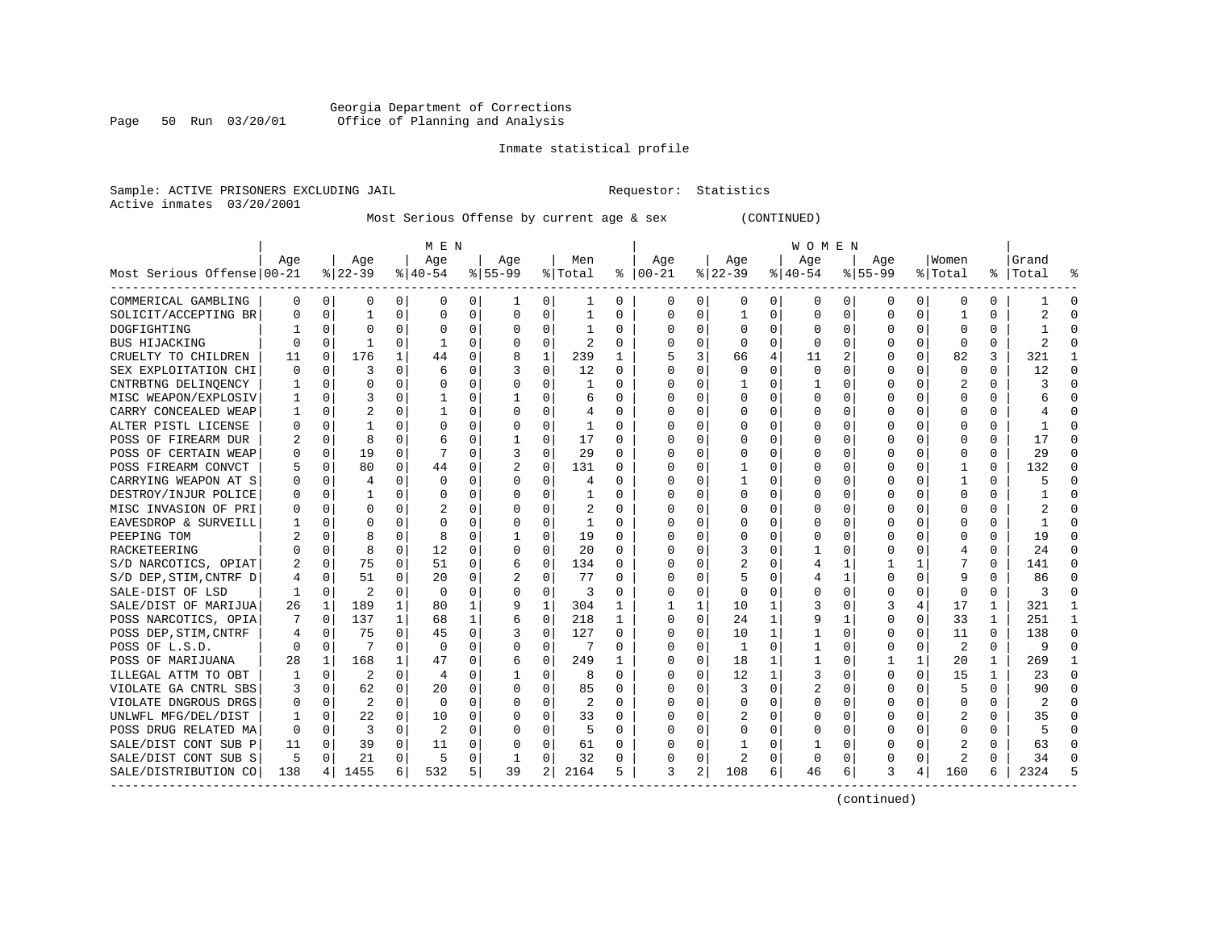Georgia Department of Corrections
Office of Planning and Analysis

Inmate statistical profile

Sample: ACTIVE PRISONERS EXCLUDING JAIL    Requestor: Statistics
Active inmates 03/20/2001

Most Serious Offense by current age & sex (CONTINUED)

| Most Serious Offense | MEN Age 00-21 | % | Age 22-39 | % | Age 40-54 | % | Age 55-99 | % | Men Total | % | WOMEN Age 00-21 | % | Age 22-39 | % | Age 40-54 | % | Age 55-99 | % | Women Total | % | Grand Total | % |
|---|---|---|---|---|---|---|---|---|---|---|---|---|---|---|---|---|---|---|---|---|---|---|
| COMMERICAL GAMBLING | 0 | 0 | 0 | 0 | 0 | 0 | 1 | 0 | 1 | 0 | 0 | 0 | 0 | 0 | 0 | 0 | 0 | 0 | 0 | 0 | 1 | 0 |
| SOLICIT/ACCEPTING BR | 0 | 0 | 1 | 0 | 0 | 0 | 0 | 0 | 1 | 0 | 0 | 0 | 1 | 0 | 0 | 0 | 0 | 0 | 1 | 0 | 2 | 0 |
| DOGFIGHTING | 1 | 0 | 0 | 0 | 0 | 0 | 0 | 0 | 1 | 0 | 0 | 0 | 0 | 0 | 0 | 0 | 0 | 0 | 0 | 0 | 1 | 0 |
| BUS HIJACKING | 0 | 0 | 1 | 0 | 1 | 0 | 0 | 0 | 2 | 0 | 0 | 0 | 0 | 0 | 0 | 0 | 0 | 0 | 0 | 0 | 2 | 0 |
| CRUELTY TO CHILDREN | 11 | 0 | 176 | 1 | 44 | 0 | 8 | 1 | 239 | 1 | 5 | 3 | 66 | 4 | 11 | 2 | 0 | 0 | 82 | 3 | 321 | 1 |
| SEX EXPLOITATION CHI | 0 | 0 | 3 | 0 | 6 | 0 | 3 | 0 | 12 | 0 | 0 | 0 | 0 | 0 | 0 | 0 | 0 | 0 | 0 | 0 | 12 | 0 |
| CNTRBTNG DELINQENCY | 1 | 0 | 0 | 0 | 0 | 0 | 0 | 0 | 1 | 0 | 0 | 0 | 1 | 0 | 1 | 0 | 0 | 0 | 2 | 0 | 3 | 0 |
| MISC WEAPON/EXPLOSIV | 1 | 0 | 3 | 0 | 1 | 0 | 1 | 0 | 6 | 0 | 0 | 0 | 0 | 0 | 0 | 0 | 0 | 0 | 0 | 0 | 6 | 0 |
| CARRY CONCEALED WEAP | 1 | 0 | 2 | 0 | 1 | 0 | 0 | 0 | 4 | 0 | 0 | 0 | 0 | 0 | 0 | 0 | 0 | 0 | 0 | 0 | 4 | 0 |
| ALTER PISTL LICENSE | 0 | 0 | 1 | 0 | 0 | 0 | 0 | 0 | 1 | 0 | 0 | 0 | 0 | 0 | 0 | 0 | 0 | 0 | 0 | 0 | 1 | 0 |
| POSS OF FIREARM DUR | 2 | 0 | 8 | 0 | 6 | 0 | 1 | 0 | 17 | 0 | 0 | 0 | 0 | 0 | 0 | 0 | 0 | 0 | 0 | 0 | 17 | 0 |
| POSS OF CERTAIN WEAP | 0 | 0 | 19 | 0 | 7 | 0 | 3 | 0 | 29 | 0 | 0 | 0 | 0 | 0 | 0 | 0 | 0 | 0 | 0 | 0 | 29 | 0 |
| POSS FIREARM CONVCT | 5 | 0 | 80 | 0 | 44 | 0 | 2 | 0 | 131 | 0 | 0 | 0 | 1 | 0 | 0 | 0 | 0 | 0 | 1 | 0 | 132 | 0 |
| CARRYING WEAPON AT S | 0 | 0 | 4 | 0 | 0 | 0 | 0 | 0 | 4 | 0 | 0 | 0 | 1 | 0 | 0 | 0 | 0 | 0 | 1 | 0 | 5 | 0 |
| DESTROY/INJUR POLICE | 0 | 0 | 1 | 0 | 0 | 0 | 0 | 0 | 1 | 0 | 0 | 0 | 0 | 0 | 0 | 0 | 0 | 0 | 0 | 0 | 1 | 0 |
| MISC INVASION OF PRI | 0 | 0 | 0 | 0 | 2 | 0 | 0 | 0 | 2 | 0 | 0 | 0 | 0 | 0 | 0 | 0 | 0 | 0 | 0 | 0 | 2 | 0 |
| EAVESDROP & SURVEILL | 1 | 0 | 0 | 0 | 0 | 0 | 0 | 0 | 1 | 0 | 0 | 0 | 0 | 0 | 0 | 0 | 0 | 0 | 0 | 0 | 1 | 0 |
| PEEPING TOM | 2 | 0 | 8 | 0 | 8 | 0 | 1 | 0 | 19 | 0 | 0 | 0 | 0 | 0 | 0 | 0 | 0 | 0 | 0 | 0 | 19 | 0 |
| RACKETEERING | 0 | 0 | 8 | 0 | 12 | 0 | 0 | 0 | 20 | 0 | 0 | 0 | 3 | 0 | 1 | 0 | 0 | 0 | 4 | 0 | 24 | 0 |
| S/D NARCOTICS, OPIAT | 2 | 0 | 75 | 0 | 51 | 0 | 6 | 0 | 134 | 0 | 0 | 0 | 2 | 0 | 4 | 1 | 1 | 1 | 7 | 0 | 141 | 0 |
| S/D DEP,STIM,CNTRF D | 4 | 0 | 51 | 0 | 20 | 0 | 2 | 0 | 77 | 0 | 0 | 0 | 5 | 0 | 4 | 1 | 0 | 0 | 9 | 0 | 86 | 0 |
| SALE-DIST OF LSD | 1 | 0 | 2 | 0 | 0 | 0 | 0 | 0 | 3 | 0 | 0 | 0 | 0 | 0 | 0 | 0 | 0 | 0 | 0 | 0 | 3 | 0 |
| SALE/DIST OF MARIJUA | 26 | 1 | 189 | 1 | 80 | 1 | 9 | 1 | 304 | 1 | 1 | 1 | 10 | 1 | 3 | 0 | 3 | 4 | 17 | 1 | 321 | 1 |
| POSS NARCOTICS, OPIA | 7 | 0 | 137 | 1 | 68 | 1 | 6 | 0 | 218 | 1 | 0 | 0 | 24 | 1 | 9 | 1 | 0 | 0 | 33 | 1 | 251 | 1 |
| POSS DEP,STIM,CNTRF | 4 | 0 | 75 | 0 | 45 | 0 | 3 | 0 | 127 | 0 | 0 | 0 | 10 | 1 | 1 | 0 | 0 | 0 | 11 | 0 | 138 | 0 |
| POSS OF L.S.D. | 0 | 0 | 7 | 0 | 0 | 0 | 0 | 0 | 7 | 0 | 0 | 0 | 1 | 0 | 1 | 0 | 0 | 0 | 2 | 0 | 9 | 0 |
| POSS OF MARIJUANA | 28 | 1 | 168 | 1 | 47 | 0 | 6 | 0 | 249 | 1 | 0 | 0 | 18 | 1 | 1 | 0 | 1 | 1 | 20 | 1 | 269 | 1 |
| ILLEGAL ATTM TO OBT | 1 | 0 | 2 | 0 | 4 | 0 | 1 | 0 | 8 | 0 | 0 | 0 | 12 | 1 | 3 | 0 | 0 | 0 | 15 | 1 | 23 | 0 |
| VIOLATE GA CNTRL SBS | 3 | 0 | 62 | 0 | 20 | 0 | 0 | 0 | 85 | 0 | 0 | 0 | 3 | 0 | 2 | 0 | 0 | 0 | 5 | 0 | 90 | 0 |
| VIOLATE DNGROUS DRGS | 0 | 0 | 2 | 0 | 0 | 0 | 0 | 0 | 2 | 0 | 0 | 0 | 0 | 0 | 0 | 0 | 0 | 0 | 0 | 0 | 2 | 0 |
| UNLWFL MFG/DEL/DIST | 1 | 0 | 22 | 0 | 10 | 0 | 0 | 0 | 33 | 0 | 0 | 0 | 2 | 0 | 0 | 0 | 0 | 0 | 2 | 0 | 35 | 0 |
| POSS DRUG RELATED MA | 0 | 0 | 3 | 0 | 2 | 0 | 0 | 0 | 5 | 0 | 0 | 0 | 0 | 0 | 0 | 0 | 0 | 0 | 0 | 0 | 5 | 0 |
| SALE/DIST CONT SUB P | 11 | 0 | 39 | 0 | 11 | 0 | 0 | 0 | 61 | 0 | 0 | 0 | 1 | 0 | 1 | 0 | 0 | 0 | 2 | 0 | 63 | 0 |
| SALE/DIST CONT SUB S | 5 | 0 | 21 | 0 | 5 | 0 | 1 | 0 | 32 | 0 | 0 | 0 | 2 | 0 | 0 | 0 | 0 | 0 | 2 | 0 | 34 | 0 |
| SALE/DISTRIBUTION CO | 138 | 4 | 1455 | 6 | 532 | 5 | 39 | 2 | 2164 | 5 | 3 | 2 | 108 | 6 | 46 | 6 | 3 | 4 | 160 | 6 | 2324 | 5 |

(continued)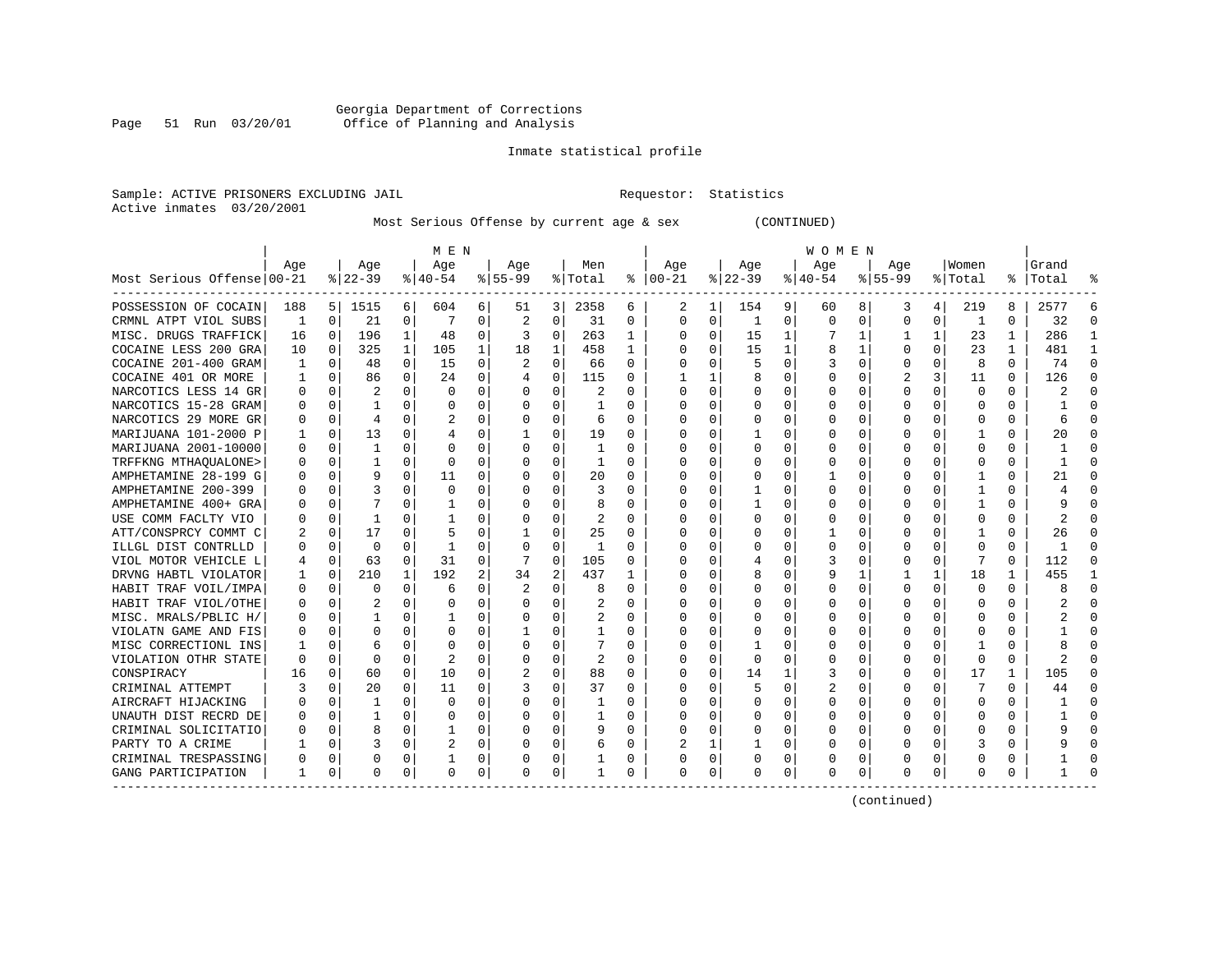Georgia Department of Corrections
Office of Planning and Analysis

Inmate statistical profile

Sample: ACTIVE PRISONERS EXCLUDING JAIL                Requestor: Statistics
Active inmates 03/20/2001

Most Serious Offense by current age & sex (CONTINUED)

| Most Serious Offense | MEN Age 00-21 | % | Age 22-39 | % | Age 40-54 | % | Age 55-99 | % | Men Total | % | WOMEN Age 00-21 | % | Age 22-39 | % | Age 40-54 | % | Age 55-99 | % | Women Total | % | Grand Total | % |
|---|---|---|---|---|---|---|---|---|---|---|---|---|---|---|---|---|---|---|---|---|---|---|
| POSSESSION OF COCAIN | 188 | 5 | 1515 | 6 | 604 | 6 | 51 | 3 | 2358 | 6 | 2 | 1 | 154 | 9 | 60 | 8 | 3 | 4 | 219 | 8 | 2577 | 6 |
| CRMNL ATPT VIOL SUBS | 1 | 0 | 21 | 0 | 7 | 0 | 2 | 0 | 31 | 0 | 0 | 0 | 1 | 0 | 0 | 0 | 0 | 0 | 1 | 0 | 32 | 0 |
| MISC. DRUGS TRAFFICK | 16 | 0 | 196 | 1 | 48 | 0 | 3 | 0 | 263 | 1 | 0 | 0 | 15 | 1 | 7 | 1 | 1 | 1 | 23 | 1 | 286 | 1 |
| COCAINE LESS 200 GRA | 10 | 0 | 325 | 1 | 105 | 1 | 18 | 1 | 458 | 1 | 0 | 0 | 15 | 1 | 8 | 1 | 0 | 0 | 23 | 1 | 481 | 1 |
| COCAINE 201-400 GRAM | 1 | 0 | 48 | 0 | 15 | 0 | 2 | 0 | 66 | 0 | 0 | 0 | 5 | 0 | 3 | 0 | 0 | 0 | 8 | 0 | 74 | 0 |
| COCAINE 401 OR MORE | 1 | 0 | 86 | 0 | 24 | 0 | 4 | 0 | 115 | 0 | 1 | 1 | 8 | 0 | 0 | 0 | 2 | 3 | 11 | 0 | 126 | 0 |
| NARCOTICS LESS 14 GR | 0 | 0 | 2 | 0 | 0 | 0 | 0 | 0 | 2 | 0 | 0 | 0 | 0 | 0 | 0 | 0 | 0 | 0 | 0 | 0 | 2 | 0 |
| NARCOTICS 15-28 GRAM | 0 | 0 | 1 | 0 | 0 | 0 | 0 | 0 | 1 | 0 | 0 | 0 | 0 | 0 | 0 | 0 | 0 | 0 | 0 | 0 | 1 | 0 |
| NARCOTICS 29 MORE GR | 0 | 0 | 4 | 0 | 2 | 0 | 0 | 0 | 6 | 0 | 0 | 0 | 0 | 0 | 0 | 0 | 0 | 0 | 0 | 0 | 6 | 0 |
| MARIJUANA 101-2000 P | 1 | 0 | 13 | 0 | 4 | 0 | 1 | 0 | 19 | 0 | 0 | 0 | 1 | 0 | 0 | 0 | 0 | 0 | 1 | 0 | 20 | 0 |
| MARIJUANA 2001-10000 | 0 | 0 | 1 | 0 | 0 | 0 | 0 | 0 | 1 | 0 | 0 | 0 | 0 | 0 | 0 | 0 | 0 | 0 | 0 | 0 | 1 | 0 |
| TRFFKNG MTHAQUALONE> | 0 | 0 | 1 | 0 | 0 | 0 | 0 | 0 | 1 | 0 | 0 | 0 | 0 | 0 | 0 | 0 | 0 | 0 | 0 | 0 | 1 | 0 |
| AMPHETAMINE 28-199 G | 0 | 0 | 9 | 0 | 11 | 0 | 0 | 0 | 20 | 0 | 0 | 0 | 0 | 0 | 1 | 0 | 0 | 0 | 1 | 0 | 21 | 0 |
| AMPHETAMINE 200-399 | 0 | 0 | 3 | 0 | 0 | 0 | 0 | 0 | 3 | 0 | 0 | 0 | 1 | 0 | 0 | 0 | 0 | 0 | 1 | 0 | 4 | 0 |
| AMPHETAMINE 400+ GRA | 0 | 0 | 7 | 0 | 1 | 0 | 0 | 0 | 8 | 0 | 0 | 0 | 1 | 0 | 0 | 0 | 0 | 0 | 1 | 0 | 9 | 0 |
| USE COMM FACLTY VIO | 0 | 0 | 1 | 0 | 1 | 0 | 0 | 0 | 2 | 0 | 0 | 0 | 0 | 0 | 0 | 0 | 0 | 0 | 0 | 0 | 2 | 0 |
| ATT/CONSPRCY COMMT C | 2 | 0 | 17 | 0 | 5 | 0 | 1 | 0 | 25 | 0 | 0 | 0 | 0 | 0 | 1 | 0 | 0 | 0 | 1 | 0 | 26 | 0 |
| ILLGL DIST CONTRLLD | 0 | 0 | 0 | 0 | 1 | 0 | 0 | 0 | 1 | 0 | 0 | 0 | 0 | 0 | 0 | 0 | 0 | 0 | 0 | 0 | 1 | 0 |
| VIOL MOTOR VEHICLE L | 4 | 0 | 63 | 0 | 31 | 0 | 7 | 0 | 105 | 0 | 0 | 0 | 4 | 0 | 3 | 0 | 0 | 0 | 7 | 0 | 112 | 0 |
| DRVNG HABTL VIOLATOR | 1 | 0 | 210 | 1 | 192 | 2 | 34 | 2 | 437 | 1 | 0 | 0 | 8 | 0 | 9 | 1 | 1 | 1 | 18 | 1 | 455 | 1 |
| HABIT TRAF VOIL/IMPA | 0 | 0 | 0 | 0 | 6 | 0 | 2 | 0 | 8 | 0 | 0 | 0 | 0 | 0 | 0 | 0 | 0 | 0 | 0 | 0 | 8 | 0 |
| HABIT TRAF VIOL/OTHE | 0 | 0 | 2 | 0 | 0 | 0 | 0 | 0 | 2 | 0 | 0 | 0 | 0 | 0 | 0 | 0 | 0 | 0 | 0 | 0 | 2 | 0 |
| MISC. MRALS/PBLIC H/ | 0 | 0 | 1 | 0 | 1 | 0 | 0 | 0 | 2 | 0 | 0 | 0 | 0 | 0 | 0 | 0 | 0 | 0 | 0 | 0 | 2 | 0 |
| VIOLATN GAME AND FIS | 0 | 0 | 0 | 0 | 0 | 0 | 1 | 0 | 1 | 0 | 0 | 0 | 0 | 0 | 0 | 0 | 0 | 0 | 0 | 0 | 1 | 0 |
| MISC CORRECTIONL INS | 1 | 0 | 6 | 0 | 0 | 0 | 0 | 0 | 7 | 0 | 0 | 0 | 1 | 0 | 0 | 0 | 0 | 0 | 1 | 0 | 8 | 0 |
| VIOLATION OTHR STATE | 0 | 0 | 0 | 0 | 2 | 0 | 0 | 0 | 2 | 0 | 0 | 0 | 0 | 0 | 0 | 0 | 0 | 0 | 0 | 0 | 2 | 0 |
| CONSPIRACY | 16 | 0 | 60 | 0 | 10 | 0 | 2 | 0 | 88 | 0 | 0 | 0 | 14 | 1 | 3 | 0 | 0 | 0 | 17 | 1 | 105 | 0 |
| CRIMINAL ATTEMPT | 3 | 0 | 20 | 0 | 11 | 0 | 3 | 0 | 37 | 0 | 0 | 0 | 5 | 0 | 2 | 0 | 0 | 0 | 7 | 0 | 44 | 0 |
| AIRCRAFT HIJACKING | 0 | 0 | 1 | 0 | 0 | 0 | 0 | 0 | 1 | 0 | 0 | 0 | 0 | 0 | 0 | 0 | 0 | 0 | 0 | 0 | 1 | 0 |
| UNAUTH DIST RECRD DE | 0 | 0 | 1 | 0 | 0 | 0 | 0 | 0 | 1 | 0 | 0 | 0 | 0 | 0 | 0 | 0 | 0 | 0 | 0 | 0 | 1 | 0 |
| CRIMINAL SOLICITATIO | 0 | 0 | 8 | 0 | 1 | 0 | 0 | 0 | 9 | 0 | 0 | 0 | 0 | 0 | 0 | 0 | 0 | 0 | 0 | 0 | 9 | 0 |
| PARTY TO A CRIME | 1 | 0 | 3 | 0 | 2 | 0 | 0 | 0 | 6 | 0 | 2 | 1 | 1 | 0 | 0 | 0 | 0 | 0 | 3 | 0 | 9 | 0 |
| CRIMINAL TRESPASSING | 0 | 0 | 0 | 0 | 1 | 0 | 0 | 0 | 1 | 0 | 0 | 0 | 0 | 0 | 0 | 0 | 0 | 0 | 0 | 0 | 1 | 0 |
| GANG PARTICIPATION | 1 | 0 | 0 | 0 | 0 | 0 | 0 | 0 | 1 | 0 | 0 | 0 | 0 | 0 | 0 | 0 | 0 | 0 | 0 | 0 | 1 | 0 |

(continued)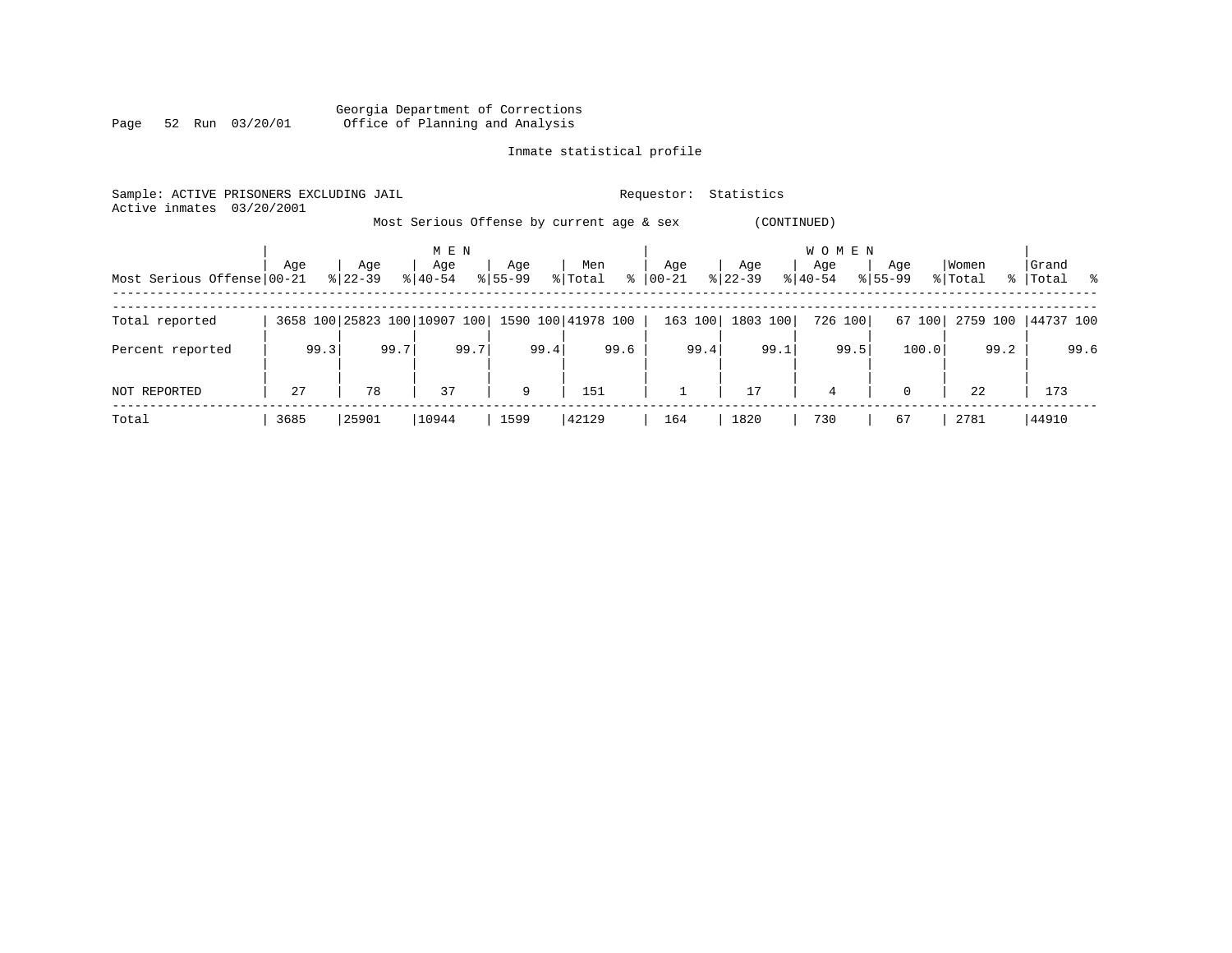Georgia Department of Corrections
Office of Planning and Analysis

Inmate statistical profile

Sample: ACTIVE PRISONERS EXCLUDING JAIL

Requestor: Statistics

Active inmates 03/20/2001

Most Serious Offense by current age & sex (CONTINUED)

| Most Serious Offense | MEN Age 00-21 | % | Age 22-39 | % | Age 40-54 | % | Age 55-99 | % | Men Total | % | WOMEN Age 00-21 | % | Age 22-39 | % | Age 40-54 | % | Age 55-99 | % | Women Total | % | Grand Total | % |
|---|---|---|---|---|---|---|---|---|---|---|---|---|---|---|---|---|---|---|---|---|---|---|
| Total reported | 3658 | 100 | 25823 | 100 | 10907 | 100 | 1590 | 100 | 41978 | 100 | 163 | 100 | 1803 | 100 | 726 | 100 | 67 | 100 | 2759 | 100 | 44737 | 100 |
| Percent reported | | 99.3 | | 99.7 | | 99.7 | | 99.4 | | 99.6 | | 99.4 | | 99.1 | | 99.5 | | 100.0 | | 99.2 | | 99.6 |
| NOT REPORTED | 27 | | 78 | | 37 | | 9 | | 151 | | 1 | | 17 | | 4 | | 0 | | 22 | | 173 | |
| Total | 3685 | | 25901 | | 10944 | | 1599 | | 42129 | | 164 | | 1820 | | 730 | | 67 | | 2781 | | 44910 | |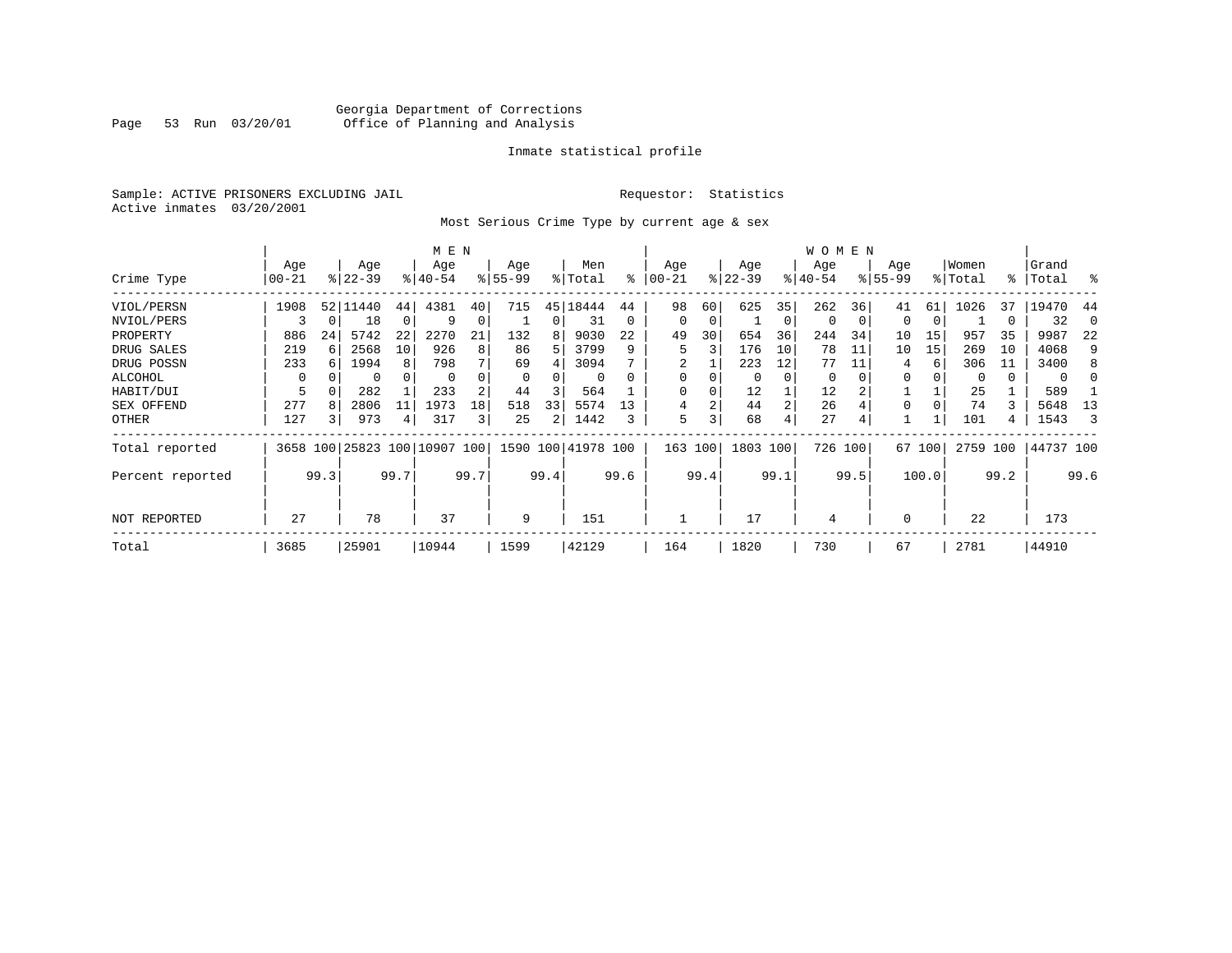Georgia Department of Corrections
Office of Planning and Analysis

Inmate statistical profile

Sample: ACTIVE PRISONERS EXCLUDING JAIL

Requestor: Statistics

Active inmates 03/20/2001

Most Serious Crime Type by current age & sex

| | MEN | | | | | | | | | | | WOMEN | | | | | | | | | | | | |
|---|---|---|---|---|---|---|---|---|---|---|---|---|---|---|---|---|---|---|---|---|---|---|---|
| Crime Type | Age 00-21 | % | Age 22-39 | % | Age 40-54 | % | Age 55-99 | % | Men Total | % | Age 00-21 | % | Age 22-39 | % | Age 40-54 | % | Age 55-99 | % | Women Total | % | Grand Total | % |
| VIOL/PERSN | 1908 | 52 | 11440 | 44 | 4381 | 40 | 715 | 45 | 18444 | 44 | 98 | 60 | 625 | 35 | 262 | 36 | 41 | 61 | 1026 | 37 | 19470 | 44 |
| NVIOL/PERS | 3 | 0 | 18 | 0 | 9 | 0 | 1 | 0 | 31 | 0 | 0 | 0 | 1 | 0 | 0 | 0 | 0 | 0 | 1 | 0 | 32 | 0 |
| PROPERTY | 886 | 24 | 5742 | 22 | 2270 | 21 | 132 | 8 | 9030 | 22 | 49 | 30 | 654 | 36 | 244 | 34 | 10 | 15 | 957 | 35 | 9987 | 22 |
| DRUG SALES | 219 | 6 | 2568 | 10 | 926 | 8 | 86 | 5 | 3799 | 9 | 5 | 3 | 176 | 10 | 78 | 11 | 10 | 15 | 269 | 10 | 4068 | 9 |
| DRUG POSSN | 233 | 6 | 1994 | 8 | 798 | 7 | 69 | 4 | 3094 | 7 | 2 | 1 | 223 | 12 | 77 | 11 | 4 | 6 | 306 | 11 | 3400 | 8 |
| ALCOHOL | 0 | 0 | 0 | 0 | 0 | 0 | 0 | 0 | 0 | 0 | 0 | 0 | 0 | 0 | 0 | 0 | 0 | 0 | 0 | 0 | 0 | 0 |
| HABIT/DUI | 5 | 0 | 282 | 1 | 233 | 2 | 44 | 3 | 564 | 1 | 0 | 0 | 12 | 1 | 12 | 2 | 1 | 1 | 25 | 1 | 589 | 1 |
| SEX OFFEND | 277 | 8 | 2806 | 11 | 1973 | 18 | 518 | 33 | 5574 | 13 | 4 | 2 | 44 | 2 | 26 | 4 | 0 | 0 | 74 | 3 | 5648 | 13 |
| OTHER | 127 | 3 | 973 | 4 | 317 | 3 | 25 | 2 | 1442 | 3 | 5 | 3 | 68 | 4 | 27 | 4 | 1 | 1 | 101 | 4 | 1543 | 3 |
| Total reported | 3658 | 100 | 25823 | 100 | 10907 | 100 | 1590 | 100 | 41978 | 100 | 163 | 100 | 1803 | 100 | 726 | 100 | 67 | 100 | 2759 | 100 | 44737 | 100 |
| Percent reported | | 99.3 | | 99.7 | | 99.7 | | 99.4 | | 99.6 | | 99.4 | | 99.1 | | 99.5 | | 100.0 | | 99.2 | | 99.6 |
| NOT REPORTED | 27 | | 78 | | 37 | | 9 | | 151 | | 1 | | 17 | | 4 | | 0 | | 22 | | 173 | |
| Total | 3685 | | 25901 | | 10944 | | 1599 | | 42129 | | 164 | | 1820 | | 730 | | 67 | | 2781 | | 44910 | |